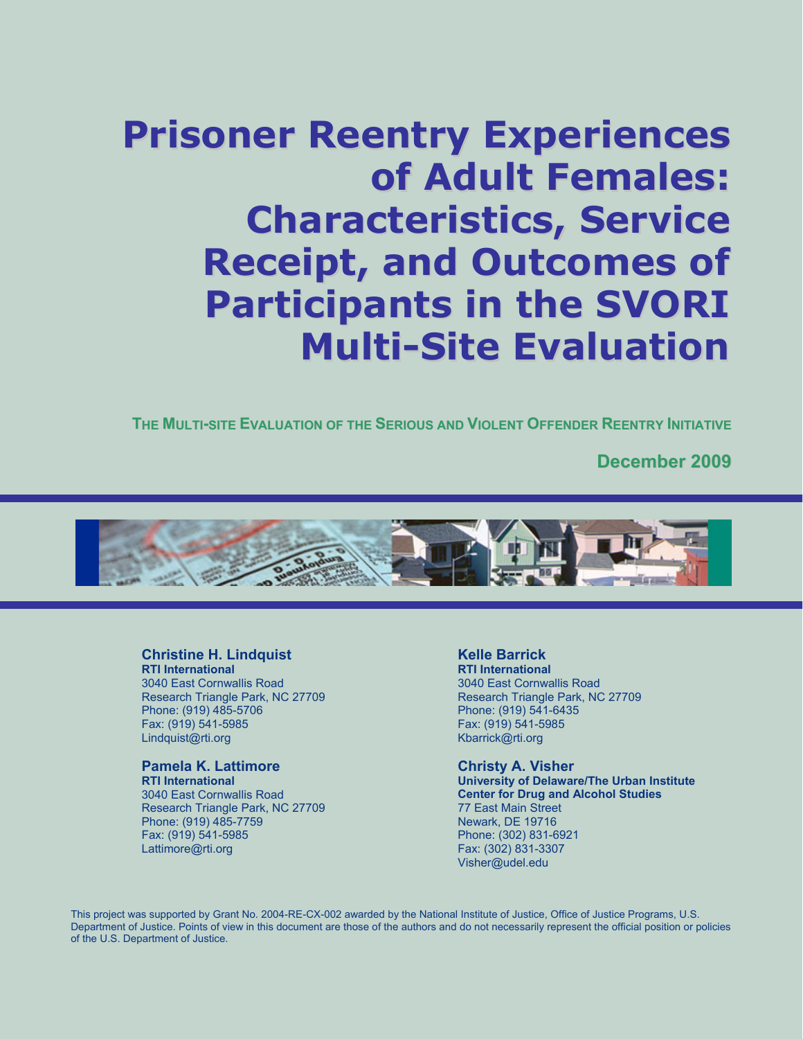# Prisoner Reentry Experiences of Adult Females: Characteristics, Service Receipt, and Outcomes of Participants in the SVORI Multi-Site Evaluation

**THE MULTI-SITE EVALUATION OF THE SERIOUS AND VIOLENT OFFENDER REENTRY INITIATIVE**

**December 2009**

**Christine H. Lindquist**
**RTI International**
3040 East Cornwallis Road
Research Triangle Park, NC 27709
Phone: (919) 485-5706
Fax: (919) 541-5985
Lindquist@rti.org

**Pamela K. Lattimore**
**RTI International**
3040 East Cornwallis Road
Research Triangle Park, NC 27709
Phone: (919) 485-7759
Fax: (919) 541-5985
Lattimore@rti.org

**Kelle Barrick**
**RTI International**
3040 East Cornwallis Road
Research Triangle Park, NC 27709
Phone: (919) 541-6435
Fax: (919) 541-5985
Kbarrick@rti.org

**Christy A. Visher**
**University of Delaware/The Urban Institute**
**Center for Drug and Alcohol Studies**
77 East Main Street
Newark, DE 19716
Phone: (302) 831-6921
Fax: (302) 831-3307
Visher@udel.edu

This project was supported by Grant No. 2004-RE-CX-002 awarded by the National Institute of Justice, Office of Justice Programs, U.S. Department of Justice. Points of view in this document are those of the authors and do not necessarily represent the official position or policies of the U.S. Department of Justice.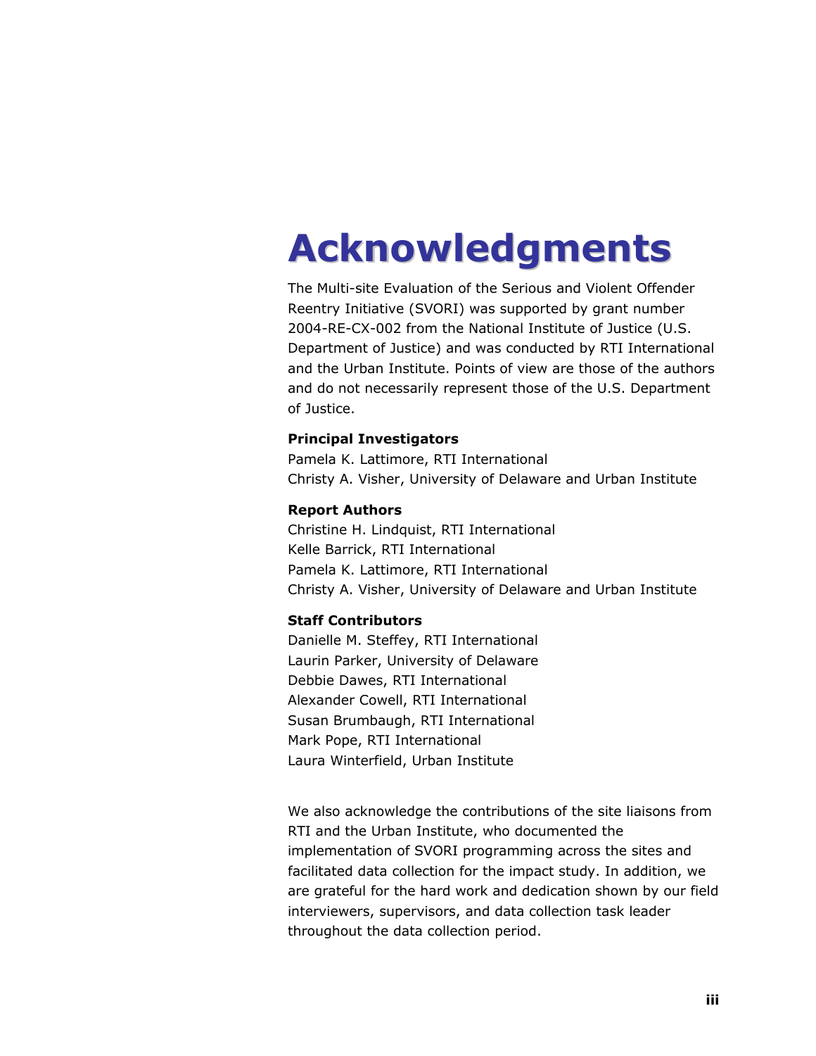# Acknowledgments

The Multi-site Evaluation of the Serious and Violent Offender Reentry Initiative (SVORI) was supported by grant number 2004-RE-CX-002 from the National Institute of Justice (U.S. Department of Justice) and was conducted by RTI International and the Urban Institute. Points of view are those of the authors and do not necessarily represent those of the U.S. Department of Justice.

**Principal Investigators**

Pamela K. Lattimore, RTI International
Christy A. Visher, University of Delaware and Urban Institute

**Report Authors**

Christine H. Lindquist, RTI International
Kelle Barrick, RTI International
Pamela K. Lattimore, RTI International
Christy A. Visher, University of Delaware and Urban Institute

**Staff Contributors**

Danielle M. Steffey, RTI International
Laurin Parker, University of Delaware
Debbie Dawes, RTI International
Alexander Cowell, RTI International
Susan Brumbaugh, RTI International
Mark Pope, RTI International
Laura Winterfield, Urban Institute

We also acknowledge the contributions of the site liaisons from RTI and the Urban Institute, who documented the implementation of SVORI programming across the sites and facilitated data collection for the impact study. In addition, we are grateful for the hard work and dedication shown by our field interviewers, supervisors, and data collection task leader throughout the data collection period.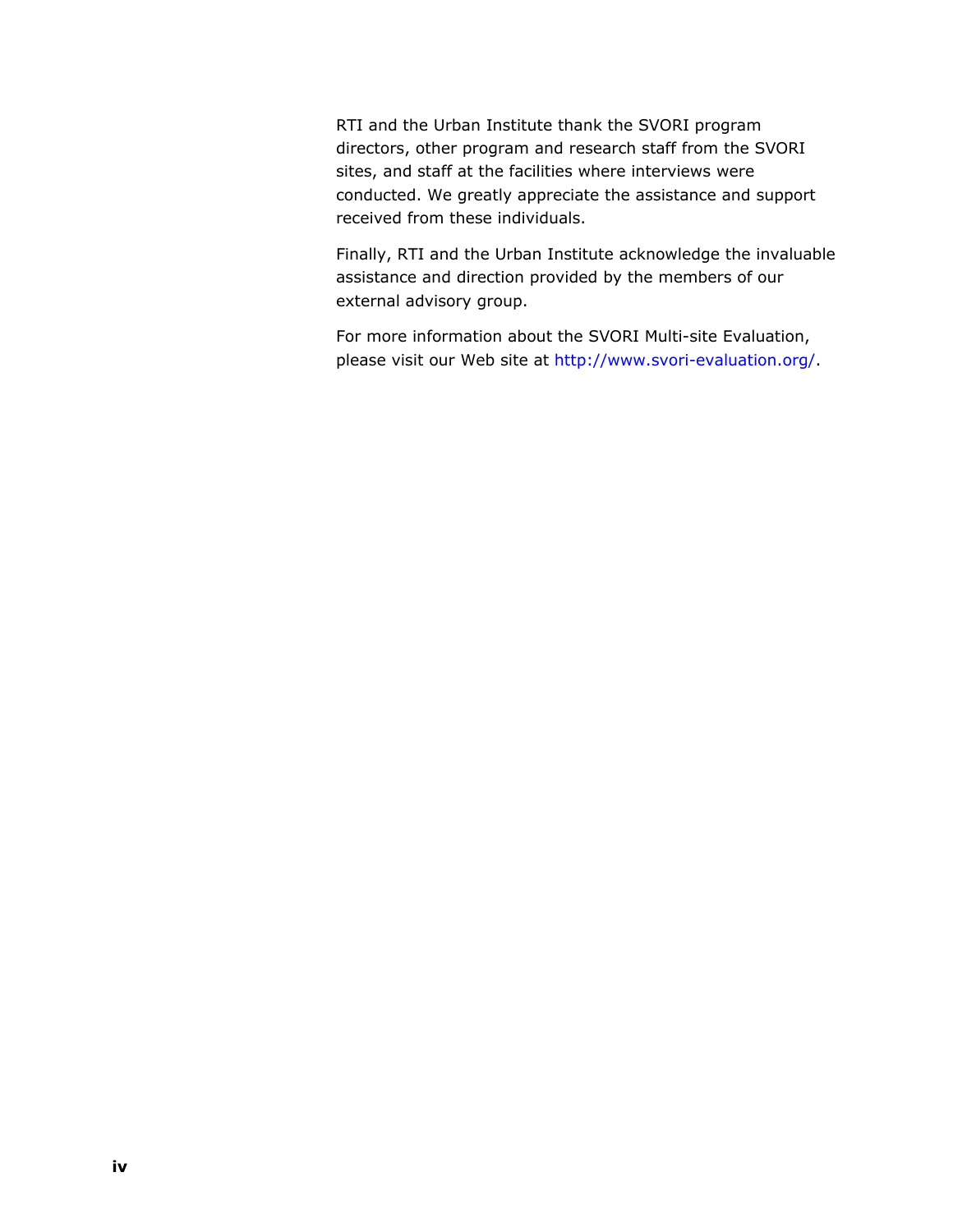RTI and the Urban Institute thank the SVORI program directors, other program and research staff from the SVORI sites, and staff at the facilities where interviews were conducted. We greatly appreciate the assistance and support received from these individuals.

Finally, RTI and the Urban Institute acknowledge the invaluable assistance and direction provided by the members of our external advisory group.

For more information about the SVORI Multi-site Evaluation, please visit our Web site at http://www.svori-evaluation.org/.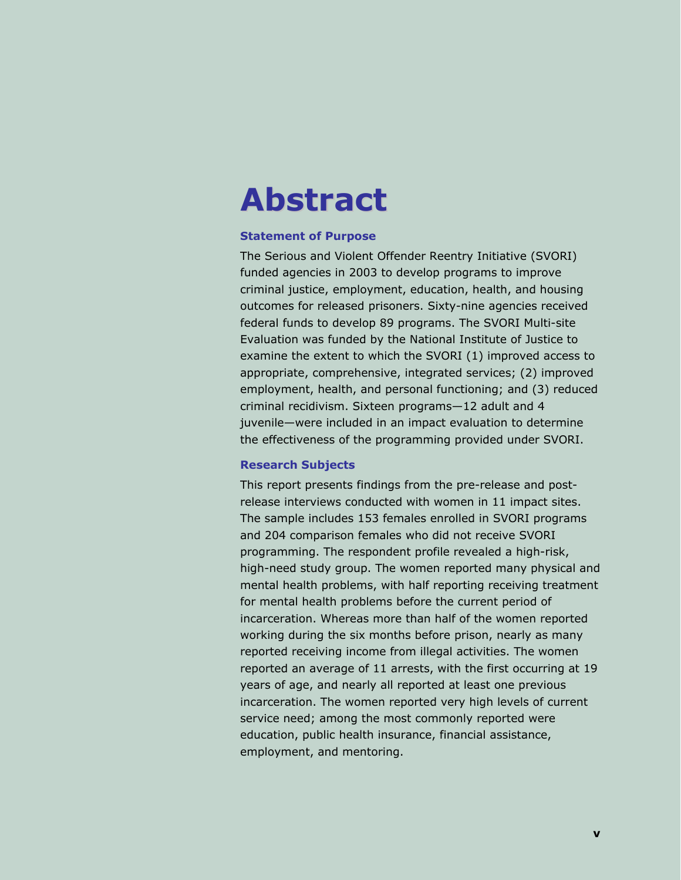# Abstract

### Statement of Purpose

The Serious and Violent Offender Reentry Initiative (SVORI) funded agencies in 2003 to develop programs to improve criminal justice, employment, education, health, and housing outcomes for released prisoners. Sixty-nine agencies received federal funds to develop 89 programs. The SVORI Multi-site Evaluation was funded by the National Institute of Justice to examine the extent to which the SVORI (1) improved access to appropriate, comprehensive, integrated services; (2) improved employment, health, and personal functioning; and (3) reduced criminal recidivism. Sixteen programs—12 adult and 4 juvenile—were included in an impact evaluation to determine the effectiveness of the programming provided under SVORI.

### Research Subjects

This report presents findings from the pre-release and post-release interviews conducted with women in 11 impact sites. The sample includes 153 females enrolled in SVORI programs and 204 comparison females who did not receive SVORI programming. The respondent profile revealed a high-risk, high-need study group. The women reported many physical and mental health problems, with half reporting receiving treatment for mental health problems before the current period of incarceration. Whereas more than half of the women reported working during the six months before prison, nearly as many reported receiving income from illegal activities. The women reported an average of 11 arrests, with the first occurring at 19 years of age, and nearly all reported at least one previous incarceration. The women reported very high levels of current service need; among the most commonly reported were education, public health insurance, financial assistance, employment, and mentoring.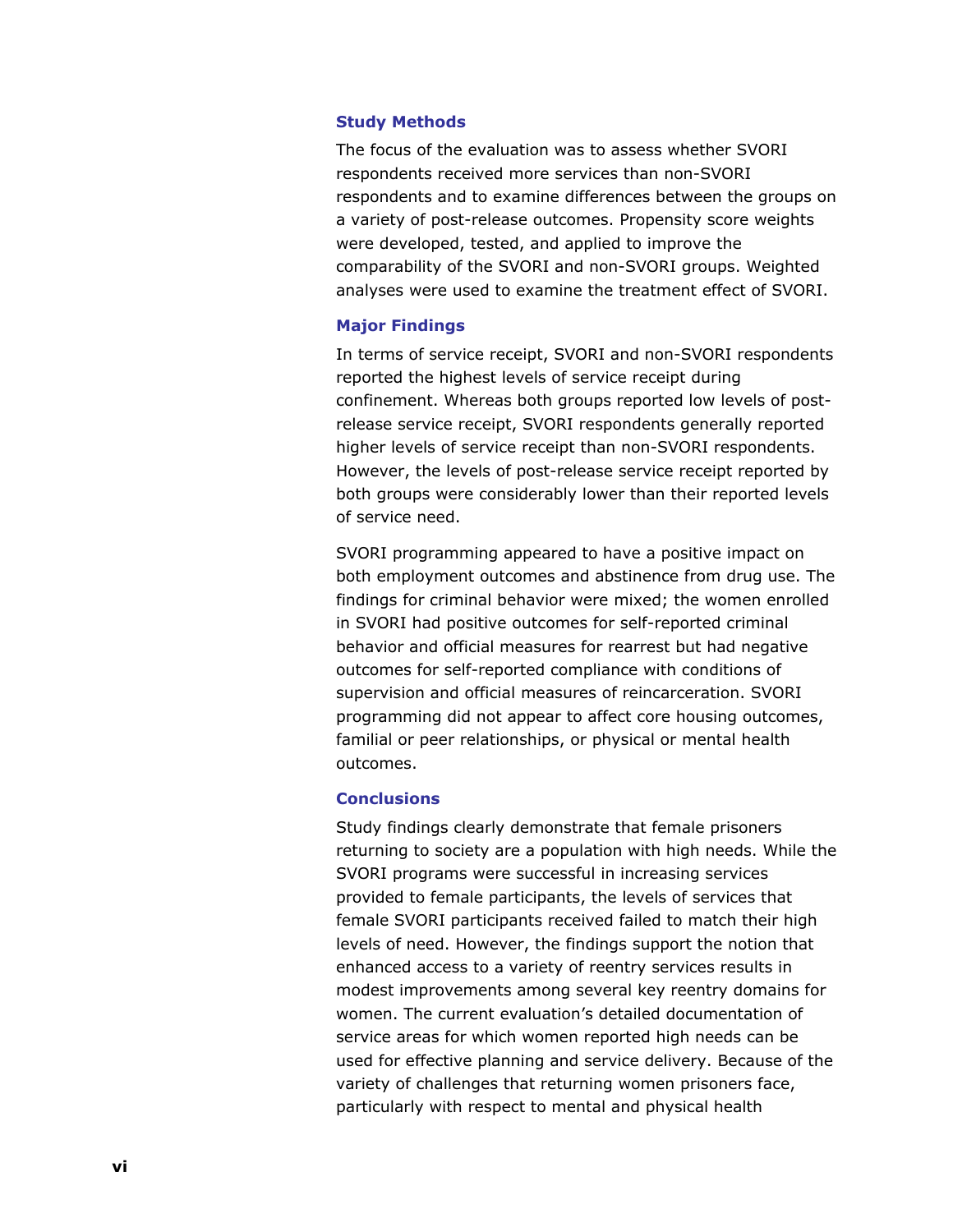### Study Methods

The focus of the evaluation was to assess whether SVORI respondents received more services than non-SVORI respondents and to examine differences between the groups on a variety of post-release outcomes. Propensity score weights were developed, tested, and applied to improve the comparability of the SVORI and non-SVORI groups. Weighted analyses were used to examine the treatment effect of SVORI.

### Major Findings

In terms of service receipt, SVORI and non-SVORI respondents reported the highest levels of service receipt during confinement. Whereas both groups reported low levels of post-release service receipt, SVORI respondents generally reported higher levels of service receipt than non-SVORI respondents. However, the levels of post-release service receipt reported by both groups were considerably lower than their reported levels of service need.

SVORI programming appeared to have a positive impact on both employment outcomes and abstinence from drug use. The findings for criminal behavior were mixed; the women enrolled in SVORI had positive outcomes for self-reported criminal behavior and official measures for rearrest but had negative outcomes for self-reported compliance with conditions of supervision and official measures of reincarceration. SVORI programming did not appear to affect core housing outcomes, familial or peer relationships, or physical or mental health outcomes.

### Conclusions

Study findings clearly demonstrate that female prisoners returning to society are a population with high needs. While the SVORI programs were successful in increasing services provided to female participants, the levels of services that female SVORI participants received failed to match their high levels of need. However, the findings support the notion that enhanced access to a variety of reentry services results in modest improvements among several key reentry domains for women. The current evaluation's detailed documentation of service areas for which women reported high needs can be used for effective planning and service delivery. Because of the variety of challenges that returning women prisoners face, particularly with respect to mental and physical health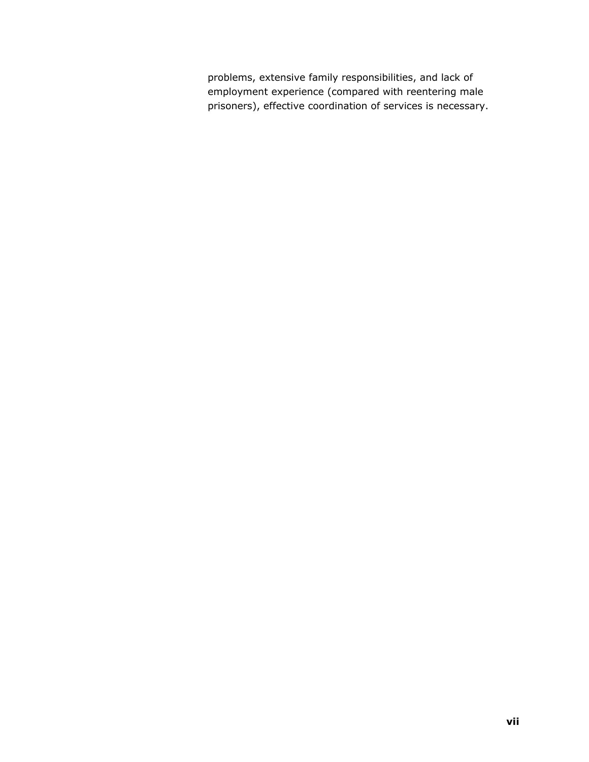problems, extensive family responsibilities, and lack of employment experience (compared with reentering male prisoners), effective coordination of services is necessary.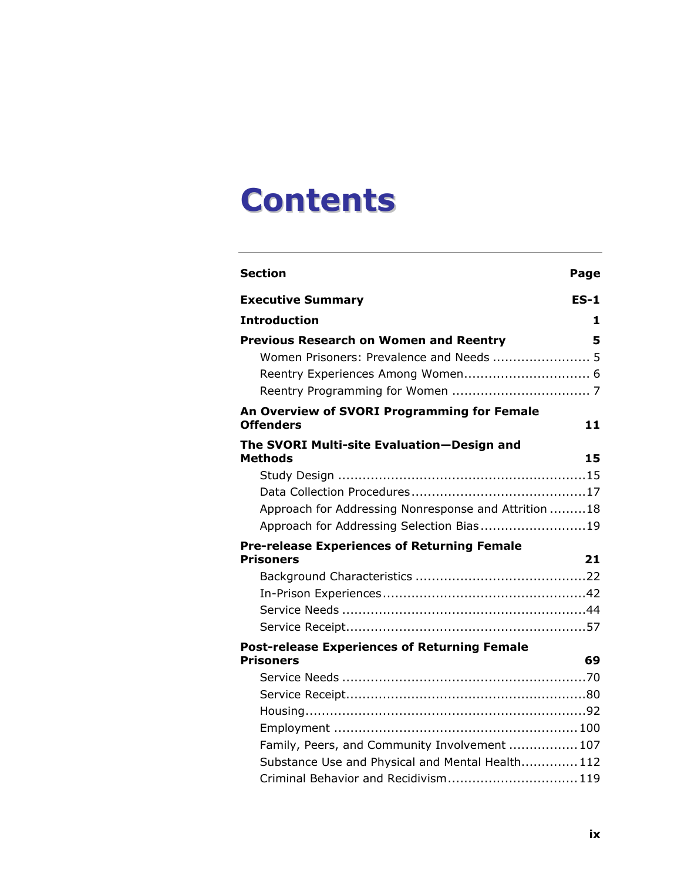# Contents

| Section | Page |
|---|---|
| **Executive Summary** | **ES-1** |
| **Introduction** | **1** |
| **Previous Research on Women and Reentry** | **5** |
| Women Prisoners: Prevalence and Needs | 5 |
| Reentry Experiences Among Women | 6 |
| Reentry Programming for Women | 7 |
| **An Overview of SVORI Programming for Female Offenders** | **11** |
| **The SVORI Multi-site Evaluation—Design and Methods** | **15** |
| Study Design | 15 |
| Data Collection Procedures | 17 |
| Approach for Addressing Nonresponse and Attrition | 18 |
| Approach for Addressing Selection Bias | 19 |
| **Pre-release Experiences of Returning Female Prisoners** | **21** |
| Background Characteristics | 22 |
| In-Prison Experiences | 42 |
| Service Needs | 44 |
| Service Receipt | 57 |
| **Post-release Experiences of Returning Female Prisoners** | **69** |
| Service Needs | 70 |
| Service Receipt | 80 |
| Housing | 92 |
| Employment | 100 |
| Family, Peers, and Community Involvement | 107 |
| Substance Use and Physical and Mental Health | 112 |
| Criminal Behavior and Recidivism | 119 |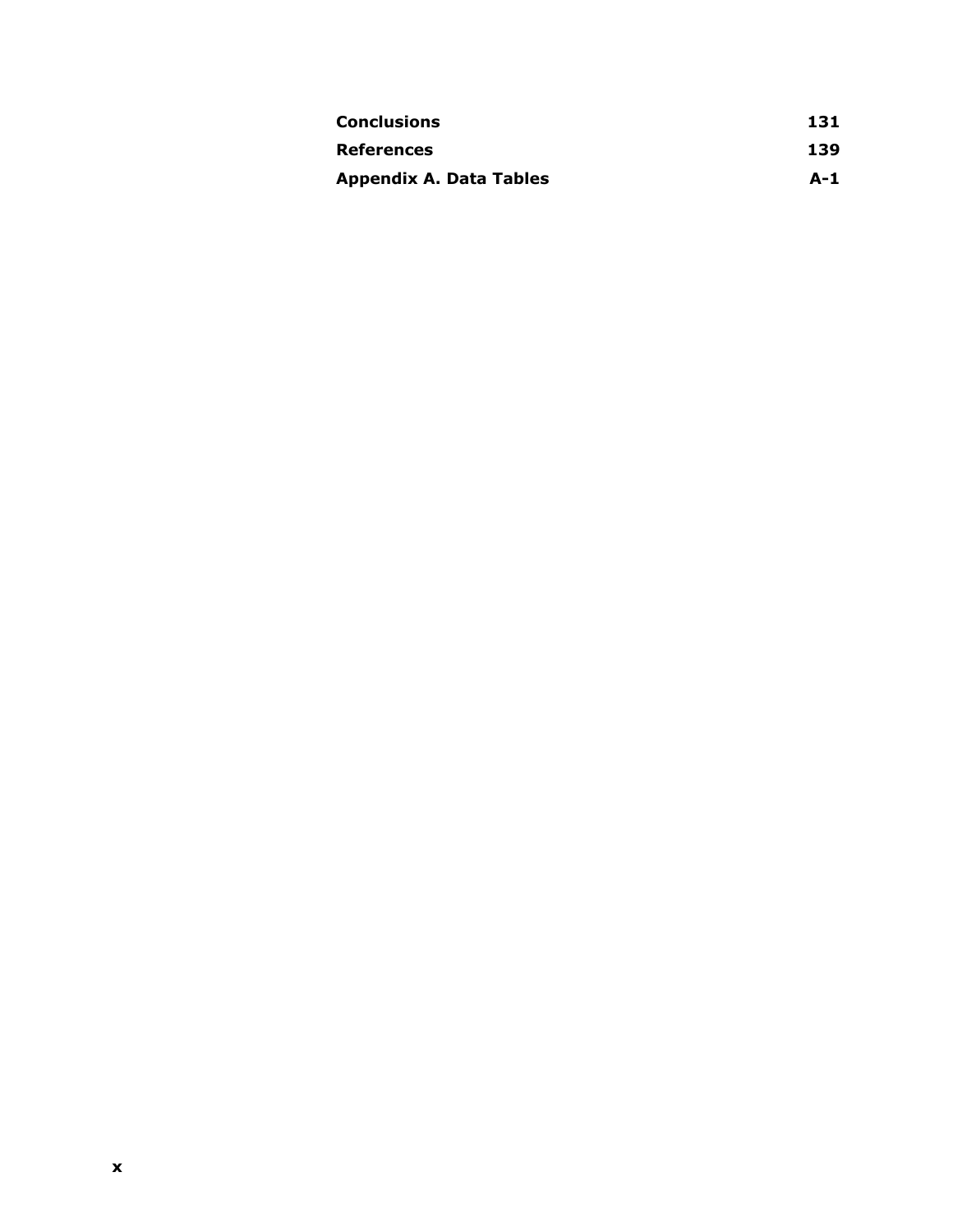| | |
|---|---|
| **Conclusions** | **131** |
| **References** | **139** |
| **Appendix A. Data Tables** | **A-1** |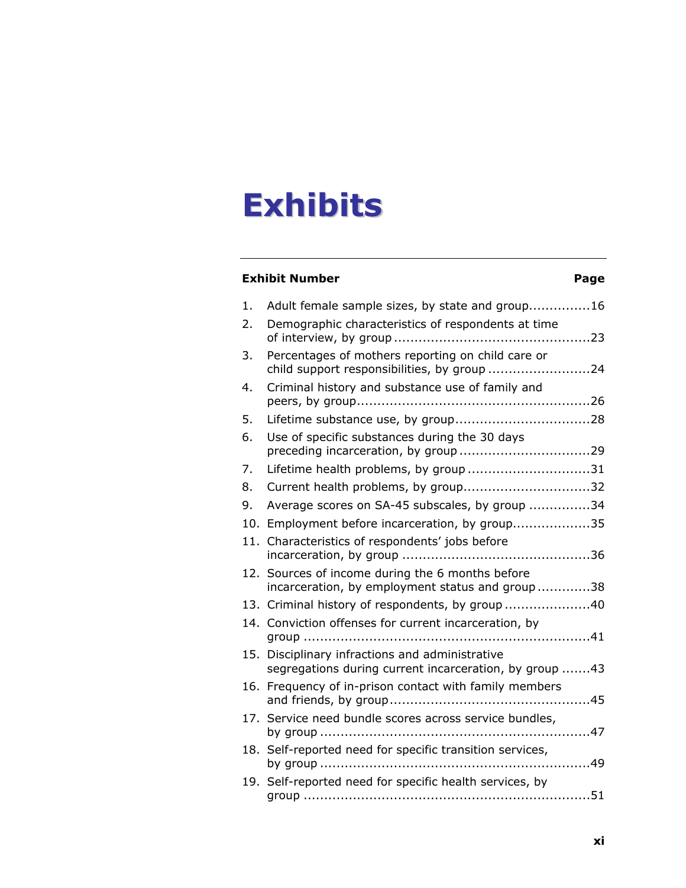# Exhibits

| Exhibit Number | Page |
|---|---|
| 1. Adult female sample sizes, by state and group | 16 |
| 2. Demographic characteristics of respondents at time of interview, by group | 23 |
| 3. Percentages of mothers reporting on child care or child support responsibilities, by group | 24 |
| 4. Criminal history and substance use of family and peers, by group | 26 |
| 5. Lifetime substance use, by group | 28 |
| 6. Use of specific substances during the 30 days preceding incarceration, by group | 29 |
| 7. Lifetime health problems, by group | 31 |
| 8. Current health problems, by group | 32 |
| 9. Average scores on SA-45 subscales, by group | 34 |
| 10. Employment before incarceration, by group | 35 |
| 11. Characteristics of respondents' jobs before incarceration, by group | 36 |
| 12. Sources of income during the 6 months before incarceration, by employment status and group | 38 |
| 13. Criminal history of respondents, by group | 40 |
| 14. Conviction offenses for current incarceration, by group | 41 |
| 15. Disciplinary infractions and administrative segregations during current incarceration, by group | 43 |
| 16. Frequency of in-prison contact with family members and friends, by group | 45 |
| 17. Service need bundle scores across service bundles, by group | 47 |
| 18. Self-reported need for specific transition services, by group | 49 |
| 19. Self-reported need for specific health services, by group | 51 |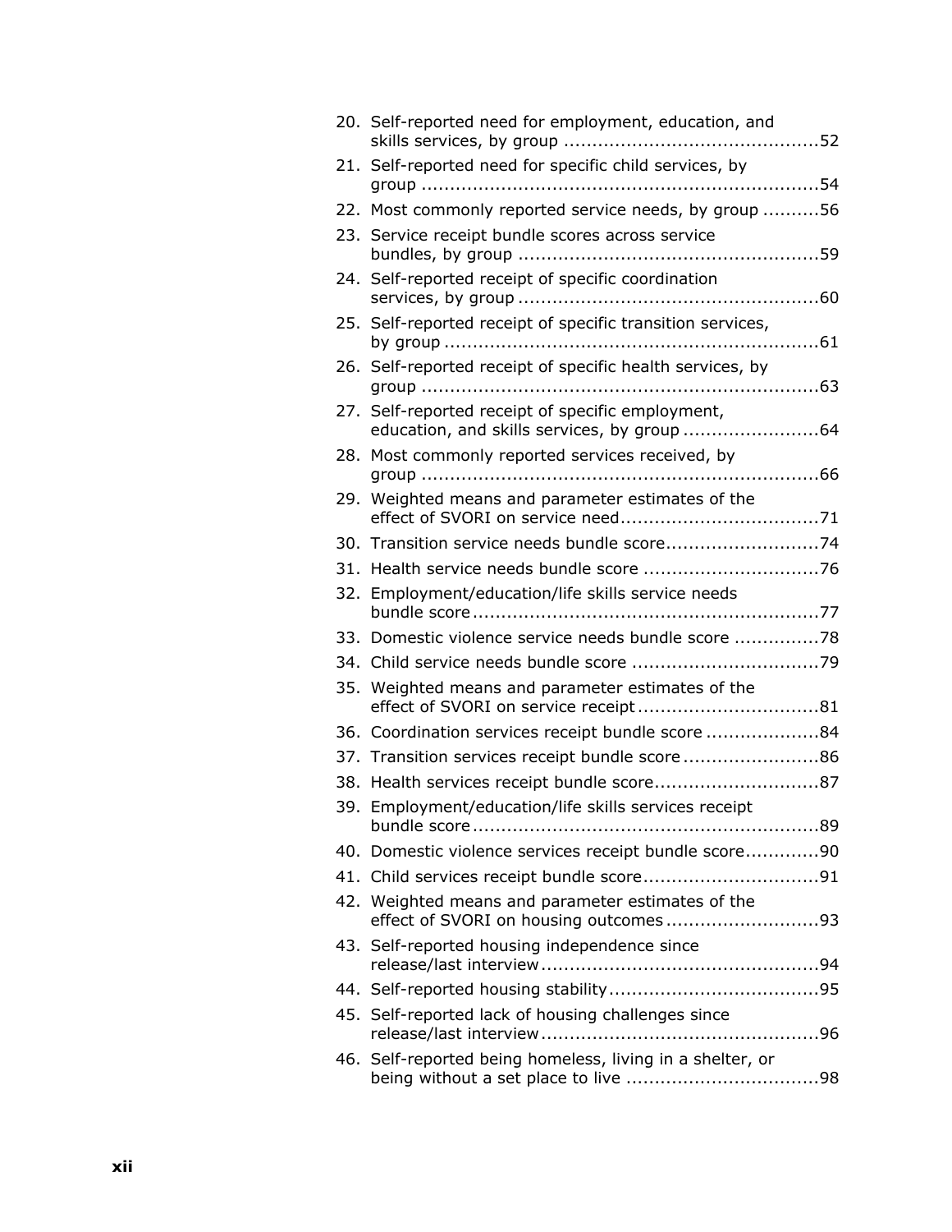20. Self-reported need for employment, education, and skills services, by group ............................................52
21. Self-reported need for specific child services, by group .....................................................................54
22. Most commonly reported service needs, by group ..........56
23. Service receipt bundle scores across service bundles, by group ....................................................59
24. Self-reported receipt of specific coordination services, by group ....................................................60
25. Self-reported receipt of specific transition services, by group ..................................................................61
26. Self-reported receipt of specific health services, by group .....................................................................63
27. Self-reported receipt of specific employment, education, and skills services, by group ........................64
28. Most commonly reported services received, by group .....................................................................66
29. Weighted means and parameter estimates of the effect of SVORI on service need...................................71
30. Transition service needs bundle score...........................74
31. Health service needs bundle score ..............................76
32. Employment/education/life skills service needs bundle score............................................................77
33. Domestic violence service needs bundle score ..............78
34. Child service needs bundle score ................................79
35. Weighted means and parameter estimates of the effect of SVORI on service receipt................................81
36. Coordination services receipt bundle score ....................84
37. Transition services receipt bundle score........................86
38. Health services receipt bundle score............................87
39. Employment/education/life skills services receipt bundle score............................................................89
40. Domestic violence services receipt bundle score.............90
41. Child services receipt bundle score...............................91
42. Weighted means and parameter estimates of the effect of SVORI on housing outcomes ...........................93
43. Self-reported housing independence since release/last interview.................................................94
44. Self-reported housing stability.....................................95
45. Self-reported lack of housing challenges since release/last interview.................................................96
46. Self-reported being homeless, living in a shelter, or being without a set place to live .................................98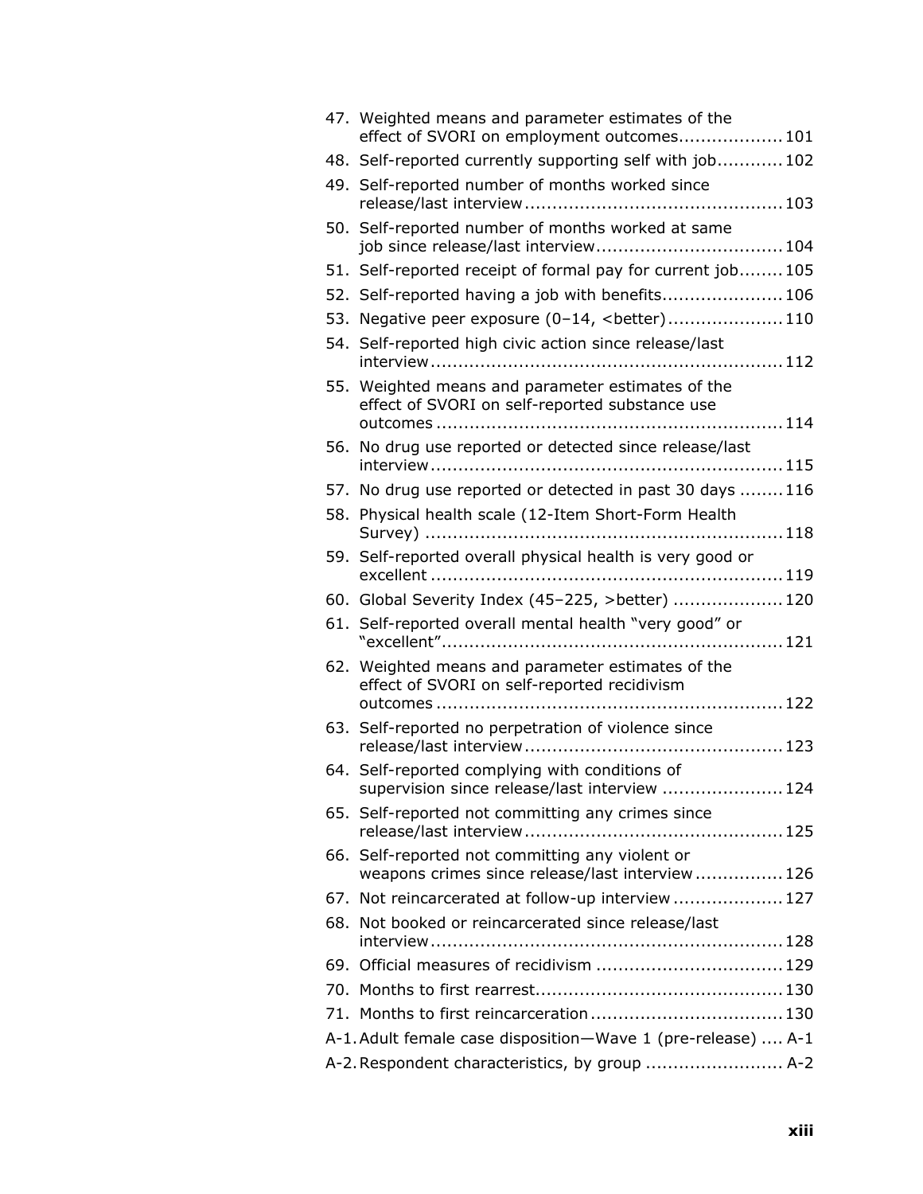47. Weighted means and parameter estimates of the effect of SVORI on employment outcomes.................. 101
48. Self-reported currently supporting self with job........... 102
49. Self-reported number of months worked since release/last interview............................................. 103
50. Self-reported number of months worked at same job since release/last interview................................. 104
51. Self-reported receipt of formal pay for current job........ 105
52. Self-reported having a job with benefits..................... 106
53. Negative peer exposure (0–14, <better).................... 110
54. Self-reported high civic action since release/last interview.............................................................. 112
55. Weighted means and parameter estimates of the effect of SVORI on self-reported substance use outcomes .............................................................. 114
56. No drug use reported or detected since release/last interview.............................................................. 115
57. No drug use reported or detected in past 30 days ........ 116
58. Physical health scale (12-Item Short-Form Health Survey) ................................................................ 118
59. Self-reported overall physical health is very good or excellent .............................................................. 119
60. Global Severity Index (45–225, >better) .................... 120
61. Self-reported overall mental health "very good" or "excellent"............................................................. 121
62. Weighted means and parameter estimates of the effect of SVORI on self-reported recidivism outcomes .............................................................. 122
63. Self-reported no perpetration of violence since release/last interview.............................................. 123
64. Self-reported complying with conditions of supervision since release/last interview ...................... 124
65. Self-reported not committing any crimes since release/last interview.............................................. 125
66. Self-reported not committing any violent or weapons crimes since release/last interview ................ 126
67. Not reincarcerated at follow-up interview .................... 127
68. Not booked or reincarcerated since release/last interview.............................................................. 128
69. Official measures of recidivism ................................. 129
70. Months to first rearrest............................................ 130
71. Months to first reincarceration .................................. 130

A-1. Adult female case disposition—Wave 1 (pre-release) .... A-1
A-2. Respondent characteristics, by group ........................ A-2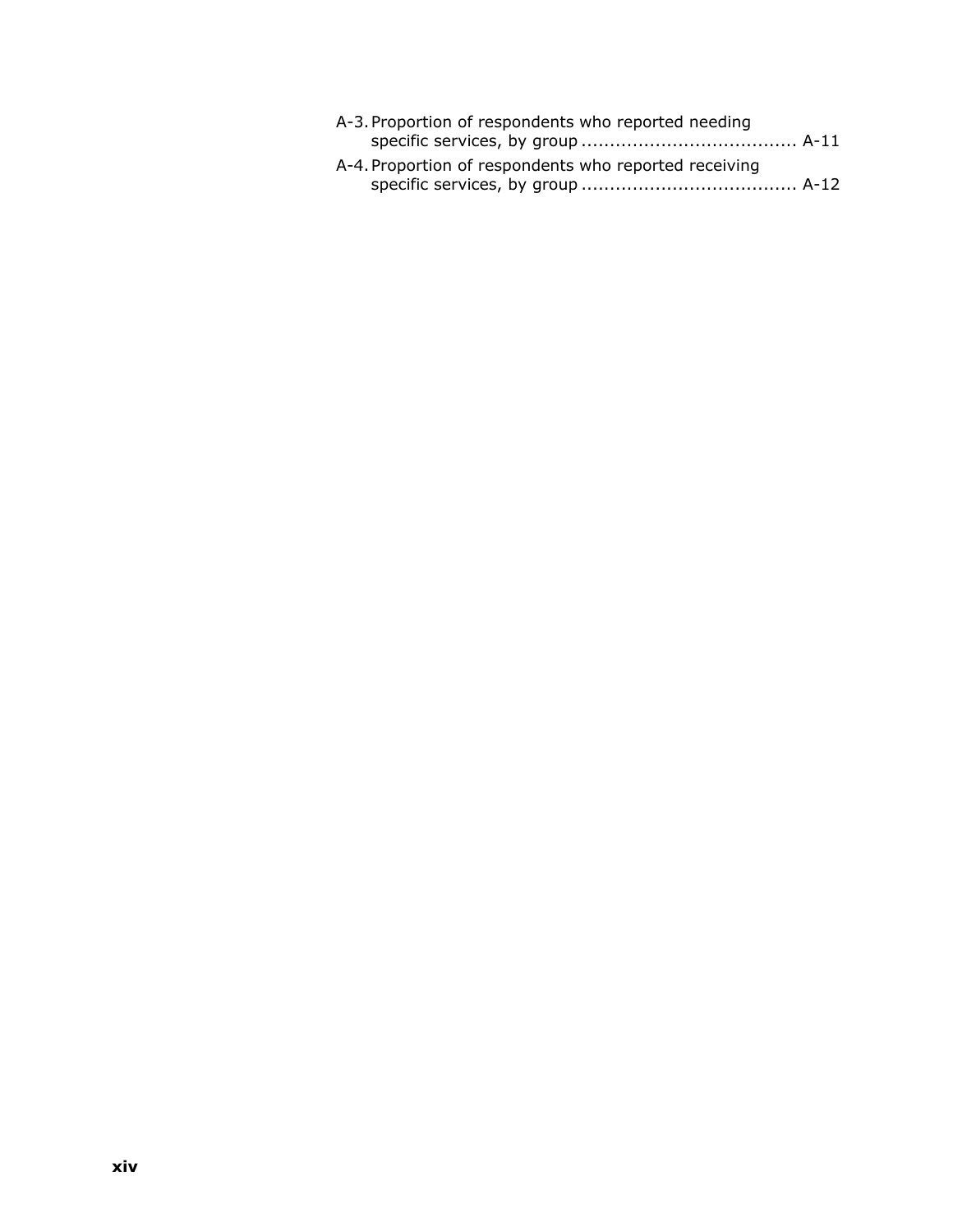A-3. Proportion of respondents who reported needing specific services, by group ..................................... A-11

A-4. Proportion of respondents who reported receiving specific services, by group ..................................... A-12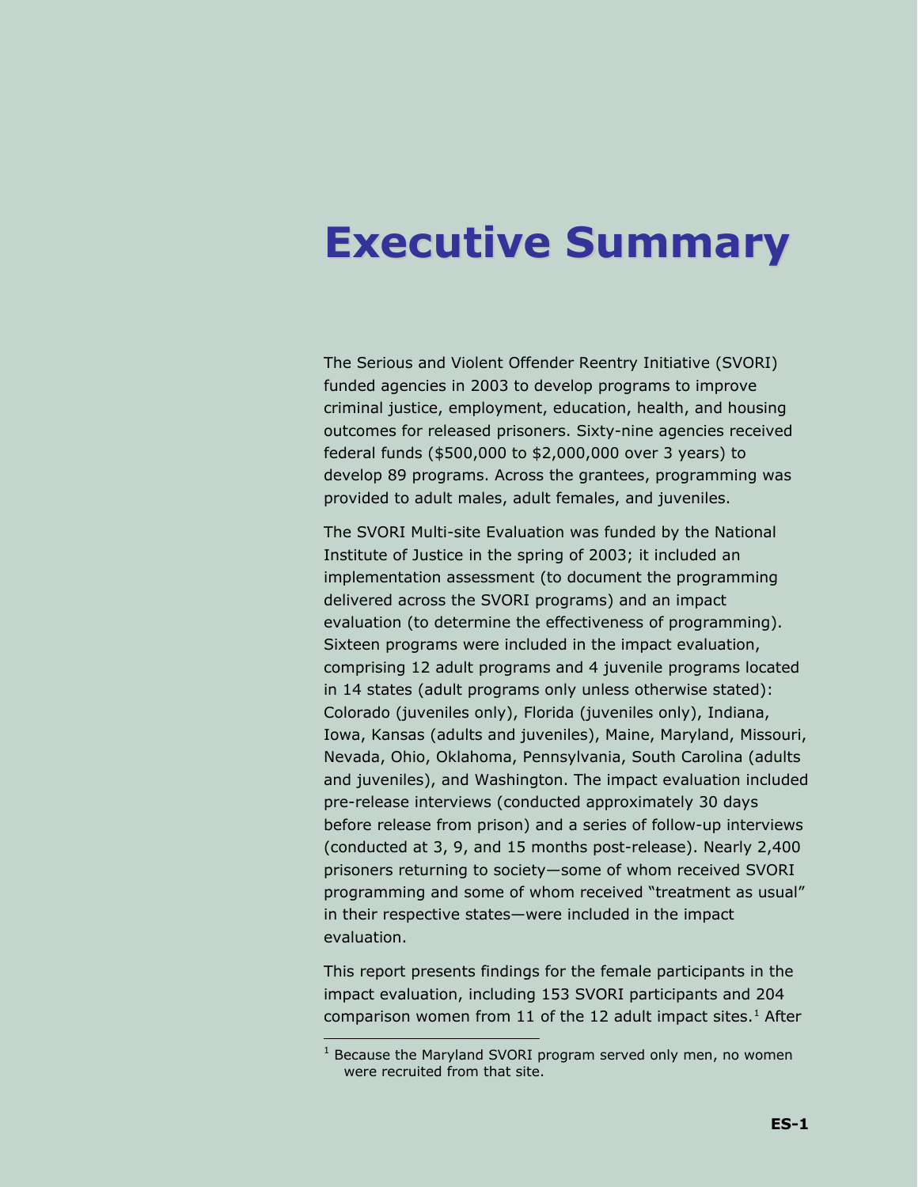# Executive Summary

The Serious and Violent Offender Reentry Initiative (SVORI) funded agencies in 2003 to develop programs to improve criminal justice, employment, education, health, and housing outcomes for released prisoners. Sixty-nine agencies received federal funds ($500,000 to $2,000,000 over 3 years) to develop 89 programs. Across the grantees, programming was provided to adult males, adult females, and juveniles.

The SVORI Multi-site Evaluation was funded by the National Institute of Justice in the spring of 2003; it included an implementation assessment (to document the programming delivered across the SVORI programs) and an impact evaluation (to determine the effectiveness of programming). Sixteen programs were included in the impact evaluation, comprising 12 adult programs and 4 juvenile programs located in 14 states (adult programs only unless otherwise stated): Colorado (juveniles only), Florida (juveniles only), Indiana, Iowa, Kansas (adults and juveniles), Maine, Maryland, Missouri, Nevada, Ohio, Oklahoma, Pennsylvania, South Carolina (adults and juveniles), and Washington. The impact evaluation included pre-release interviews (conducted approximately 30 days before release from prison) and a series of follow-up interviews (conducted at 3, 9, and 15 months post-release). Nearly 2,400 prisoners returning to society—some of whom received SVORI programming and some of whom received "treatment as usual" in their respective states—were included in the impact evaluation.

This report presents findings for the female participants in the impact evaluation, including 153 SVORI participants and 204 comparison women from 11 of the 12 adult impact sites.[1] After

[1] Because the Maryland SVORI program served only men, no women were recruited from that site.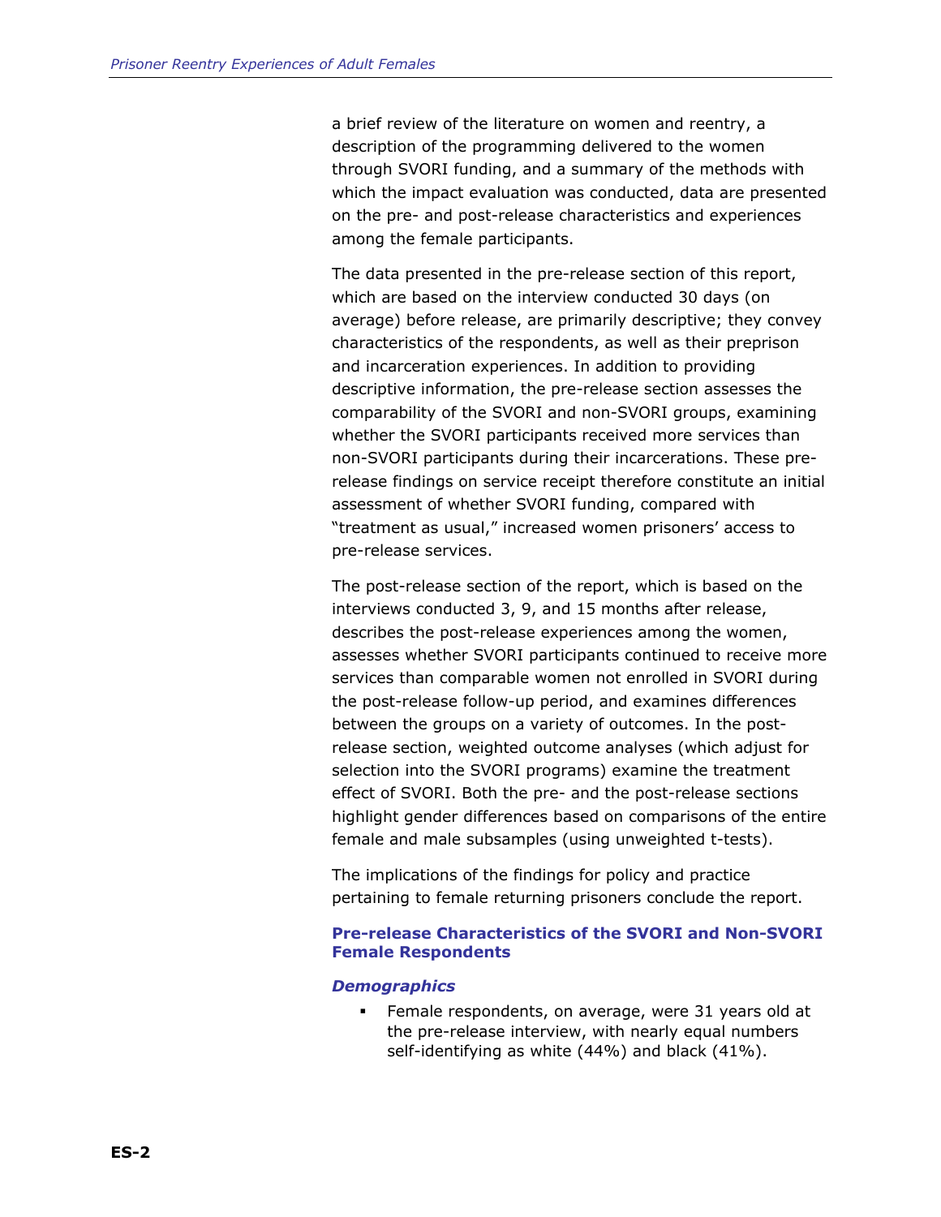a brief review of the literature on women and reentry, a description of the programming delivered to the women through SVORI funding, and a summary of the methods with which the impact evaluation was conducted, data are presented on the pre- and post-release characteristics and experiences among the female participants.

The data presented in the pre-release section of this report, which are based on the interview conducted 30 days (on average) before release, are primarily descriptive; they convey characteristics of the respondents, as well as their preprison and incarceration experiences. In addition to providing descriptive information, the pre-release section assesses the comparability of the SVORI and non-SVORI groups, examining whether the SVORI participants received more services than non-SVORI participants during their incarcerations. These pre-release findings on service receipt therefore constitute an initial assessment of whether SVORI funding, compared with "treatment as usual," increased women prisoners' access to pre-release services.

The post-release section of the report, which is based on the interviews conducted 3, 9, and 15 months after release, describes the post-release experiences among the women, assesses whether SVORI participants continued to receive more services than comparable women not enrolled in SVORI during the post-release follow-up period, and examines differences between the groups on a variety of outcomes. In the post-release section, weighted outcome analyses (which adjust for selection into the SVORI programs) examine the treatment effect of SVORI. Both the pre- and the post-release sections highlight gender differences based on comparisons of the entire female and male subsamples (using unweighted t-tests).

The implications of the findings for policy and practice pertaining to female returning prisoners conclude the report.

### Pre-release Characteristics of the SVORI and Non-SVORI Female Respondents

#### *Demographics*

- Female respondents, on average, were 31 years old at the pre-release interview, with nearly equal numbers self-identifying as white (44%) and black (41%).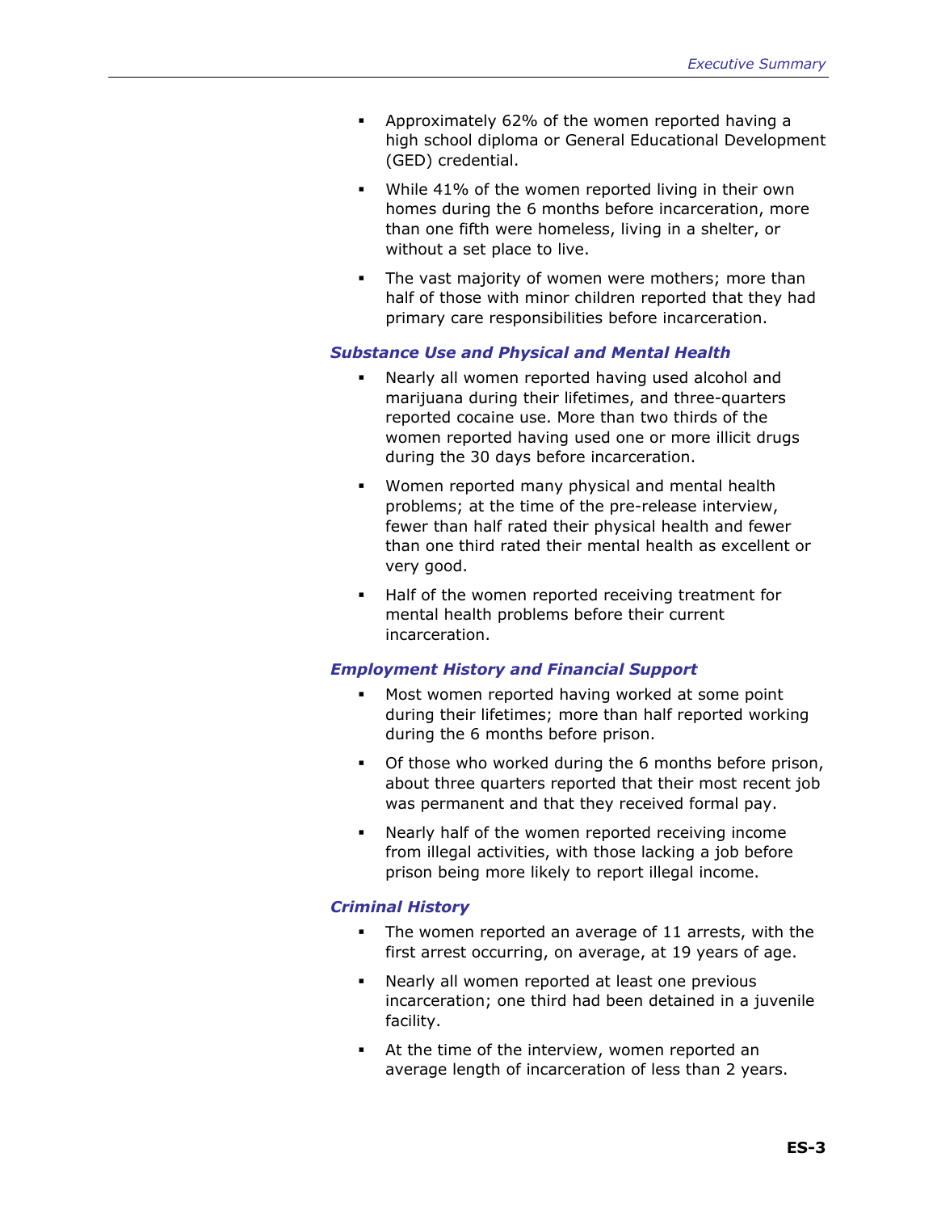- Approximately 62% of the women reported having a high school diploma or General Educational Development (GED) credential.
- While 41% of the women reported living in their own homes during the 6 months before incarceration, more than one fifth were homeless, living in a shelter, or without a set place to live.
- The vast majority of women were mothers; more than half of those with minor children reported that they had primary care responsibilities before incarceration.

### *Substance Use and Physical and Mental Health*

- Nearly all women reported having used alcohol and marijuana during their lifetimes, and three-quarters reported cocaine use. More than two thirds of the women reported having used one or more illicit drugs during the 30 days before incarceration.
- Women reported many physical and mental health problems; at the time of the pre-release interview, fewer than half rated their physical health and fewer than one third rated their mental health as excellent or very good.
- Half of the women reported receiving treatment for mental health problems before their current incarceration.

### *Employment History and Financial Support*

- Most women reported having worked at some point during their lifetimes; more than half reported working during the 6 months before prison.
- Of those who worked during the 6 months before prison, about three quarters reported that their most recent job was permanent and that they received formal pay.
- Nearly half of the women reported receiving income from illegal activities, with those lacking a job before prison being more likely to report illegal income.

### *Criminal History*

- The women reported an average of 11 arrests, with the first arrest occurring, on average, at 19 years of age.
- Nearly all women reported at least one previous incarceration; one third had been detained in a juvenile facility.
- At the time of the interview, women reported an average length of incarceration of less than 2 years.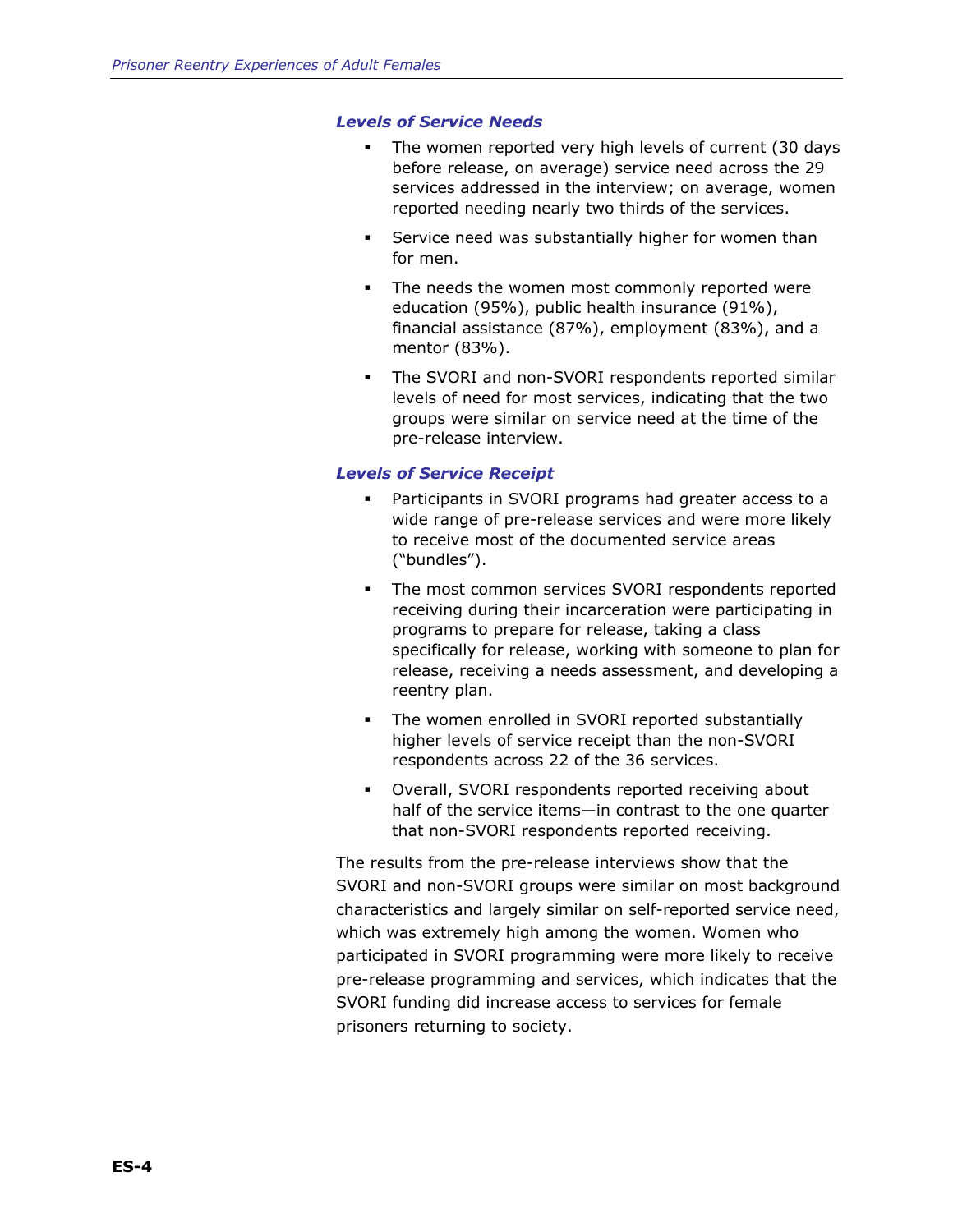### *Levels of Service Needs*

- The women reported very high levels of current (30 days before release, on average) service need across the 29 services addressed in the interview; on average, women reported needing nearly two thirds of the services.
- Service need was substantially higher for women than for men.
- The needs the women most commonly reported were education (95%), public health insurance (91%), financial assistance (87%), employment (83%), and a mentor (83%).
- The SVORI and non-SVORI respondents reported similar levels of need for most services, indicating that the two groups were similar on service need at the time of the pre-release interview.

### *Levels of Service Receipt*

- Participants in SVORI programs had greater access to a wide range of pre-release services and were more likely to receive most of the documented service areas ("bundles").
- The most common services SVORI respondents reported receiving during their incarceration were participating in programs to prepare for release, taking a class specifically for release, working with someone to plan for release, receiving a needs assessment, and developing a reentry plan.
- The women enrolled in SVORI reported substantially higher levels of service receipt than the non-SVORI respondents across 22 of the 36 services.
- Overall, SVORI respondents reported receiving about half of the service items—in contrast to the one quarter that non-SVORI respondents reported receiving.

The results from the pre-release interviews show that the SVORI and non-SVORI groups were similar on most background characteristics and largely similar on self-reported service need, which was extremely high among the women. Women who participated in SVORI programming were more likely to receive pre-release programming and services, which indicates that the SVORI funding did increase access to services for female prisoners returning to society.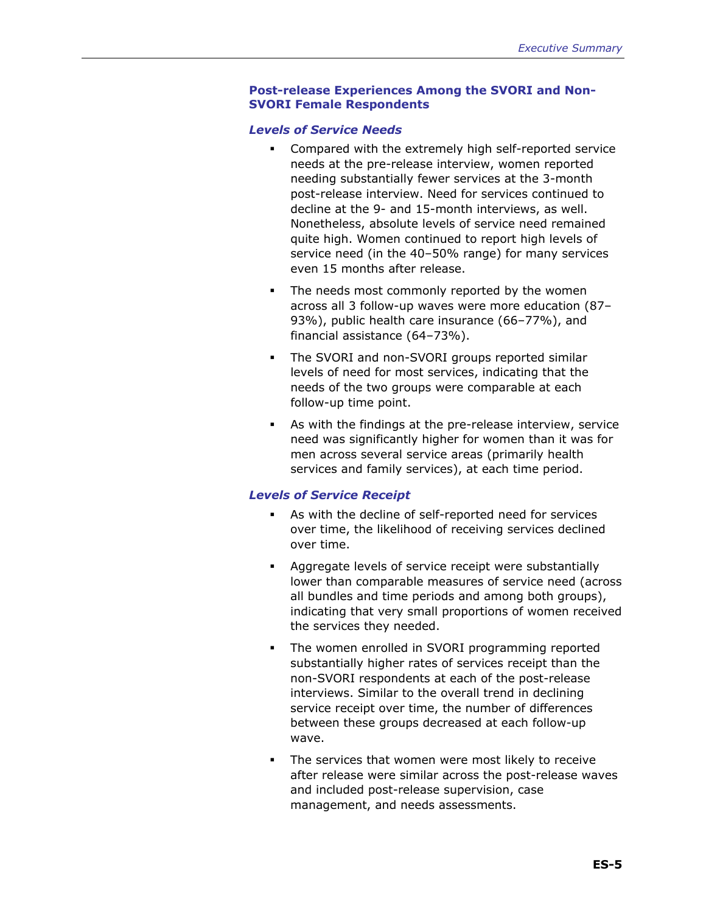### Post-release Experiences Among the SVORI and Non-SVORI Female Respondents

#### *Levels of Service Needs*

- Compared with the extremely high self-reported service needs at the pre-release interview, women reported needing substantially fewer services at the 3-month post-release interview. Need for services continued to decline at the 9- and 15-month interviews, as well. Nonetheless, absolute levels of service need remained quite high. Women continued to report high levels of service need (in the 40–50% range) for many services even 15 months after release.
- The needs most commonly reported by the women across all 3 follow-up waves were more education (87–93%), public health care insurance (66–77%), and financial assistance (64–73%).
- The SVORI and non-SVORI groups reported similar levels of need for most services, indicating that the needs of the two groups were comparable at each follow-up time point.
- As with the findings at the pre-release interview, service need was significantly higher for women than it was for men across several service areas (primarily health services and family services), at each time period.

#### *Levels of Service Receipt*

- As with the decline of self-reported need for services over time, the likelihood of receiving services declined over time.
- Aggregate levels of service receipt were substantially lower than comparable measures of service need (across all bundles and time periods and among both groups), indicating that very small proportions of women received the services they needed.
- The women enrolled in SVORI programming reported substantially higher rates of services receipt than the non-SVORI respondents at each of the post-release interviews. Similar to the overall trend in declining service receipt over time, the number of differences between these groups decreased at each follow-up wave.
- The services that women were most likely to receive after release were similar across the post-release waves and included post-release supervision, case management, and needs assessments.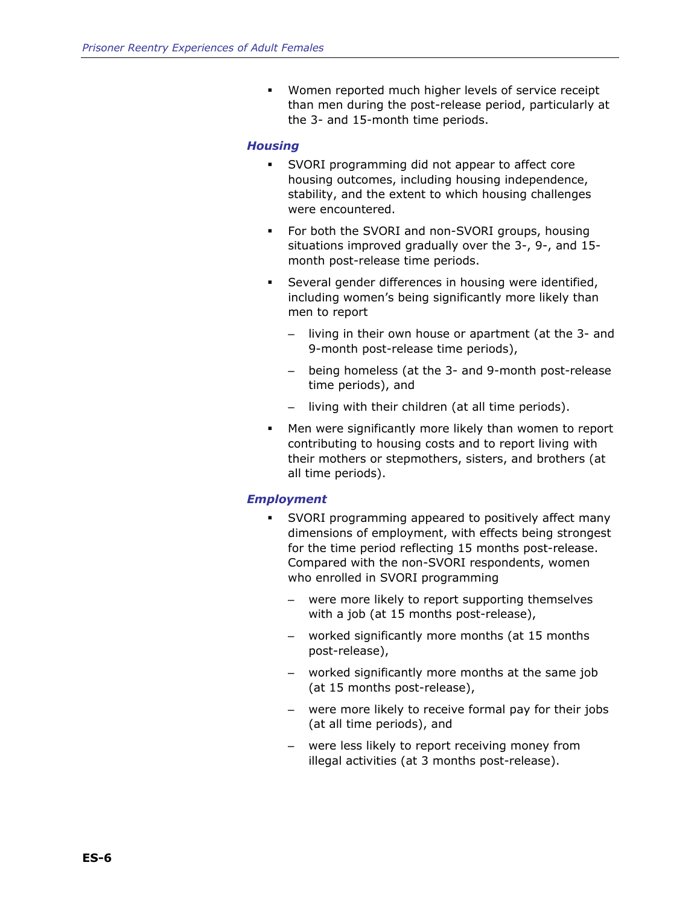- Women reported much higher levels of service receipt than men during the post-release period, particularly at the 3- and 15-month time periods.

### *Housing*

- SVORI programming did not appear to affect core housing outcomes, including housing independence, stability, and the extent to which housing challenges were encountered.
- For both the SVORI and non-SVORI groups, housing situations improved gradually over the 3-, 9-, and 15-month post-release time periods.
- Several gender differences in housing were identified, including women's being significantly more likely than men to report
  - living in their own house or apartment (at the 3- and 9-month post-release time periods),
  - being homeless (at the 3- and 9-month post-release time periods), and
  - living with their children (at all time periods).
- Men were significantly more likely than women to report contributing to housing costs and to report living with their mothers or stepmothers, sisters, and brothers (at all time periods).

### *Employment*

- SVORI programming appeared to positively affect many dimensions of employment, with effects being strongest for the time period reflecting 15 months post-release. Compared with the non-SVORI respondents, women who enrolled in SVORI programming
  - were more likely to report supporting themselves with a job (at 15 months post-release),
  - worked significantly more months (at 15 months post-release),
  - worked significantly more months at the same job (at 15 months post-release),
  - were more likely to receive formal pay for their jobs (at all time periods), and
  - were less likely to report receiving money from illegal activities (at 3 months post-release).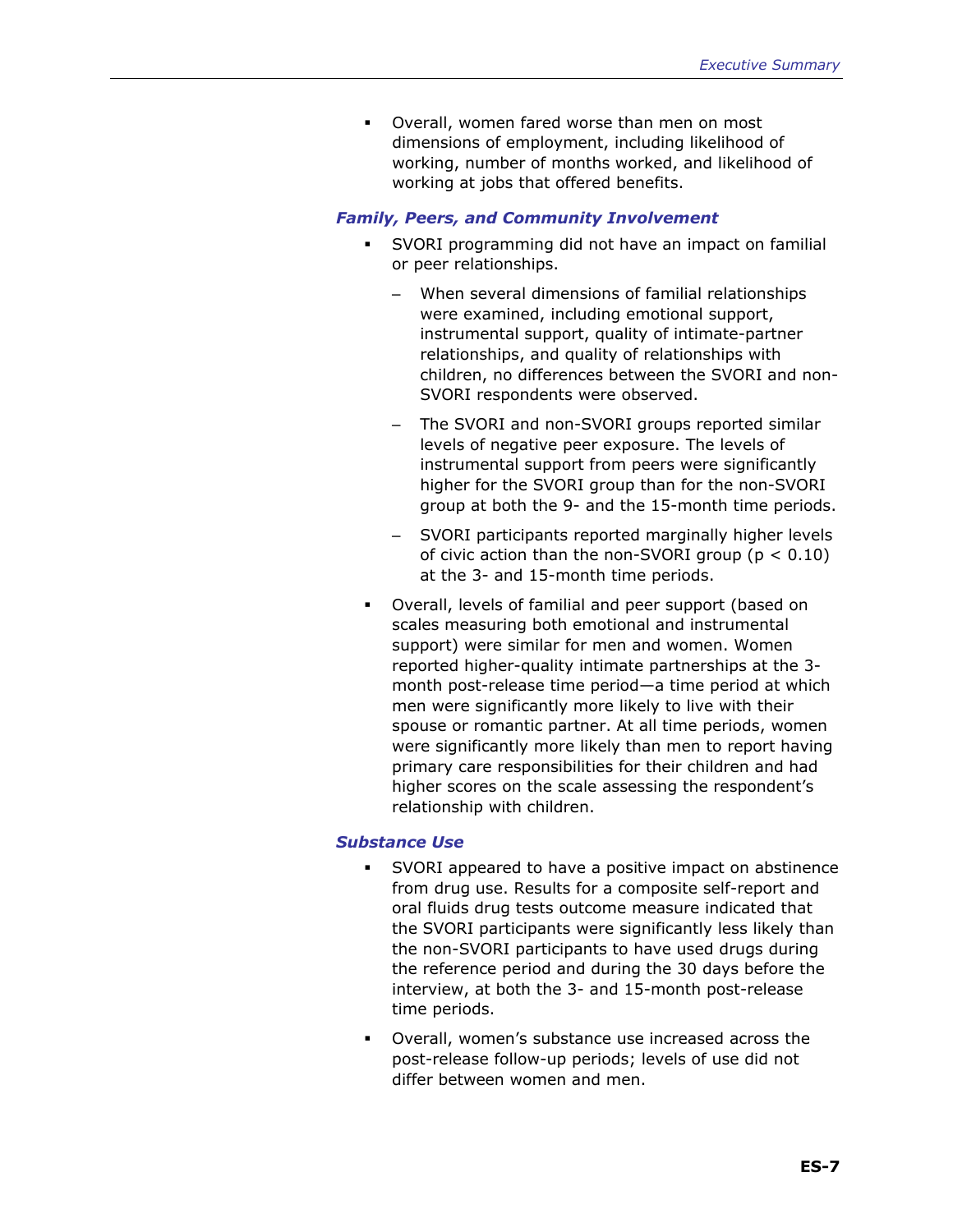- Overall, women fared worse than men on most dimensions of employment, including likelihood of working, number of months worked, and likelihood of working at jobs that offered benefits.

### *Family, Peers, and Community Involvement*

- SVORI programming did not have an impact on familial or peer relationships.
  - When several dimensions of familial relationships were examined, including emotional support, instrumental support, quality of intimate-partner relationships, and quality of relationships with children, no differences between the SVORI and non-SVORI respondents were observed.
  - The SVORI and non-SVORI groups reported similar levels of negative peer exposure. The levels of instrumental support from peers were significantly higher for the SVORI group than for the non-SVORI group at both the 9- and the 15-month time periods.
  - SVORI participants reported marginally higher levels of civic action than the non-SVORI group ($p < 0.10$) at the 3- and 15-month time periods.
- Overall, levels of familial and peer support (based on scales measuring both emotional and instrumental support) were similar for men and women. Women reported higher-quality intimate partnerships at the 3-month post-release time period—a time period at which men were significantly more likely to live with their spouse or romantic partner. At all time periods, women were significantly more likely than men to report having primary care responsibilities for their children and had higher scores on the scale assessing the respondent's relationship with children.

### *Substance Use*

- SVORI appeared to have a positive impact on abstinence from drug use. Results for a composite self-report and oral fluids drug tests outcome measure indicated that the SVORI participants were significantly less likely than the non-SVORI participants to have used drugs during the reference period and during the 30 days before the interview, at both the 3- and 15-month post-release time periods.
- Overall, women's substance use increased across the post-release follow-up periods; levels of use did not differ between women and men.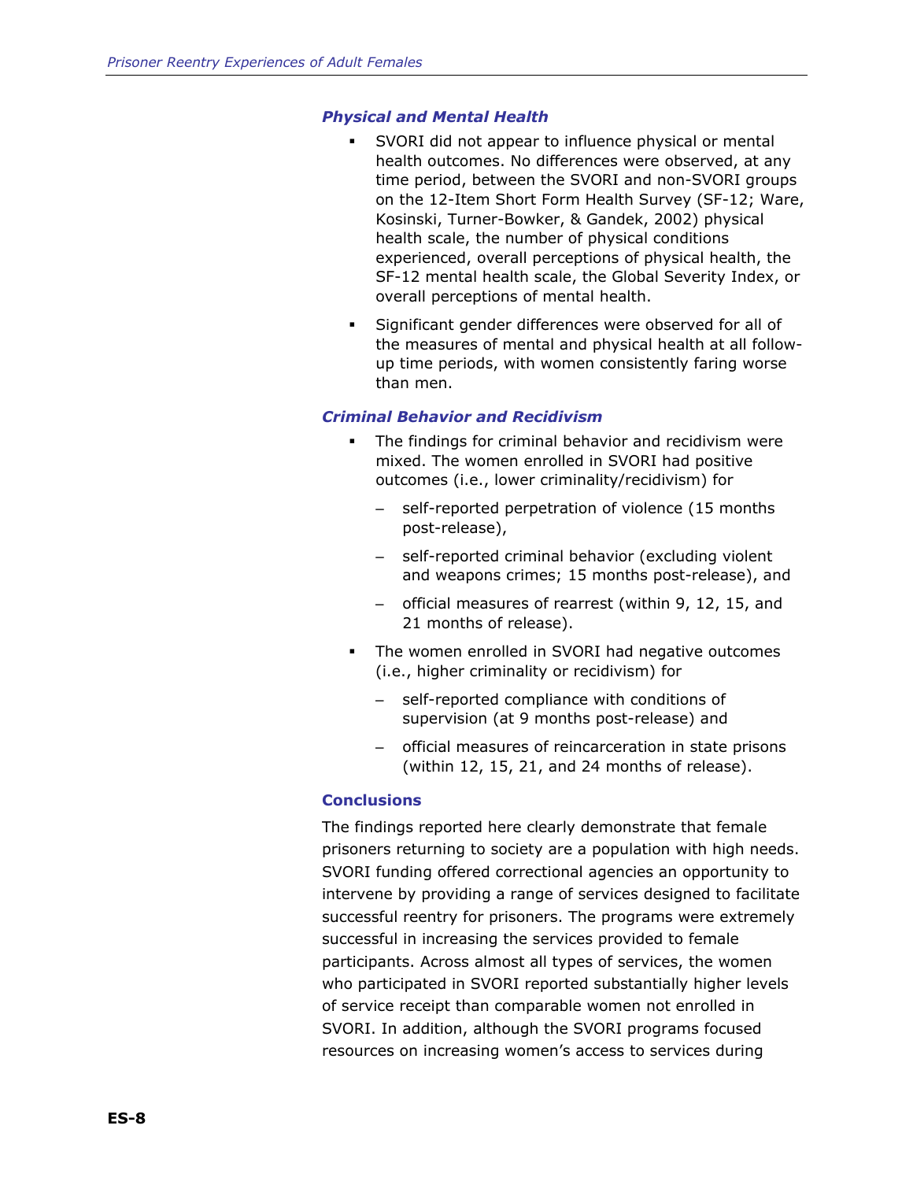### *Physical and Mental Health*

- SVORI did not appear to influence physical or mental health outcomes. No differences were observed, at any time period, between the SVORI and non-SVORI groups on the 12-Item Short Form Health Survey (SF-12; Ware, Kosinski, Turner-Bowker, & Gandek, 2002) physical health scale, the number of physical conditions experienced, overall perceptions of physical health, the SF-12 mental health scale, the Global Severity Index, or overall perceptions of mental health.
- Significant gender differences were observed for all of the measures of mental and physical health at all follow-up time periods, with women consistently faring worse than men.

### *Criminal Behavior and Recidivism*

- The findings for criminal behavior and recidivism were mixed. The women enrolled in SVORI had positive outcomes (i.e., lower criminality/recidivism) for
  - self-reported perpetration of violence (15 months post-release),
  - self-reported criminal behavior (excluding violent and weapons crimes; 15 months post-release), and
  - official measures of rearrest (within 9, 12, 15, and 21 months of release).
- The women enrolled in SVORI had negative outcomes (i.e., higher criminality or recidivism) for
  - self-reported compliance with conditions of supervision (at 9 months post-release) and
  - official measures of reincarceration in state prisons (within 12, 15, 21, and 24 months of release).

### Conclusions

The findings reported here clearly demonstrate that female prisoners returning to society are a population with high needs. SVORI funding offered correctional agencies an opportunity to intervene by providing a range of services designed to facilitate successful reentry for prisoners. The programs were extremely successful in increasing the services provided to female participants. Across almost all types of services, the women who participated in SVORI reported substantially higher levels of service receipt than comparable women not enrolled in SVORI. In addition, although the SVORI programs focused resources on increasing women's access to services during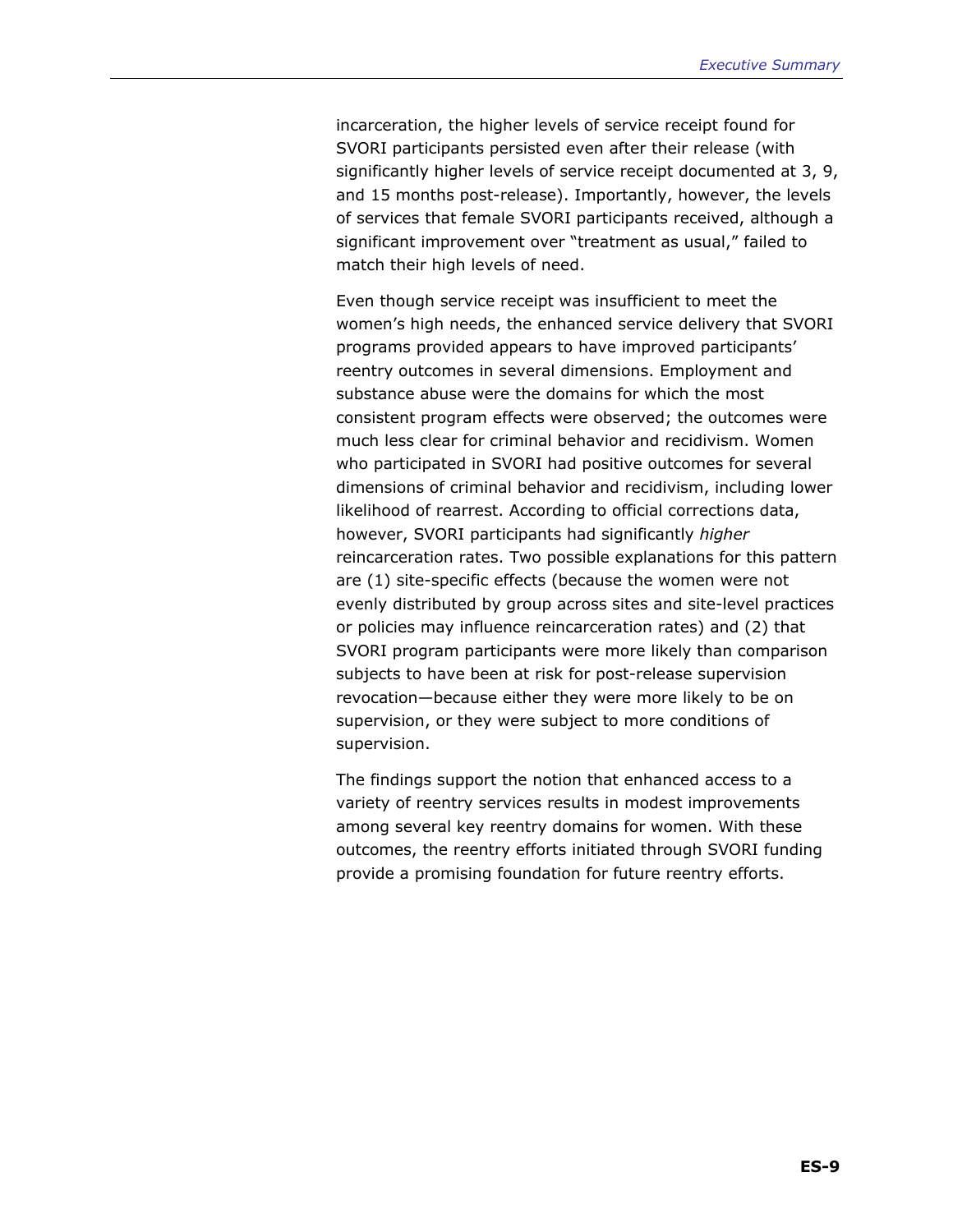incarceration, the higher levels of service receipt found for SVORI participants persisted even after their release (with significantly higher levels of service receipt documented at 3, 9, and 15 months post-release). Importantly, however, the levels of services that female SVORI participants received, although a significant improvement over "treatment as usual," failed to match their high levels of need.

Even though service receipt was insufficient to meet the women's high needs, the enhanced service delivery that SVORI programs provided appears to have improved participants' reentry outcomes in several dimensions. Employment and substance abuse were the domains for which the most consistent program effects were observed; the outcomes were much less clear for criminal behavior and recidivism. Women who participated in SVORI had positive outcomes for several dimensions of criminal behavior and recidivism, including lower likelihood of rearrest. According to official corrections data, however, SVORI participants had significantly *higher* reincarceration rates. Two possible explanations for this pattern are (1) site-specific effects (because the women were not evenly distributed by group across sites and site-level practices or policies may influence reincarceration rates) and (2) that SVORI program participants were more likely than comparison subjects to have been at risk for post-release supervision revocation—because either they were more likely to be on supervision, or they were subject to more conditions of supervision.

The findings support the notion that enhanced access to a variety of reentry services results in modest improvements among several key reentry domains for women. With these outcomes, the reentry efforts initiated through SVORI funding provide a promising foundation for future reentry efforts.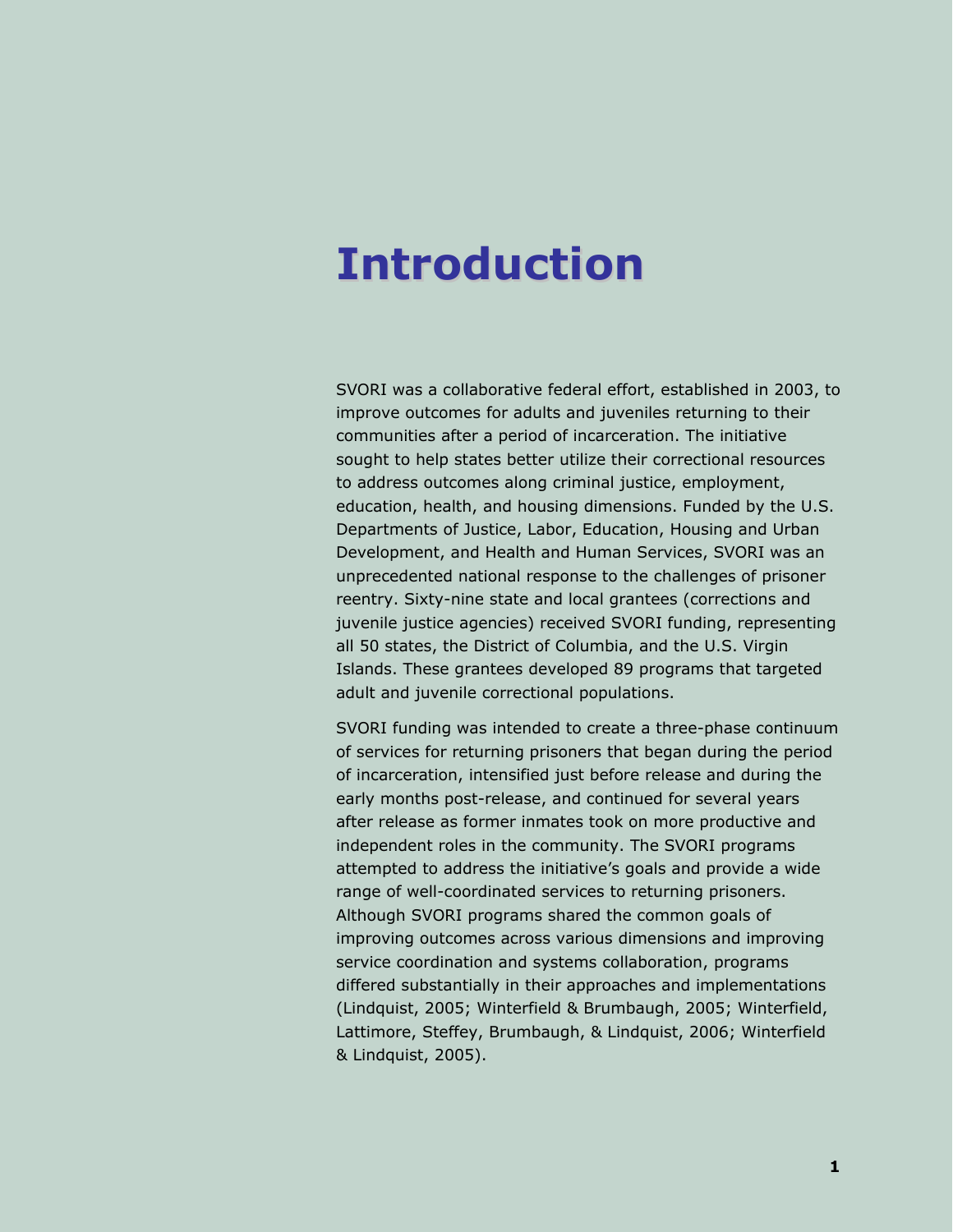# Introduction

SVORI was a collaborative federal effort, established in 2003, to improve outcomes for adults and juveniles returning to their communities after a period of incarceration. The initiative sought to help states better utilize their correctional resources to address outcomes along criminal justice, employment, education, health, and housing dimensions. Funded by the U.S. Departments of Justice, Labor, Education, Housing and Urban Development, and Health and Human Services, SVORI was an unprecedented national response to the challenges of prisoner reentry. Sixty-nine state and local grantees (corrections and juvenile justice agencies) received SVORI funding, representing all 50 states, the District of Columbia, and the U.S. Virgin Islands. These grantees developed 89 programs that targeted adult and juvenile correctional populations.

SVORI funding was intended to create a three-phase continuum of services for returning prisoners that began during the period of incarceration, intensified just before release and during the early months post-release, and continued for several years after release as former inmates took on more productive and independent roles in the community. The SVORI programs attempted to address the initiative's goals and provide a wide range of well-coordinated services to returning prisoners. Although SVORI programs shared the common goals of improving outcomes across various dimensions and improving service coordination and systems collaboration, programs differed substantially in their approaches and implementations (Lindquist, 2005; Winterfield & Brumbaugh, 2005; Winterfield, Lattimore, Steffey, Brumbaugh, & Lindquist, 2006; Winterfield & Lindquist, 2005).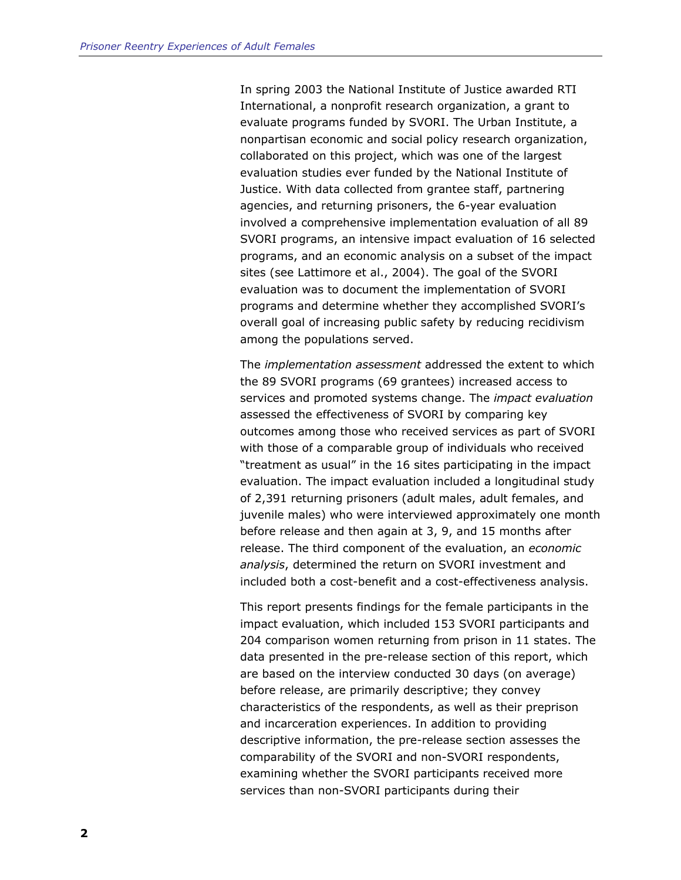In spring 2003 the National Institute of Justice awarded RTI International, a nonprofit research organization, a grant to evaluate programs funded by SVORI. The Urban Institute, a nonpartisan economic and social policy research organization, collaborated on this project, which was one of the largest evaluation studies ever funded by the National Institute of Justice. With data collected from grantee staff, partnering agencies, and returning prisoners, the 6-year evaluation involved a comprehensive implementation evaluation of all 89 SVORI programs, an intensive impact evaluation of 16 selected programs, and an economic analysis on a subset of the impact sites (see Lattimore et al., 2004). The goal of the SVORI evaluation was to document the implementation of SVORI programs and determine whether they accomplished SVORI's overall goal of increasing public safety by reducing recidivism among the populations served.

The *implementation assessment* addressed the extent to which the 89 SVORI programs (69 grantees) increased access to services and promoted systems change. The *impact evaluation* assessed the effectiveness of SVORI by comparing key outcomes among those who received services as part of SVORI with those of a comparable group of individuals who received "treatment as usual" in the 16 sites participating in the impact evaluation. The impact evaluation included a longitudinal study of 2,391 returning prisoners (adult males, adult females, and juvenile males) who were interviewed approximately one month before release and then again at 3, 9, and 15 months after release. The third component of the evaluation, an *economic analysis*, determined the return on SVORI investment and included both a cost-benefit and a cost-effectiveness analysis.

This report presents findings for the female participants in the impact evaluation, which included 153 SVORI participants and 204 comparison women returning from prison in 11 states. The data presented in the pre-release section of this report, which are based on the interview conducted 30 days (on average) before release, are primarily descriptive; they convey characteristics of the respondents, as well as their preprison and incarceration experiences. In addition to providing descriptive information, the pre-release section assesses the comparability of the SVORI and non-SVORI respondents, examining whether the SVORI participants received more services than non-SVORI participants during their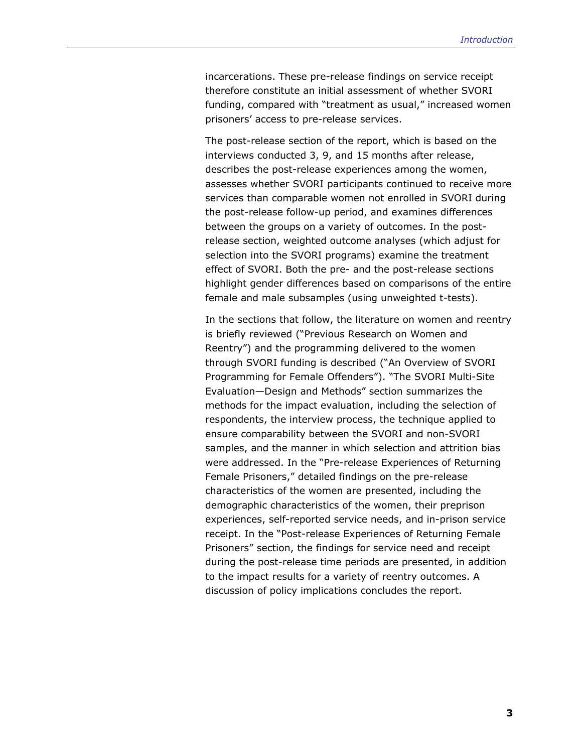incarcerations. These pre-release findings on service receipt therefore constitute an initial assessment of whether SVORI funding, compared with "treatment as usual," increased women prisoners' access to pre-release services.

The post-release section of the report, which is based on the interviews conducted 3, 9, and 15 months after release, describes the post-release experiences among the women, assesses whether SVORI participants continued to receive more services than comparable women not enrolled in SVORI during the post-release follow-up period, and examines differences between the groups on a variety of outcomes. In the post-release section, weighted outcome analyses (which adjust for selection into the SVORI programs) examine the treatment effect of SVORI. Both the pre- and the post-release sections highlight gender differences based on comparisons of the entire female and male subsamples (using unweighted t-tests).

In the sections that follow, the literature on women and reentry is briefly reviewed ("Previous Research on Women and Reentry") and the programming delivered to the women through SVORI funding is described ("An Overview of SVORI Programming for Female Offenders"). "The SVORI Multi-Site Evaluation—Design and Methods" section summarizes the methods for the impact evaluation, including the selection of respondents, the interview process, the technique applied to ensure comparability between the SVORI and non-SVORI samples, and the manner in which selection and attrition bias were addressed. In the "Pre-release Experiences of Returning Female Prisoners," detailed findings on the pre-release characteristics of the women are presented, including the demographic characteristics of the women, their preprison experiences, self-reported service needs, and in-prison service receipt. In the "Post-release Experiences of Returning Female Prisoners" section, the findings for service need and receipt during the post-release time periods are presented, in addition to the impact results for a variety of reentry outcomes. A discussion of policy implications concludes the report.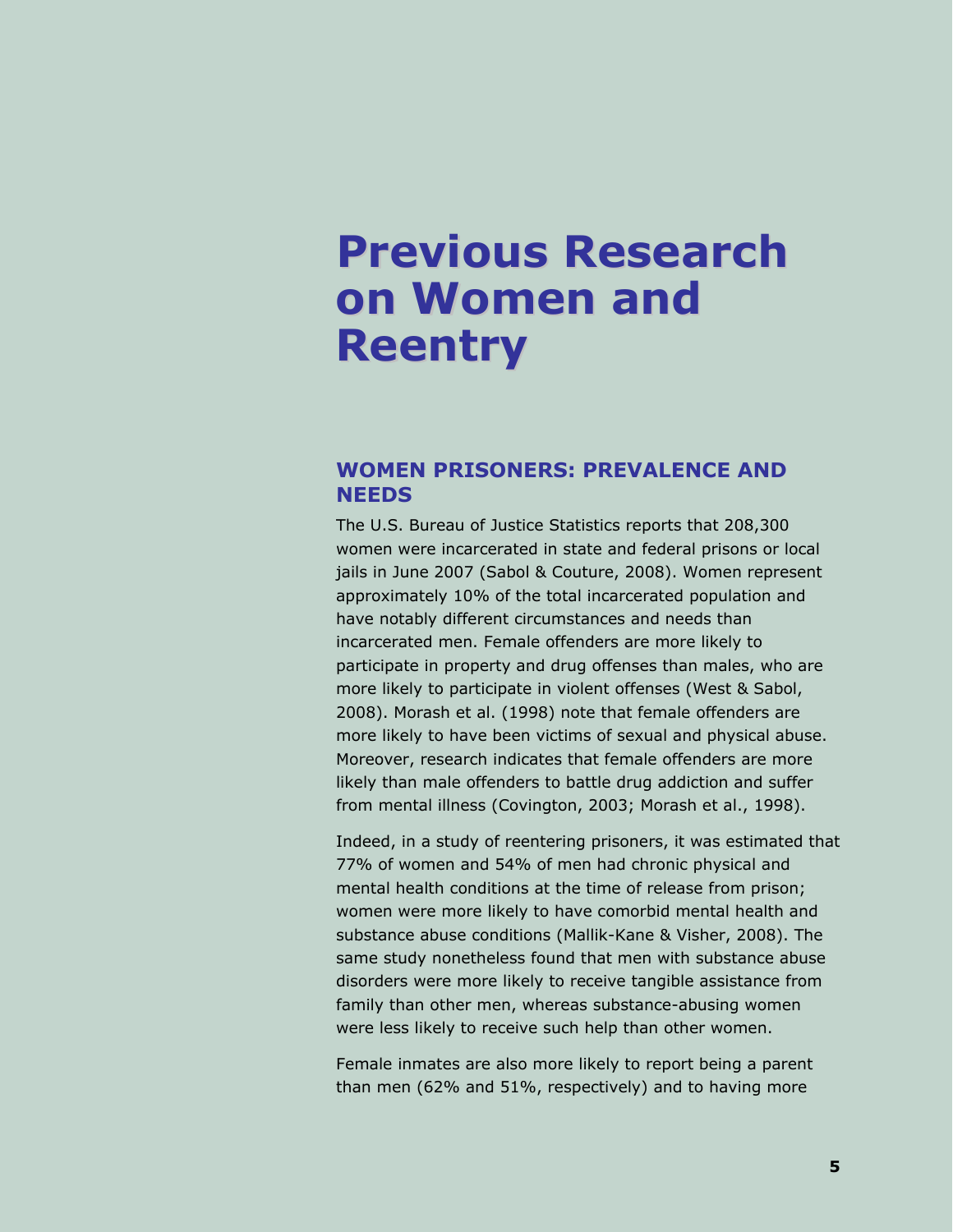# Previous Research on Women and Reentry

## WOMEN PRISONERS: PREVALENCE AND NEEDS

The U.S. Bureau of Justice Statistics reports that 208,300 women were incarcerated in state and federal prisons or local jails in June 2007 (Sabol & Couture, 2008). Women represent approximately 10% of the total incarcerated population and have notably different circumstances and needs than incarcerated men. Female offenders are more likely to participate in property and drug offenses than males, who are more likely to participate in violent offenses (West & Sabol, 2008). Morash et al. (1998) note that female offenders are more likely to have been victims of sexual and physical abuse. Moreover, research indicates that female offenders are more likely than male offenders to battle drug addiction and suffer from mental illness (Covington, 2003; Morash et al., 1998).

Indeed, in a study of reentering prisoners, it was estimated that 77% of women and 54% of men had chronic physical and mental health conditions at the time of release from prison; women were more likely to have comorbid mental health and substance abuse conditions (Mallik-Kane & Visher, 2008). The same study nonetheless found that men with substance abuse disorders were more likely to receive tangible assistance from family than other men, whereas substance-abusing women were less likely to receive such help than other women.

Female inmates are also more likely to report being a parent than men (62% and 51%, respectively) and to having more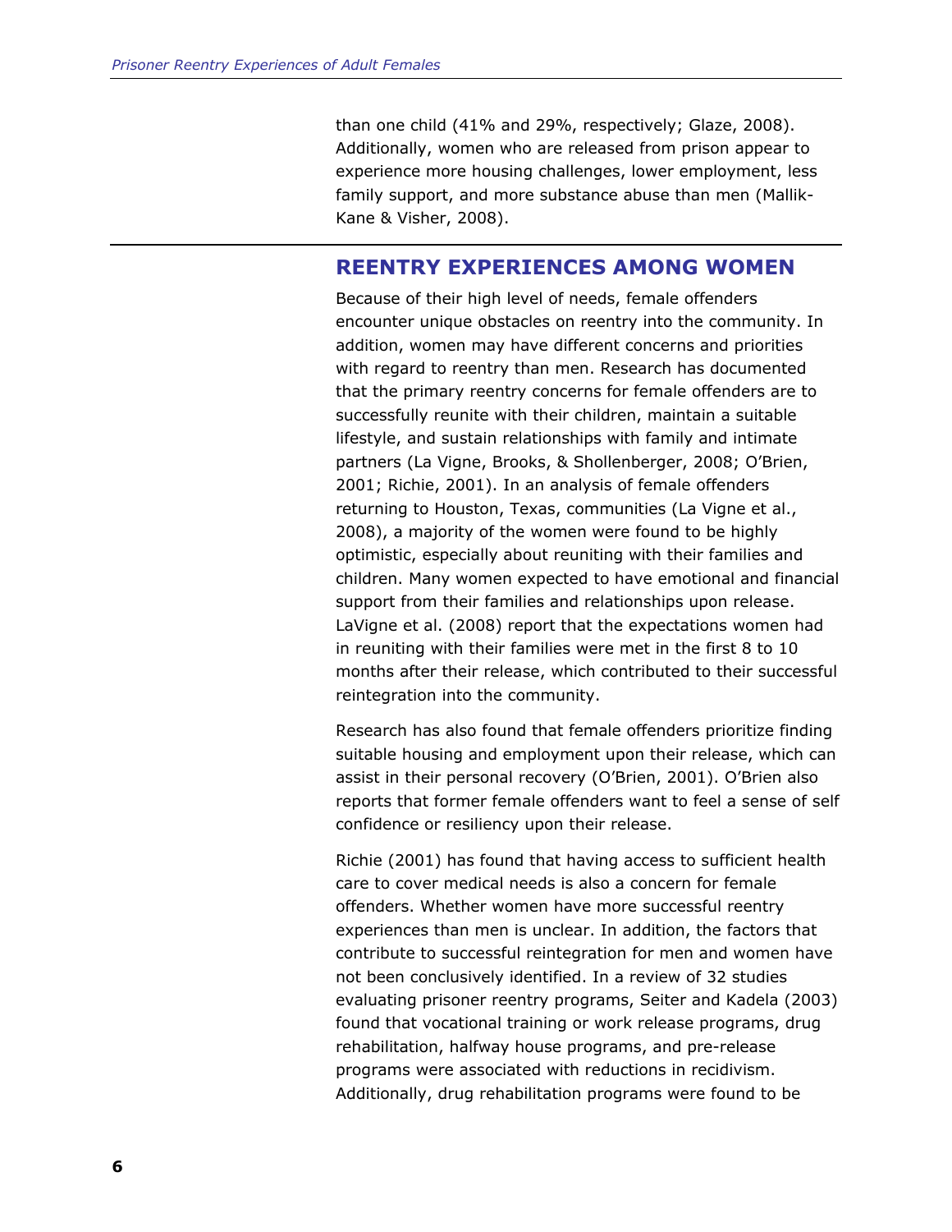than one child (41% and 29%, respectively; Glaze, 2008). Additionally, women who are released from prison appear to experience more housing challenges, lower employment, less family support, and more substance abuse than men (Mallik-Kane & Visher, 2008).

## REENTRY EXPERIENCES AMONG WOMEN

Because of their high level of needs, female offenders encounter unique obstacles on reentry into the community. In addition, women may have different concerns and priorities with regard to reentry than men. Research has documented that the primary reentry concerns for female offenders are to successfully reunite with their children, maintain a suitable lifestyle, and sustain relationships with family and intimate partners (La Vigne, Brooks, & Shollenberger, 2008; O'Brien, 2001; Richie, 2001). In an analysis of female offenders returning to Houston, Texas, communities (La Vigne et al., 2008), a majority of the women were found to be highly optimistic, especially about reuniting with their families and children. Many women expected to have emotional and financial support from their families and relationships upon release. LaVigne et al. (2008) report that the expectations women had in reuniting with their families were met in the first 8 to 10 months after their release, which contributed to their successful reintegration into the community.

Research has also found that female offenders prioritize finding suitable housing and employment upon their release, which can assist in their personal recovery (O'Brien, 2001). O'Brien also reports that former female offenders want to feel a sense of self confidence or resiliency upon their release.

Richie (2001) has found that having access to sufficient health care to cover medical needs is also a concern for female offenders. Whether women have more successful reentry experiences than men is unclear. In addition, the factors that contribute to successful reintegration for men and women have not been conclusively identified. In a review of 32 studies evaluating prisoner reentry programs, Seiter and Kadela (2003) found that vocational training or work release programs, drug rehabilitation, halfway house programs, and pre-release programs were associated with reductions in recidivism. Additionally, drug rehabilitation programs were found to be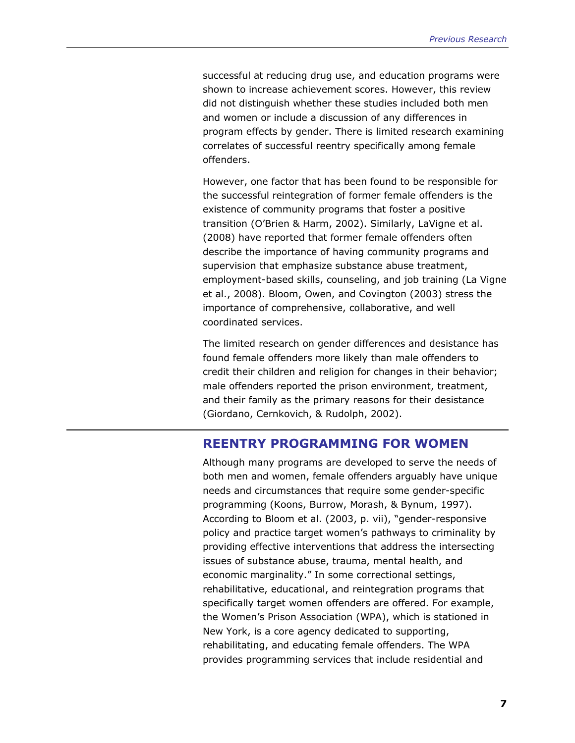successful at reducing drug use, and education programs were shown to increase achievement scores. However, this review did not distinguish whether these studies included both men and women or include a discussion of any differences in program effects by gender. There is limited research examining correlates of successful reentry specifically among female offenders.

However, one factor that has been found to be responsible for the successful reintegration of former female offenders is the existence of community programs that foster a positive transition (O'Brien & Harm, 2002). Similarly, LaVigne et al. (2008) have reported that former female offenders often describe the importance of having community programs and supervision that emphasize substance abuse treatment, employment-based skills, counseling, and job training (La Vigne et al., 2008). Bloom, Owen, and Covington (2003) stress the importance of comprehensive, collaborative, and well coordinated services.

The limited research on gender differences and desistance has found female offenders more likely than male offenders to credit their children and religion for changes in their behavior; male offenders reported the prison environment, treatment, and their family as the primary reasons for their desistance (Giordano, Cernkovich, & Rudolph, 2002).

## REENTRY PROGRAMMING FOR WOMEN

Although many programs are developed to serve the needs of both men and women, female offenders arguably have unique needs and circumstances that require some gender-specific programming (Koons, Burrow, Morash, & Bynum, 1997). According to Bloom et al. (2003, p. vii), "gender-responsive policy and practice target women's pathways to criminality by providing effective interventions that address the intersecting issues of substance abuse, trauma, mental health, and economic marginality." In some correctional settings, rehabilitative, educational, and reintegration programs that specifically target women offenders are offered. For example, the Women's Prison Association (WPA), which is stationed in New York, is a core agency dedicated to supporting, rehabilitating, and educating female offenders. The WPA provides programming services that include residential and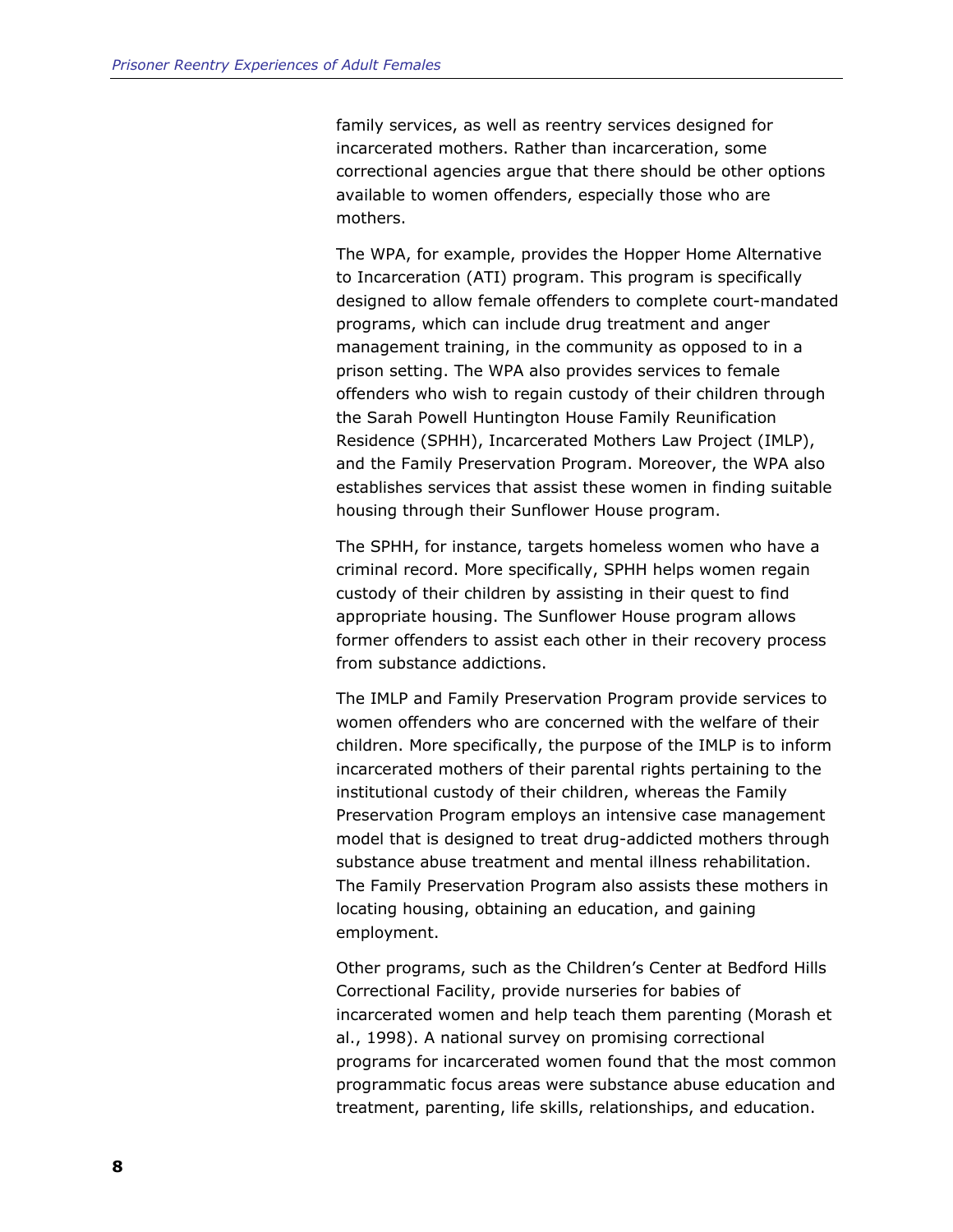family services, as well as reentry services designed for incarcerated mothers. Rather than incarceration, some correctional agencies argue that there should be other options available to women offenders, especially those who are mothers.

The WPA, for example, provides the Hopper Home Alternative to Incarceration (ATI) program. This program is specifically designed to allow female offenders to complete court-mandated programs, which can include drug treatment and anger management training, in the community as opposed to in a prison setting. The WPA also provides services to female offenders who wish to regain custody of their children through the Sarah Powell Huntington House Family Reunification Residence (SPHH), Incarcerated Mothers Law Project (IMLP), and the Family Preservation Program. Moreover, the WPA also establishes services that assist these women in finding suitable housing through their Sunflower House program.

The SPHH, for instance, targets homeless women who have a criminal record. More specifically, SPHH helps women regain custody of their children by assisting in their quest to find appropriate housing. The Sunflower House program allows former offenders to assist each other in their recovery process from substance addictions.

The IMLP and Family Preservation Program provide services to women offenders who are concerned with the welfare of their children. More specifically, the purpose of the IMLP is to inform incarcerated mothers of their parental rights pertaining to the institutional custody of their children, whereas the Family Preservation Program employs an intensive case management model that is designed to treat drug-addicted mothers through substance abuse treatment and mental illness rehabilitation. The Family Preservation Program also assists these mothers in locating housing, obtaining an education, and gaining employment.

Other programs, such as the Children's Center at Bedford Hills Correctional Facility, provide nurseries for babies of incarcerated women and help teach them parenting (Morash et al., 1998). A national survey on promising correctional programs for incarcerated women found that the most common programmatic focus areas were substance abuse education and treatment, parenting, life skills, relationships, and education.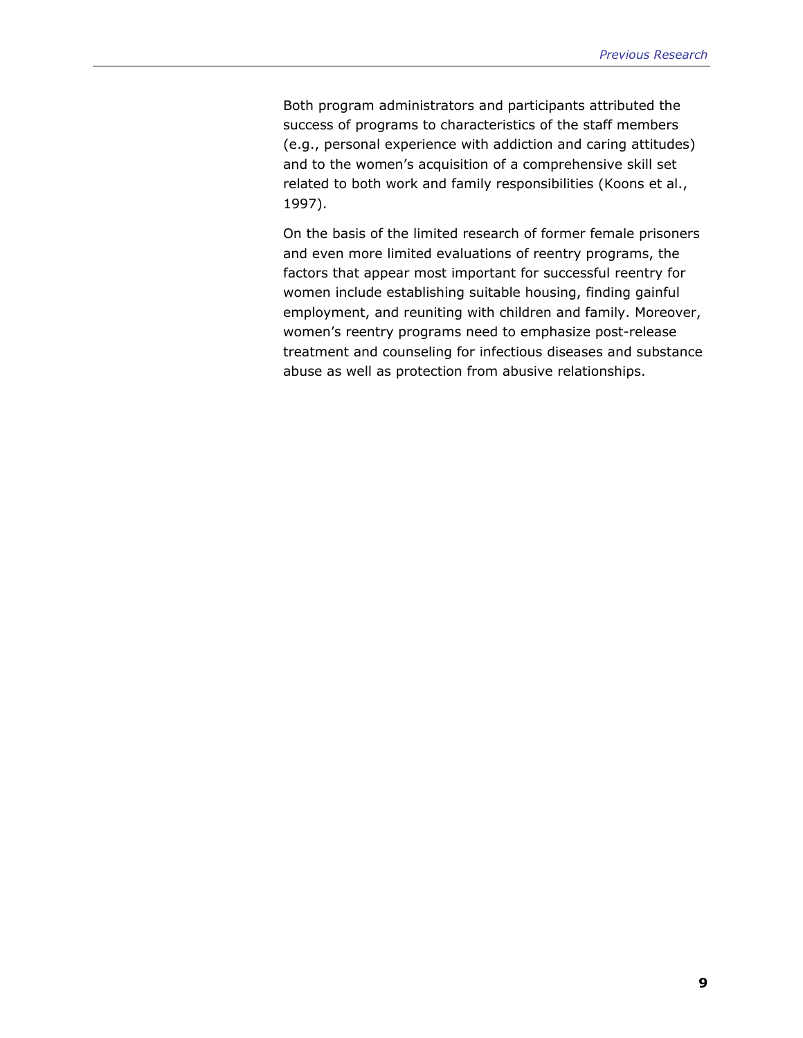Both program administrators and participants attributed the success of programs to characteristics of the staff members (e.g., personal experience with addiction and caring attitudes) and to the women's acquisition of a comprehensive skill set related to both work and family responsibilities (Koons et al., 1997).

On the basis of the limited research of former female prisoners and even more limited evaluations of reentry programs, the factors that appear most important for successful reentry for women include establishing suitable housing, finding gainful employment, and reuniting with children and family. Moreover, women's reentry programs need to emphasize post-release treatment and counseling for infectious diseases and substance abuse as well as protection from abusive relationships.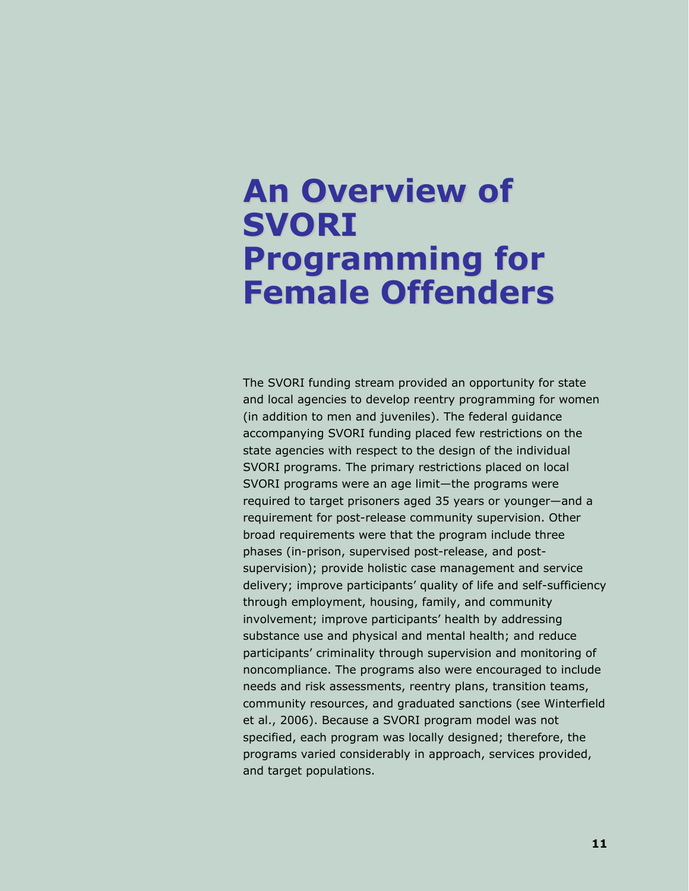# An Overview of SVORI Programming for Female Offenders

The SVORI funding stream provided an opportunity for state and local agencies to develop reentry programming for women (in addition to men and juveniles). The federal guidance accompanying SVORI funding placed few restrictions on the state agencies with respect to the design of the individual SVORI programs. The primary restrictions placed on local SVORI programs were an age limit—the programs were required to target prisoners aged 35 years or younger—and a requirement for post-release community supervision. Other broad requirements were that the program include three phases (in-prison, supervised post-release, and post-supervision); provide holistic case management and service delivery; improve participants' quality of life and self-sufficiency through employment, housing, family, and community involvement; improve participants' health by addressing substance use and physical and mental health; and reduce participants' criminality through supervision and monitoring of noncompliance. The programs also were encouraged to include needs and risk assessments, reentry plans, transition teams, community resources, and graduated sanctions (see Winterfield et al., 2006). Because a SVORI program model was not specified, each program was locally designed; therefore, the programs varied considerably in approach, services provided, and target populations.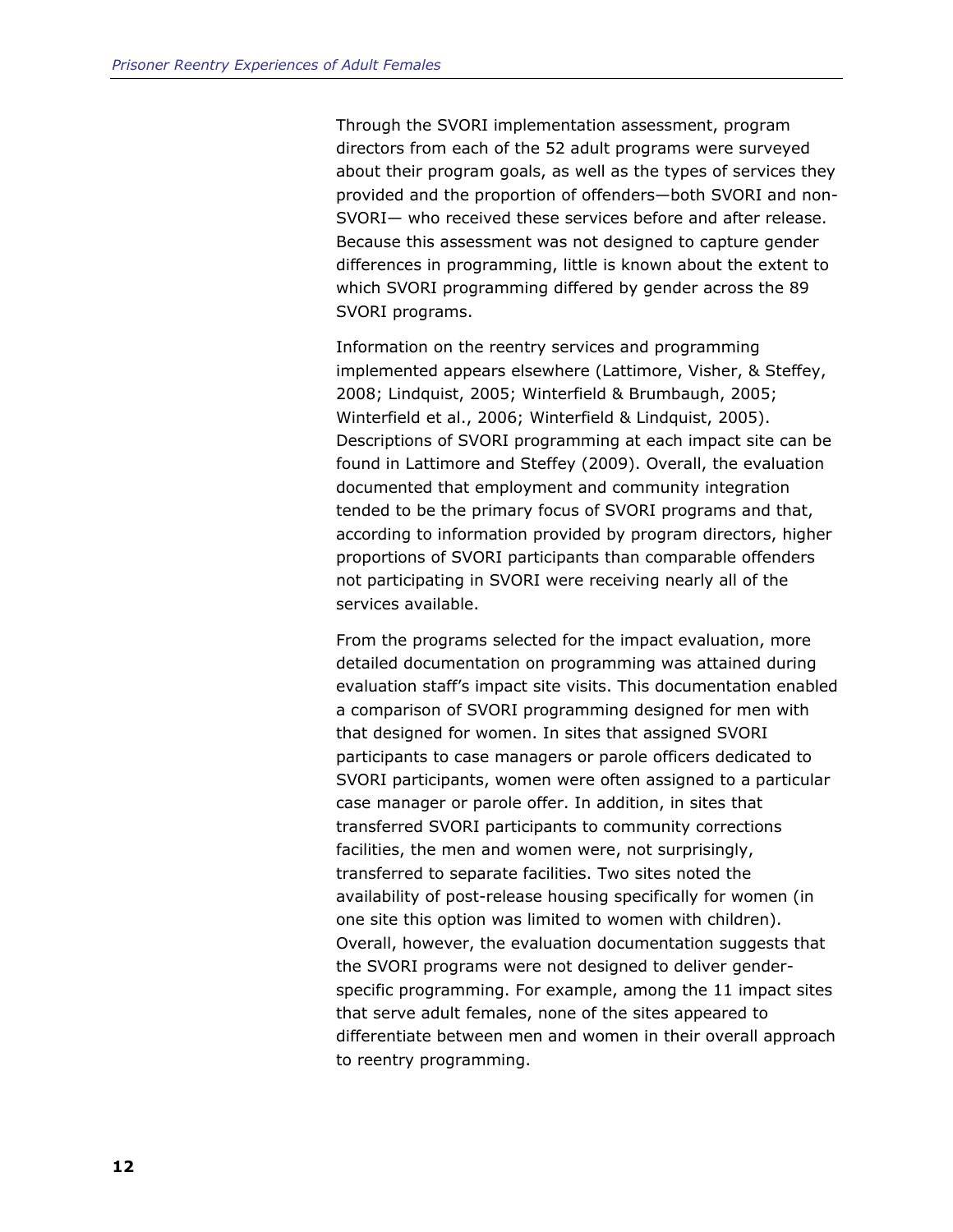Through the SVORI implementation assessment, program directors from each of the 52 adult programs were surveyed about their program goals, as well as the types of services they provided and the proportion of offenders—both SVORI and non-SVORI— who received these services before and after release. Because this assessment was not designed to capture gender differences in programming, little is known about the extent to which SVORI programming differed by gender across the 89 SVORI programs.

Information on the reentry services and programming implemented appears elsewhere (Lattimore, Visher, & Steffey, 2008; Lindquist, 2005; Winterfield & Brumbaugh, 2005; Winterfield et al., 2006; Winterfield & Lindquist, 2005). Descriptions of SVORI programming at each impact site can be found in Lattimore and Steffey (2009). Overall, the evaluation documented that employment and community integration tended to be the primary focus of SVORI programs and that, according to information provided by program directors, higher proportions of SVORI participants than comparable offenders not participating in SVORI were receiving nearly all of the services available.

From the programs selected for the impact evaluation, more detailed documentation on programming was attained during evaluation staff's impact site visits. This documentation enabled a comparison of SVORI programming designed for men with that designed for women. In sites that assigned SVORI participants to case managers or parole officers dedicated to SVORI participants, women were often assigned to a particular case manager or parole offer. In addition, in sites that transferred SVORI participants to community corrections facilities, the men and women were, not surprisingly, transferred to separate facilities. Two sites noted the availability of post-release housing specifically for women (in one site this option was limited to women with children). Overall, however, the evaluation documentation suggests that the SVORI programs were not designed to deliver gender-specific programming. For example, among the 11 impact sites that serve adult females, none of the sites appeared to differentiate between men and women in their overall approach to reentry programming.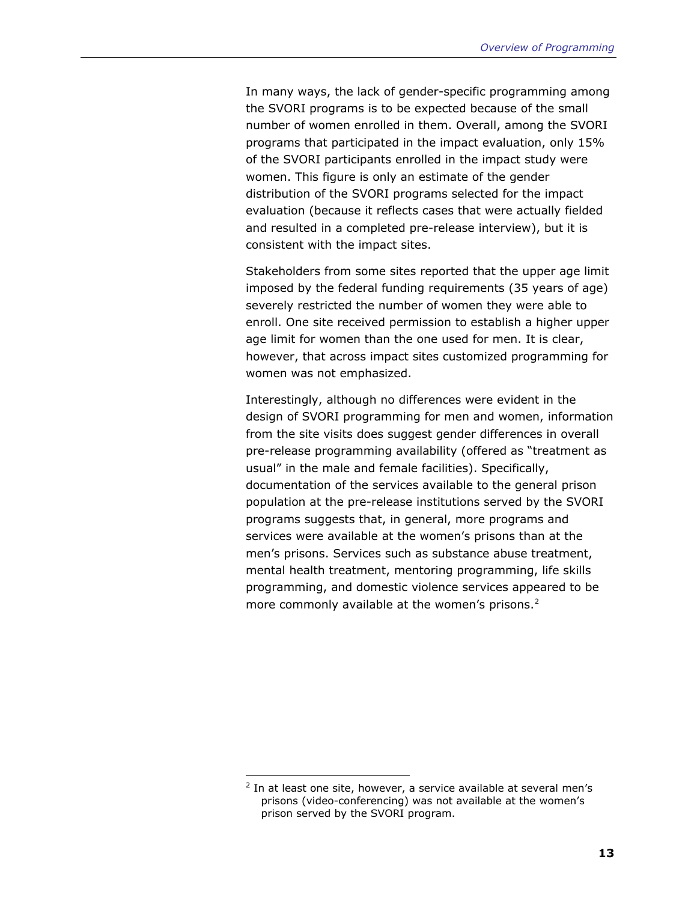In many ways, the lack of gender-specific programming among the SVORI programs is to be expected because of the small number of women enrolled in them. Overall, among the SVORI programs that participated in the impact evaluation, only 15% of the SVORI participants enrolled in the impact study were women. This figure is only an estimate of the gender distribution of the SVORI programs selected for the impact evaluation (because it reflects cases that were actually fielded and resulted in a completed pre-release interview), but it is consistent with the impact sites.

Stakeholders from some sites reported that the upper age limit imposed by the federal funding requirements (35 years of age) severely restricted the number of women they were able to enroll. One site received permission to establish a higher upper age limit for women than the one used for men. It is clear, however, that across impact sites customized programming for women was not emphasized.

Interestingly, although no differences were evident in the design of SVORI programming for men and women, information from the site visits does suggest gender differences in overall pre-release programming availability (offered as "treatment as usual" in the male and female facilities). Specifically, documentation of the services available to the general prison population at the pre-release institutions served by the SVORI programs suggests that, in general, more programs and services were available at the women's prisons than at the men's prisons. Services such as substance abuse treatment, mental health treatment, mentoring programming, life skills programming, and domestic violence services appeared to be more commonly available at the women's prisons.[2]

[2] In at least one site, however, a service available at several men's prisons (video-conferencing) was not available at the women's prison served by the SVORI program.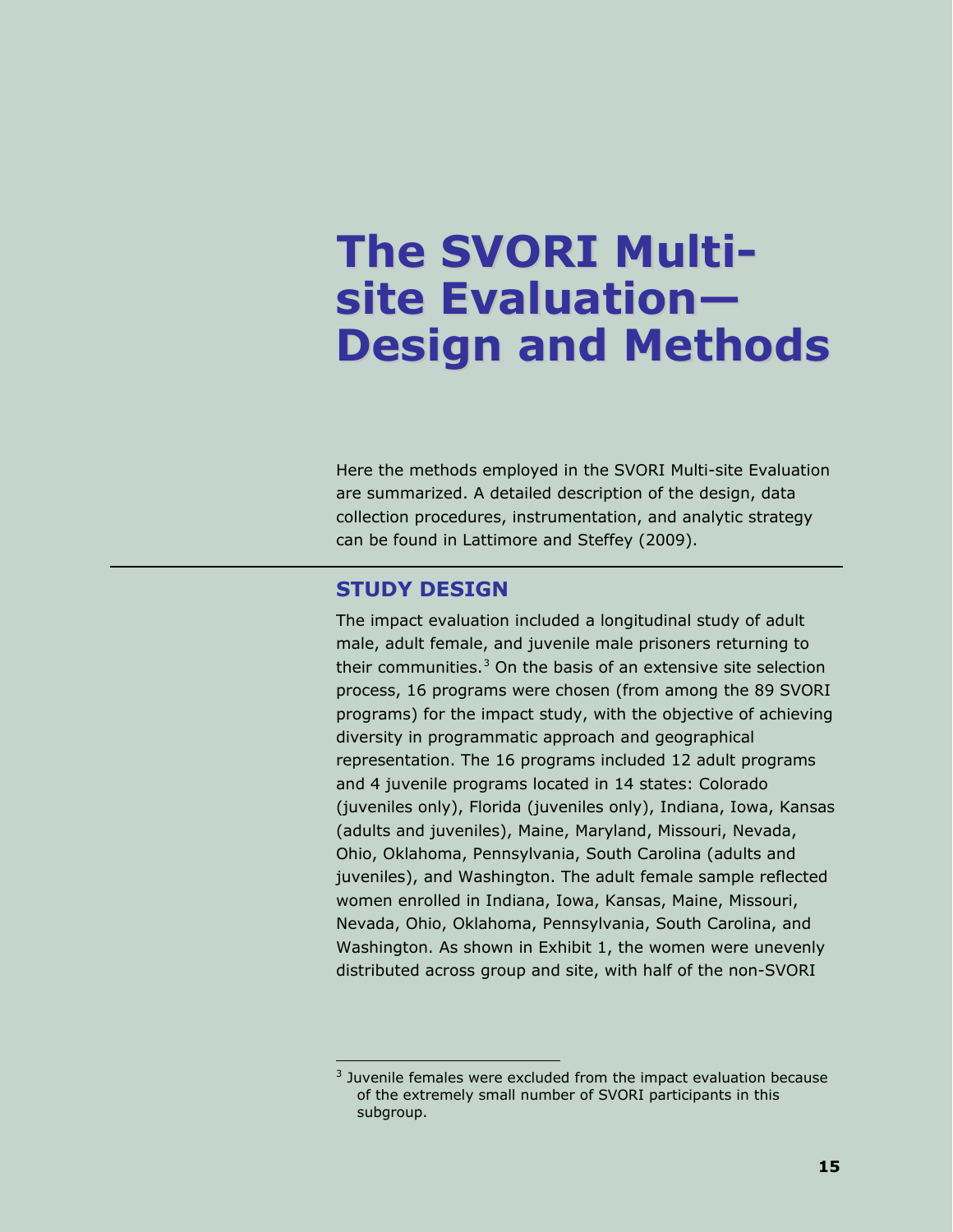# The SVORI Multi-site Evaluation—Design and Methods

Here the methods employed in the SVORI Multi-site Evaluation are summarized. A detailed description of the design, data collection procedures, instrumentation, and analytic strategy can be found in Lattimore and Steffey (2009).

## STUDY DESIGN

The impact evaluation included a longitudinal study of adult male, adult female, and juvenile male prisoners returning to their communities.[3] On the basis of an extensive site selection process, 16 programs were chosen (from among the 89 SVORI programs) for the impact study, with the objective of achieving diversity in programmatic approach and geographical representation. The 16 programs included 12 adult programs and 4 juvenile programs located in 14 states: Colorado (juveniles only), Florida (juveniles only), Indiana, Iowa, Kansas (adults and juveniles), Maine, Maryland, Missouri, Nevada, Ohio, Oklahoma, Pennsylvania, South Carolina (adults and juveniles), and Washington. The adult female sample reflected women enrolled in Indiana, Iowa, Kansas, Maine, Missouri, Nevada, Ohio, Oklahoma, Pennsylvania, South Carolina, and Washington. As shown in Exhibit 1, the women were unevenly distributed across group and site, with half of the non-SVORI

[3] Juvenile females were excluded from the impact evaluation because of the extremely small number of SVORI participants in this subgroup.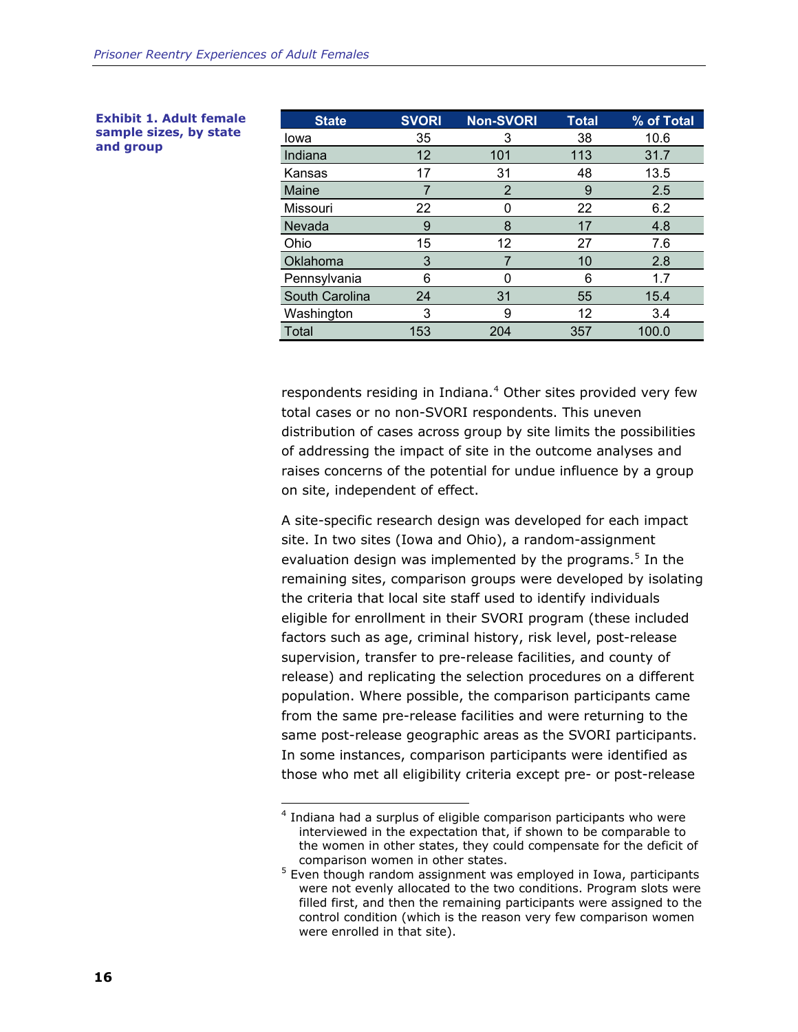**Exhibit 1. Adult female sample sizes, by state and group**

| State | SVORI | Non-SVORI | Total | % of Total |
|---|---|---|---|---|
| Iowa | 35 | 3 | 38 | 10.6 |
| Indiana | 12 | 101 | 113 | 31.7 |
| Kansas | 17 | 31 | 48 | 13.5 |
| Maine | 7 | 2 | 9 | 2.5 |
| Missouri | 22 | 0 | 22 | 6.2 |
| Nevada | 9 | 8 | 17 | 4.8 |
| Ohio | 15 | 12 | 27 | 7.6 |
| Oklahoma | 3 | 7 | 10 | 2.8 |
| Pennsylvania | 6 | 0 | 6 | 1.7 |
| South Carolina | 24 | 31 | 55 | 15.4 |
| Washington | 3 | 9 | 12 | 3.4 |
| Total | 153 | 204 | 357 | 100.0 |

respondents residing in Indiana.[4] Other sites provided very few total cases or no non-SVORI respondents. This uneven distribution of cases across group by site limits the possibilities of addressing the impact of site in the outcome analyses and raises concerns of the potential for undue influence by a group on site, independent of effect.

A site-specific research design was developed for each impact site. In two sites (Iowa and Ohio), a random-assignment evaluation design was implemented by the programs.[5] In the remaining sites, comparison groups were developed by isolating the criteria that local site staff used to identify individuals eligible for enrollment in their SVORI program (these included factors such as age, criminal history, risk level, post-release supervision, transfer to pre-release facilities, and county of release) and replicating the selection procedures on a different population. Where possible, the comparison participants came from the same pre-release facilities and were returning to the same post-release geographic areas as the SVORI participants. In some instances, comparison participants were identified as those who met all eligibility criteria except pre- or post-release

---

[4] Indiana had a surplus of eligible comparison participants who were interviewed in the expectation that, if shown to be comparable to the women in other states, they could compensate for the deficit of comparison women in other states.

[5] Even though random assignment was employed in Iowa, participants were not evenly allocated to the two conditions. Program slots were filled first, and then the remaining participants were assigned to the control condition (which is the reason very few comparison women were enrolled in that site).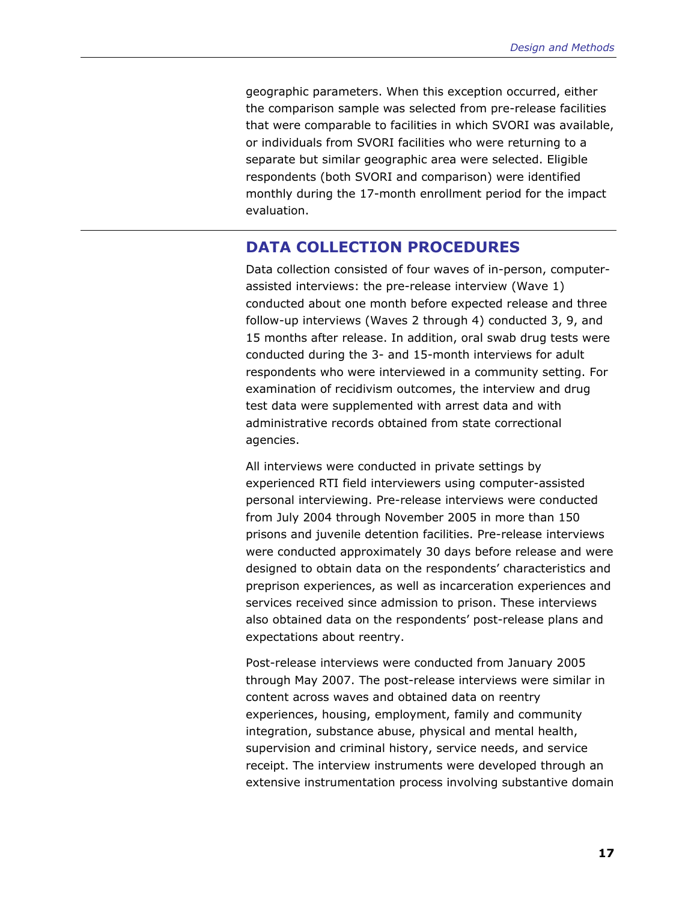geographic parameters. When this exception occurred, either the comparison sample was selected from pre-release facilities that were comparable to facilities in which SVORI was available, or individuals from SVORI facilities who were returning to a separate but similar geographic area were selected. Eligible respondents (both SVORI and comparison) were identified monthly during the 17-month enrollment period for the impact evaluation.

## DATA COLLECTION PROCEDURES

Data collection consisted of four waves of in-person, computer-assisted interviews: the pre-release interview (Wave 1) conducted about one month before expected release and three follow-up interviews (Waves 2 through 4) conducted 3, 9, and 15 months after release. In addition, oral swab drug tests were conducted during the 3- and 15-month interviews for adult respondents who were interviewed in a community setting. For examination of recidivism outcomes, the interview and drug test data were supplemented with arrest data and with administrative records obtained from state correctional agencies.

All interviews were conducted in private settings by experienced RTI field interviewers using computer-assisted personal interviewing. Pre-release interviews were conducted from July 2004 through November 2005 in more than 150 prisons and juvenile detention facilities. Pre-release interviews were conducted approximately 30 days before release and were designed to obtain data on the respondents' characteristics and preprison experiences, as well as incarceration experiences and services received since admission to prison. These interviews also obtained data on the respondents' post-release plans and expectations about reentry.

Post-release interviews were conducted from January 2005 through May 2007. The post-release interviews were similar in content across waves and obtained data on reentry experiences, housing, employment, family and community integration, substance abuse, physical and mental health, supervision and criminal history, service needs, and service receipt. The interview instruments were developed through an extensive instrumentation process involving substantive domain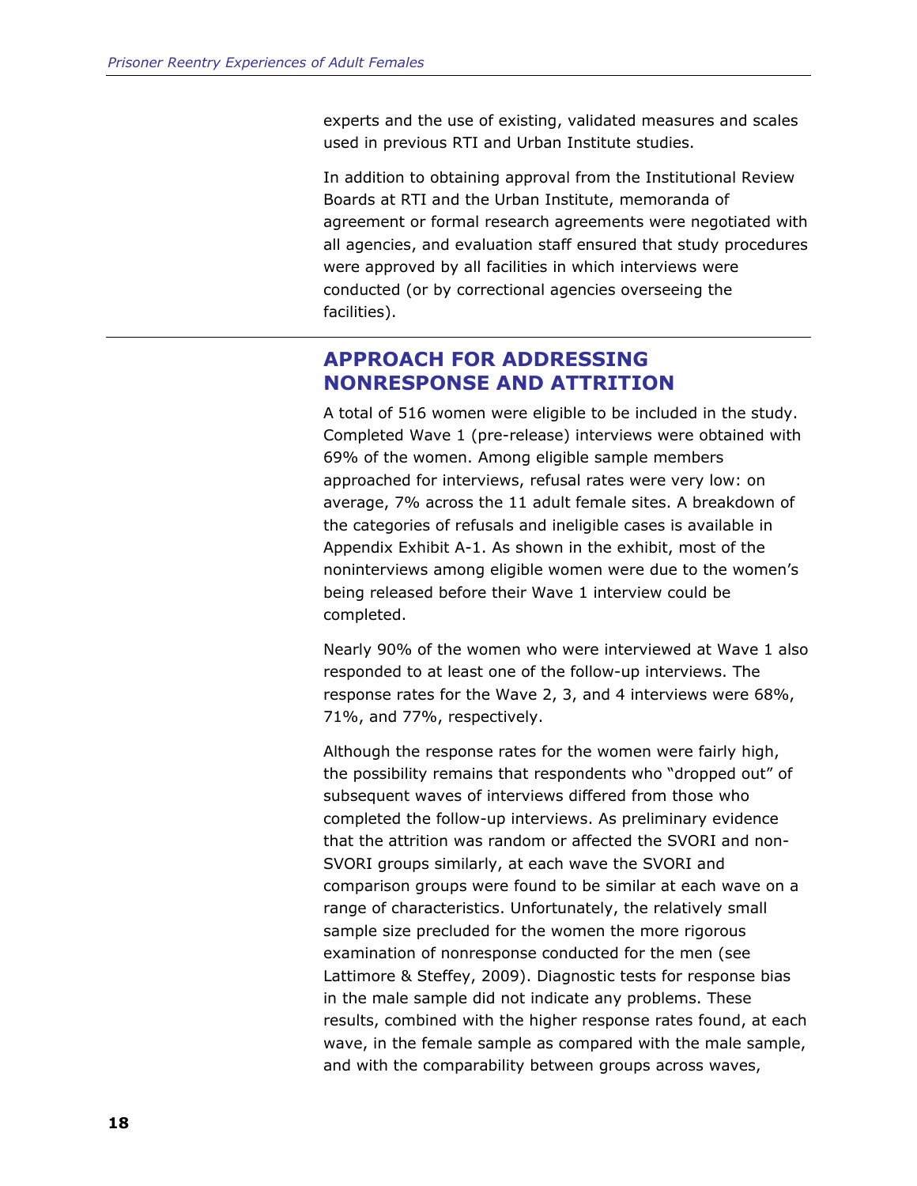experts and the use of existing, validated measures and scales used in previous RTI and Urban Institute studies.

In addition to obtaining approval from the Institutional Review Boards at RTI and the Urban Institute, memoranda of agreement or formal research agreements were negotiated with all agencies, and evaluation staff ensured that study procedures were approved by all facilities in which interviews were conducted (or by correctional agencies overseeing the facilities).

## APPROACH FOR ADDRESSING NONRESPONSE AND ATTRITION

A total of 516 women were eligible to be included in the study. Completed Wave 1 (pre-release) interviews were obtained with 69% of the women. Among eligible sample members approached for interviews, refusal rates were very low: on average, 7% across the 11 adult female sites. A breakdown of the categories of refusals and ineligible cases is available in Appendix Exhibit A-1. As shown in the exhibit, most of the noninterviews among eligible women were due to the women's being released before their Wave 1 interview could be completed.

Nearly 90% of the women who were interviewed at Wave 1 also responded to at least one of the follow-up interviews. The response rates for the Wave 2, 3, and 4 interviews were 68%, 71%, and 77%, respectively.

Although the response rates for the women were fairly high, the possibility remains that respondents who "dropped out" of subsequent waves of interviews differed from those who completed the follow-up interviews. As preliminary evidence that the attrition was random or affected the SVORI and non-SVORI groups similarly, at each wave the SVORI and comparison groups were found to be similar at each wave on a range of characteristics. Unfortunately, the relatively small sample size precluded for the women the more rigorous examination of nonresponse conducted for the men (see Lattimore & Steffey, 2009). Diagnostic tests for response bias in the male sample did not indicate any problems. These results, combined with the higher response rates found, at each wave, in the female sample as compared with the male sample, and with the comparability between groups across waves,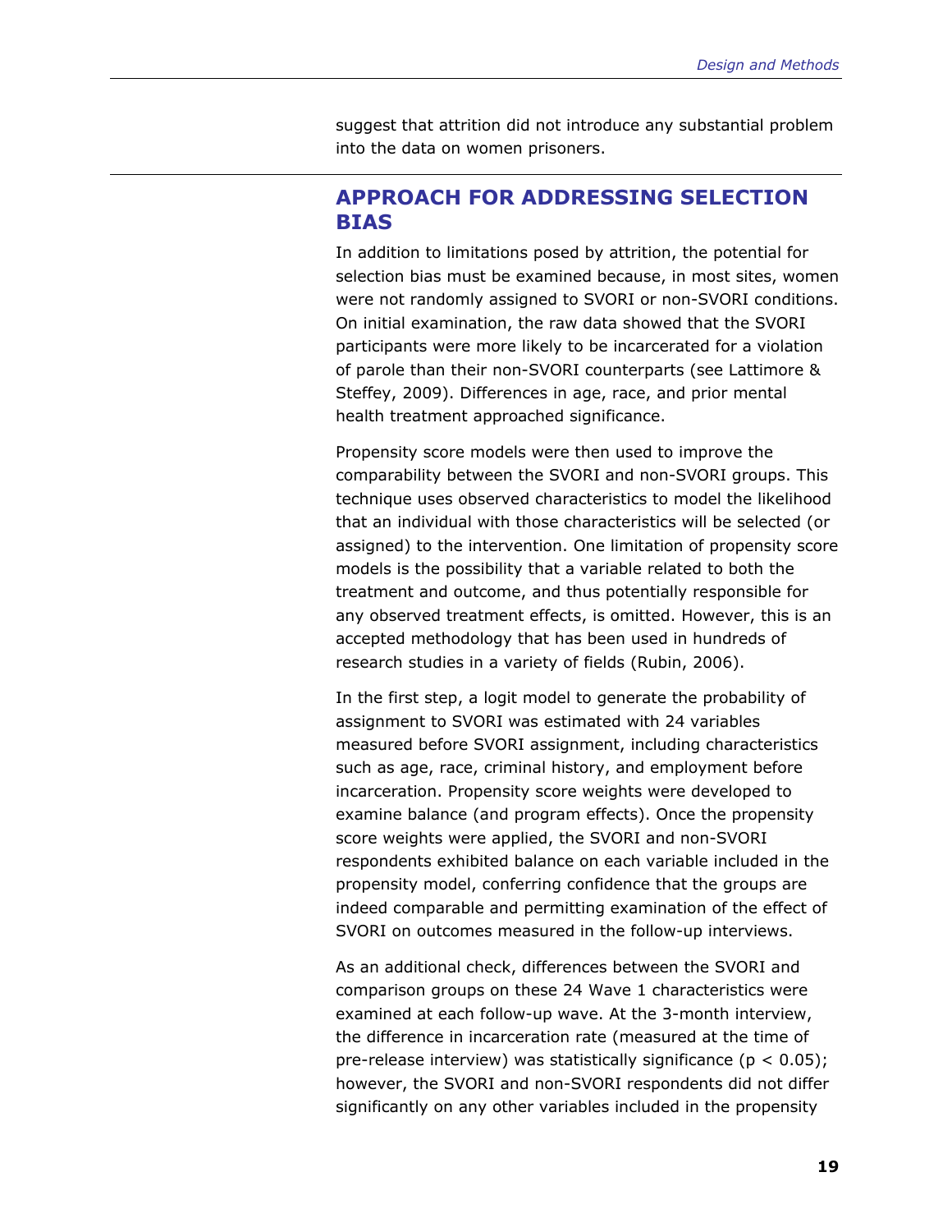suggest that attrition did not introduce any substantial problem into the data on women prisoners.

## APPROACH FOR ADDRESSING SELECTION BIAS

In addition to limitations posed by attrition, the potential for selection bias must be examined because, in most sites, women were not randomly assigned to SVORI or non-SVORI conditions. On initial examination, the raw data showed that the SVORI participants were more likely to be incarcerated for a violation of parole than their non-SVORI counterparts (see Lattimore & Steffey, 2009). Differences in age, race, and prior mental health treatment approached significance.

Propensity score models were then used to improve the comparability between the SVORI and non-SVORI groups. This technique uses observed characteristics to model the likelihood that an individual with those characteristics will be selected (or assigned) to the intervention. One limitation of propensity score models is the possibility that a variable related to both the treatment and outcome, and thus potentially responsible for any observed treatment effects, is omitted. However, this is an accepted methodology that has been used in hundreds of research studies in a variety of fields (Rubin, 2006).

In the first step, a logit model to generate the probability of assignment to SVORI was estimated with 24 variables measured before SVORI assignment, including characteristics such as age, race, criminal history, and employment before incarceration. Propensity score weights were developed to examine balance (and program effects). Once the propensity score weights were applied, the SVORI and non-SVORI respondents exhibited balance on each variable included in the propensity model, conferring confidence that the groups are indeed comparable and permitting examination of the effect of SVORI on outcomes measured in the follow-up interviews.

As an additional check, differences between the SVORI and comparison groups on these 24 Wave 1 characteristics were examined at each follow-up wave. At the 3-month interview, the difference in incarceration rate (measured at the time of pre-release interview) was statistically significance ($p < 0.05$); however, the SVORI and non-SVORI respondents did not differ significantly on any other variables included in the propensity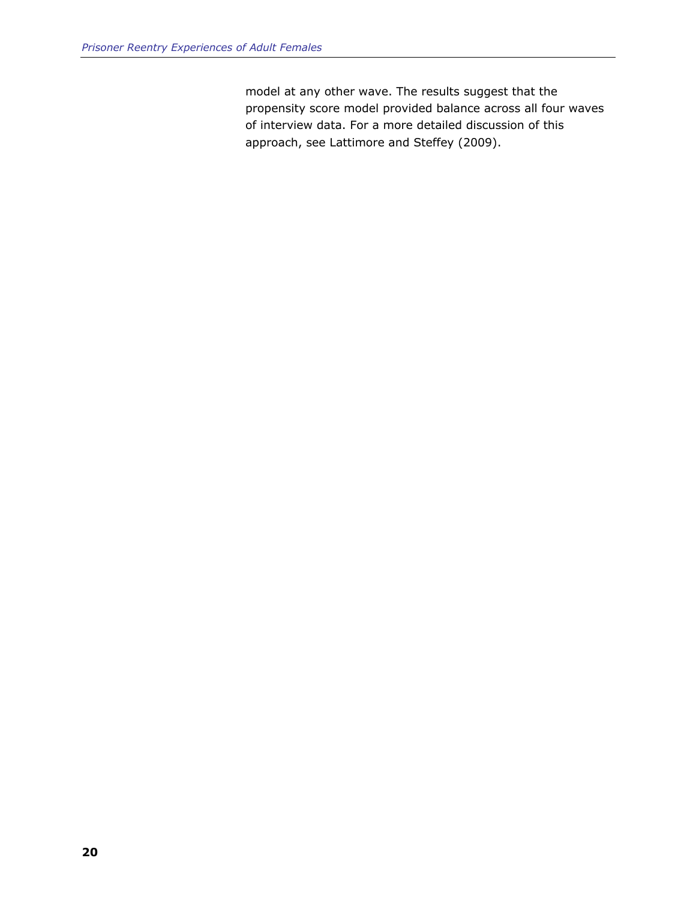model at any other wave. The results suggest that the propensity score model provided balance across all four waves of interview data. For a more detailed discussion of this approach, see Lattimore and Steffey (2009).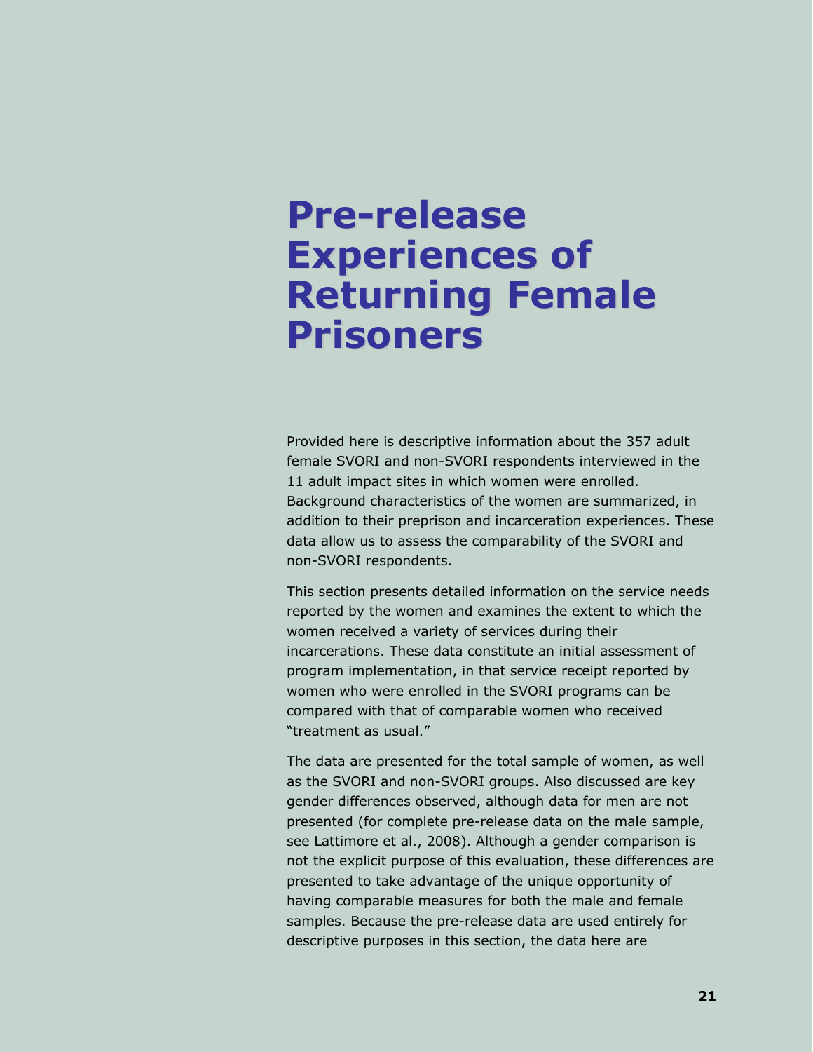# Pre-release Experiences of Returning Female Prisoners

Provided here is descriptive information about the 357 adult female SVORI and non-SVORI respondents interviewed in the 11 adult impact sites in which women were enrolled. Background characteristics of the women are summarized, in addition to their preprison and incarceration experiences. These data allow us to assess the comparability of the SVORI and non-SVORI respondents.

This section presents detailed information on the service needs reported by the women and examines the extent to which the women received a variety of services during their incarcerations. These data constitute an initial assessment of program implementation, in that service receipt reported by women who were enrolled in the SVORI programs can be compared with that of comparable women who received "treatment as usual."

The data are presented for the total sample of women, as well as the SVORI and non-SVORI groups. Also discussed are key gender differences observed, although data for men are not presented (for complete pre-release data on the male sample, see Lattimore et al., 2008). Although a gender comparison is not the explicit purpose of this evaluation, these differences are presented to take advantage of the unique opportunity of having comparable measures for both the male and female samples. Because the pre-release data are used entirely for descriptive purposes in this section, the data here are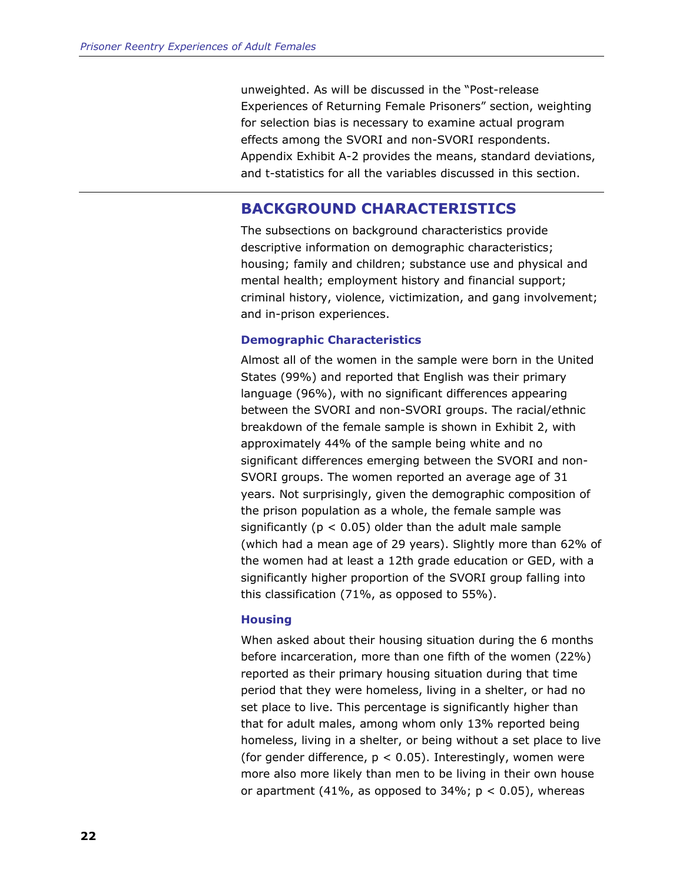unweighted. As will be discussed in the "Post-release Experiences of Returning Female Prisoners" section, weighting for selection bias is necessary to examine actual program effects among the SVORI and non-SVORI respondents. Appendix Exhibit A-2 provides the means, standard deviations, and t-statistics for all the variables discussed in this section.

## BACKGROUND CHARACTERISTICS

The subsections on background characteristics provide descriptive information on demographic characteristics; housing; family and children; substance use and physical and mental health; employment history and financial support; criminal history, violence, victimization, and gang involvement; and in-prison experiences.

### Demographic Characteristics

Almost all of the women in the sample were born in the United States (99%) and reported that English was their primary language (96%), with no significant differences appearing between the SVORI and non-SVORI groups. The racial/ethnic breakdown of the female sample is shown in Exhibit 2, with approximately 44% of the sample being white and no significant differences emerging between the SVORI and non-SVORI groups. The women reported an average age of 31 years. Not surprisingly, given the demographic composition of the prison population as a whole, the female sample was significantly ($p < 0.05$) older than the adult male sample (which had a mean age of 29 years). Slightly more than 62% of the women had at least a 12th grade education or GED, with a significantly higher proportion of the SVORI group falling into this classification (71%, as opposed to 55%).

### Housing

When asked about their housing situation during the 6 months before incarceration, more than one fifth of the women (22%) reported as their primary housing situation during that time period that they were homeless, living in a shelter, or had no set place to live. This percentage is significantly higher than that for adult males, among whom only 13% reported being homeless, living in a shelter, or being without a set place to live (for gender difference, $p < 0.05$). Interestingly, women were more also more likely than men to be living in their own house or apartment (41%, as opposed to 34%; $p < 0.05$), whereas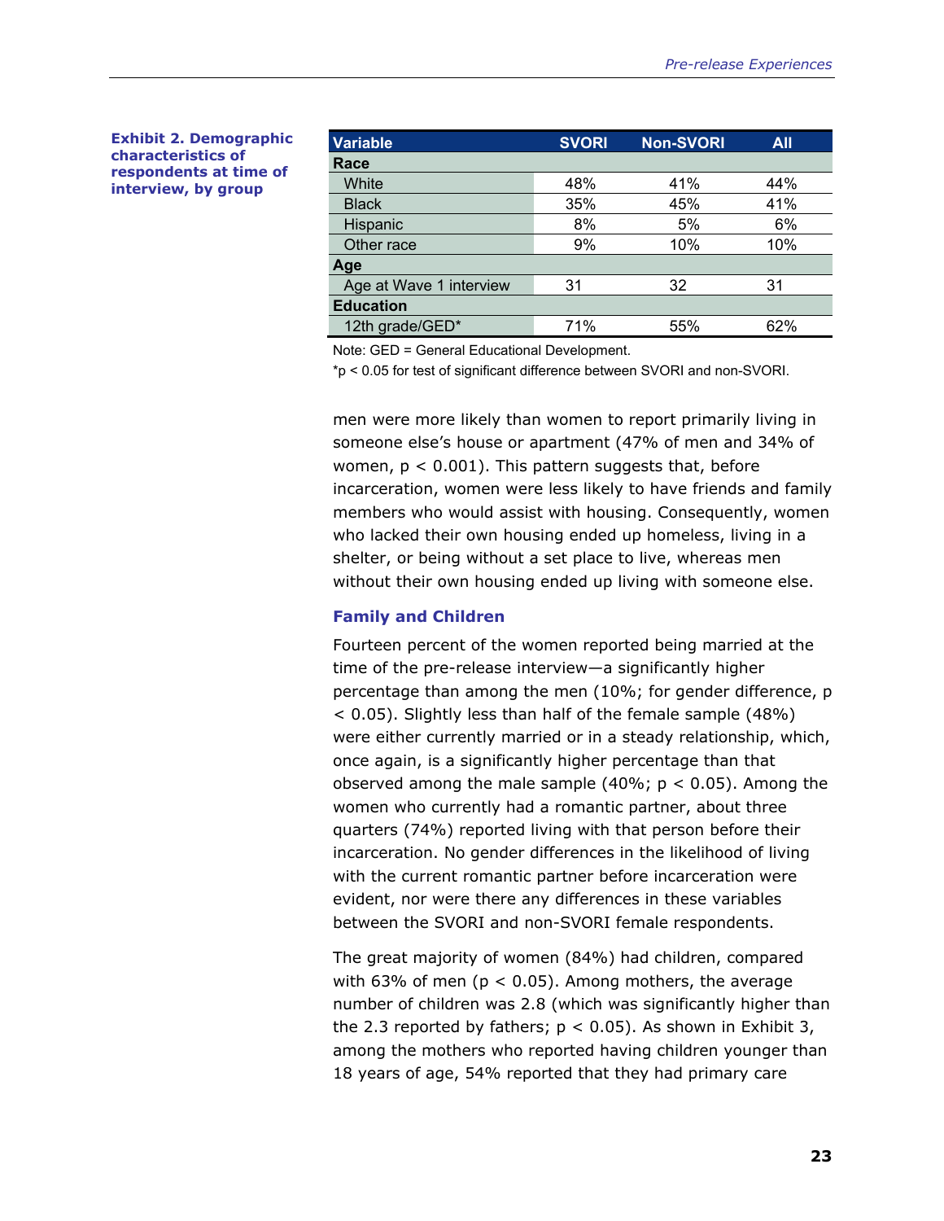**Exhibit 2. Demographic characteristics of respondents at time of interview, by group**

| Variable | SVORI | Non-SVORI | All |
|---|---|---|---|
| **Race** | | | |
| White | 48% | 41% | 44% |
| Black | 35% | 45% | 41% |
| Hispanic | 8% | 5% | 6% |
| Other race | 9% | 10% | 10% |
| **Age** | | | |
| Age at Wave 1 interview | 31 | 32 | 31 |
| **Education** | | | |
| 12th grade/GED* | 71% | 55% | 62% |

Note: GED = General Educational Development.

*$p < 0.05$ for test of significant difference between SVORI and non-SVORI.

men were more likely than women to report primarily living in someone else's house or apartment (47% of men and 34% of women, $p < 0.001$). This pattern suggests that, before incarceration, women were less likely to have friends and family members who would assist with housing. Consequently, women who lacked their own housing ended up homeless, living in a shelter, or being without a set place to live, whereas men without their own housing ended up living with someone else.

### Family and Children

Fourteen percent of the women reported being married at the time of the pre-release interview—a significantly higher percentage than among the men (10%; for gender difference, $p < 0.05$). Slightly less than half of the female sample (48%) were either currently married or in a steady relationship, which, once again, is a significantly higher percentage than that observed among the male sample (40%; $p < 0.05$). Among the women who currently had a romantic partner, about three quarters (74%) reported living with that person before their incarceration. No gender differences in the likelihood of living with the current romantic partner before incarceration were evident, nor were there any differences in these variables between the SVORI and non-SVORI female respondents.

The great majority of women (84%) had children, compared with 63% of men ($p < 0.05$). Among mothers, the average number of children was 2.8 (which was significantly higher than the 2.3 reported by fathers; $p < 0.05$). As shown in Exhibit 3, among the mothers who reported having children younger than 18 years of age, 54% reported that they had primary care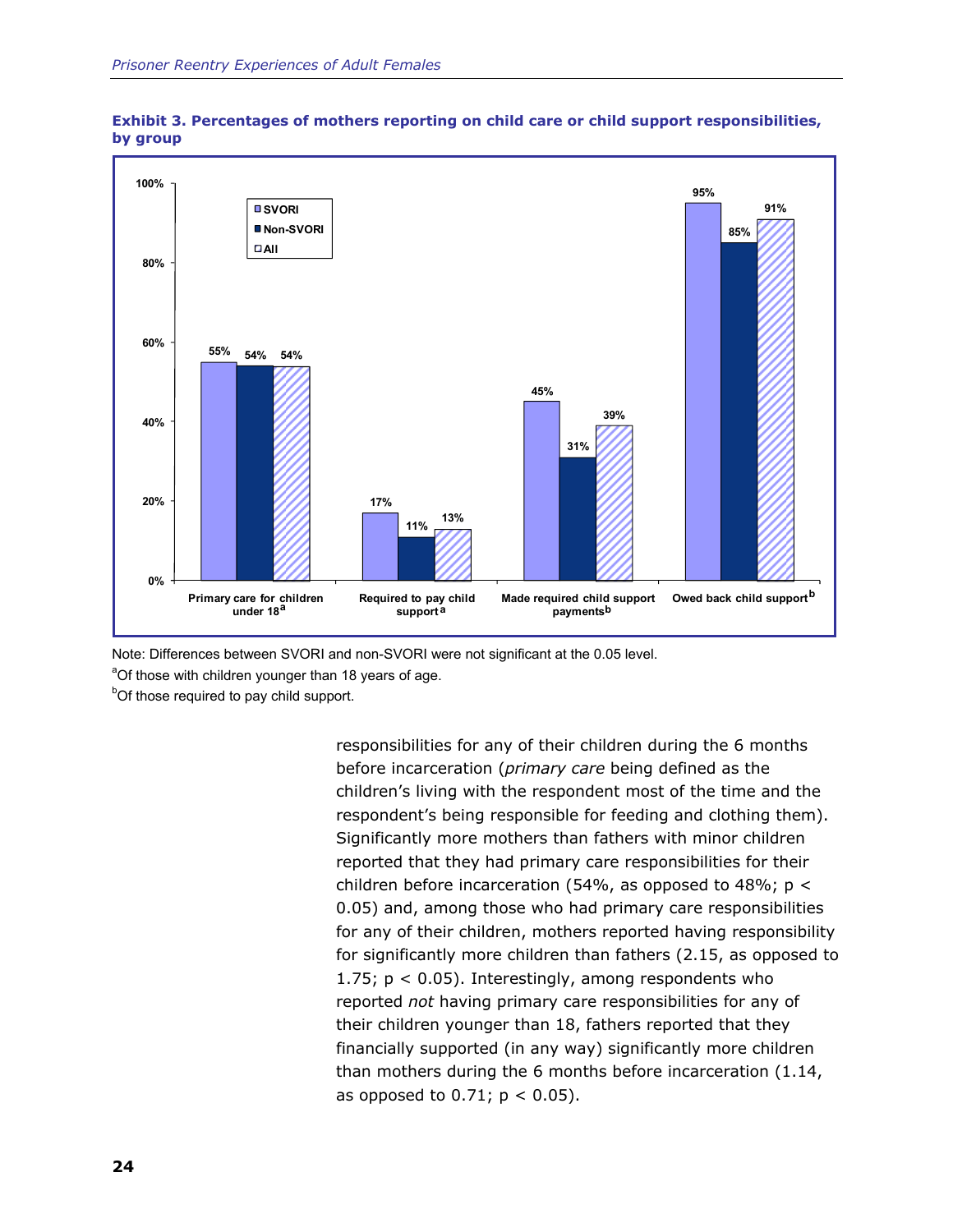**Exhibit 3. Percentages of mothers reporting on child care or child support responsibilities, by group**

| | SVORI | Non-SVORI | All |
|---|---|---|---|
| Primary care for children under 18[a] | 55% | 54% | 54% |
| Required to pay child support[a] | 17% | 11% | 13% |
| Made required child support payments[b] | 45% | 31% | 39% |
| Owed back child support[b] | 95% | 85% | 91% |

Note: Differences between SVORI and non-SVORI were not significant at the 0.05 level.

[a]Of those with children younger than 18 years of age.

[b]Of those required to pay child support.

responsibilities for any of their children during the 6 months before incarceration (*primary care* being defined as the children's living with the respondent most of the time and the respondent's being responsible for feeding and clothing them). Significantly more mothers than fathers with minor children reported that they had primary care responsibilities for their children before incarceration (54%, as opposed to 48%; $p < 0.05$) and, among those who had primary care responsibilities for any of their children, mothers reported having responsibility for significantly more children than fathers (2.15, as opposed to 1.75; $p < 0.05$). Interestingly, among respondents who reported *not* having primary care responsibilities for any of their children younger than 18, fathers reported that they financially supported (in any way) significantly more children than mothers during the 6 months before incarceration (1.14, as opposed to 0.71; $p < 0.05$).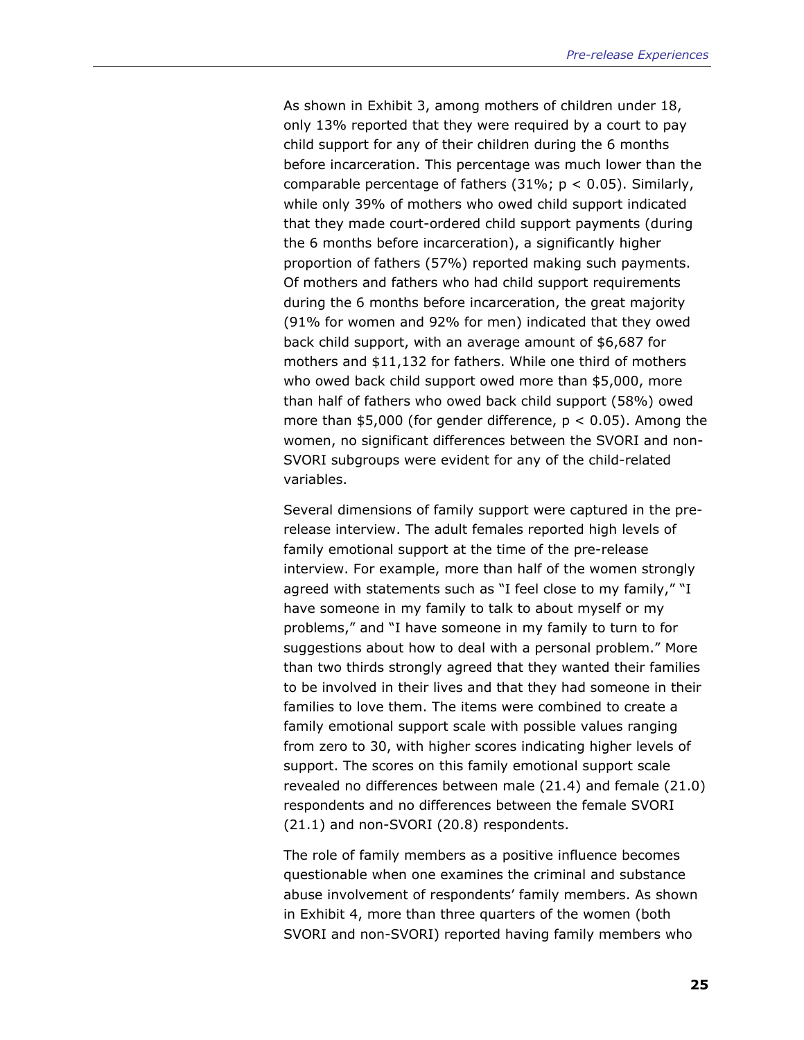As shown in Exhibit 3, among mothers of children under 18, only 13% reported that they were required by a court to pay child support for any of their children during the 6 months before incarceration. This percentage was much lower than the comparable percentage of fathers (31%; $p < 0.05$). Similarly, while only 39% of mothers who owed child support indicated that they made court-ordered child support payments (during the 6 months before incarceration), a significantly higher proportion of fathers (57%) reported making such payments. Of mothers and fathers who had child support requirements during the 6 months before incarceration, the great majority (91% for women and 92% for men) indicated that they owed back child support, with an average amount of $6,687 for mothers and $11,132 for fathers. While one third of mothers who owed back child support owed more than $5,000, more than half of fathers who owed back child support (58%) owed more than $5,000 (for gender difference, $p < 0.05$). Among the women, no significant differences between the SVORI and non-SVORI subgroups were evident for any of the child-related variables.

Several dimensions of family support were captured in the pre-release interview. The adult females reported high levels of family emotional support at the time of the pre-release interview. For example, more than half of the women strongly agreed with statements such as “I feel close to my family,” “I have someone in my family to talk to about myself or my problems,” and “I have someone in my family to turn to for suggestions about how to deal with a personal problem.” More than two thirds strongly agreed that they wanted their families to be involved in their lives and that they had someone in their families to love them. The items were combined to create a family emotional support scale with possible values ranging from zero to 30, with higher scores indicating higher levels of support. The scores on this family emotional support scale revealed no differences between male (21.4) and female (21.0) respondents and no differences between the female SVORI (21.1) and non-SVORI (20.8) respondents.

The role of family members as a positive influence becomes questionable when one examines the criminal and substance abuse involvement of respondents’ family members. As shown in Exhibit 4, more than three quarters of the women (both SVORI and non-SVORI) reported having family members who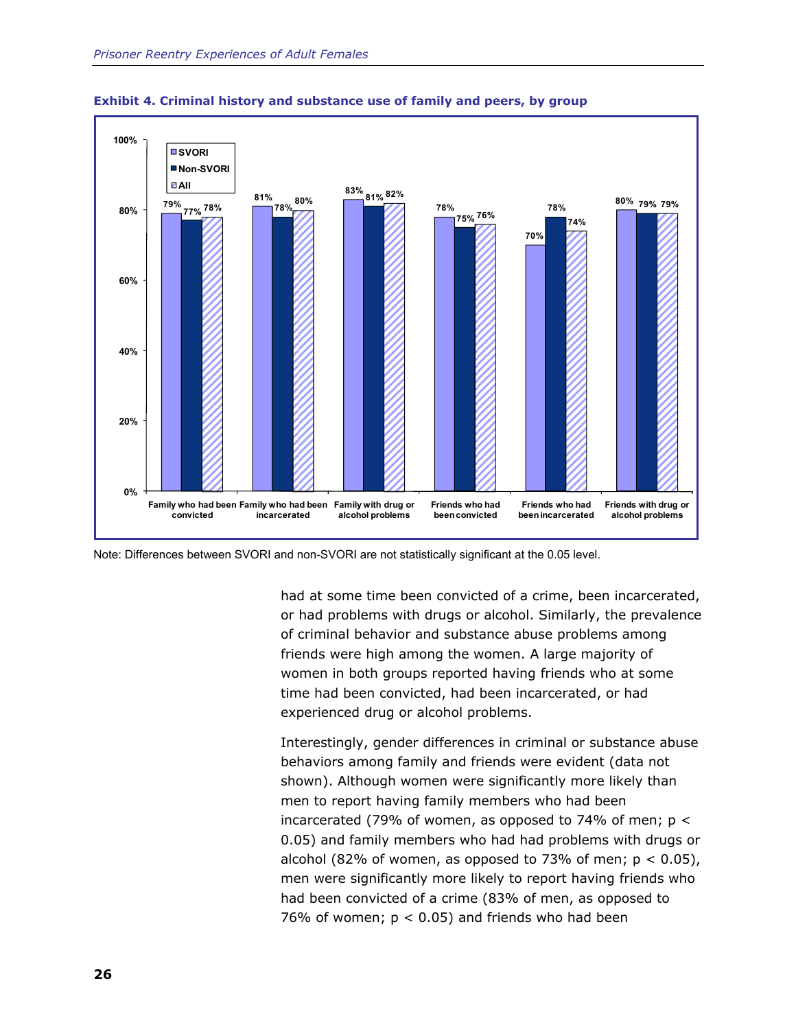**Exhibit 4. Criminal history and substance use of family and peers, by group**

| | SVORI | Non-SVORI | All |
|---|---|---|---|
| Family who had been convicted | 79% | 77% | 78% |
| Family who had been incarcerated | 81% | 78% | 80% |
| Family with drug or alcohol problems | 83% | 81% | 82% |
| Friends who had been convicted | 78% | 75% | 76% |
| Friends who had been incarcerated | 70% | 78% | 74% |
| Friends with drug or alcohol problems | 80% | 79% | 79% |

Note: Differences between SVORI and non-SVORI are not statistically significant at the 0.05 level.

had at some time been convicted of a crime, been incarcerated, or had problems with drugs or alcohol. Similarly, the prevalence of criminal behavior and substance abuse problems among friends were high among the women. A large majority of women in both groups reported having friends who at some time had been convicted, had been incarcerated, or had experienced drug or alcohol problems.

Interestingly, gender differences in criminal or substance abuse behaviors among family and friends were evident (data not shown). Although women were significantly more likely than men to report having family members who had been incarcerated (79% of women, as opposed to 74% of men; $p < 0.05$) and family members who had had problems with drugs or alcohol (82% of women, as opposed to 73% of men; $p < 0.05$), men were significantly more likely to report having friends who had been convicted of a crime (83% of men, as opposed to 76% of women; $p < 0.05$) and friends who had been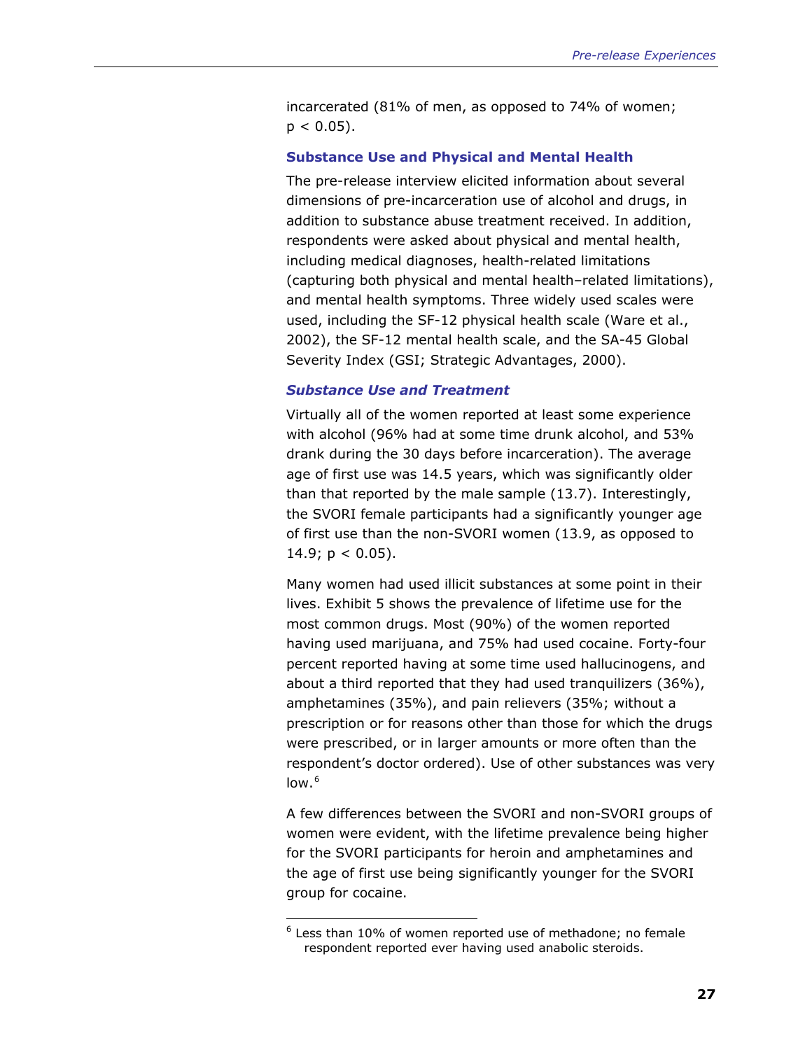incarcerated (81% of men, as opposed to 74% of women; $p < 0.05$).

### Substance Use and Physical and Mental Health

The pre-release interview elicited information about several dimensions of pre-incarceration use of alcohol and drugs, in addition to substance abuse treatment received. In addition, respondents were asked about physical and mental health, including medical diagnoses, health-related limitations (capturing both physical and mental health–related limitations), and mental health symptoms. Three widely used scales were used, including the SF-12 physical health scale (Ware et al., 2002), the SF-12 mental health scale, and the SA-45 Global Severity Index (GSI; Strategic Advantages, 2000).

#### *Substance Use and Treatment*

Virtually all of the women reported at least some experience with alcohol (96% had at some time drunk alcohol, and 53% drank during the 30 days before incarceration). The average age of first use was 14.5 years, which was significantly older than that reported by the male sample (13.7). Interestingly, the SVORI female participants had a significantly younger age of first use than the non-SVORI women (13.9, as opposed to 14.9; $p < 0.05$).

Many women had used illicit substances at some point in their lives. Exhibit 5 shows the prevalence of lifetime use for the most common drugs. Most (90%) of the women reported having used marijuana, and 75% had used cocaine. Forty-four percent reported having at some time used hallucinogens, and about a third reported that they had used tranquilizers (36%), amphetamines (35%), and pain relievers (35%; without a prescription or for reasons other than those for which the drugs were prescribed, or in larger amounts or more often than the respondent's doctor ordered). Use of other substances was very low.[6]

A few differences between the SVORI and non-SVORI groups of women were evident, with the lifetime prevalence being higher for the SVORI participants for heroin and amphetamines and the age of first use being significantly younger for the SVORI group for cocaine.

---

[6] Less than 10% of women reported use of methadone; no female respondent reported ever having used anabolic steroids.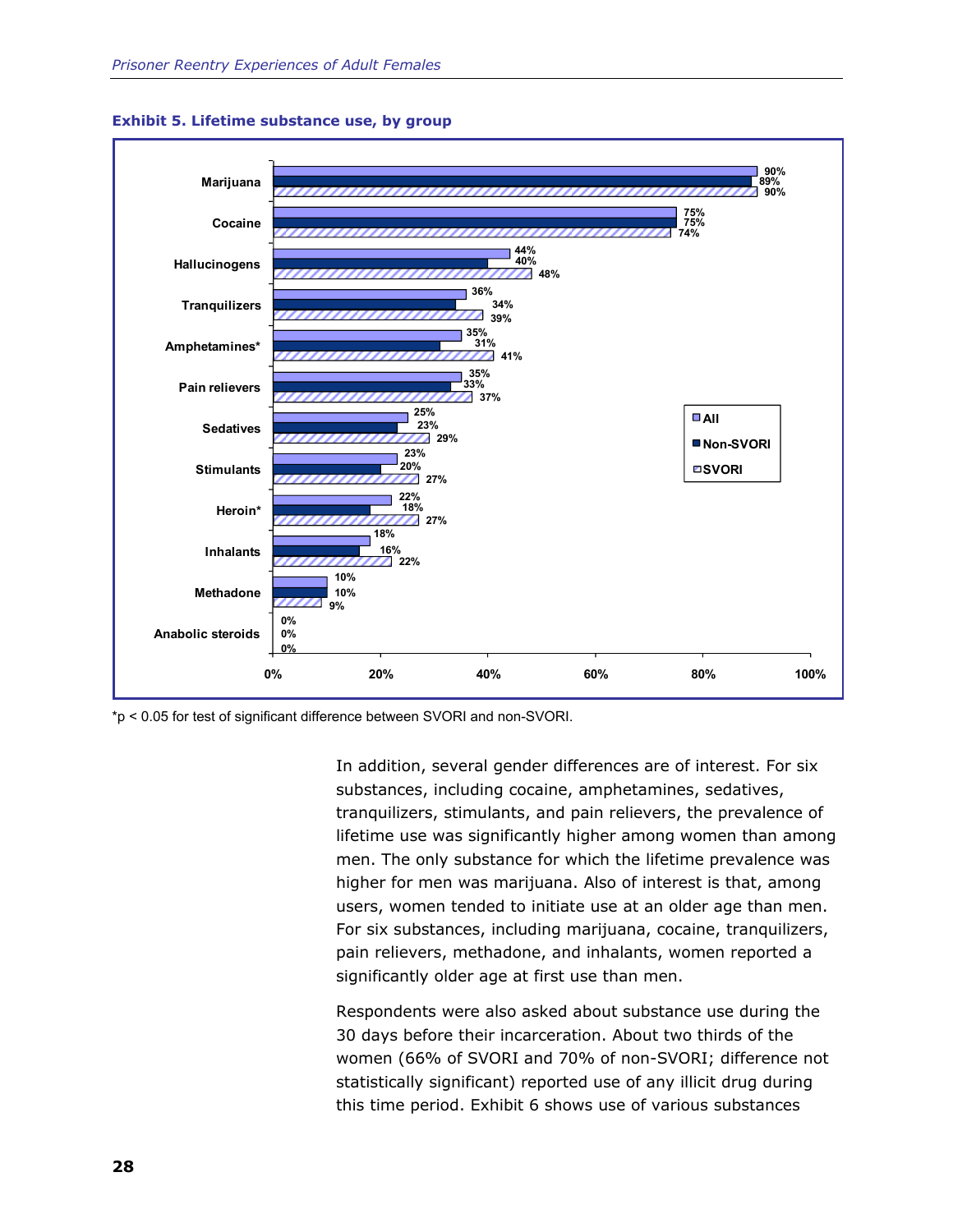**Exhibit 5. Lifetime substance use, by group**

| Substance | All | Non-SVORI | SVORI |
| --- | --- | --- | --- |
| Marijuana | 90% | 89% | 90% |
| Cocaine | 75% | 75% | 74% |
| Hallucinogens | 44% | 40% | 48% |
| Tranquilizers | 36% | 34% | 39% |
| Amphetamines* | 35% | 31% | 41% |
| Pain relievers | 35% | 33% | 37% |
| Sedatives | 25% | 23% | 29% |
| Stimulants | 23% | 20% | 27% |
| Heroin* | 22% | 18% | 27% |
| Inhalants | 18% | 16% | 22% |
| Methadone | 10% | 10% | 9% |
| Anabolic steroids | 0% | 0% | 0% |

*p < 0.05 for test of significant difference between SVORI and non-SVORI.

In addition, several gender differences are of interest. For six substances, including cocaine, amphetamines, sedatives, tranquilizers, stimulants, and pain relievers, the prevalence of lifetime use was significantly higher among women than among men. The only substance for which the lifetime prevalence was higher for men was marijuana. Also of interest is that, among users, women tended to initiate use at an older age than men. For six substances, including marijuana, cocaine, tranquilizers, pain relievers, methadone, and inhalants, women reported a significantly older age at first use than men.

Respondents were also asked about substance use during the 30 days before their incarceration. About two thirds of the women (66% of SVORI and 70% of non-SVORI; difference not statistically significant) reported use of any illicit drug during this time period. Exhibit 6 shows use of various substances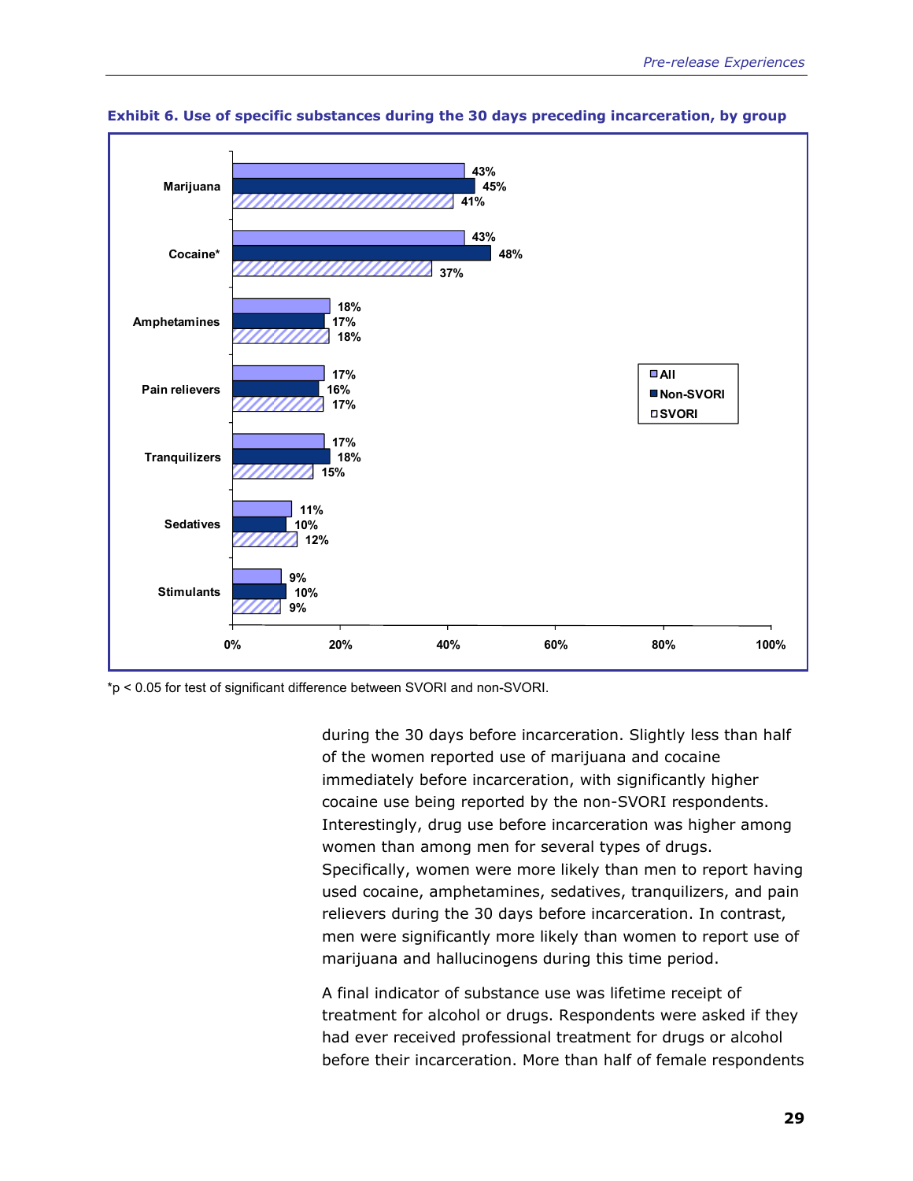**Exhibit 6. Use of specific substances during the 30 days preceding incarceration, by group**

| Substance | All | Non-SVORI | SVORI |
|---|---|---|---|
| Marijuana | 43% | 45% | 41% |
| Cocaine* | 43% | 48% | 37% |
| Amphetamines | 18% | 17% | 18% |
| Pain relievers | 17% | 16% | 17% |
| Tranquilizers | 17% | 18% | 15% |
| Sedatives | 11% | 10% | 12% |
| Stimulants | 9% | 10% | 9% |

*$p < 0.05$ for test of significant difference between SVORI and non-SVORI.

during the 30 days before incarceration. Slightly less than half of the women reported use of marijuana and cocaine immediately before incarceration, with significantly higher cocaine use being reported by the non-SVORI respondents. Interestingly, drug use before incarceration was higher among women than among men for several types of drugs. Specifically, women were more likely than men to report having used cocaine, amphetamines, sedatives, tranquilizers, and pain relievers during the 30 days before incarceration. In contrast, men were significantly more likely than women to report use of marijuana and hallucinogens during this time period.

A final indicator of substance use was lifetime receipt of treatment for alcohol or drugs. Respondents were asked if they had ever received professional treatment for drugs or alcohol before their incarceration. More than half of female respondents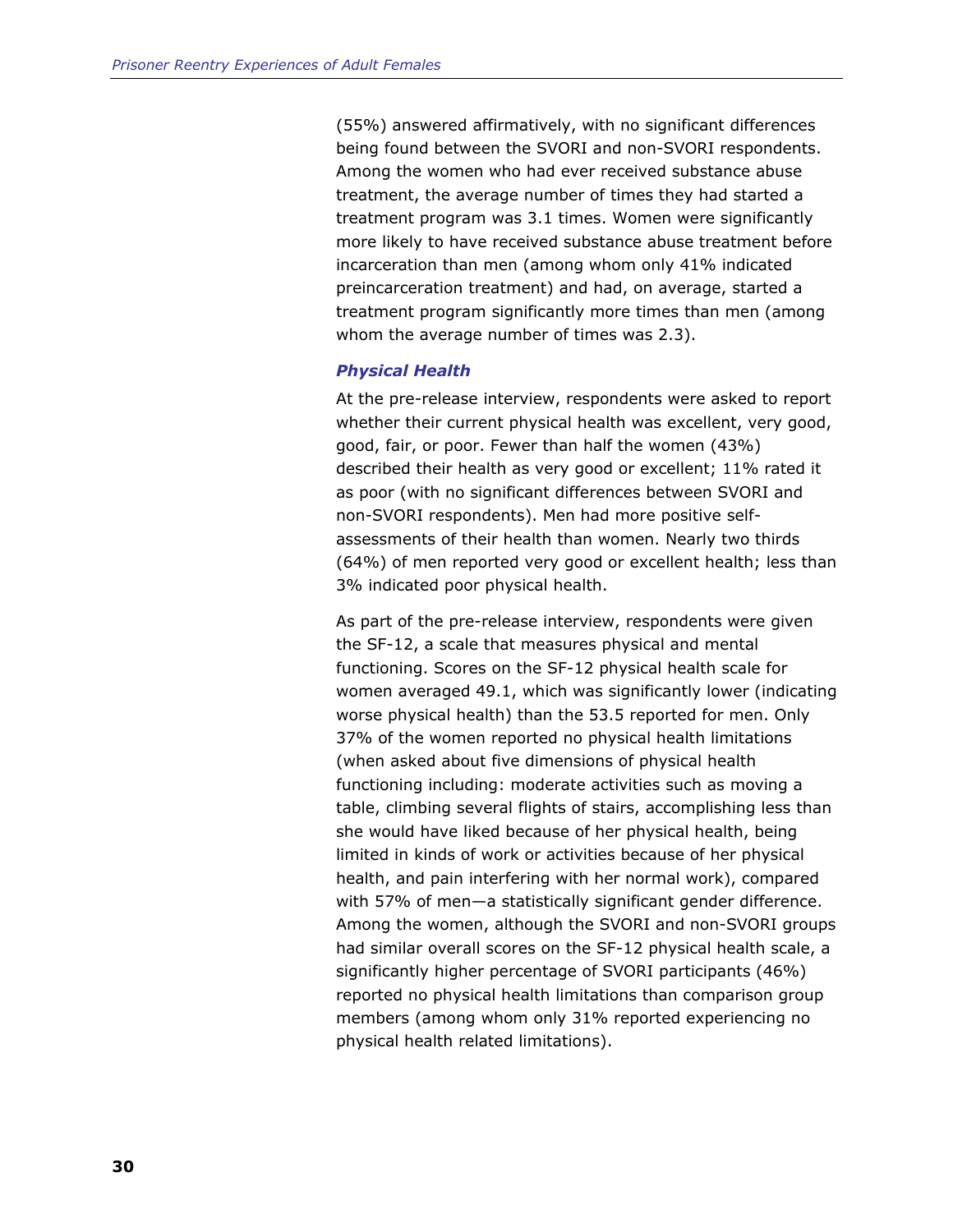(55%) answered affirmatively, with no significant differences being found between the SVORI and non-SVORI respondents. Among the women who had ever received substance abuse treatment, the average number of times they had started a treatment program was 3.1 times. Women were significantly more likely to have received substance abuse treatment before incarceration than men (among whom only 41% indicated preincarceration treatment) and had, on average, started a treatment program significantly more times than men (among whom the average number of times was 2.3).

### *Physical Health*

At the pre-release interview, respondents were asked to report whether their current physical health was excellent, very good, good, fair, or poor. Fewer than half the women (43%) described their health as very good or excellent; 11% rated it as poor (with no significant differences between SVORI and non-SVORI respondents). Men had more positive self-assessments of their health than women. Nearly two thirds (64%) of men reported very good or excellent health; less than 3% indicated poor physical health.

As part of the pre-release interview, respondents were given the SF-12, a scale that measures physical and mental functioning. Scores on the SF-12 physical health scale for women averaged 49.1, which was significantly lower (indicating worse physical health) than the 53.5 reported for men. Only 37% of the women reported no physical health limitations (when asked about five dimensions of physical health functioning including: moderate activities such as moving a table, climbing several flights of stairs, accomplishing less than she would have liked because of her physical health, being limited in kinds of work or activities because of her physical health, and pain interfering with her normal work), compared with 57% of men—a statistically significant gender difference. Among the women, although the SVORI and non-SVORI groups had similar overall scores on the SF-12 physical health scale, a significantly higher percentage of SVORI participants (46%) reported no physical health limitations than comparison group members (among whom only 31% reported experiencing no physical health related limitations).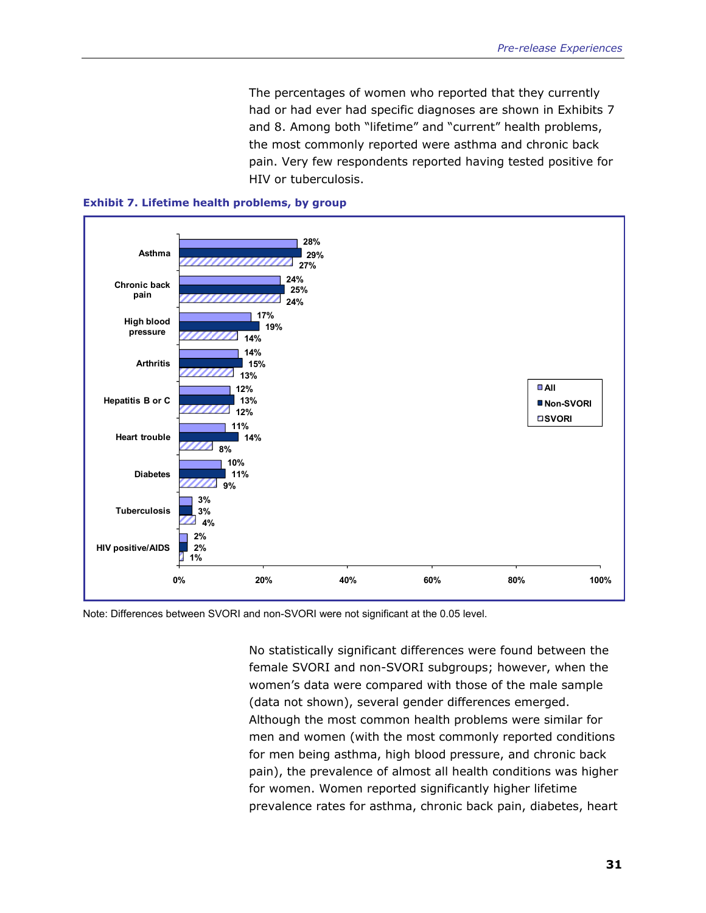The percentages of women who reported that they currently had or had ever had specific diagnoses are shown in Exhibits 7 and 8. Among both "lifetime" and "current" health problems, the most commonly reported were asthma and chronic back pain. Very few respondents reported having tested positive for HIV or tuberculosis.

**Exhibit 7. Lifetime health problems, by group**

| | All | Non-SVORI | SVORI |
|---|---|---|---|
| Asthma | 28% | 29% | 27% |
| Chronic back pain | 24% | 25% | 24% |
| High blood pressure | 17% | 19% | 14% |
| Arthritis | 14% | 15% | 13% |
| Hepatitis B or C | 12% | 13% | 12% |
| Heart trouble | 11% | 14% | 8% |
| Diabetes | 10% | 11% | 9% |
| Tuberculosis | 3% | 3% | 4% |
| HIV positive/AIDS | 2% | 2% | 1% |

Note: Differences between SVORI and non-SVORI were not significant at the 0.05 level.

No statistically significant differences were found between the female SVORI and non-SVORI subgroups; however, when the women's data were compared with those of the male sample (data not shown), several gender differences emerged. Although the most common health problems were similar for men and women (with the most commonly reported conditions for men being asthma, high blood pressure, and chronic back pain), the prevalence of almost all health conditions was higher for women. Women reported significantly higher lifetime prevalence rates for asthma, chronic back pain, diabetes, heart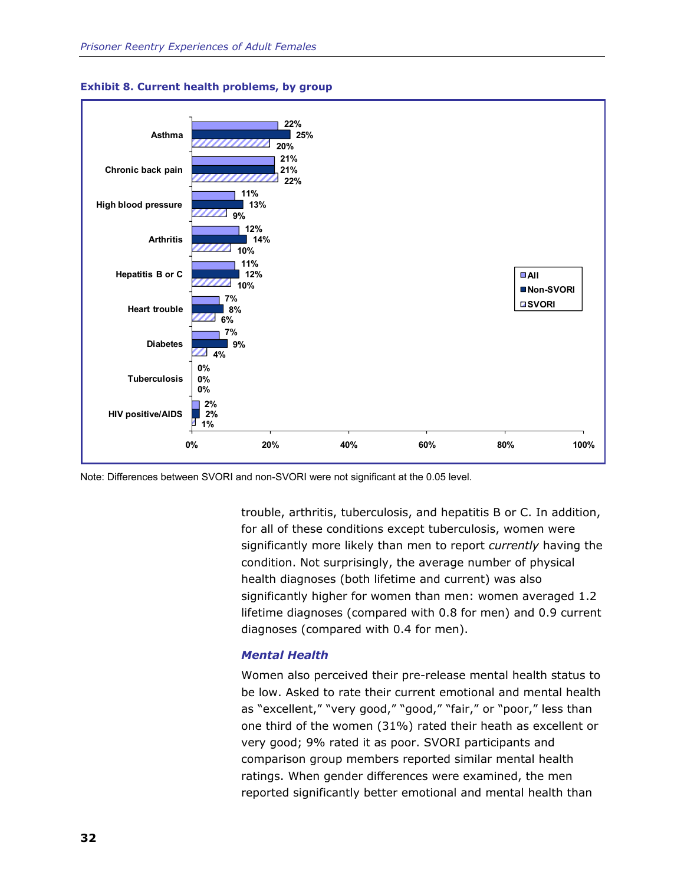**Exhibit 8. Current health problems, by group**

| Condition | All | Non-SVORI | SVORI |
|---|---|---|---|
| Asthma | 22% | 25% | 20% |
| Chronic back pain | 21% | 21% | 22% |
| High blood pressure | 11% | 13% | 9% |
| Arthritis | 12% | 14% | 10% |
| Hepatitis B or C | 11% | 12% | 10% |
| Heart trouble | 7% | 8% | 6% |
| Diabetes | 7% | 9% | 4% |
| Tuberculosis | 0% | 0% | 0% |
| HIV positive/AIDS | 2% | 2% | 1% |

Note: Differences between SVORI and non-SVORI were not significant at the 0.05 level.

trouble, arthritis, tuberculosis, and hepatitis B or C. In addition, for all of these conditions except tuberculosis, women were significantly more likely than men to report *currently* having the condition. Not surprisingly, the average number of physical health diagnoses (both lifetime and current) was also significantly higher for women than men: women averaged 1.2 lifetime diagnoses (compared with 0.8 for men) and 0.9 current diagnoses (compared with 0.4 for men).

### *Mental Health*

Women also perceived their pre-release mental health status to be low. Asked to rate their current emotional and mental health as "excellent," "very good," "good," "fair," or "poor," less than one third of the women (31%) rated their heath as excellent or very good; 9% rated it as poor. SVORI participants and comparison group members reported similar mental health ratings. When gender differences were examined, the men reported significantly better emotional and mental health than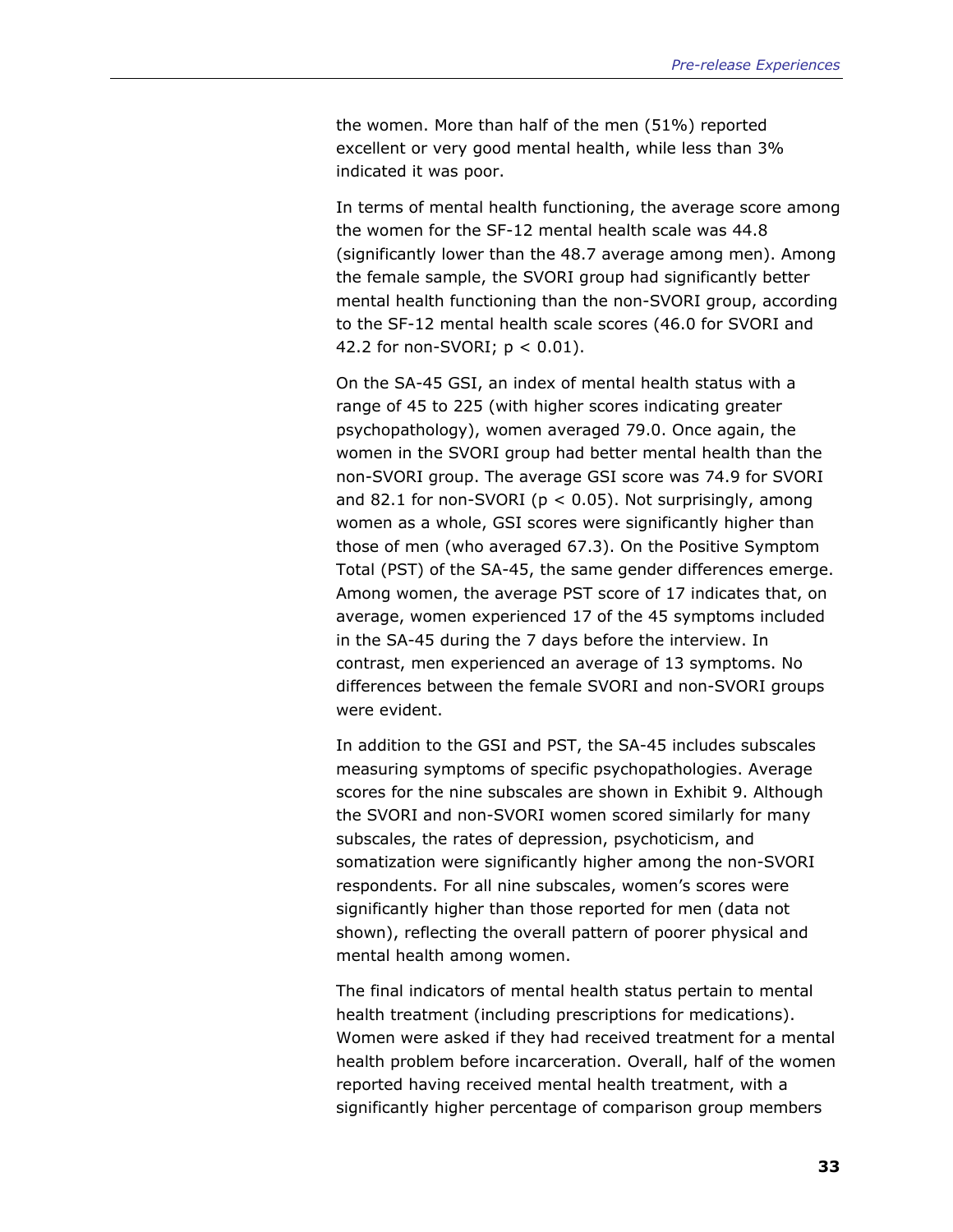the women. More than half of the men (51%) reported excellent or very good mental health, while less than 3% indicated it was poor.

In terms of mental health functioning, the average score among the women for the SF-12 mental health scale was 44.8 (significantly lower than the 48.7 average among men). Among the female sample, the SVORI group had significantly better mental health functioning than the non-SVORI group, according to the SF-12 mental health scale scores (46.0 for SVORI and 42.2 for non-SVORI; $p < 0.01$).

On the SA-45 GSI, an index of mental health status with a range of 45 to 225 (with higher scores indicating greater psychopathology), women averaged 79.0. Once again, the women in the SVORI group had better mental health than the non-SVORI group. The average GSI score was 74.9 for SVORI and 82.1 for non-SVORI ($p < 0.05$). Not surprisingly, among women as a whole, GSI scores were significantly higher than those of men (who averaged 67.3). On the Positive Symptom Total (PST) of the SA-45, the same gender differences emerge. Among women, the average PST score of 17 indicates that, on average, women experienced 17 of the 45 symptoms included in the SA-45 during the 7 days before the interview. In contrast, men experienced an average of 13 symptoms. No differences between the female SVORI and non-SVORI groups were evident.

In addition to the GSI and PST, the SA-45 includes subscales measuring symptoms of specific psychopathologies. Average scores for the nine subscales are shown in Exhibit 9. Although the SVORI and non-SVORI women scored similarly for many subscales, the rates of depression, psychoticism, and somatization were significantly higher among the non-SVORI respondents. For all nine subscales, women's scores were significantly higher than those reported for men (data not shown), reflecting the overall pattern of poorer physical and mental health among women.

The final indicators of mental health status pertain to mental health treatment (including prescriptions for medications). Women were asked if they had received treatment for a mental health problem before incarceration. Overall, half of the women reported having received mental health treatment, with a significantly higher percentage of comparison group members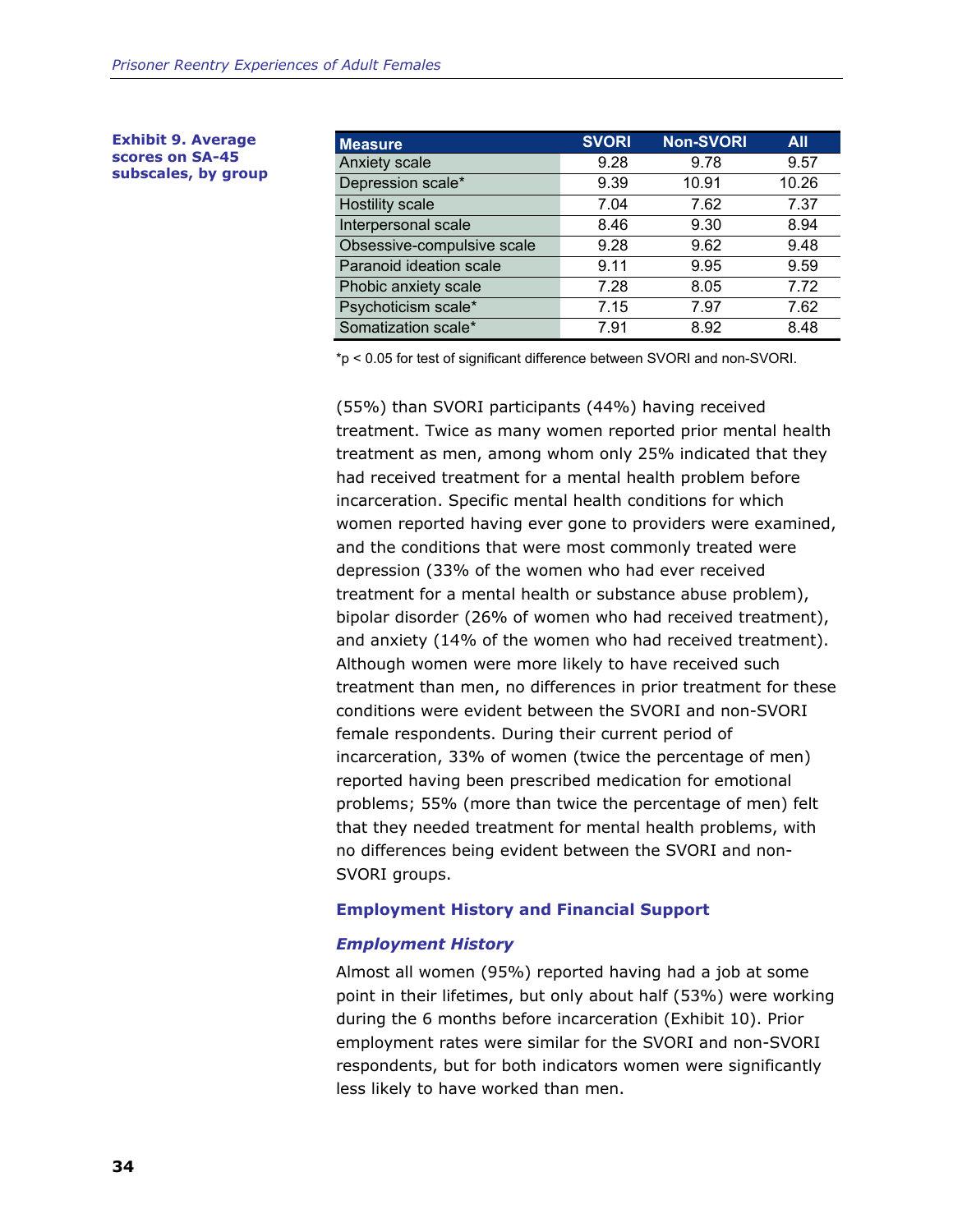**Exhibit 9. Average scores on SA-45 subscales, by group**

| Measure | SVORI | Non-SVORI | All |
|---|---|---|---|
| Anxiety scale | 9.28 | 9.78 | 9.57 |
| Depression scale* | 9.39 | 10.91 | 10.26 |
| Hostility scale | 7.04 | 7.62 | 7.37 |
| Interpersonal scale | 8.46 | 9.30 | 8.94 |
| Obsessive-compulsive scale | 9.28 | 9.62 | 9.48 |
| Paranoid ideation scale | 9.11 | 9.95 | 9.59 |
| Phobic anxiety scale | 7.28 | 8.05 | 7.72 |
| Psychoticism scale* | 7.15 | 7.97 | 7.62 |
| Somatization scale* | 7.91 | 8.92 | 8.48 |

*$p < 0.05$ for test of significant difference between SVORI and non-SVORI.

(55%) than SVORI participants (44%) having received treatment. Twice as many women reported prior mental health treatment as men, among whom only 25% indicated that they had received treatment for a mental health problem before incarceration. Specific mental health conditions for which women reported having ever gone to providers were examined, and the conditions that were most commonly treated were depression (33% of the women who had ever received treatment for a mental health or substance abuse problem), bipolar disorder (26% of women who had received treatment), and anxiety (14% of the women who had received treatment). Although women were more likely to have received such treatment than men, no differences in prior treatment for these conditions were evident between the SVORI and non-SVORI female respondents. During their current period of incarceration, 33% of women (twice the percentage of men) reported having been prescribed medication for emotional problems; 55% (more than twice the percentage of men) felt that they needed treatment for mental health problems, with no differences being evident between the SVORI and non-SVORI groups.

## Employment History and Financial Support

### *Employment History*

Almost all women (95%) reported having had a job at some point in their lifetimes, but only about half (53%) were working during the 6 months before incarceration (Exhibit 10). Prior employment rates were similar for the SVORI and non-SVORI respondents, but for both indicators women were significantly less likely to have worked than men.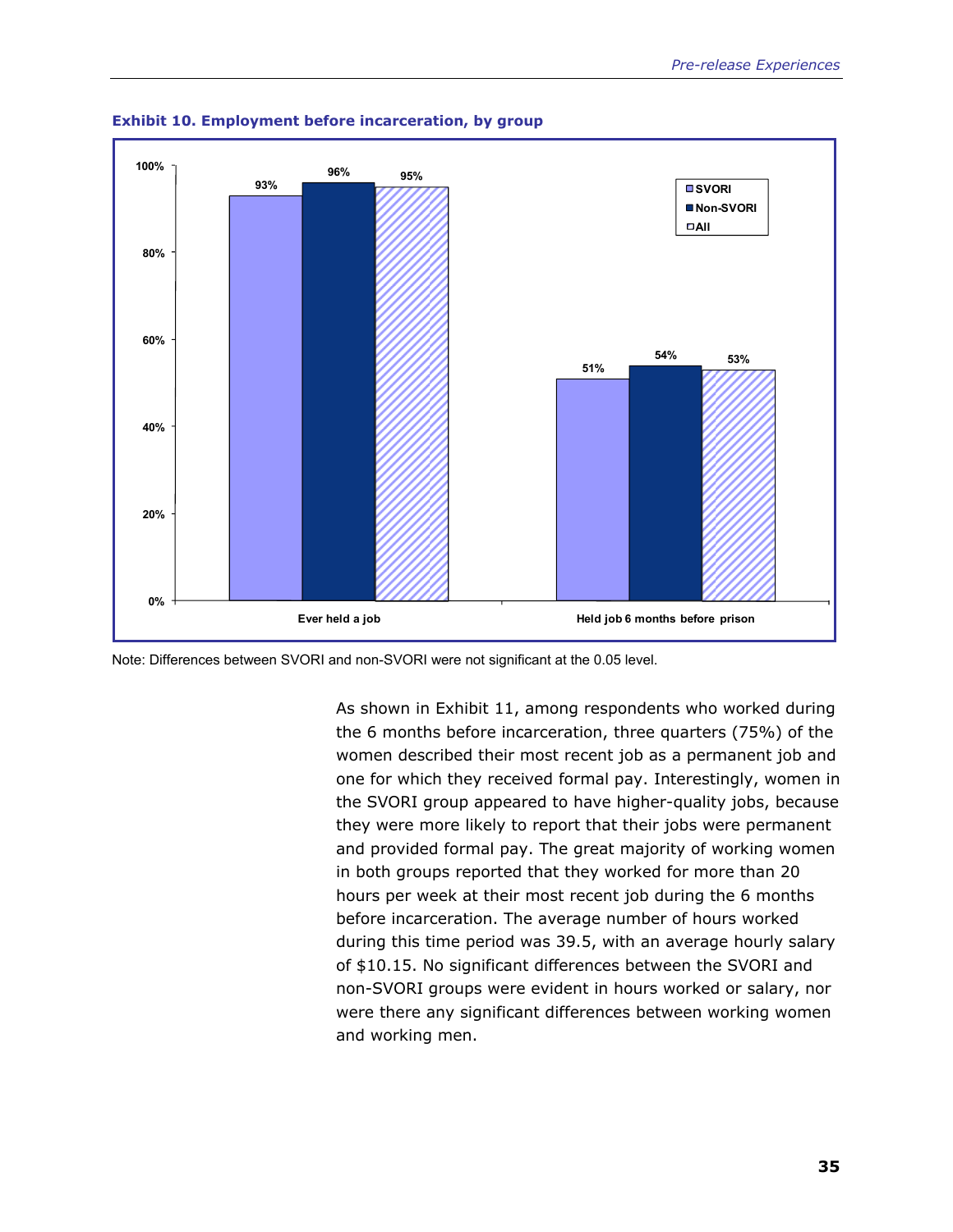**Exhibit 10. Employment before incarceration, by group**

| | SVORI | Non-SVORI | All |
|---|---|---|---|
| Ever held a job | 93% | 96% | 95% |
| Held job 6 months before prison | 51% | 54% | 53% |

Note: Differences between SVORI and non-SVORI were not significant at the 0.05 level.

As shown in Exhibit 11, among respondents who worked during the 6 months before incarceration, three quarters (75%) of the women described their most recent job as a permanent job and one for which they received formal pay. Interestingly, women in the SVORI group appeared to have higher-quality jobs, because they were more likely to report that their jobs were permanent and provided formal pay. The great majority of working women in both groups reported that they worked for more than 20 hours per week at their most recent job during the 6 months before incarceration. The average number of hours worked during this time period was 39.5, with an average hourly salary of $10.15. No significant differences between the SVORI and non-SVORI groups were evident in hours worked or salary, nor were there any significant differences between working women and working men.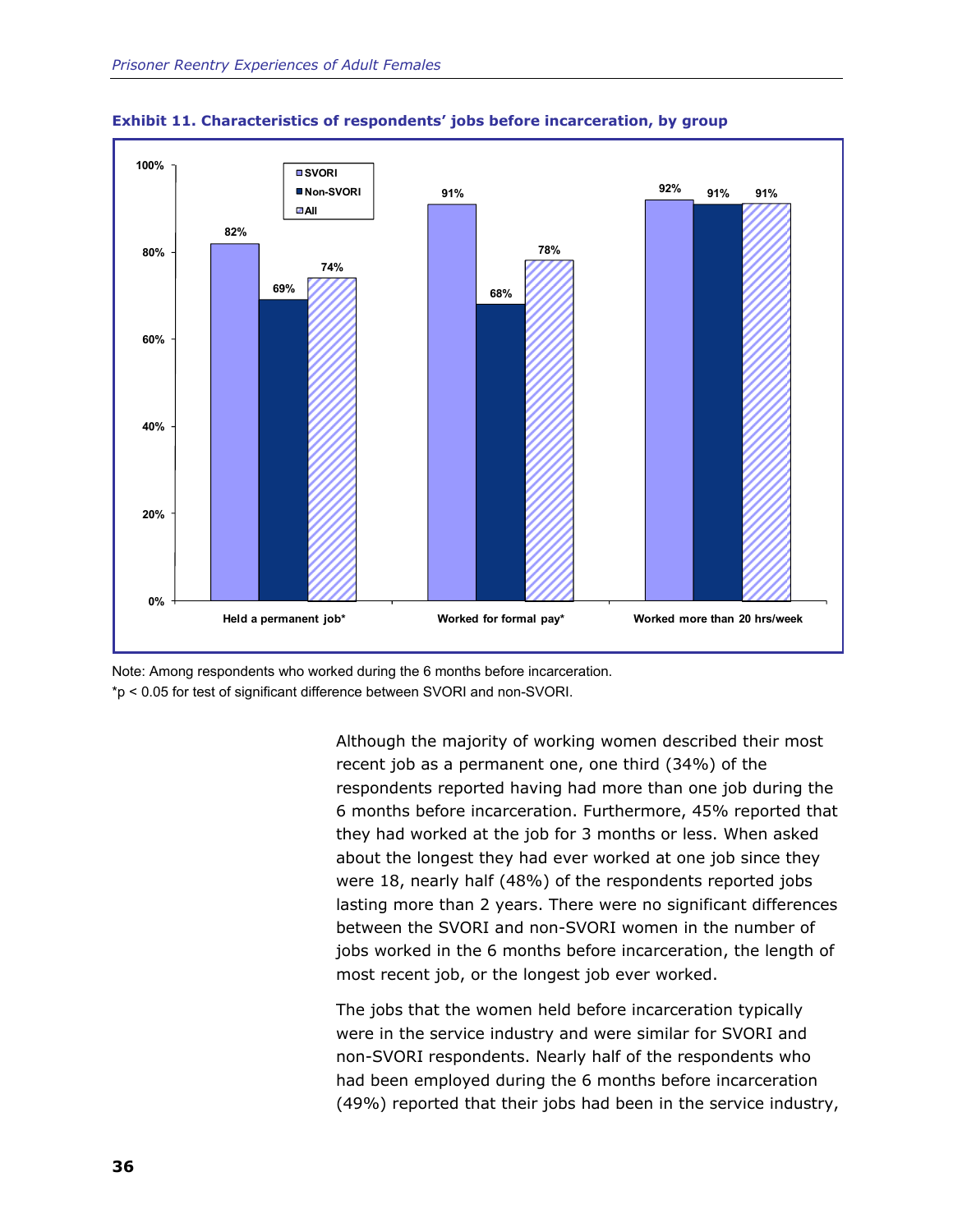**Exhibit 11. Characteristics of respondents' jobs before incarceration, by group**

| | SVORI | Non-SVORI | All |
|---|---|---|---|
| Held a permanent job* | 82% | 69% | 74% |
| Worked for formal pay* | 91% | 68% | 78% |
| Worked more than 20 hrs/week | 92% | 91% | 91% |

Note: Among respondents who worked during the 6 months before incarceration.
*$p < 0.05$ for test of significant difference between SVORI and non-SVORI.

Although the majority of working women described their most recent job as a permanent one, one third (34%) of the respondents reported having had more than one job during the 6 months before incarceration. Furthermore, 45% reported that they had worked at the job for 3 months or less. When asked about the longest they had ever worked at one job since they were 18, nearly half (48%) of the respondents reported jobs lasting more than 2 years. There were no significant differences between the SVORI and non-SVORI women in the number of jobs worked in the 6 months before incarceration, the length of most recent job, or the longest job ever worked.

The jobs that the women held before incarceration typically were in the service industry and were similar for SVORI and non-SVORI respondents. Nearly half of the respondents who had been employed during the 6 months before incarceration (49%) reported that their jobs had been in the service industry,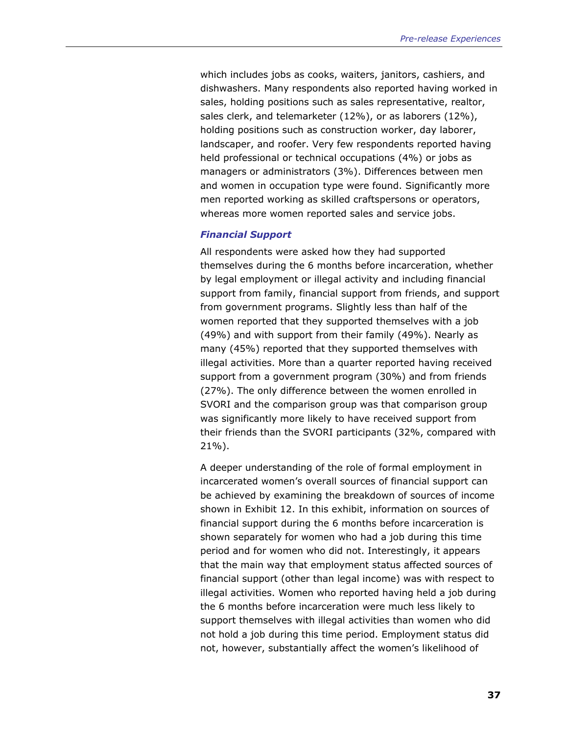which includes jobs as cooks, waiters, janitors, cashiers, and dishwashers. Many respondents also reported having worked in sales, holding positions such as sales representative, realtor, sales clerk, and telemarketer (12%), or as laborers (12%), holding positions such as construction worker, day laborer, landscaper, and roofer. Very few respondents reported having held professional or technical occupations (4%) or jobs as managers or administrators (3%). Differences between men and women in occupation type were found. Significantly more men reported working as skilled craftspersons or operators, whereas more women reported sales and service jobs.

### *Financial Support*

All respondents were asked how they had supported themselves during the 6 months before incarceration, whether by legal employment or illegal activity and including financial support from family, financial support from friends, and support from government programs. Slightly less than half of the women reported that they supported themselves with a job (49%) and with support from their family (49%). Nearly as many (45%) reported that they supported themselves with illegal activities. More than a quarter reported having received support from a government program (30%) and from friends (27%). The only difference between the women enrolled in SVORI and the comparison group was that comparison group was significantly more likely to have received support from their friends than the SVORI participants (32%, compared with 21%).

A deeper understanding of the role of formal employment in incarcerated women's overall sources of financial support can be achieved by examining the breakdown of sources of income shown in Exhibit 12. In this exhibit, information on sources of financial support during the 6 months before incarceration is shown separately for women who had a job during this time period and for women who did not. Interestingly, it appears that the main way that employment status affected sources of financial support (other than legal income) was with respect to illegal activities. Women who reported having held a job during the 6 months before incarceration were much less likely to support themselves with illegal activities than women who did not hold a job during this time period. Employment status did not, however, substantially affect the women's likelihood of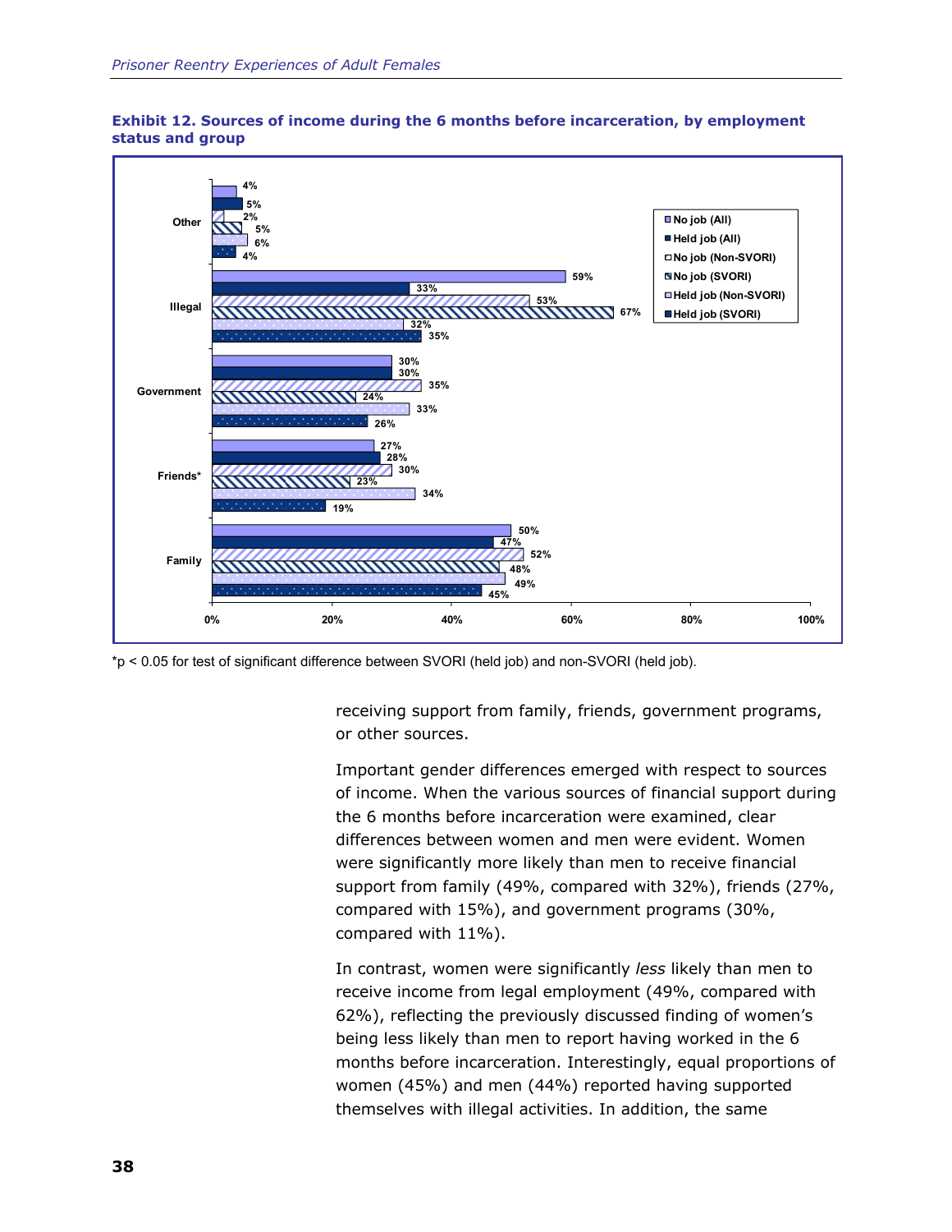**Exhibit 12. Sources of income during the 6 months before incarceration, by employment status and group**

| Source | No job (All) | Held job (All) | No job (Non-SVORI) | No job (SVORI) | Held job (Non-SVORI) | Held job (SVORI) |
|---|---|---|---|---|---|---|
| Other | 4% | 5% | 2% | 5% | 6% | 4% |
| Illegal | 59% | 33% | 53% | 67% | 32% | 35% |
| Government | 30% | 30% | 35% | 24% | 33% | 26% |
| Friends* | 27% | 28% | 30% | 23% | 34% | 19% |
| Family | 50% | 47% | 52% | 48% | 49% | 45% |

*p < 0.05 for test of significant difference between SVORI (held job) and non-SVORI (held job).

receiving support from family, friends, government programs, or other sources.

Important gender differences emerged with respect to sources of income. When the various sources of financial support during the 6 months before incarceration were examined, clear differences between women and men were evident. Women were significantly more likely than men to receive financial support from family (49%, compared with 32%), friends (27%, compared with 15%), and government programs (30%, compared with 11%).

In contrast, women were significantly *less* likely than men to receive income from legal employment (49%, compared with 62%), reflecting the previously discussed finding of women's being less likely than men to report having worked in the 6 months before incarceration. Interestingly, equal proportions of women (45%) and men (44%) reported having supported themselves with illegal activities. In addition, the same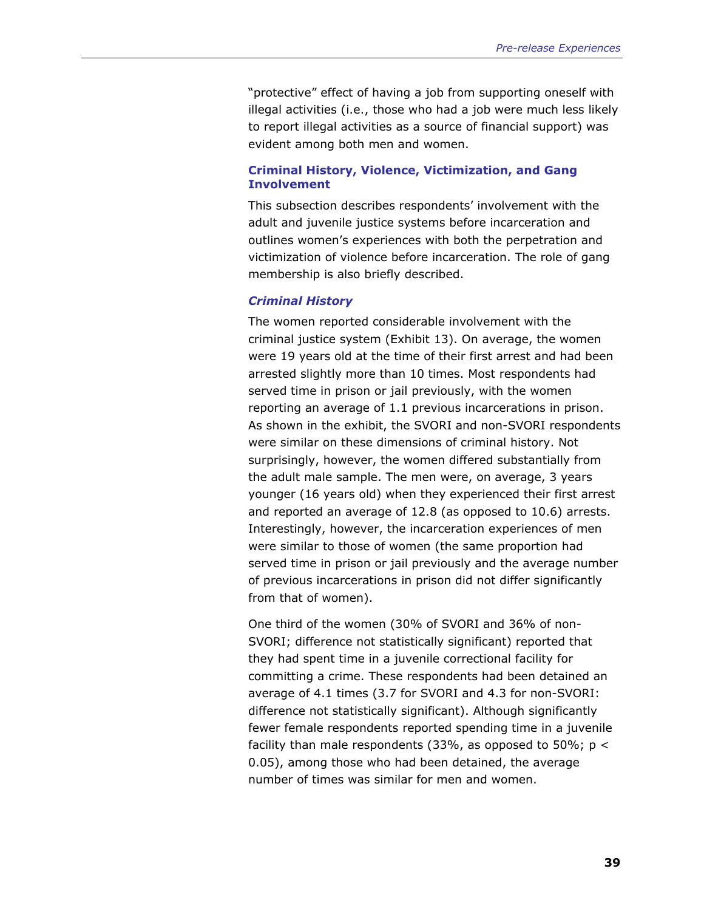"protective" effect of having a job from supporting oneself with illegal activities (i.e., those who had a job were much less likely to report illegal activities as a source of financial support) was evident among both men and women.

### Criminal History, Violence, Victimization, and Gang Involvement

This subsection describes respondents' involvement with the adult and juvenile justice systems before incarceration and outlines women's experiences with both the perpetration and victimization of violence before incarceration. The role of gang membership is also briefly described.

#### *Criminal History*

The women reported considerable involvement with the criminal justice system (Exhibit 13). On average, the women were 19 years old at the time of their first arrest and had been arrested slightly more than 10 times. Most respondents had served time in prison or jail previously, with the women reporting an average of 1.1 previous incarcerations in prison. As shown in the exhibit, the SVORI and non-SVORI respondents were similar on these dimensions of criminal history. Not surprisingly, however, the women differed substantially from the adult male sample. The men were, on average, 3 years younger (16 years old) when they experienced their first arrest and reported an average of 12.8 (as opposed to 10.6) arrests. Interestingly, however, the incarceration experiences of men were similar to those of women (the same proportion had served time in prison or jail previously and the average number of previous incarcerations in prison did not differ significantly from that of women).

One third of the women (30% of SVORI and 36% of non-SVORI; difference not statistically significant) reported that they had spent time in a juvenile correctional facility for committing a crime. These respondents had been detained an average of 4.1 times (3.7 for SVORI and 4.3 for non-SVORI: difference not statistically significant). Although significantly fewer female respondents reported spending time in a juvenile facility than male respondents (33%, as opposed to 50%; $p < 0.05$), among those who had been detained, the average number of times was similar for men and women.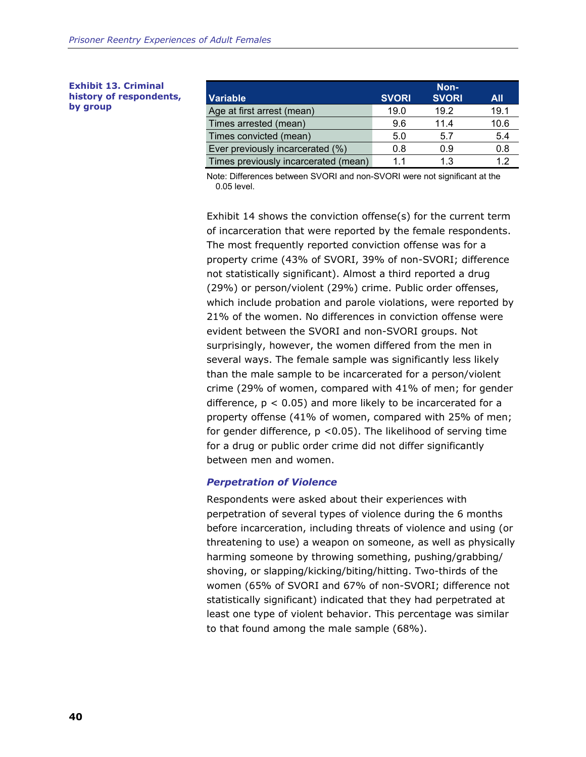**Exhibit 13. Criminal history of respondents, by group**

| Variable | SVORI | Non-SVORI | All |
|---|---|---|---|
| Age at first arrest (mean) | 19.0 | 19.2 | 19.1 |
| Times arrested (mean) | 9.6 | 11.4 | 10.6 |
| Times convicted (mean) | 5.0 | 5.7 | 5.4 |
| Ever previously incarcerated (%) | 0.8 | 0.9 | 0.8 |
| Times previously incarcerated (mean) | 1.1 | 1.3 | 1.2 |

Note: Differences between SVORI and non-SVORI were not significant at the 0.05 level.

Exhibit 14 shows the conviction offense(s) for the current term of incarceration that were reported by the female respondents. The most frequently reported conviction offense was for a property crime (43% of SVORI, 39% of non-SVORI; difference not statistically significant). Almost a third reported a drug (29%) or person/violent (29%) crime. Public order offenses, which include probation and parole violations, were reported by 21% of the women. No differences in conviction offense were evident between the SVORI and non-SVORI groups. Not surprisingly, however, the women differed from the men in several ways. The female sample was significantly less likely than the male sample to be incarcerated for a person/violent crime (29% of women, compared with 41% of men; for gender difference, $p < 0.05$) and more likely to be incarcerated for a property offense (41% of women, compared with 25% of men; for gender difference, $p < 0.05$). The likelihood of serving time for a drug or public order crime did not differ significantly between men and women.

### *Perpetration of Violence*

Respondents were asked about their experiences with perpetration of several types of violence during the 6 months before incarceration, including threats of violence and using (or threatening to use) a weapon on someone, as well as physically harming someone by throwing something, pushing/grabbing/shoving, or slapping/kicking/biting/hitting. Two-thirds of the women (65% of SVORI and 67% of non-SVORI; difference not statistically significant) indicated that they had perpetrated at least one type of violent behavior. This percentage was similar to that found among the male sample (68%).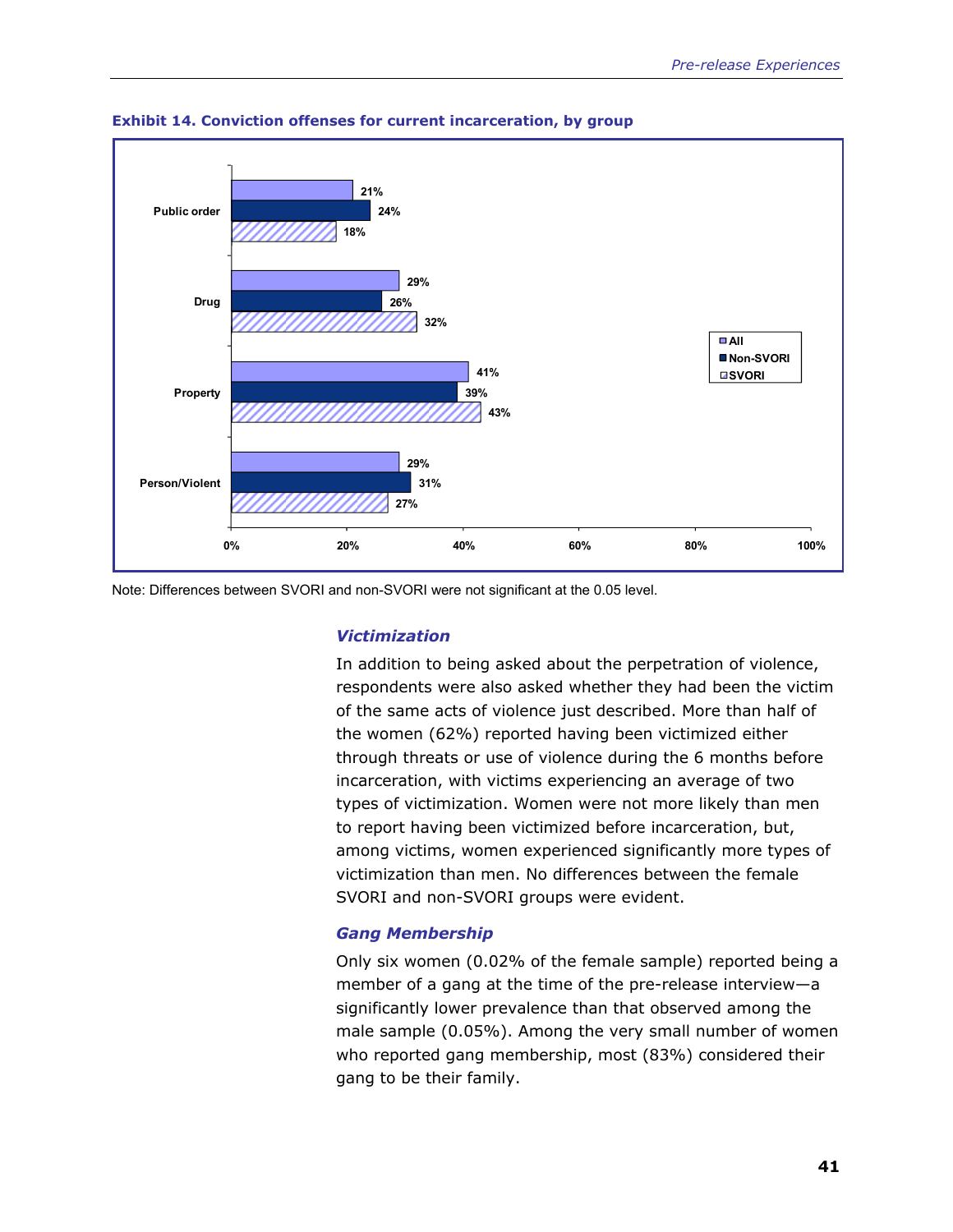**Exhibit 14. Conviction offenses for current incarceration, by group**

| Offense | All | Non-SVORI | SVORI |
|---|---|---|---|
| Public order | 21% | 24% | 18% |
| Drug | 29% | 26% | 32% |
| Property | 41% | 39% | 43% |
| Person/Violent | 29% | 31% | 27% |

Note: Differences between SVORI and non-SVORI were not significant at the 0.05 level.

### *Victimization*

In addition to being asked about the perpetration of violence, respondents were also asked whether they had been the victim of the same acts of violence just described. More than half of the women (62%) reported having been victimized either through threats or use of violence during the 6 months before incarceration, with victims experiencing an average of two types of victimization. Women were not more likely than men to report having been victimized before incarceration, but, among victims, women experienced significantly more types of victimization than men. No differences between the female SVORI and non-SVORI groups were evident.

### *Gang Membership*

Only six women (0.02% of the female sample) reported being a member of a gang at the time of the pre-release interview—a significantly lower prevalence than that observed among the male sample (0.05%). Among the very small number of women who reported gang membership, most (83%) considered their gang to be their family.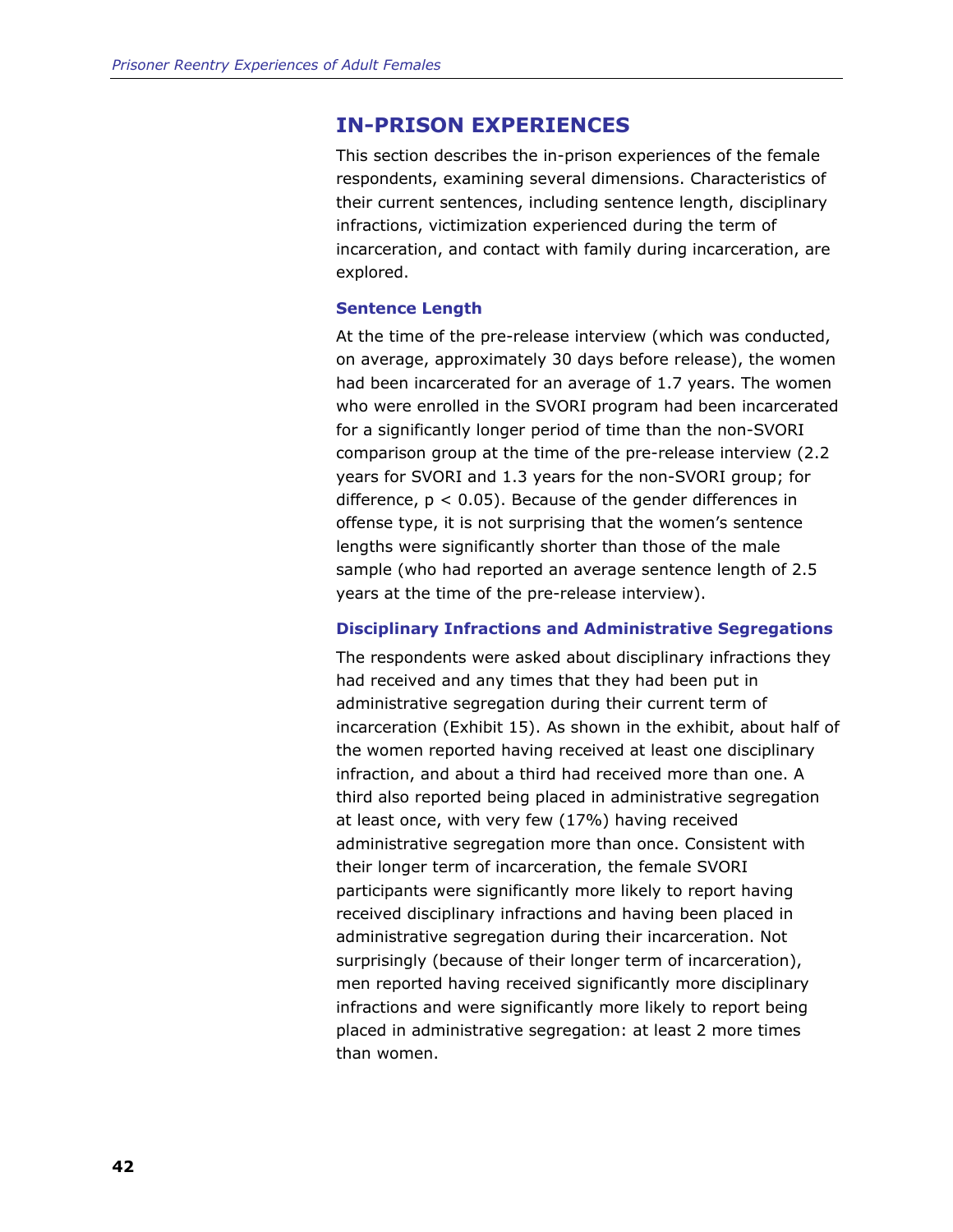## IN-PRISON EXPERIENCES

This section describes the in-prison experiences of the female respondents, examining several dimensions. Characteristics of their current sentences, including sentence length, disciplinary infractions, victimization experienced during the term of incarceration, and contact with family during incarceration, are explored.

### Sentence Length

At the time of the pre-release interview (which was conducted, on average, approximately 30 days before release), the women had been incarcerated for an average of 1.7 years. The women who were enrolled in the SVORI program had been incarcerated for a significantly longer period of time than the non-SVORI comparison group at the time of the pre-release interview (2.2 years for SVORI and 1.3 years for the non-SVORI group; for difference, $p < 0.05$). Because of the gender differences in offense type, it is not surprising that the women's sentence lengths were significantly shorter than those of the male sample (who had reported an average sentence length of 2.5 years at the time of the pre-release interview).

### Disciplinary Infractions and Administrative Segregations

The respondents were asked about disciplinary infractions they had received and any times that they had been put in administrative segregation during their current term of incarceration (Exhibit 15). As shown in the exhibit, about half of the women reported having received at least one disciplinary infraction, and about a third had received more than one. A third also reported being placed in administrative segregation at least once, with very few (17%) having received administrative segregation more than once. Consistent with their longer term of incarceration, the female SVORI participants were significantly more likely to report having received disciplinary infractions and having been placed in administrative segregation during their incarceration. Not surprisingly (because of their longer term of incarceration), men reported having received significantly more disciplinary infractions and were significantly more likely to report being placed in administrative segregation: at least 2 more times than women.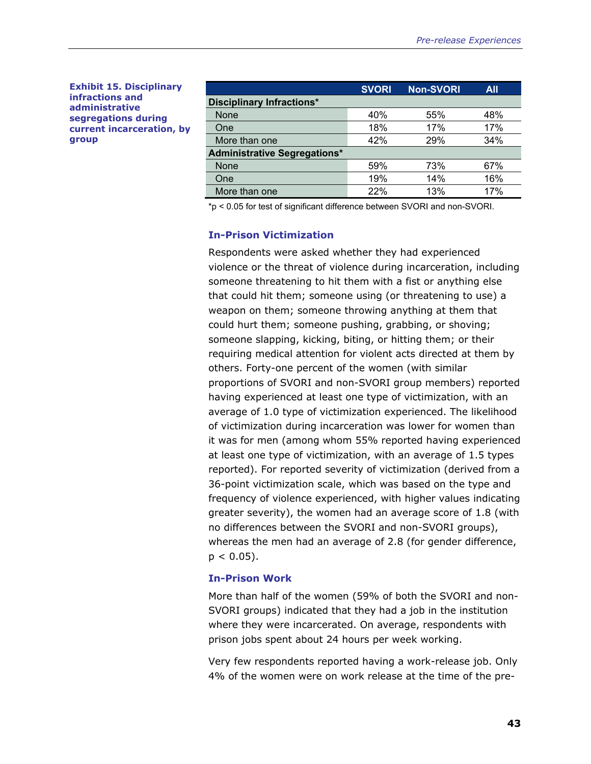**Exhibit 15. Disciplinary infractions and administrative segregations during current incarceration, by group**

| | SVORI | Non-SVORI | All |
|---|---|---|---|
| **Disciplinary Infractions*** | | | |
| None | 40% | 55% | 48% |
| One | 18% | 17% | 17% |
| More than one | 42% | 29% | 34% |
| **Administrative Segregations*** | | | |
| None | 59% | 73% | 67% |
| One | 19% | 14% | 16% |
| More than one | 22% | 13% | 17% |

*$p < 0.05$ for test of significant difference between SVORI and non-SVORI.

### In-Prison Victimization

Respondents were asked whether they had experienced violence or the threat of violence during incarceration, including someone threatening to hit them with a fist or anything else that could hit them; someone using (or threatening to use) a weapon on them; someone throwing anything at them that could hurt them; someone pushing, grabbing, or shoving; someone slapping, kicking, biting, or hitting them; or their requiring medical attention for violent acts directed at them by others. Forty-one percent of the women (with similar proportions of SVORI and non-SVORI group members) reported having experienced at least one type of victimization, with an average of 1.0 type of victimization experienced. The likelihood of victimization during incarceration was lower for women than it was for men (among whom 55% reported having experienced at least one type of victimization, with an average of 1.5 types reported). For reported severity of victimization (derived from a 36-point victimization scale, which was based on the type and frequency of violence experienced, with higher values indicating greater severity), the women had an average score of 1.8 (with no differences between the SVORI and non-SVORI groups), whereas the men had an average of 2.8 (for gender difference, $p < 0.05$).

### In-Prison Work

More than half of the women (59% of both the SVORI and non-SVORI groups) indicated that they had a job in the institution where they were incarcerated. On average, respondents with prison jobs spent about 24 hours per week working.

Very few respondents reported having a work-release job. Only 4% of the women were on work release at the time of the pre-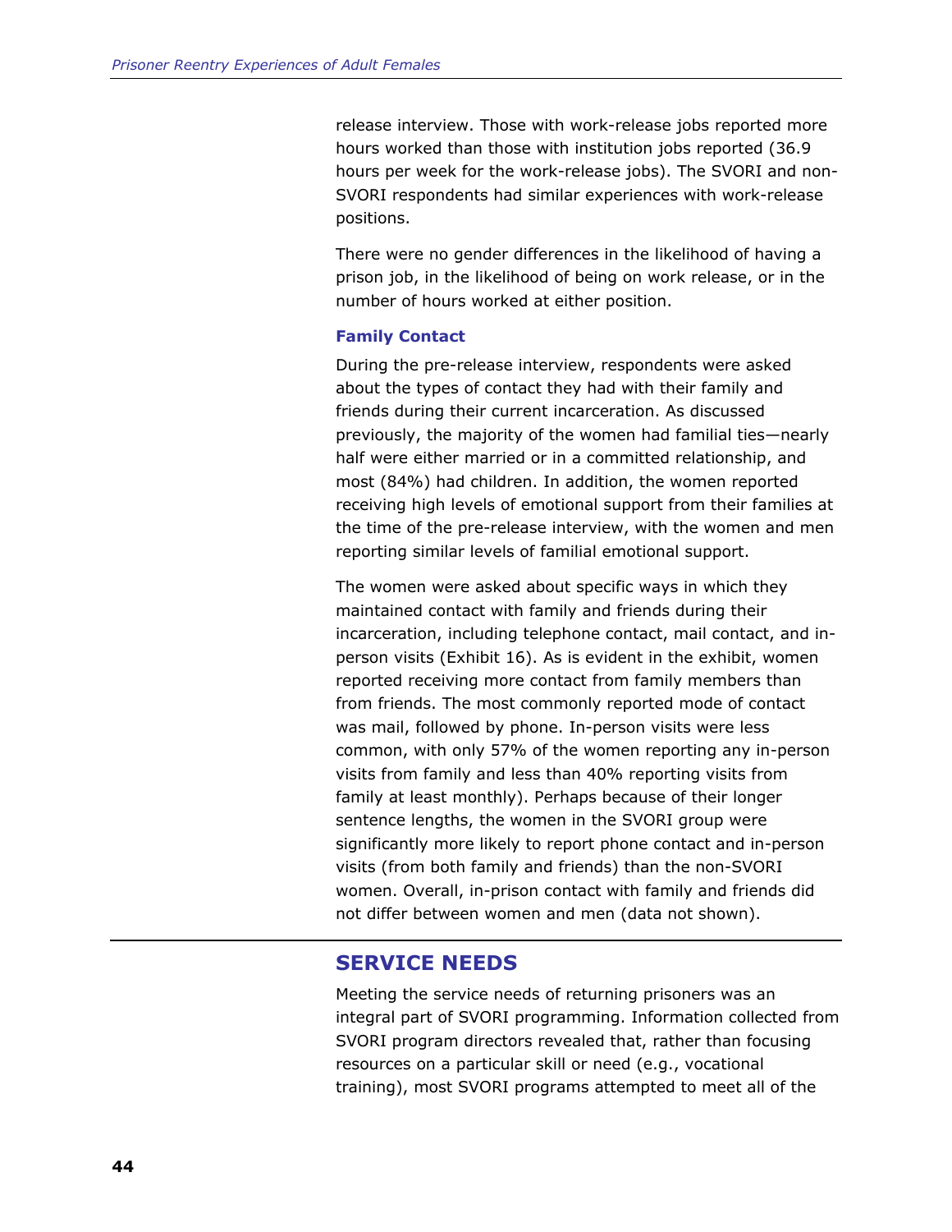release interview. Those with work-release jobs reported more hours worked than those with institution jobs reported (36.9 hours per week for the work-release jobs). The SVORI and non-SVORI respondents had similar experiences with work-release positions.

There were no gender differences in the likelihood of having a prison job, in the likelihood of being on work release, or in the number of hours worked at either position.

### Family Contact

During the pre-release interview, respondents were asked about the types of contact they had with their family and friends during their current incarceration. As discussed previously, the majority of the women had familial ties—nearly half were either married or in a committed relationship, and most (84%) had children. In addition, the women reported receiving high levels of emotional support from their families at the time of the pre-release interview, with the women and men reporting similar levels of familial emotional support.

The women were asked about specific ways in which they maintained contact with family and friends during their incarceration, including telephone contact, mail contact, and in-person visits (Exhibit 16). As is evident in the exhibit, women reported receiving more contact from family members than from friends. The most commonly reported mode of contact was mail, followed by phone. In-person visits were less common, with only 57% of the women reporting any in-person visits from family and less than 40% reporting visits from family at least monthly). Perhaps because of their longer sentence lengths, the women in the SVORI group were significantly more likely to report phone contact and in-person visits (from both family and friends) than the non-SVORI women. Overall, in-prison contact with family and friends did not differ between women and men (data not shown).

## SERVICE NEEDS

Meeting the service needs of returning prisoners was an integral part of SVORI programming. Information collected from SVORI program directors revealed that, rather than focusing resources on a particular skill or need (e.g., vocational training), most SVORI programs attempted to meet all of the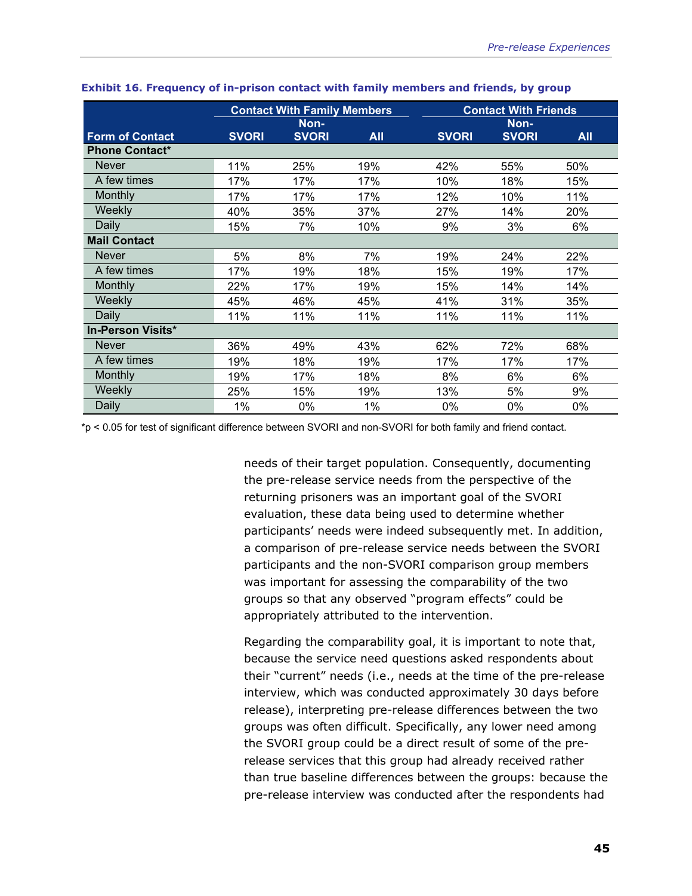**Exhibit 16. Frequency of in-prison contact with family members and friends, by group**

| Form of Contact | Contact With Family Members | | | Contact With Friends | | |
|---|---|---|---|---|---|---|
| | SVORI | Non-SVORI | All | SVORI | Non-SVORI | All |
| **Phone Contact*** | | | | | | |
| Never | 11% | 25% | 19% | 42% | 55% | 50% |
| A few times | 17% | 17% | 17% | 10% | 18% | 15% |
| Monthly | 17% | 17% | 17% | 12% | 10% | 11% |
| Weekly | 40% | 35% | 37% | 27% | 14% | 20% |
| Daily | 15% | 7% | 10% | 9% | 3% | 6% |
| **Mail Contact** | | | | | | |
| Never | 5% | 8% | 7% | 19% | 24% | 22% |
| A few times | 17% | 19% | 18% | 15% | 19% | 17% |
| Monthly | 22% | 17% | 19% | 15% | 14% | 14% |
| Weekly | 45% | 46% | 45% | 41% | 31% | 35% |
| Daily | 11% | 11% | 11% | 11% | 11% | 11% |
| **In-Person Visits*** | | | | | | |
| Never | 36% | 49% | 43% | 62% | 72% | 68% |
| A few times | 19% | 18% | 19% | 17% | 17% | 17% |
| Monthly | 19% | 17% | 18% | 8% | 6% | 6% |
| Weekly | 25% | 15% | 19% | 13% | 5% | 9% |
| Daily | 1% | 0% | 1% | 0% | 0% | 0% |

*$p < 0.05$ for test of significant difference between SVORI and non-SVORI for both family and friend contact.

needs of their target population. Consequently, documenting the pre-release service needs from the perspective of the returning prisoners was an important goal of the SVORI evaluation, these data being used to determine whether participants' needs were indeed subsequently met. In addition, a comparison of pre-release service needs between the SVORI participants and the non-SVORI comparison group members was important for assessing the comparability of the two groups so that any observed "program effects" could be appropriately attributed to the intervention.

Regarding the comparability goal, it is important to note that, because the service need questions asked respondents about their "current" needs (i.e., needs at the time of the pre-release interview, which was conducted approximately 30 days before release), interpreting pre-release differences between the two groups was often difficult. Specifically, any lower need among the SVORI group could be a direct result of some of the pre-release services that this group had already received rather than true baseline differences between the groups: because the pre-release interview was conducted after the respondents had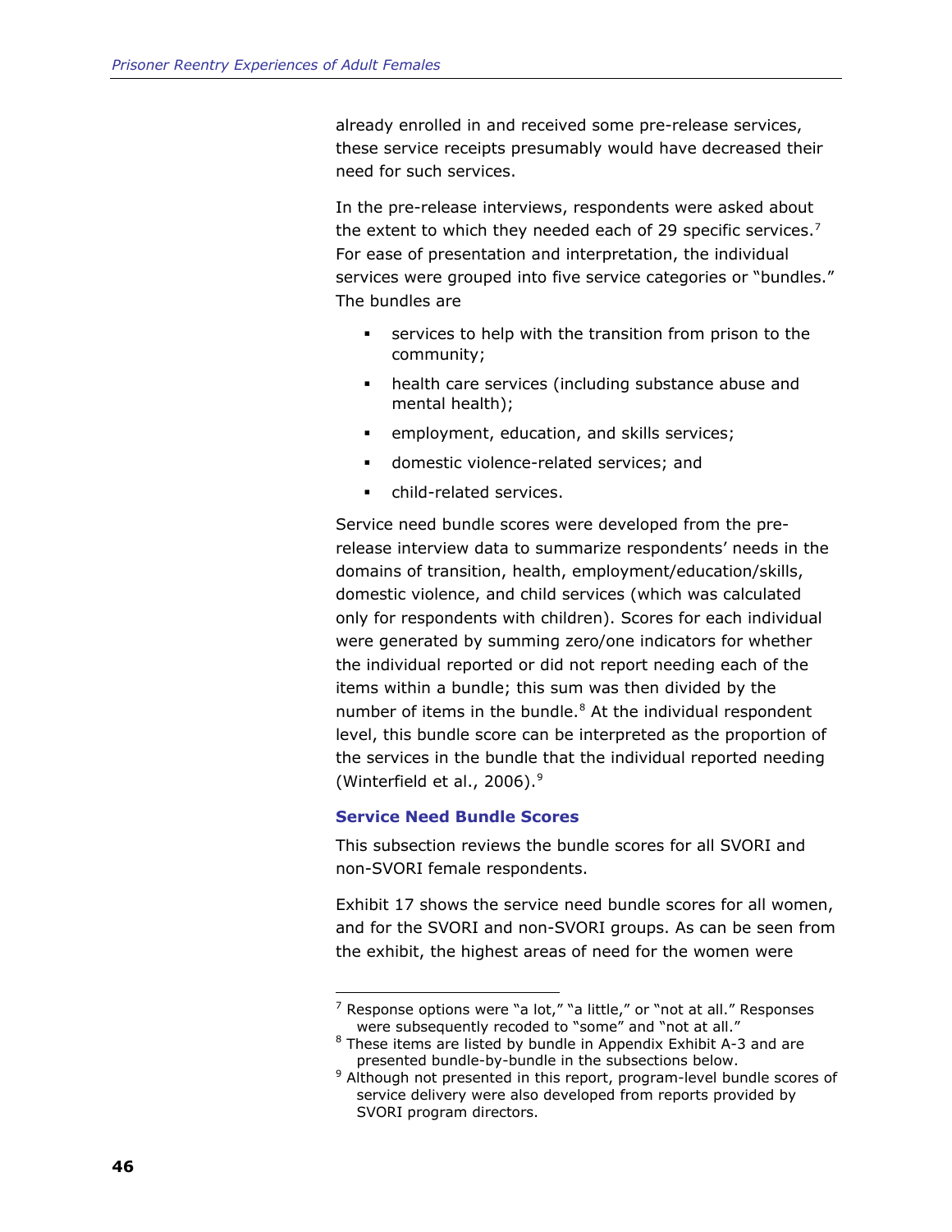already enrolled in and received some pre-release services, these service receipts presumably would have decreased their need for such services.

In the pre-release interviews, respondents were asked about the extent to which they needed each of 29 specific services.[7] For ease of presentation and interpretation, the individual services were grouped into five service categories or "bundles." The bundles are

- services to help with the transition from prison to the community;
- health care services (including substance abuse and mental health);
- employment, education, and skills services;
- domestic violence-related services; and
- child-related services.

Service need bundle scores were developed from the pre-release interview data to summarize respondents' needs in the domains of transition, health, employment/education/skills, domestic violence, and child services (which was calculated only for respondents with children). Scores for each individual were generated by summing zero/one indicators for whether the individual reported or did not report needing each of the items within a bundle; this sum was then divided by the number of items in the bundle.[8] At the individual respondent level, this bundle score can be interpreted as the proportion of the services in the bundle that the individual reported needing (Winterfield et al., 2006).[9]

### Service Need Bundle Scores

This subsection reviews the bundle scores for all SVORI and non-SVORI female respondents.

Exhibit 17 shows the service need bundle scores for all women, and for the SVORI and non-SVORI groups. As can be seen from the exhibit, the highest areas of need for the women were

---

[7] Response options were "a lot," "a little," or "not at all." Responses were subsequently recoded to "some" and "not at all."

[8] These items are listed by bundle in Appendix Exhibit A-3 and are presented bundle-by-bundle in the subsections below.

[9] Although not presented in this report, program-level bundle scores of service delivery were also developed from reports provided by SVORI program directors.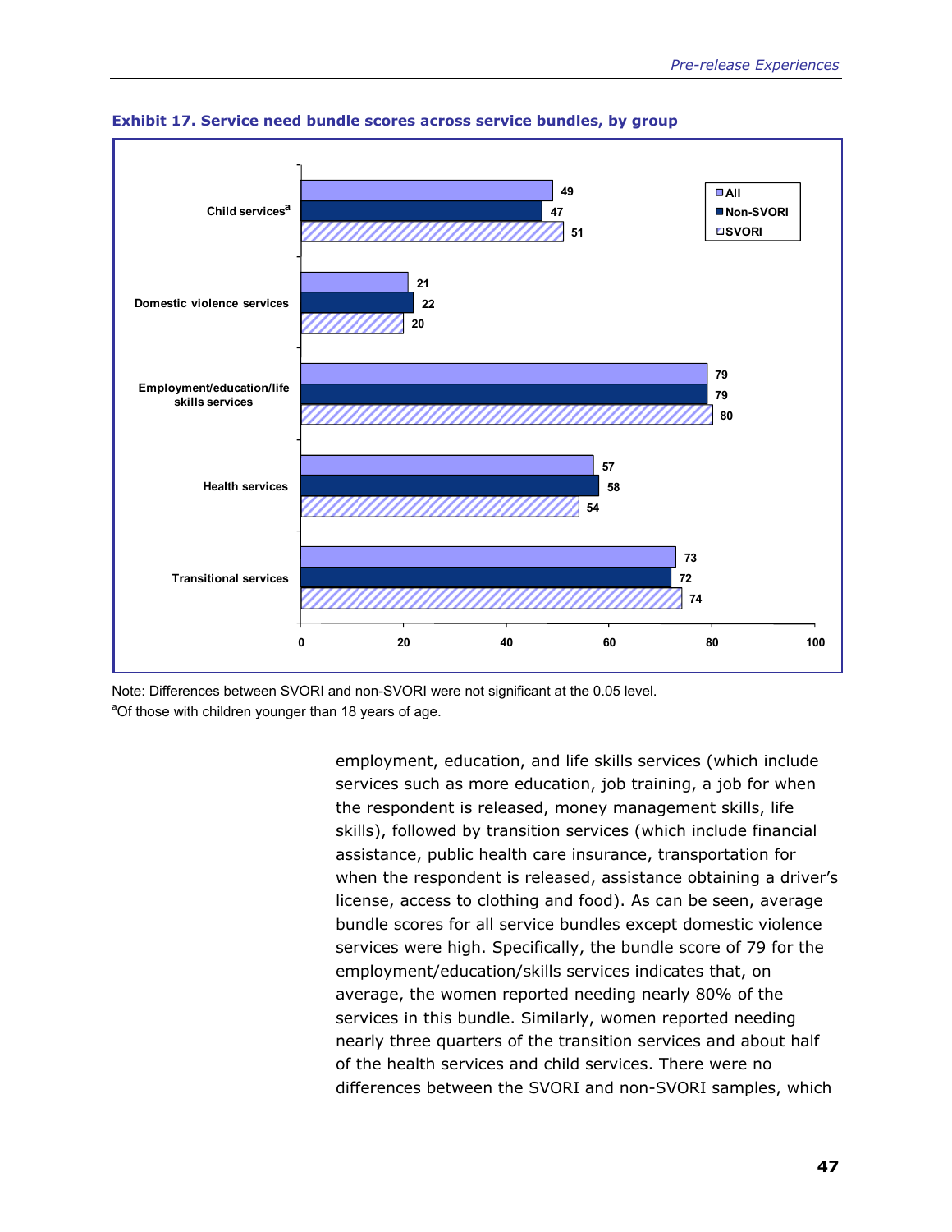**Exhibit 17. Service need bundle scores across service bundles, by group**

| Service bundle | All | Non-SVORI | SVORI |
|---|---|---|---|
| Child services[a] | 49 | 47 | 51 |
| Domestic violence services | 21 | 22 | 20 |
| Employment/education/life skills services | 79 | 79 | 80 |
| Health services | 57 | 58 | 54 |
| Transitional services | 73 | 72 | 74 |

Note: Differences between SVORI and non-SVORI were not significant at the 0.05 level.
[a]Of those with children younger than 18 years of age.

employment, education, and life skills services (which include services such as more education, job training, a job for when the respondent is released, money management skills, life skills), followed by transition services (which include financial assistance, public health care insurance, transportation for when the respondent is released, assistance obtaining a driver's license, access to clothing and food). As can be seen, average bundle scores for all service bundles except domestic violence services were high. Specifically, the bundle score of 79 for the employment/education/skills services indicates that, on average, the women reported needing nearly 80% of the services in this bundle. Similarly, women reported needing nearly three quarters of the transition services and about half of the health services and child services. There were no differences between the SVORI and non-SVORI samples, which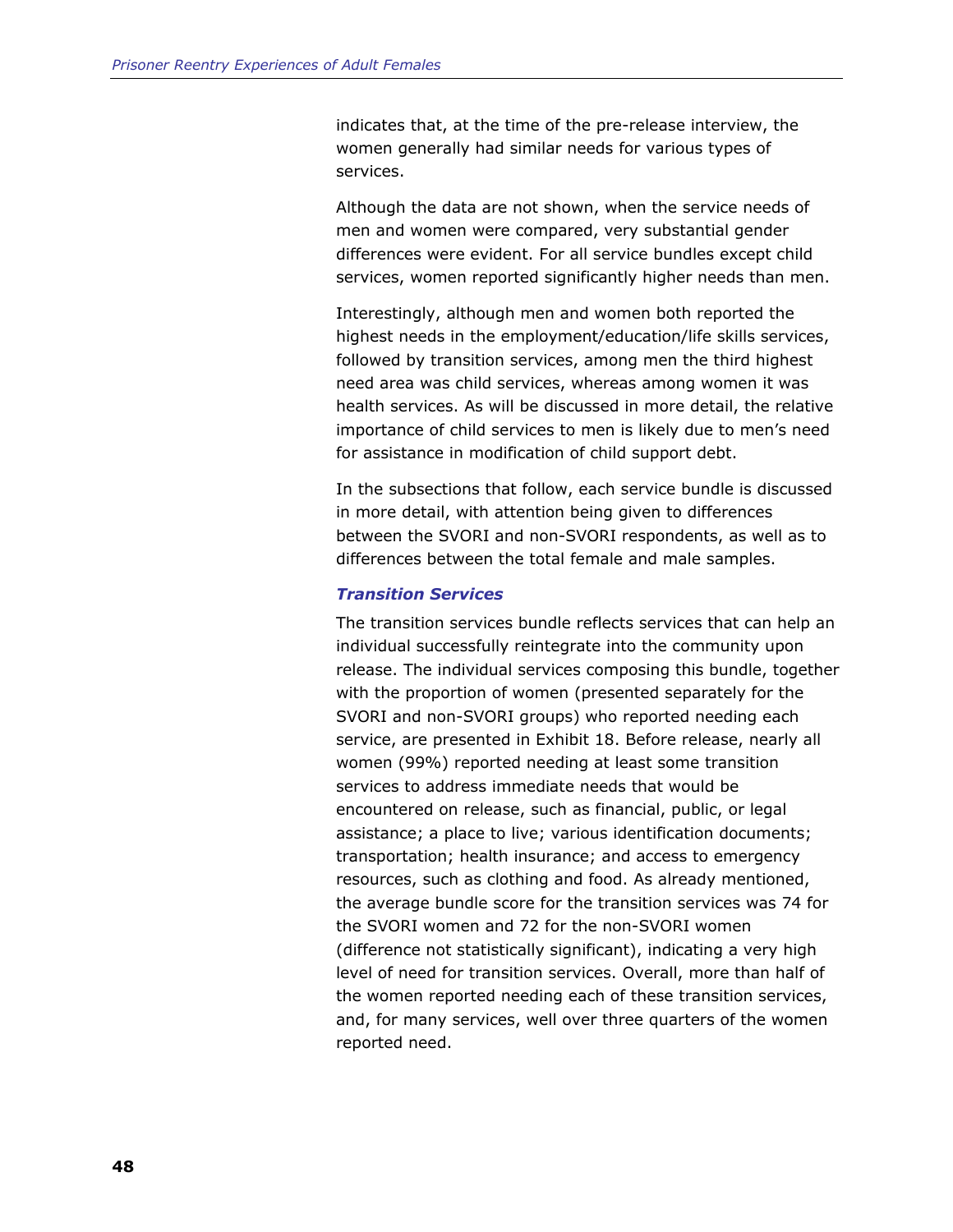indicates that, at the time of the pre-release interview, the women generally had similar needs for various types of services.

Although the data are not shown, when the service needs of men and women were compared, very substantial gender differences were evident. For all service bundles except child services, women reported significantly higher needs than men.

Interestingly, although men and women both reported the highest needs in the employment/education/life skills services, followed by transition services, among men the third highest need area was child services, whereas among women it was health services. As will be discussed in more detail, the relative importance of child services to men is likely due to men's need for assistance in modification of child support debt.

In the subsections that follow, each service bundle is discussed in more detail, with attention being given to differences between the SVORI and non-SVORI respondents, as well as to differences between the total female and male samples.

### *Transition Services*

The transition services bundle reflects services that can help an individual successfully reintegrate into the community upon release. The individual services composing this bundle, together with the proportion of women (presented separately for the SVORI and non-SVORI groups) who reported needing each service, are presented in Exhibit 18. Before release, nearly all women (99%) reported needing at least some transition services to address immediate needs that would be encountered on release, such as financial, public, or legal assistance; a place to live; various identification documents; transportation; health insurance; and access to emergency resources, such as clothing and food. As already mentioned, the average bundle score for the transition services was 74 for the SVORI women and 72 for the non-SVORI women (difference not statistically significant), indicating a very high level of need for transition services. Overall, more than half of the women reported needing each of these transition services, and, for many services, well over three quarters of the women reported need.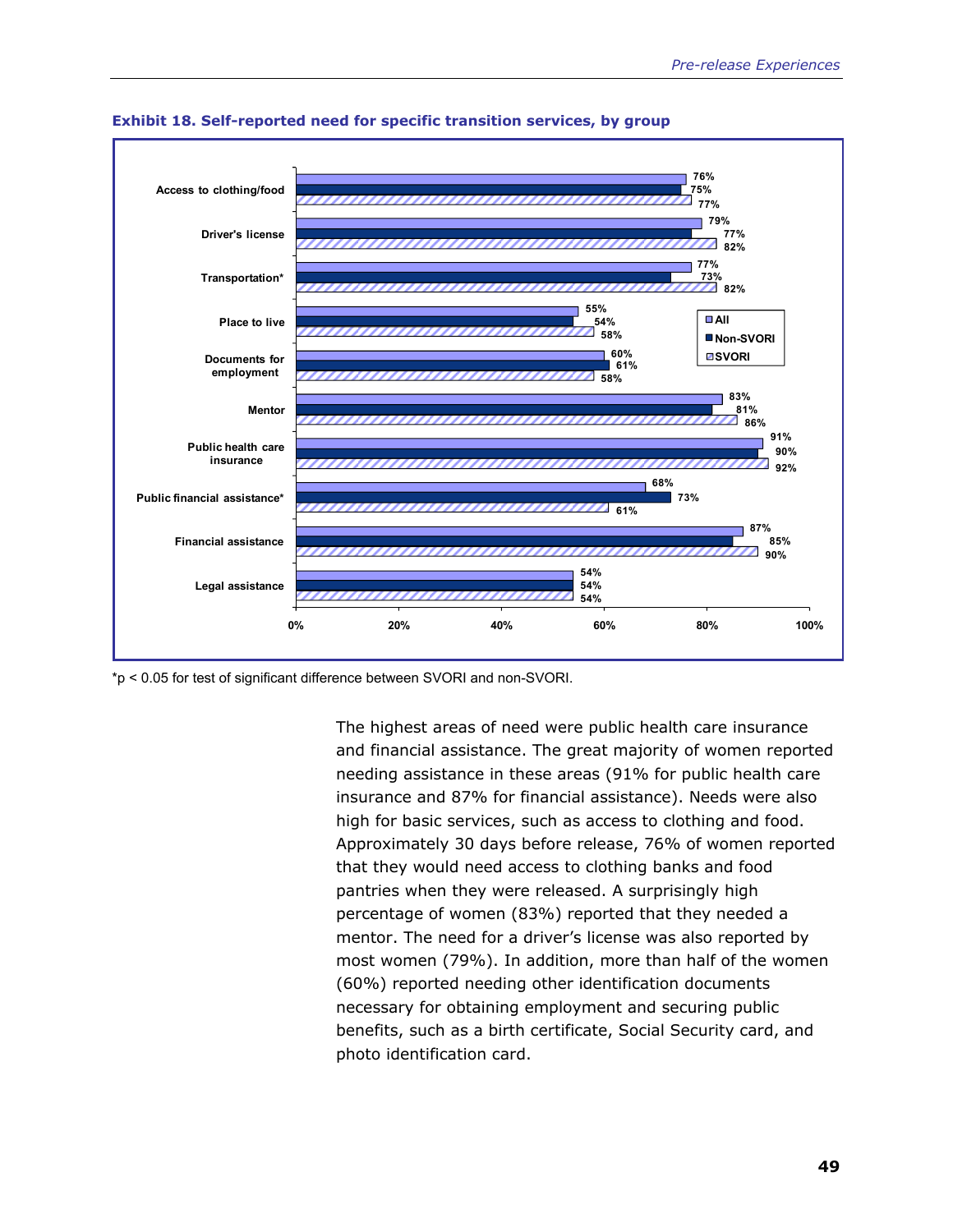**Exhibit 18. Self-reported need for specific transition services, by group**

| Service | All | Non-SVORI | SVORI |
|---|---|---|---|
| Access to clothing/food | 76% | 75% | 77% |
| Driver's license | 79% | 77% | 82% |
| Transportation* | 77% | 73% | 82% |
| Place to live | 55% | 54% | 58% |
| Documents for employment | 60% | 61% | 58% |
| Mentor | 83% | 81% | 86% |
| Public health care insurance | 91% | 90% | 92% |
| Public financial assistance* | 68% | 73% | 61% |
| Financial assistance | 87% | 85% | 90% |
| Legal assistance | 54% | 54% | 54% |

*$p < 0.05$ for test of significant difference between SVORI and non-SVORI.

The highest areas of need were public health care insurance and financial assistance. The great majority of women reported needing assistance in these areas (91% for public health care insurance and 87% for financial assistance). Needs were also high for basic services, such as access to clothing and food. Approximately 30 days before release, 76% of women reported that they would need access to clothing banks and food pantries when they were released. A surprisingly high percentage of women (83%) reported that they needed a mentor. The need for a driver's license was also reported by most women (79%). In addition, more than half of the women (60%) reported needing other identification documents necessary for obtaining employment and securing public benefits, such as a birth certificate, Social Security card, and photo identification card.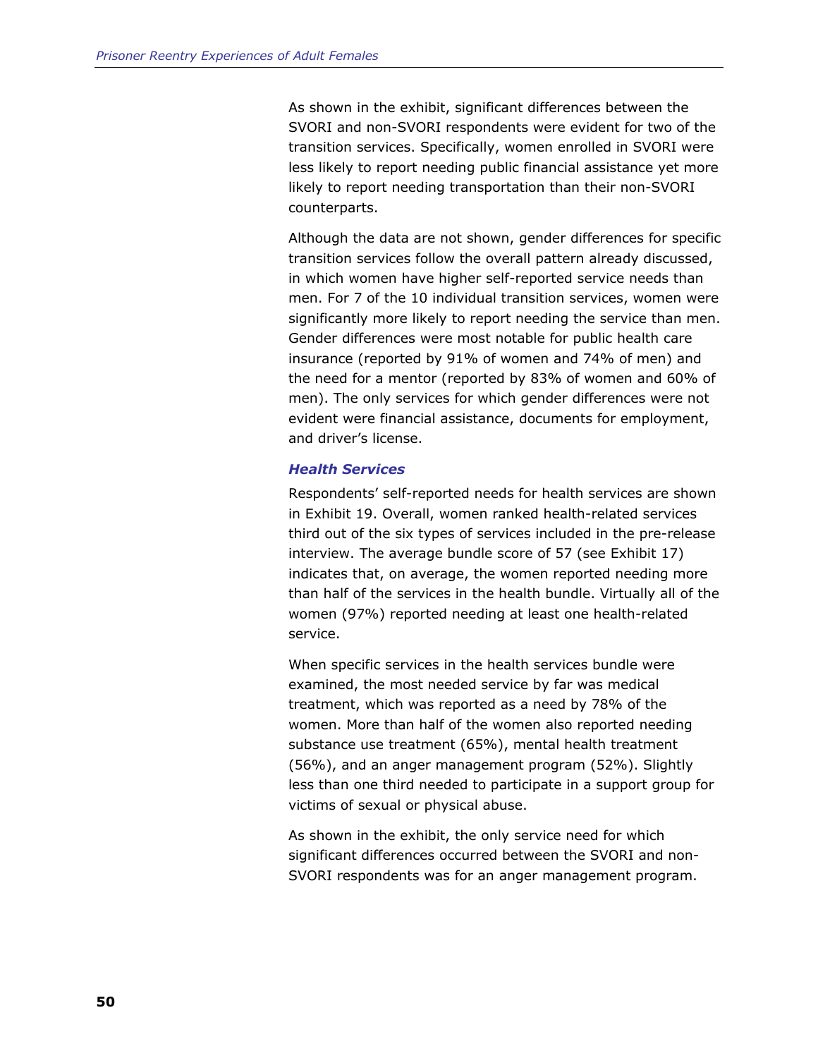As shown in the exhibit, significant differences between the SVORI and non-SVORI respondents were evident for two of the transition services. Specifically, women enrolled in SVORI were less likely to report needing public financial assistance yet more likely to report needing transportation than their non-SVORI counterparts.

Although the data are not shown, gender differences for specific transition services follow the overall pattern already discussed, in which women have higher self-reported service needs than men. For 7 of the 10 individual transition services, women were significantly more likely to report needing the service than men. Gender differences were most notable for public health care insurance (reported by 91% of women and 74% of men) and the need for a mentor (reported by 83% of women and 60% of men). The only services for which gender differences were not evident were financial assistance, documents for employment, and driver's license.

### *Health Services*

Respondents' self-reported needs for health services are shown in Exhibit 19. Overall, women ranked health-related services third out of the six types of services included in the pre-release interview. The average bundle score of 57 (see Exhibit 17) indicates that, on average, the women reported needing more than half of the services in the health bundle. Virtually all of the women (97%) reported needing at least one health-related service.

When specific services in the health services bundle were examined, the most needed service by far was medical treatment, which was reported as a need by 78% of the women. More than half of the women also reported needing substance use treatment (65%), mental health treatment (56%), and an anger management program (52%). Slightly less than one third needed to participate in a support group for victims of sexual or physical abuse.

As shown in the exhibit, the only service need for which significant differences occurred between the SVORI and non-SVORI respondents was for an anger management program.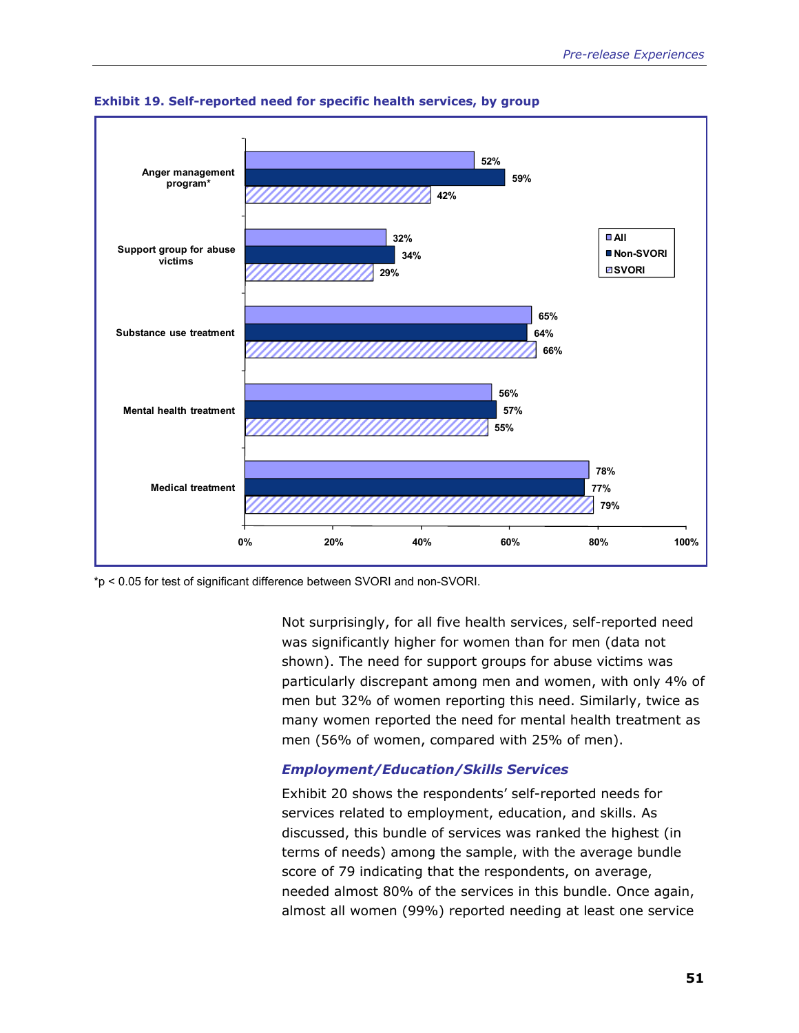**Exhibit 19. Self-reported need for specific health services, by group**

| | All | Non-SVORI | SVORI |
|---|---|---|---|
| Anger management program* | 52% | 59% | 42% |
| Support group for abuse victims | 32% | 34% | 29% |
| Substance use treatment | 65% | 64% | 66% |
| Mental health treatment | 56% | 57% | 55% |
| Medical treatment | 78% | 77% | 79% |

*$p < 0.05$ for test of significant difference between SVORI and non-SVORI.

Not surprisingly, for all five health services, self-reported need was significantly higher for women than for men (data not shown). The need for support groups for abuse victims was particularly discrepant among men and women, with only 4% of men but 32% of women reporting this need. Similarly, twice as many women reported the need for mental health treatment as men (56% of women, compared with 25% of men).

### *Employment/Education/Skills Services*

Exhibit 20 shows the respondents' self-reported needs for services related to employment, education, and skills. As discussed, this bundle of services was ranked the highest (in terms of needs) among the sample, with the average bundle score of 79 indicating that the respondents, on average, needed almost 80% of the services in this bundle. Once again, almost all women (99%) reported needing at least one service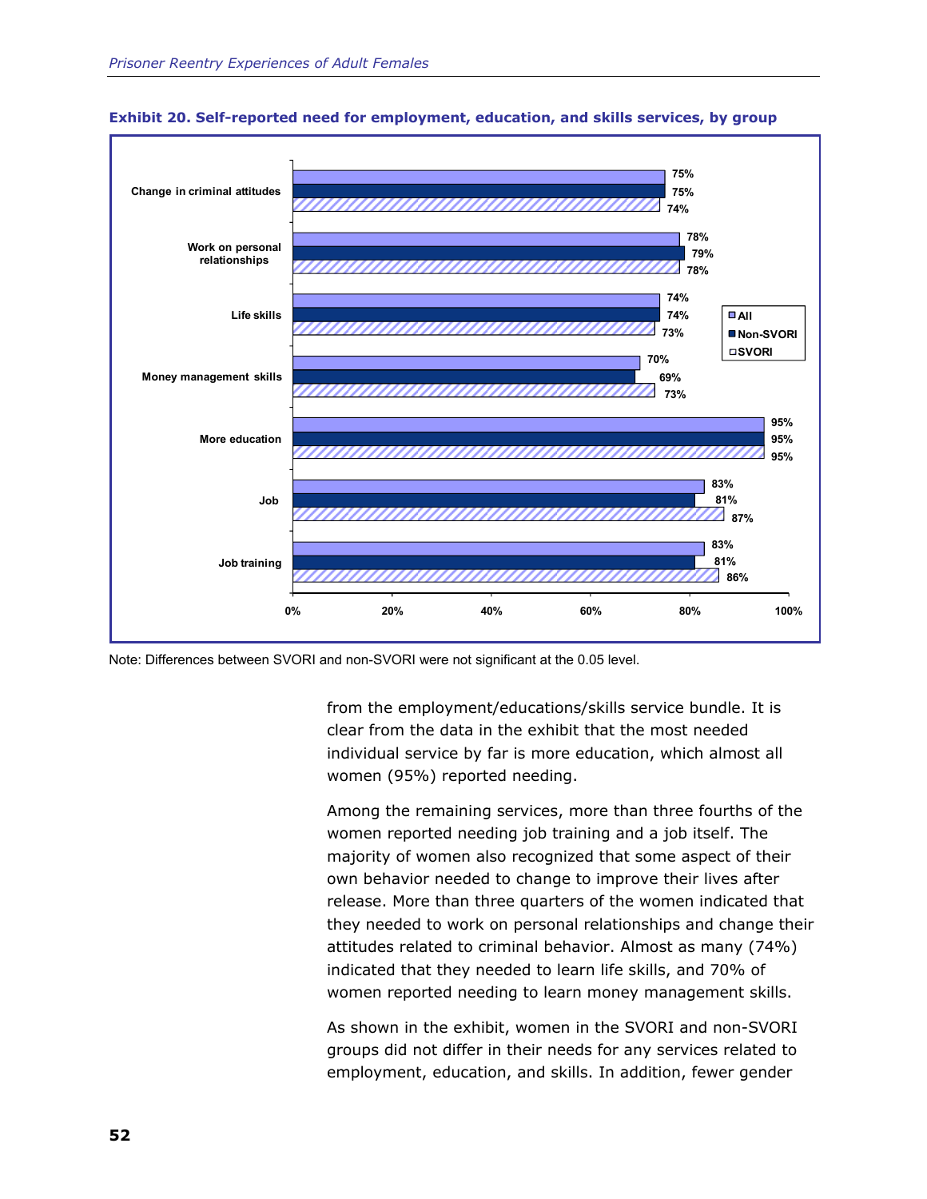**Exhibit 20. Self-reported need for employment, education, and skills services, by group**

| | All | Non-SVORI | SVORI |
|---|---|---|---|
| Change in criminal attitudes | 75% | 75% | 74% |
| Work on personal relationships | 78% | 79% | 78% |
| Life skills | 74% | 74% | 73% |
| Money management skills | 70% | 69% | 73% |
| More education | 95% | 95% | 95% |
| Job | 83% | 81% | 87% |
| Job training | 83% | 81% | 86% |

Note: Differences between SVORI and non-SVORI were not significant at the 0.05 level.

from the employment/educations/skills service bundle. It is clear from the data in the exhibit that the most needed individual service by far is more education, which almost all women (95%) reported needing.

Among the remaining services, more than three fourths of the women reported needing job training and a job itself. The majority of women also recognized that some aspect of their own behavior needed to change to improve their lives after release. More than three quarters of the women indicated that they needed to work on personal relationships and change their attitudes related to criminal behavior. Almost as many (74%) indicated that they needed to learn life skills, and 70% of women reported needing to learn money management skills.

As shown in the exhibit, women in the SVORI and non-SVORI groups did not differ in their needs for any services related to employment, education, and skills. In addition, fewer gender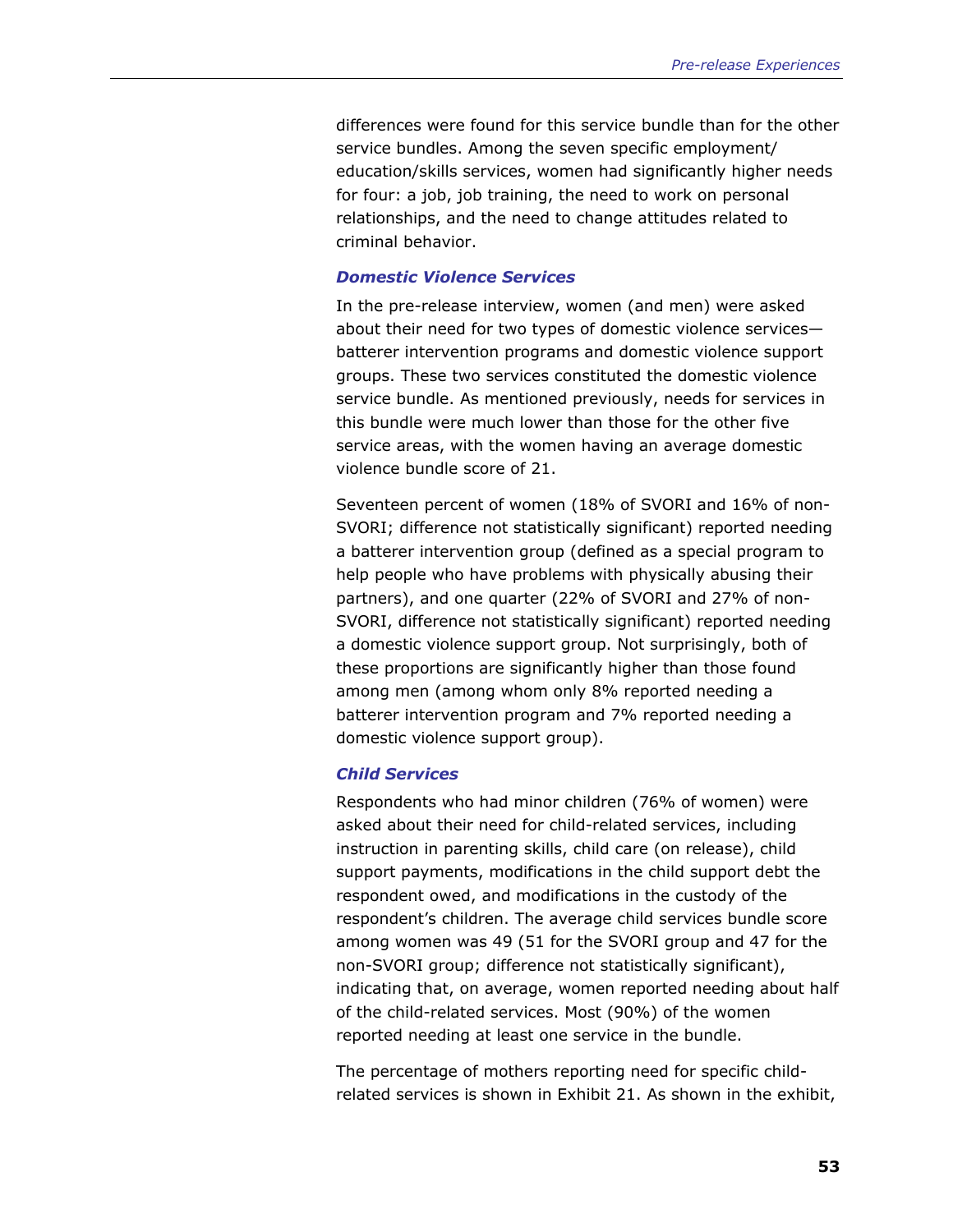differences were found for this service bundle than for the other service bundles. Among the seven specific employment/education/skills services, women had significantly higher needs for four: a job, job training, the need to work on personal relationships, and the need to change attitudes related to criminal behavior.

### *Domestic Violence Services*

In the pre-release interview, women (and men) were asked about their need for two types of domestic violence services—batterer intervention programs and domestic violence support groups. These two services constituted the domestic violence service bundle. As mentioned previously, needs for services in this bundle were much lower than those for the other five service areas, with the women having an average domestic violence bundle score of 21.

Seventeen percent of women (18% of SVORI and 16% of non-SVORI; difference not statistically significant) reported needing a batterer intervention group (defined as a special program to help people who have problems with physically abusing their partners), and one quarter (22% of SVORI and 27% of non-SVORI, difference not statistically significant) reported needing a domestic violence support group. Not surprisingly, both of these proportions are significantly higher than those found among men (among whom only 8% reported needing a batterer intervention program and 7% reported needing a domestic violence support group).

### *Child Services*

Respondents who had minor children (76% of women) were asked about their need for child-related services, including instruction in parenting skills, child care (on release), child support payments, modifications in the child support debt the respondent owed, and modifications in the custody of the respondent's children. The average child services bundle score among women was 49 (51 for the SVORI group and 47 for the non-SVORI group; difference not statistically significant), indicating that, on average, women reported needing about half of the child-related services. Most (90%) of the women reported needing at least one service in the bundle.

The percentage of mothers reporting need for specific child-related services is shown in Exhibit 21. As shown in the exhibit,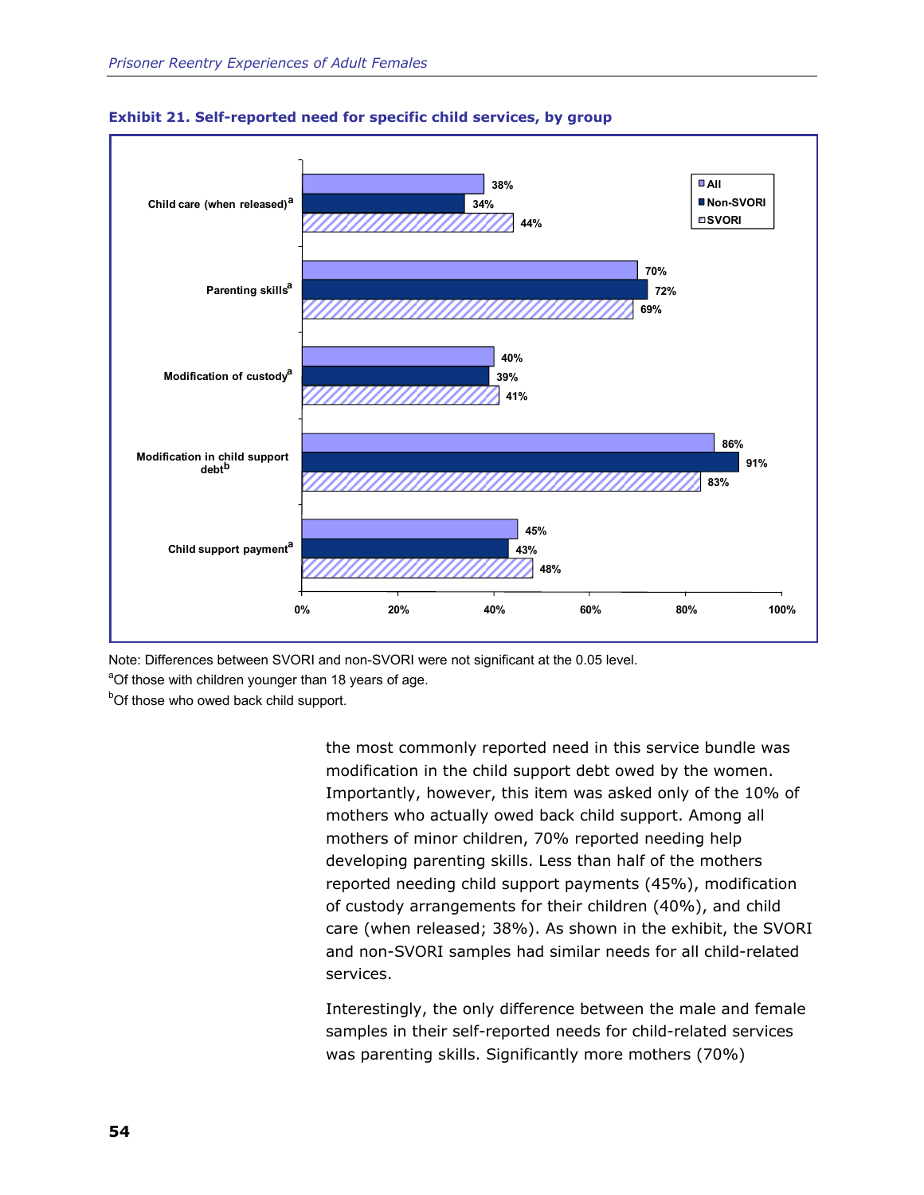**Exhibit 21. Self-reported need for specific child services, by group**

| Service | All | Non-SVORI | SVORI |
|---|---|---|---|
| Child care (when released)[a] | 38% | 34% | 44% |
| Parenting skills[a] | 70% | 72% | 69% |
| Modification of custody[a] | 40% | 39% | 41% |
| Modification in child support debt[b] | 86% | 91% | 83% |
| Child support payment[a] | 45% | 43% | 48% |

Note: Differences between SVORI and non-SVORI were not significant at the 0.05 level.

[a]Of those with children younger than 18 years of age.

[b]Of those who owed back child support.

the most commonly reported need in this service bundle was modification in the child support debt owed by the women. Importantly, however, this item was asked only of the 10% of mothers who actually owed back child support. Among all mothers of minor children, 70% reported needing help developing parenting skills. Less than half of the mothers reported needing child support payments (45%), modification of custody arrangements for their children (40%), and child care (when released; 38%). As shown in the exhibit, the SVORI and non-SVORI samples had similar needs for all child-related services.

Interestingly, the only difference between the male and female samples in their self-reported needs for child-related services was parenting skills. Significantly more mothers (70%)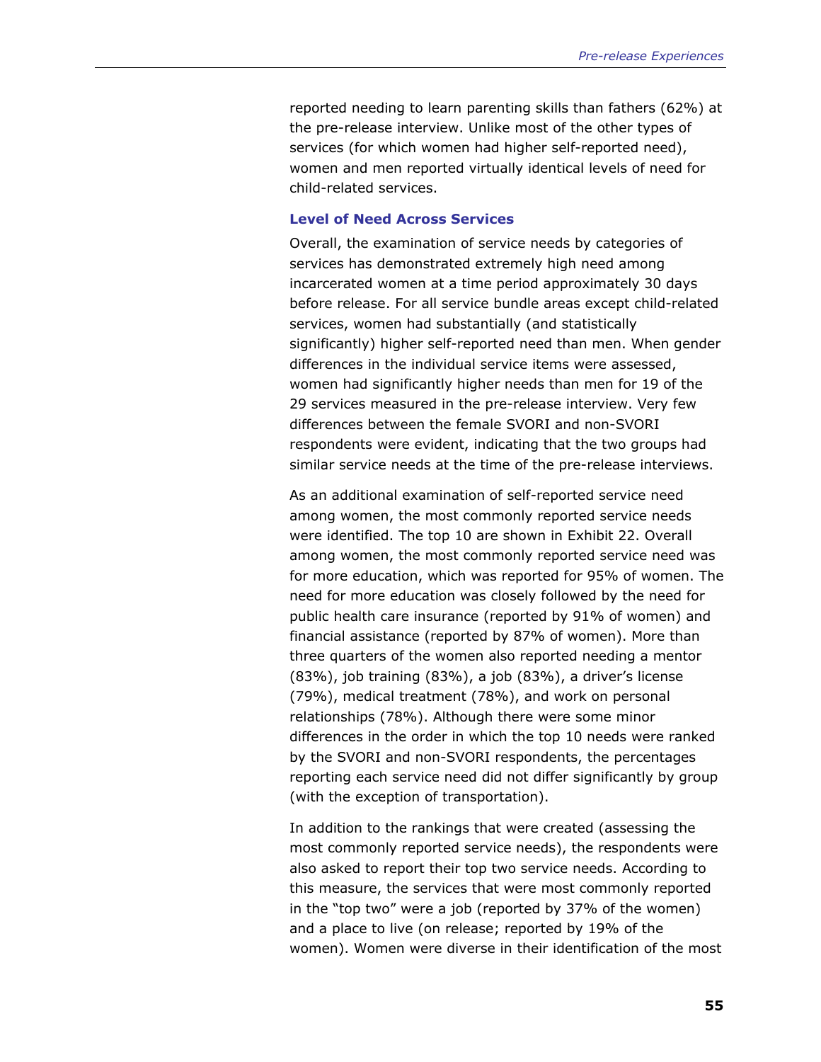reported needing to learn parenting skills than fathers (62%) at the pre-release interview. Unlike most of the other types of services (for which women had higher self-reported need), women and men reported virtually identical levels of need for child-related services.

### Level of Need Across Services

Overall, the examination of service needs by categories of services has demonstrated extremely high need among incarcerated women at a time period approximately 30 days before release. For all service bundle areas except child-related services, women had substantially (and statistically significantly) higher self-reported need than men. When gender differences in the individual service items were assessed, women had significantly higher needs than men for 19 of the 29 services measured in the pre-release interview. Very few differences between the female SVORI and non-SVORI respondents were evident, indicating that the two groups had similar service needs at the time of the pre-release interviews.

As an additional examination of self-reported service need among women, the most commonly reported service needs were identified. The top 10 are shown in Exhibit 22. Overall among women, the most commonly reported service need was for more education, which was reported for 95% of women. The need for more education was closely followed by the need for public health care insurance (reported by 91% of women) and financial assistance (reported by 87% of women). More than three quarters of the women also reported needing a mentor (83%), job training (83%), a job (83%), a driver's license (79%), medical treatment (78%), and work on personal relationships (78%). Although there were some minor differences in the order in which the top 10 needs were ranked by the SVORI and non-SVORI respondents, the percentages reporting each service need did not differ significantly by group (with the exception of transportation).

In addition to the rankings that were created (assessing the most commonly reported service needs), the respondents were also asked to report their top two service needs. According to this measure, the services that were most commonly reported in the "top two" were a job (reported by 37% of the women) and a place to live (on release; reported by 19% of the women). Women were diverse in their identification of the most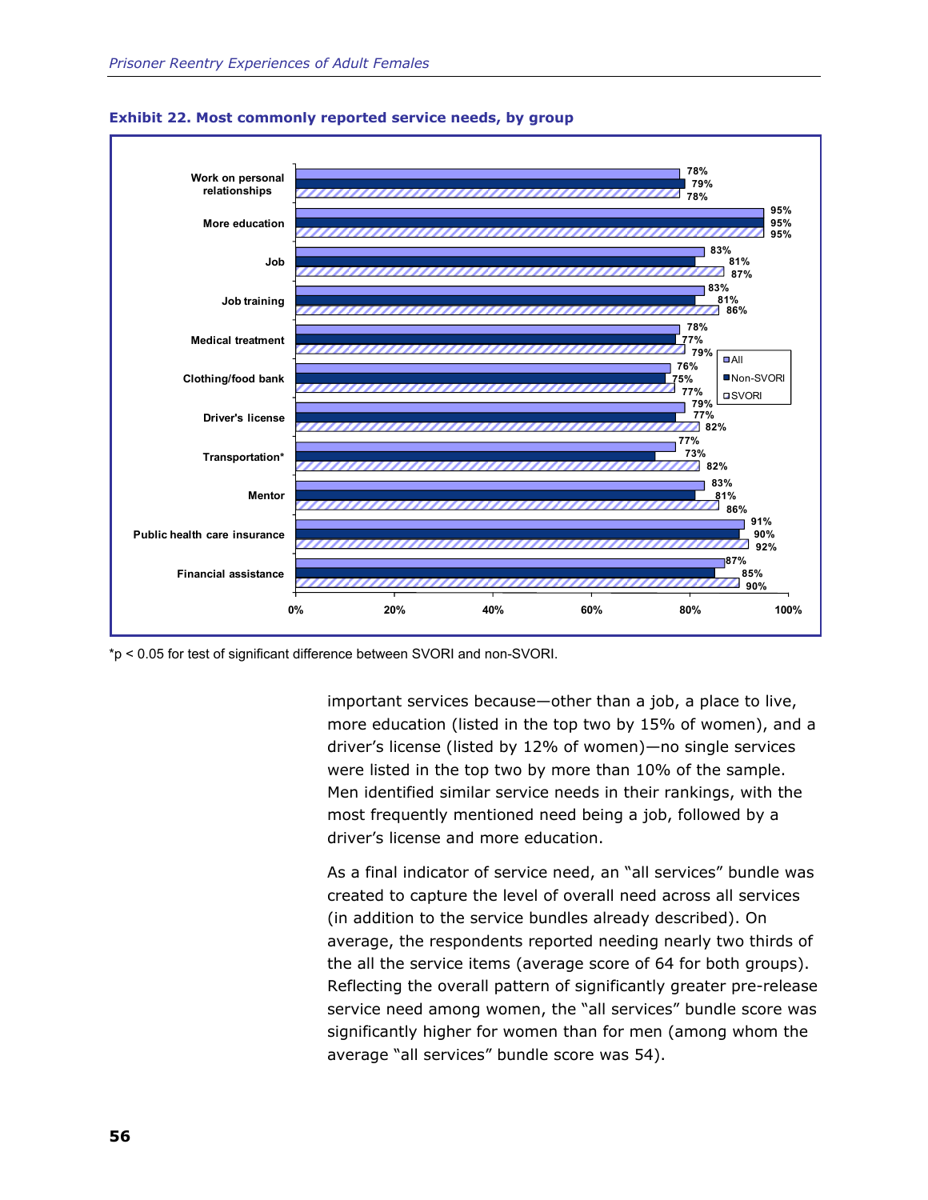**Exhibit 22. Most commonly reported service needs, by group**

| Service need | All | Non-SVORI | SVORI |
|---|---|---|---|
| Work on personal relationships | 78% | 79% | 78% |
| More education | 95% | 95% | 95% |
| Job | 83% | 81% | 87% |
| Job training | 83% | 81% | 86% |
| Medical treatment | 78% | 77% | 79% |
| Clothing/food bank | 76% | 75% | 77% |
| Driver's license | 79% | 77% | 82% |
| Transportation* | 77% | 73% | 82% |
| Mentor | 83% | 81% | 86% |
| Public health care insurance | 91% | 90% | 92% |
| Financial assistance | 87% | 85% | 90% |

*$p < 0.05$ for test of significant difference between SVORI and non-SVORI.

important services because—other than a job, a place to live, more education (listed in the top two by 15% of women), and a driver's license (listed by 12% of women)—no single services were listed in the top two by more than 10% of the sample. Men identified similar service needs in their rankings, with the most frequently mentioned need being a job, followed by a driver's license and more education.

As a final indicator of service need, an "all services" bundle was created to capture the level of overall need across all services (in addition to the service bundles already described). On average, the respondents reported needing nearly two thirds of the all the service items (average score of 64 for both groups). Reflecting the overall pattern of significantly greater pre-release service need among women, the "all services" bundle score was significantly higher for women than for men (among whom the average "all services" bundle score was 54).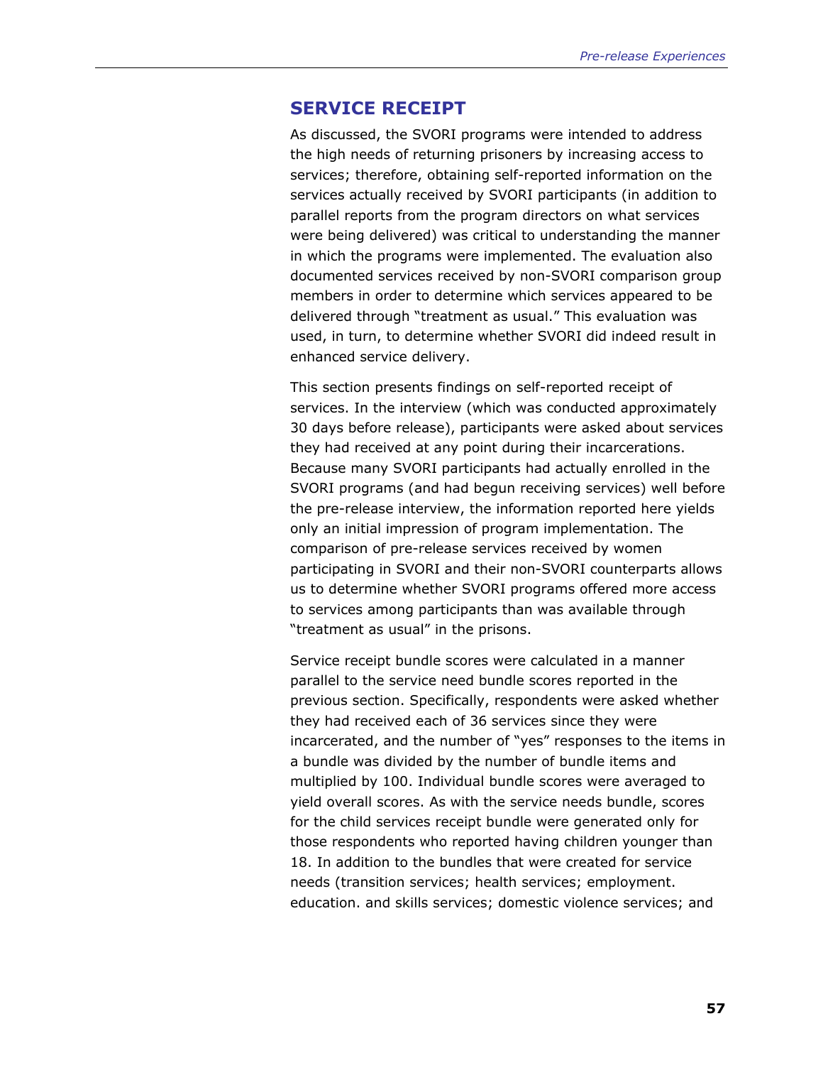## SERVICE RECEIPT

As discussed, the SVORI programs were intended to address the high needs of returning prisoners by increasing access to services; therefore, obtaining self-reported information on the services actually received by SVORI participants (in addition to parallel reports from the program directors on what services were being delivered) was critical to understanding the manner in which the programs were implemented. The evaluation also documented services received by non-SVORI comparison group members in order to determine which services appeared to be delivered through "treatment as usual." This evaluation was used, in turn, to determine whether SVORI did indeed result in enhanced service delivery.

This section presents findings on self-reported receipt of services. In the interview (which was conducted approximately 30 days before release), participants were asked about services they had received at any point during their incarcerations. Because many SVORI participants had actually enrolled in the SVORI programs (and had begun receiving services) well before the pre-release interview, the information reported here yields only an initial impression of program implementation. The comparison of pre-release services received by women participating in SVORI and their non-SVORI counterparts allows us to determine whether SVORI programs offered more access to services among participants than was available through "treatment as usual" in the prisons.

Service receipt bundle scores were calculated in a manner parallel to the service need bundle scores reported in the previous section. Specifically, respondents were asked whether they had received each of 36 services since they were incarcerated, and the number of "yes" responses to the items in a bundle was divided by the number of bundle items and multiplied by 100. Individual bundle scores were averaged to yield overall scores. As with the service needs bundle, scores for the child services receipt bundle were generated only for those respondents who reported having children younger than 18. In addition to the bundles that were created for service needs (transition services; health services; employment. education. and skills services; domestic violence services; and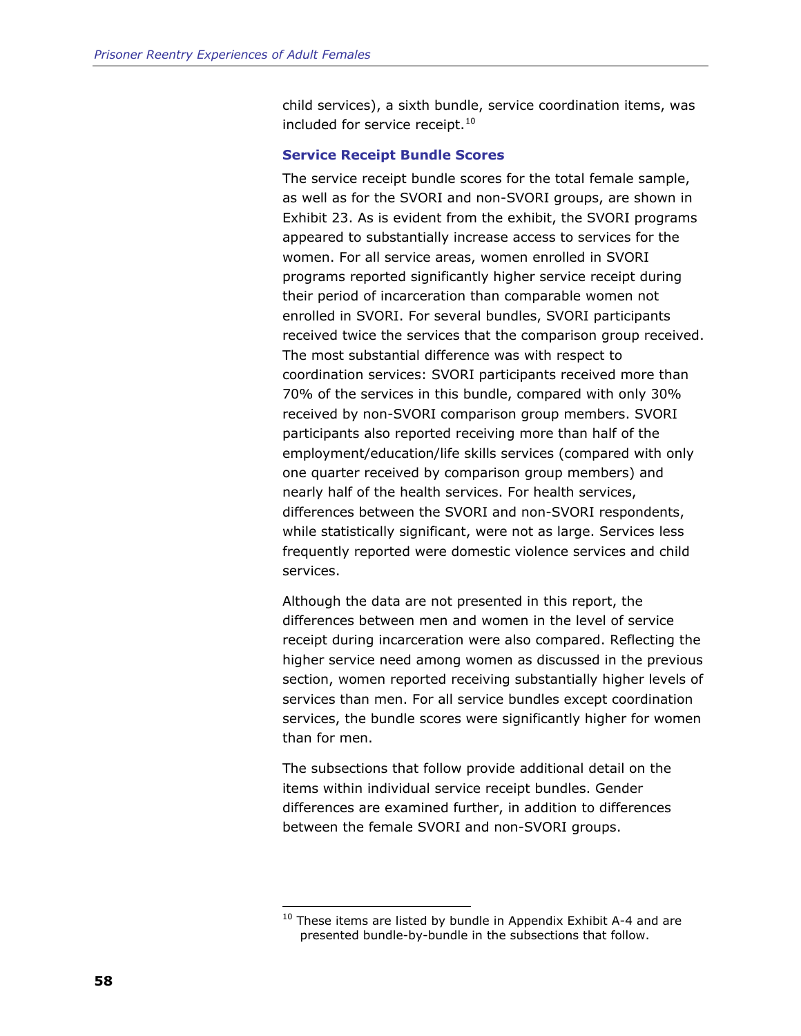child services), a sixth bundle, service coordination items, was included for service receipt.[10]

### Service Receipt Bundle Scores

The service receipt bundle scores for the total female sample, as well as for the SVORI and non-SVORI groups, are shown in Exhibit 23. As is evident from the exhibit, the SVORI programs appeared to substantially increase access to services for the women. For all service areas, women enrolled in SVORI programs reported significantly higher service receipt during their period of incarceration than comparable women not enrolled in SVORI. For several bundles, SVORI participants received twice the services that the comparison group received. The most substantial difference was with respect to coordination services: SVORI participants received more than 70% of the services in this bundle, compared with only 30% received by non-SVORI comparison group members. SVORI participants also reported receiving more than half of the employment/education/life skills services (compared with only one quarter received by comparison group members) and nearly half of the health services. For health services, differences between the SVORI and non-SVORI respondents, while statistically significant, were not as large. Services less frequently reported were domestic violence services and child services.

Although the data are not presented in this report, the differences between men and women in the level of service receipt during incarceration were also compared. Reflecting the higher service need among women as discussed in the previous section, women reported receiving substantially higher levels of services than men. For all service bundles except coordination services, the bundle scores were significantly higher for women than for men.

The subsections that follow provide additional detail on the items within individual service receipt bundles. Gender differences are examined further, in addition to differences between the female SVORI and non-SVORI groups.

---

[10] These items are listed by bundle in Appendix Exhibit A-4 and are presented bundle-by-bundle in the subsections that follow.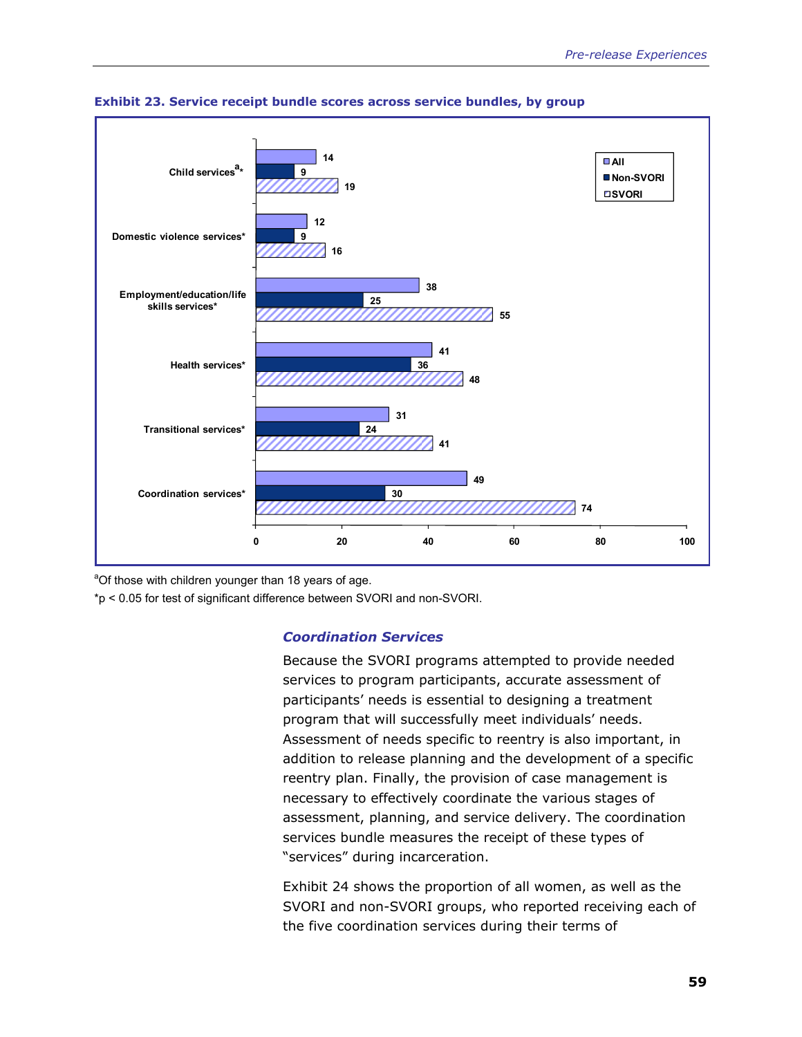**Exhibit 23. Service receipt bundle scores across service bundles, by group**

| Service bundle | All | Non-SVORI | SVORI |
|---|---|---|---|
| Child services[a]* | 14 | 9 | 19 |
| Domestic violence services* | 12 | 9 | 16 |
| Employment/education/life skills services* | 38 | 25 | 55 |
| Health services* | 41 | 36 | 48 |
| Transitional services* | 31 | 24 | 41 |
| Coordination services* | 49 | 30 | 74 |

[a]Of those with children younger than 18 years of age.

*$p < 0.05$ for test of significant difference between SVORI and non-SVORI.

### *Coordination Services*

Because the SVORI programs attempted to provide needed services to program participants, accurate assessment of participants' needs is essential to designing a treatment program that will successfully meet individuals' needs. Assessment of needs specific to reentry is also important, in addition to release planning and the development of a specific reentry plan. Finally, the provision of case management is necessary to effectively coordinate the various stages of assessment, planning, and service delivery. The coordination services bundle measures the receipt of these types of "services" during incarceration.

Exhibit 24 shows the proportion of all women, as well as the SVORI and non-SVORI groups, who reported receiving each of the five coordination services during their terms of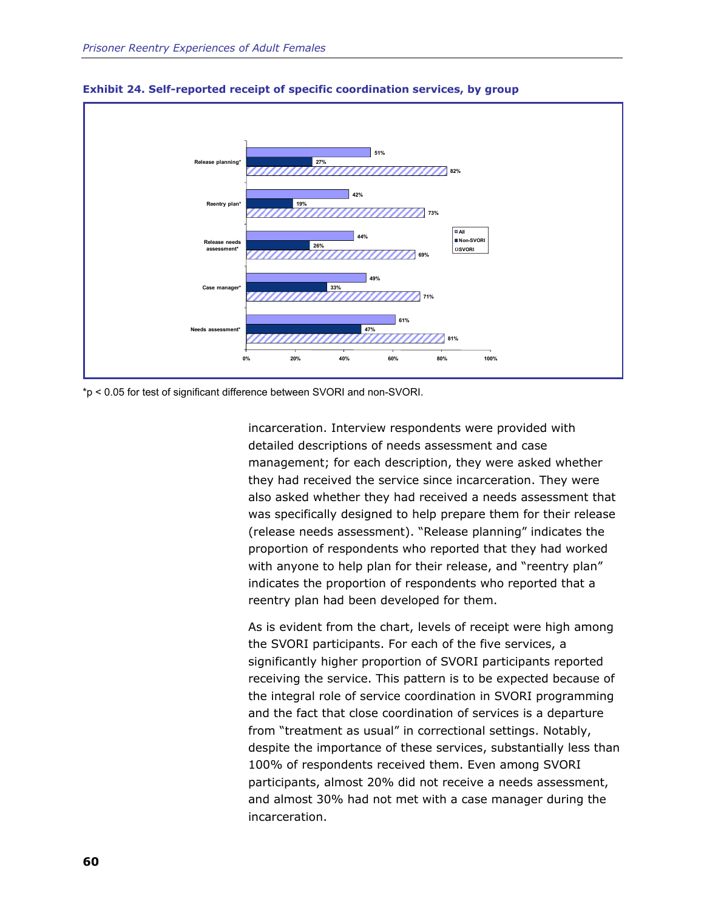**Exhibit 24. Self-reported receipt of specific coordination services, by group**

| Service | All | Non-SVORI | SVORI |
|---|---|---|---|
| Release planning* | 51% | 27% | 82% |
| Reentry plan* | 42% | 19% | 73% |
| Release needs assessment* | 44% | 26% | 69% |
| Case manager* | 49% | 33% | 71% |
| Needs assessment* | 61% | 47% | 81% |

*$p < 0.05$ for test of significant difference between SVORI and non-SVORI.

incarceration. Interview respondents were provided with detailed descriptions of needs assessment and case management; for each description, they were asked whether they had received the service since incarceration. They were also asked whether they had received a needs assessment that was specifically designed to help prepare them for their release (release needs assessment). "Release planning" indicates the proportion of respondents who reported that they had worked with anyone to help plan for their release, and "reentry plan" indicates the proportion of respondents who reported that a reentry plan had been developed for them.

As is evident from the chart, levels of receipt were high among the SVORI participants. For each of the five services, a significantly higher proportion of SVORI participants reported receiving the service. This pattern is to be expected because of the integral role of service coordination in SVORI programming and the fact that close coordination of services is a departure from "treatment as usual" in correctional settings. Notably, despite the importance of these services, substantially less than 100% of respondents received them. Even among SVORI participants, almost 20% did not receive a needs assessment, and almost 30% had not met with a case manager during the incarceration.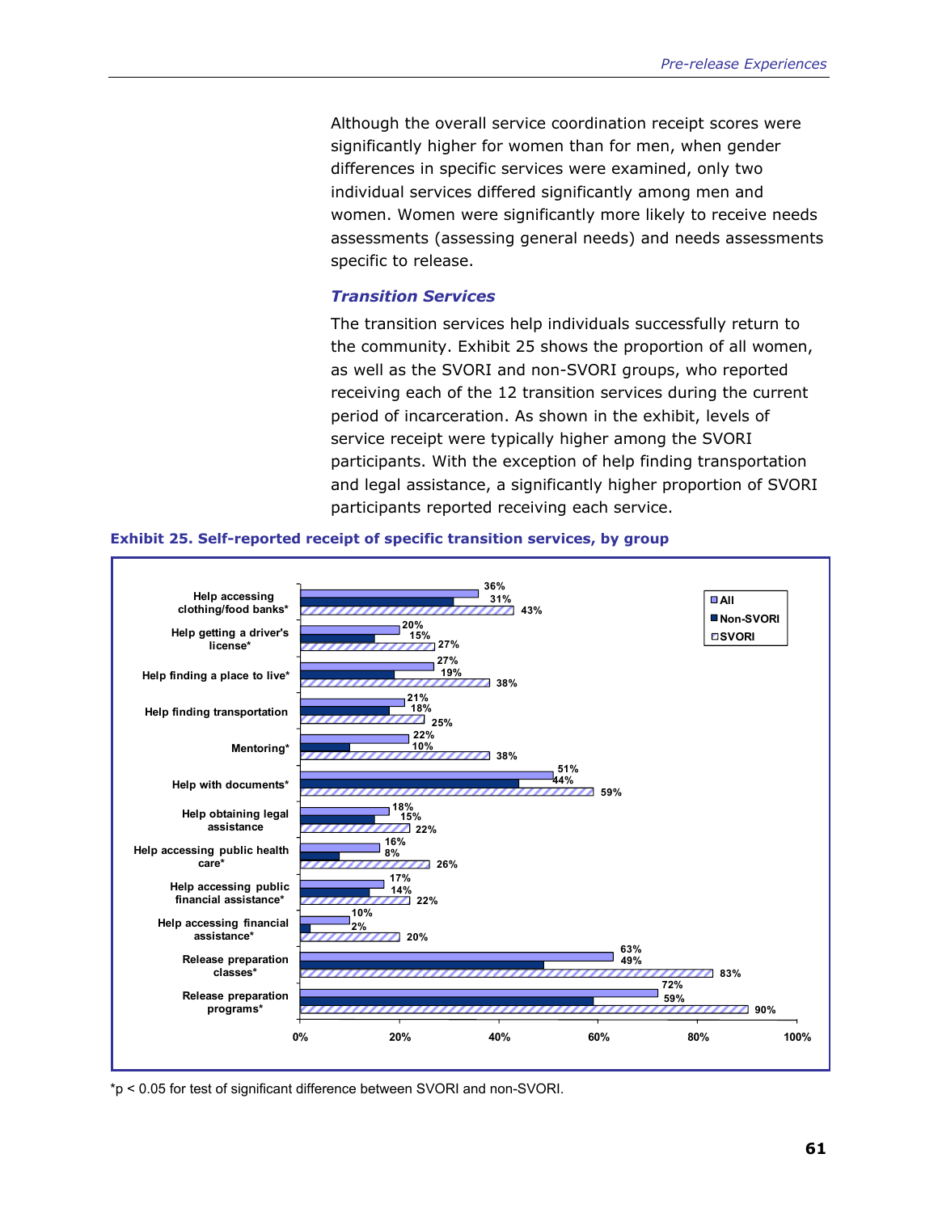Although the overall service coordination receipt scores were significantly higher for women than for men, when gender differences in specific services were examined, only two individual services differed significantly among men and women. Women were significantly more likely to receive needs assessments (assessing general needs) and needs assessments specific to release.

### *Transition Services*

The transition services help individuals successfully return to the community. Exhibit 25 shows the proportion of all women, as well as the SVORI and non-SVORI groups, who reported receiving each of the 12 transition services during the current period of incarceration. As shown in the exhibit, levels of service receipt were typically higher among the SVORI participants. With the exception of help finding transportation and legal assistance, a significantly higher proportion of SVORI participants reported receiving each service.

**Exhibit 25. Self-reported receipt of specific transition services, by group**

| Service | All | Non-SVORI | SVORI |
|---|---|---|---|
| Help accessing clothing/food banks* | 36% | 31% | 43% |
| Help getting a driver's license* | 20% | 15% | 27% |
| Help finding a place to live* | 27% | 19% | 38% |
| Help finding transportation | 21% | 18% | 25% |
| Mentoring* | 22% | 10% | 38% |
| Help with documents* | 51% | 44% | 59% |
| Help obtaining legal assistance | 18% | 15% | 22% |
| Help accessing public health care* | 16% | 8% | 26% |
| Help accessing public financial assistance* | 17% | 14% | 22% |
| Help accessing financial assistance* | 10% | 2% | 20% |
| Release preparation classes* | 63% | 49% | 83% |
| Release preparation programs* | 72% | 59% | 90% |

*$p < 0.05$ for test of significant difference between SVORI and non-SVORI.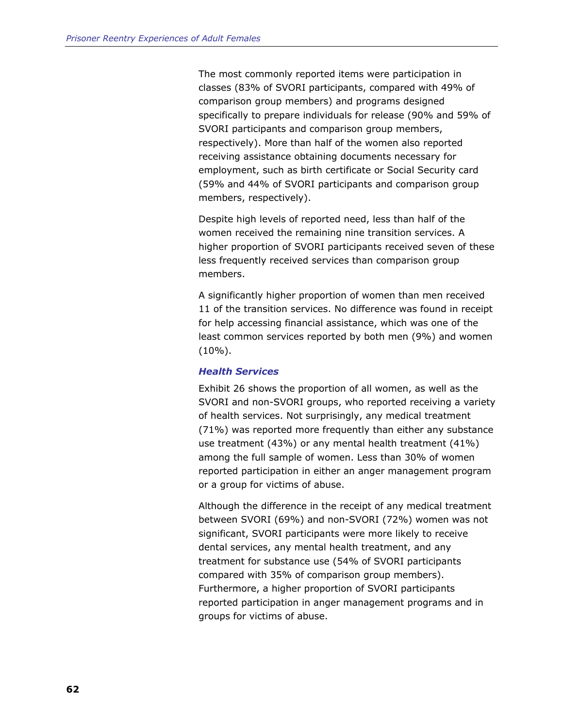The most commonly reported items were participation in classes (83% of SVORI participants, compared with 49% of comparison group members) and programs designed specifically to prepare individuals for release (90% and 59% of SVORI participants and comparison group members, respectively). More than half of the women also reported receiving assistance obtaining documents necessary for employment, such as birth certificate or Social Security card (59% and 44% of SVORI participants and comparison group members, respectively).

Despite high levels of reported need, less than half of the women received the remaining nine transition services. A higher proportion of SVORI participants received seven of these less frequently received services than comparison group members.

A significantly higher proportion of women than men received 11 of the transition services. No difference was found in receipt for help accessing financial assistance, which was one of the least common services reported by both men (9%) and women (10%).

### *Health Services*

Exhibit 26 shows the proportion of all women, as well as the SVORI and non-SVORI groups, who reported receiving a variety of health services. Not surprisingly, any medical treatment (71%) was reported more frequently than either any substance use treatment (43%) or any mental health treatment (41%) among the full sample of women. Less than 30% of women reported participation in either an anger management program or a group for victims of abuse.

Although the difference in the receipt of any medical treatment between SVORI (69%) and non-SVORI (72%) women was not significant, SVORI participants were more likely to receive dental services, any mental health treatment, and any treatment for substance use (54% of SVORI participants compared with 35% of comparison group members). Furthermore, a higher proportion of SVORI participants reported participation in anger management programs and in groups for victims of abuse.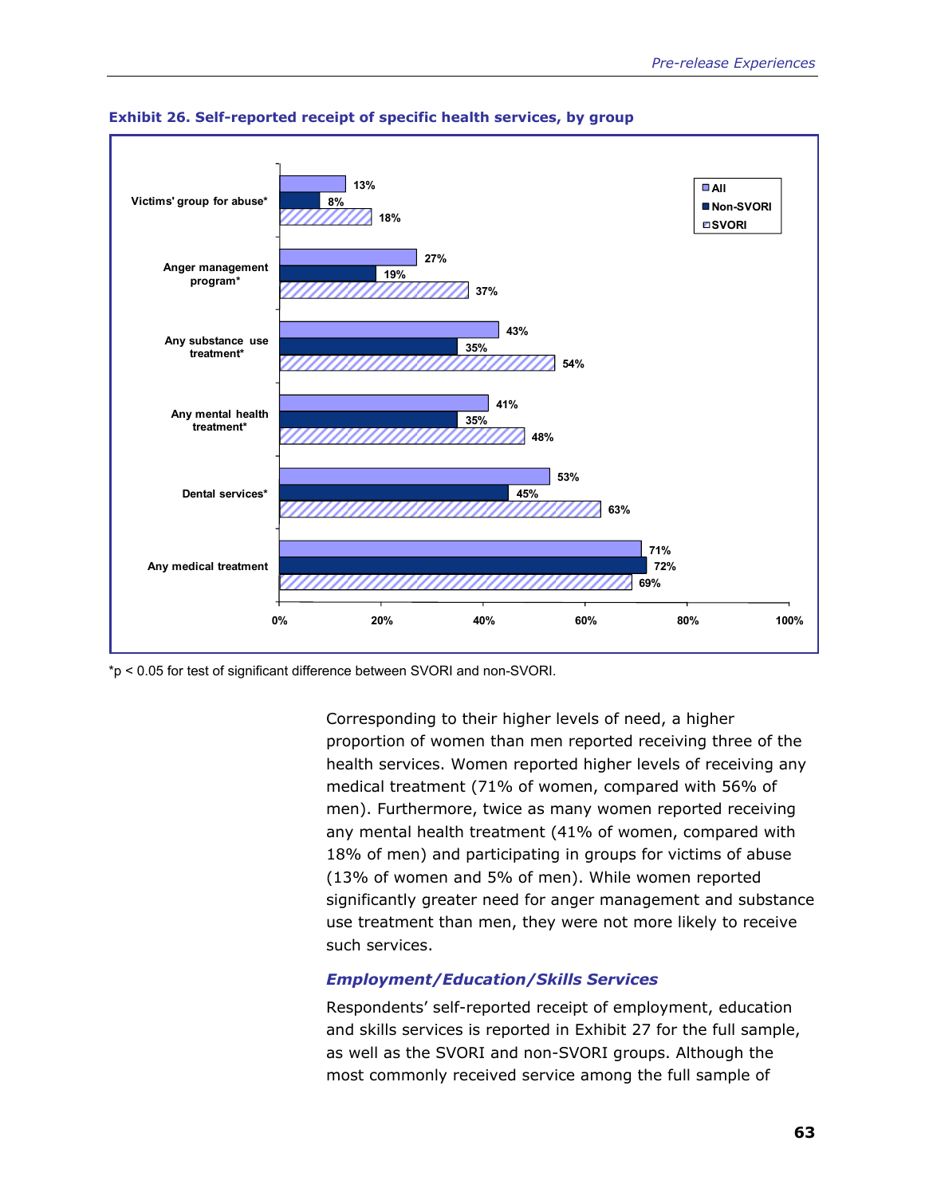**Exhibit 26. Self-reported receipt of specific health services, by group**

| Service | All | Non-SVORI | SVORI |
|---|---|---|---|
| Victims' group for abuse* | 13% | 8% | 18% |
| Anger management program* | 27% | 19% | 37% |
| Any substance use treatment* | 43% | 35% | 54% |
| Any mental health treatment* | 41% | 35% | 48% |
| Dental services* | 53% | 45% | 63% |
| Any medical treatment | 71% | 72% | 69% |

*$p < 0.05$ for test of significant difference between SVORI and non-SVORI.

Corresponding to their higher levels of need, a higher proportion of women than men reported receiving three of the health services. Women reported higher levels of receiving any medical treatment (71% of women, compared with 56% of men). Furthermore, twice as many women reported receiving any mental health treatment (41% of women, compared with 18% of men) and participating in groups for victims of abuse (13% of women and 5% of men). While women reported significantly greater need for anger management and substance use treatment than men, they were not more likely to receive such services.

### *Employment/Education/Skills Services*

Respondents' self-reported receipt of employment, education and skills services is reported in Exhibit 27 for the full sample, as well as the SVORI and non-SVORI groups. Although the most commonly received service among the full sample of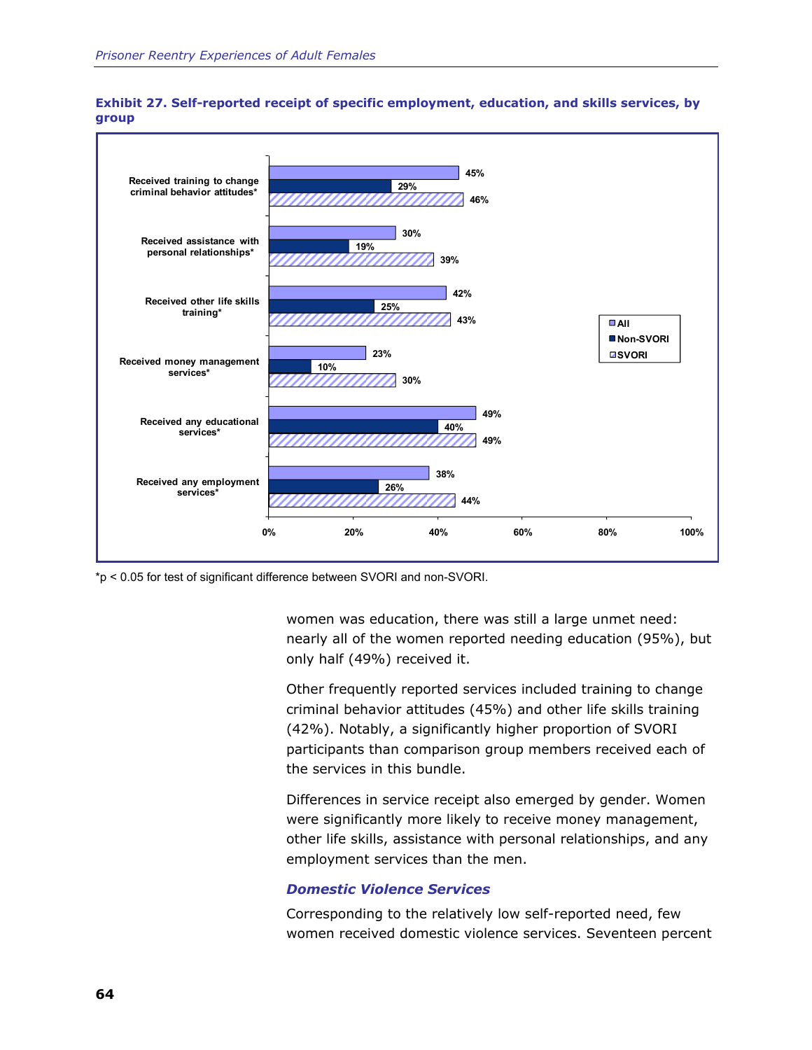**Exhibit 27. Self-reported receipt of specific employment, education, and skills services, by group**

| Service | All | Non-SVORI | SVORI |
|---|---|---|---|
| Received training to change criminal behavior attitudes* | 45% | 29% | 46% |
| Received assistance with personal relationships* | 30% | 19% | 39% |
| Received other life skills training* | 42% | 25% | 43% |
| Received money management services* | 23% | 10% | 30% |
| Received any educational services* | 49% | 40% | 49% |
| Received any employment services* | 38% | 26% | 44% |

*$p < 0.05$ for test of significant difference between SVORI and non-SVORI.

women was education, there was still a large unmet need: nearly all of the women reported needing education (95%), but only half (49%) received it.

Other frequently reported services included training to change criminal behavior attitudes (45%) and other life skills training (42%). Notably, a significantly higher proportion of SVORI participants than comparison group members received each of the services in this bundle.

Differences in service receipt also emerged by gender. Women were significantly more likely to receive money management, other life skills, assistance with personal relationships, and any employment services than the men.

### *Domestic Violence Services*

Corresponding to the relatively low self-reported need, few women received domestic violence services. Seventeen percent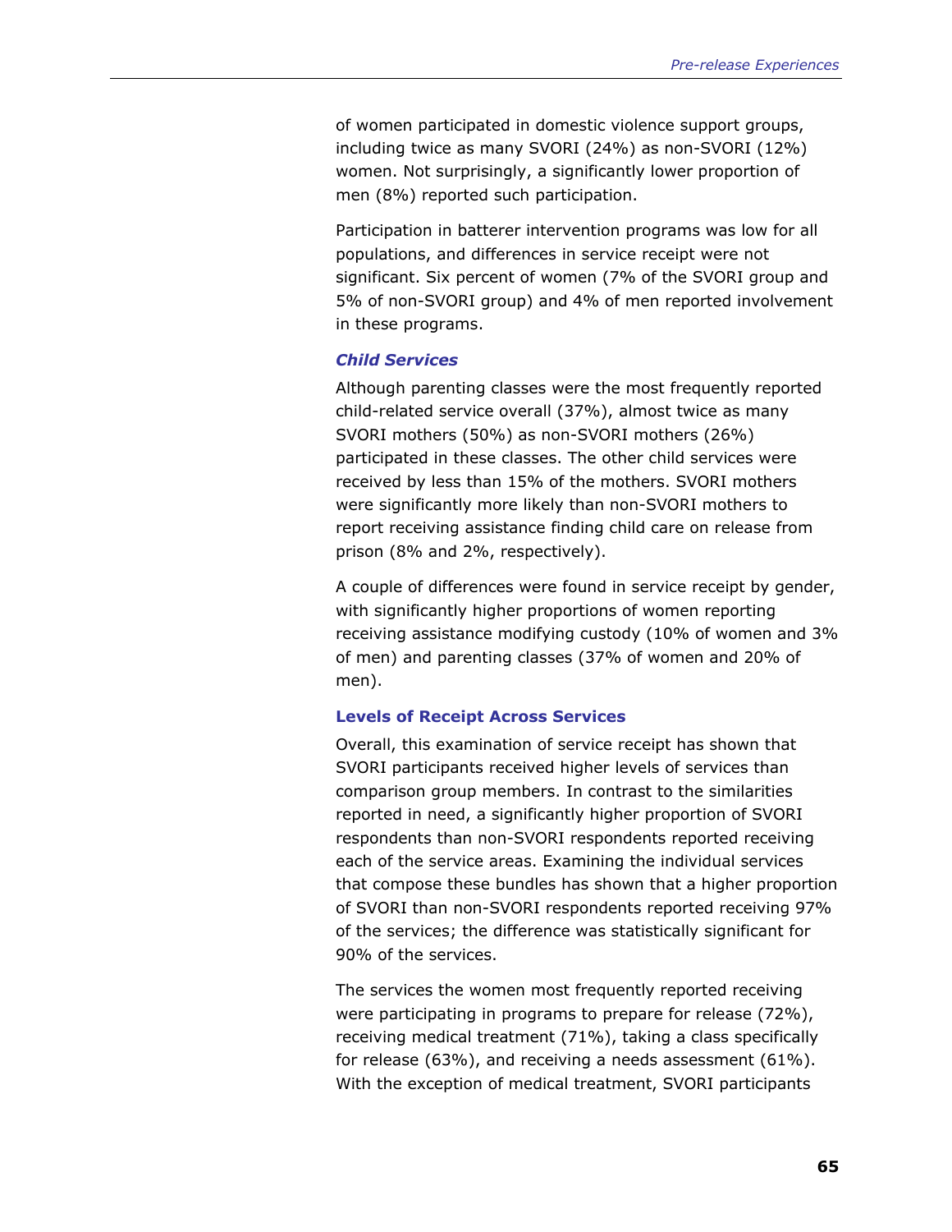of women participated in domestic violence support groups, including twice as many SVORI (24%) as non-SVORI (12%) women. Not surprisingly, a significantly lower proportion of men (8%) reported such participation.

Participation in batterer intervention programs was low for all populations, and differences in service receipt were not significant. Six percent of women (7% of the SVORI group and 5% of non-SVORI group) and 4% of men reported involvement in these programs.

#### *Child Services*

Although parenting classes were the most frequently reported child-related service overall (37%), almost twice as many SVORI mothers (50%) as non-SVORI mothers (26%) participated in these classes. The other child services were received by less than 15% of the mothers. SVORI mothers were significantly more likely than non-SVORI mothers to report receiving assistance finding child care on release from prison (8% and 2%, respectively).

A couple of differences were found in service receipt by gender, with significantly higher proportions of women reporting receiving assistance modifying custody (10% of women and 3% of men) and parenting classes (37% of women and 20% of men).

### Levels of Receipt Across Services

Overall, this examination of service receipt has shown that SVORI participants received higher levels of services than comparison group members. In contrast to the similarities reported in need, a significantly higher proportion of SVORI respondents than non-SVORI respondents reported receiving each of the service areas. Examining the individual services that compose these bundles has shown that a higher proportion of SVORI than non-SVORI respondents reported receiving 97% of the services; the difference was statistically significant for 90% of the services.

The services the women most frequently reported receiving were participating in programs to prepare for release (72%), receiving medical treatment (71%), taking a class specifically for release (63%), and receiving a needs assessment (61%). With the exception of medical treatment, SVORI participants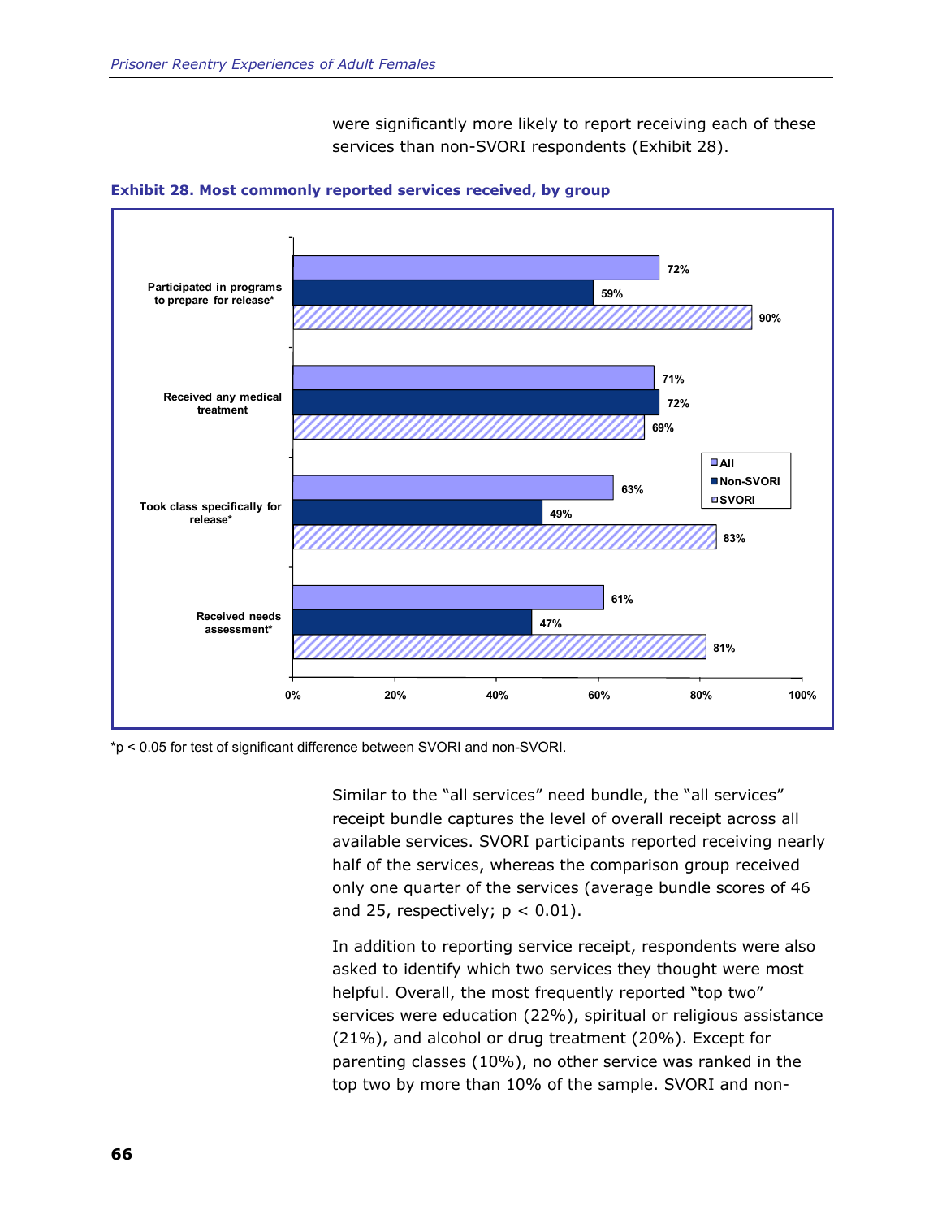were significantly more likely to report receiving each of these services than non-SVORI respondents (Exhibit 28).

**Exhibit 28. Most commonly reported services received, by group**

| Service | All | Non-SVORI | SVORI |
|---|---|---|---|
| Participated in programs to prepare for release* | 72% | 59% | 90% |
| Received any medical treatment | 71% | 72% | 69% |
| Took class specifically for release* | 63% | 49% | 83% |
| Received needs assessment* | 61% | 47% | 81% |

*$p < 0.05$ for test of significant difference between SVORI and non-SVORI.

Similar to the "all services" need bundle, the "all services" receipt bundle captures the level of overall receipt across all available services. SVORI participants reported receiving nearly half of the services, whereas the comparison group received only one quarter of the services (average bundle scores of 46 and 25, respectively; $p < 0.01$).

In addition to reporting service receipt, respondents were also asked to identify which two services they thought were most helpful. Overall, the most frequently reported "top two" services were education (22%), spiritual or religious assistance (21%), and alcohol or drug treatment (20%). Except for parenting classes (10%), no other service was ranked in the top two by more than 10% of the sample. SVORI and non-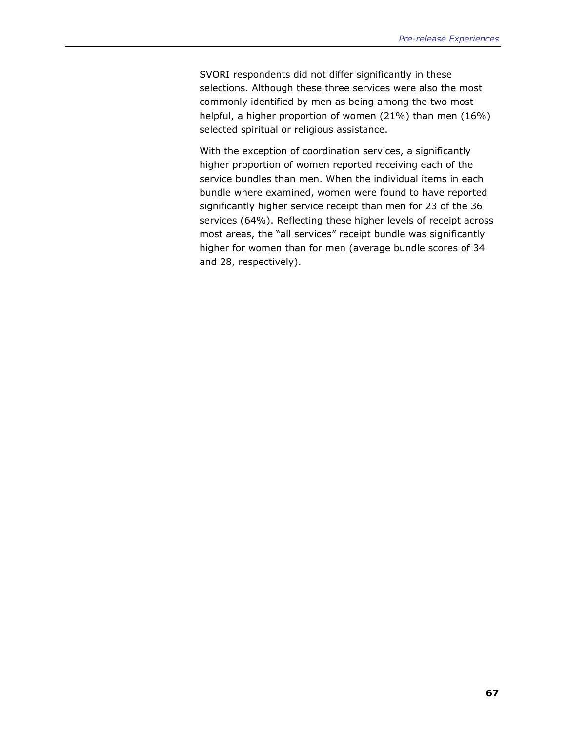SVORI respondents did not differ significantly in these selections. Although these three services were also the most commonly identified by men as being among the two most helpful, a higher proportion of women (21%) than men (16%) selected spiritual or religious assistance.

With the exception of coordination services, a significantly higher proportion of women reported receiving each of the service bundles than men. When the individual items in each bundle where examined, women were found to have reported significantly higher service receipt than men for 23 of the 36 services (64%). Reflecting these higher levels of receipt across most areas, the "all services" receipt bundle was significantly higher for women than for men (average bundle scores of 34 and 28, respectively).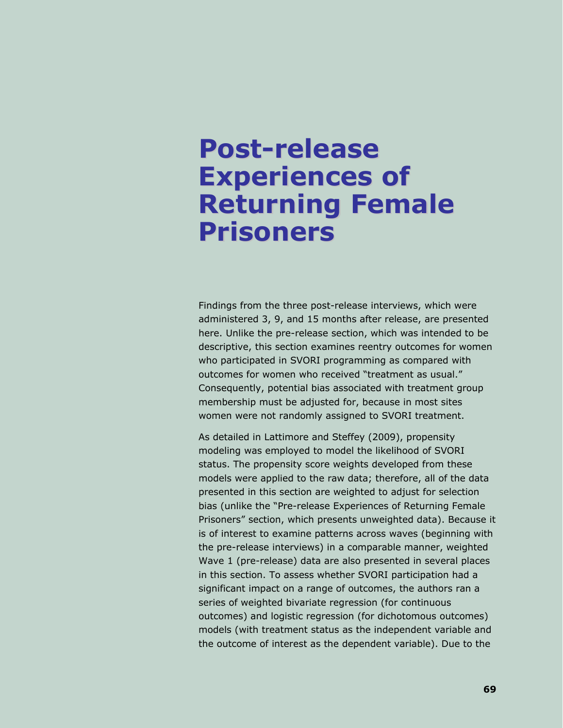# Post-release Experiences of Returning Female Prisoners

Findings from the three post-release interviews, which were administered 3, 9, and 15 months after release, are presented here. Unlike the pre-release section, which was intended to be descriptive, this section examines reentry outcomes for women who participated in SVORI programming as compared with outcomes for women who received "treatment as usual." Consequently, potential bias associated with treatment group membership must be adjusted for, because in most sites women were not randomly assigned to SVORI treatment.

As detailed in Lattimore and Steffey (2009), propensity modeling was employed to model the likelihood of SVORI status. The propensity score weights developed from these models were applied to the raw data; therefore, all of the data presented in this section are weighted to adjust for selection bias (unlike the "Pre-release Experiences of Returning Female Prisoners" section, which presents unweighted data). Because it is of interest to examine patterns across waves (beginning with the pre-release interviews) in a comparable manner, weighted Wave 1 (pre-release) data are also presented in several places in this section. To assess whether SVORI participation had a significant impact on a range of outcomes, the authors ran a series of weighted bivariate regression (for continuous outcomes) and logistic regression (for dichotomous outcomes) models (with treatment status as the independent variable and the outcome of interest as the dependent variable). Due to the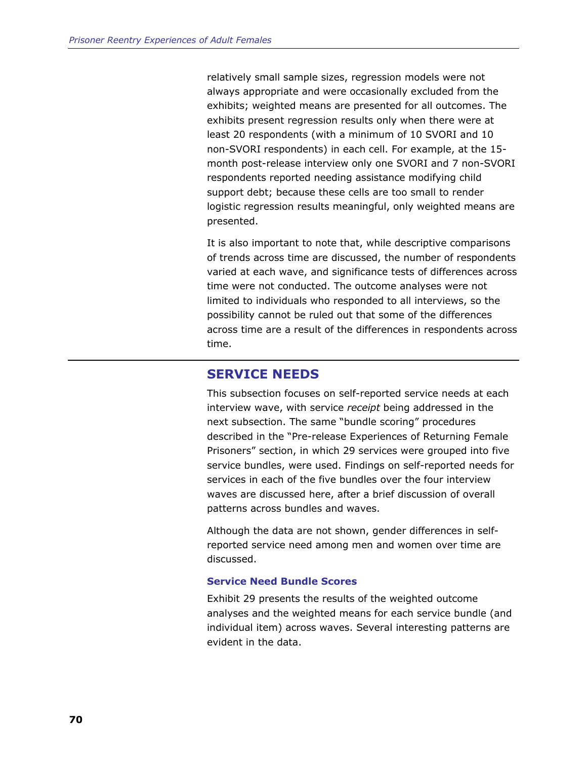relatively small sample sizes, regression models were not always appropriate and were occasionally excluded from the exhibits; weighted means are presented for all outcomes. The exhibits present regression results only when there were at least 20 respondents (with a minimum of 10 SVORI and 10 non-SVORI respondents) in each cell. For example, at the 15-month post-release interview only one SVORI and 7 non-SVORI respondents reported needing assistance modifying child support debt; because these cells are too small to render logistic regression results meaningful, only weighted means are presented.

It is also important to note that, while descriptive comparisons of trends across time are discussed, the number of respondents varied at each wave, and significance tests of differences across time were not conducted. The outcome analyses were not limited to individuals who responded to all interviews, so the possibility cannot be ruled out that some of the differences across time are a result of the differences in respondents across time.

## SERVICE NEEDS

This subsection focuses on self-reported service needs at each interview wave, with service *receipt* being addressed in the next subsection. The same "bundle scoring" procedures described in the "Pre-release Experiences of Returning Female Prisoners" section, in which 29 services were grouped into five service bundles, were used. Findings on self-reported needs for services in each of the five bundles over the four interview waves are discussed here, after a brief discussion of overall patterns across bundles and waves.

Although the data are not shown, gender differences in self-reported service need among men and women over time are discussed.

### Service Need Bundle Scores

Exhibit 29 presents the results of the weighted outcome analyses and the weighted means for each service bundle (and individual item) across waves. Several interesting patterns are evident in the data.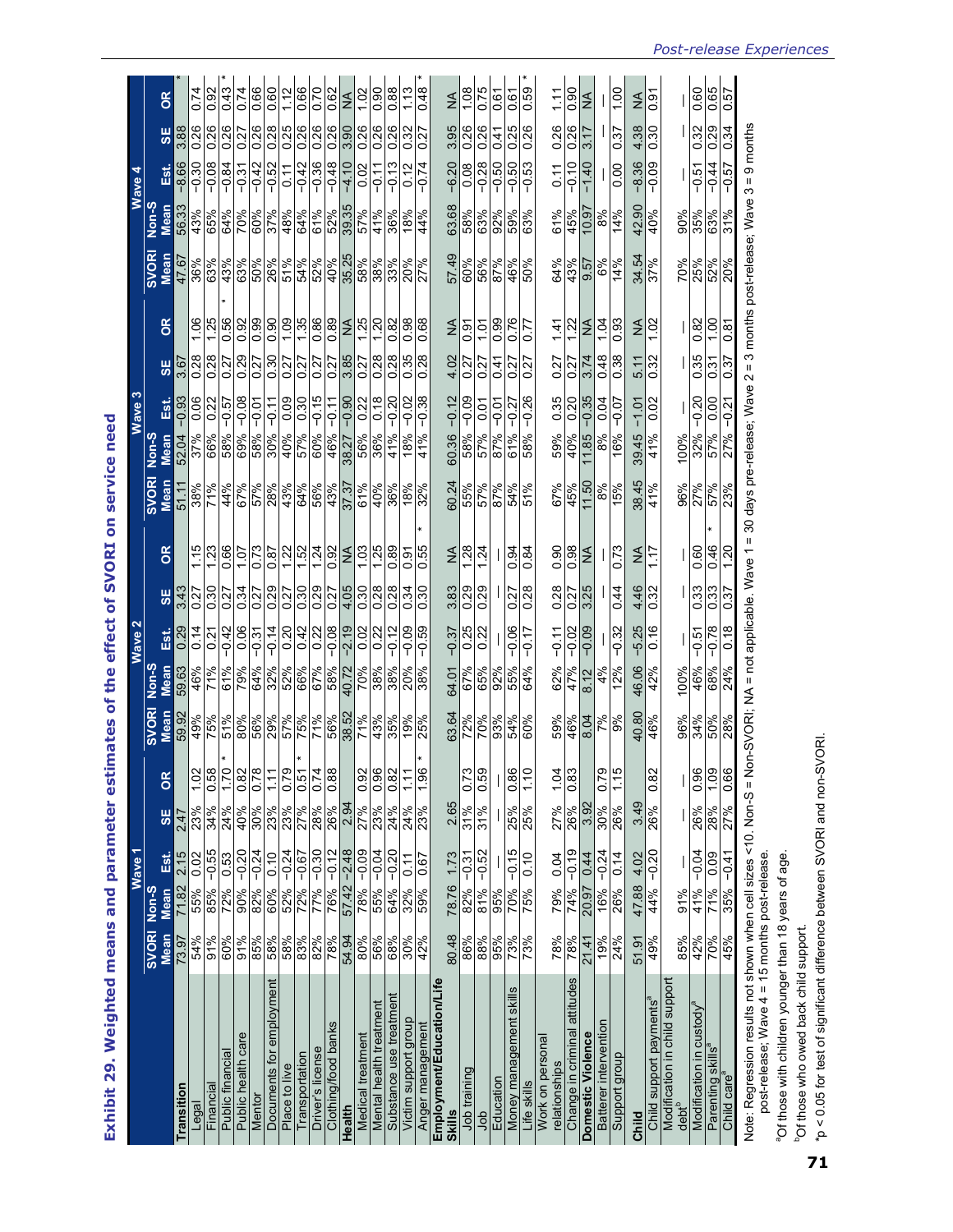## Exhibit 29. Weighted means and parameter estimates of the effect of SVORI on service need

| | Wave 1 | | | | | Wave 2 | | | | | Wave 3 | | | | | Wave 4 | | | | |
|---|---|---|---|---|---|---|---|---|---|---|---|---|---|---|---|---|---|---|---|---|
| | SVORI Mean | Non-S Mean | Est. | SE | OR | SVORI Mean | Non-S Mean | Est. | SE | OR | SVORI Mean | Non-S Mean | Est. | SE | OR | SVORI Mean | Non-S Mean | Est. | SE | OR |
| **Transition** | 73.97 | 71.82 | 2.15 | 2.47 | | 59.92 | 59.63 | 0.29 | 3.43 | | 51.11 | 52.04 | −0.93 | 3.67 | | 47.67 | 56.33 | −8.66 | 3.88 | * |
| Legal | 54% | 55% | 0.02 | 23% | 1.02 | 49% | 46% | 0.14 | 0.27 | 1.15 | 38% | 37% | 0.06 | 0.28 | 1.06 | 36% | 43% | −0.30 | 0.26 | 0.74 |
| Financial | 91% | 85% | −0.55 | 34% | 0.58 | 75% | 71% | 0.21 | 0.30 | 1.23 | 71% | 66% | 0.22 | 0.28 | 1.25 | 63% | 65% | −0.08 | 0.26 | 0.92 |
| Public financial | 60% | 72% | 0.53 | 24% | 1.70 * | 51% | 61% | −0.42 | 0.27 | 0.66 | 44% | 58% | −0.57 | 0.27 | 0.56 * | 43% | 64% | −0.84 | 0.26 | 0.43 * |
| Public health care | 91% | 90% | −0.20 | 40% | 0.82 | 80% | 79% | 0.06 | 0.34 | 1.07 | 67% | 69% | −0.08 | 0.29 | 0.92 | 63% | 70% | −0.31 | 0.27 | 0.74 |
| Mentor | 85% | 82% | −0.24 | 30% | 0.78 | 56% | 64% | −0.31 | 0.27 | 0.73 | 57% | 58% | −0.01 | 0.27 | 0.99 | 50% | 60% | −0.42 | 0.26 | 0.66 |
| Documents for employment | 58% | 60% | 0.10 | 23% | 1.11 | 29% | 32% | −0.14 | 0.29 | 0.87 | 28% | 30% | −0.11 | 0.30 | 0.90 | 26% | 37% | −0.52 | 0.28 | 0.60 |
| Place to live | 58% | 52% | −0.24 | 23% | 0.79 | 57% | 52% | 0.20 | 0.27 | 1.22 | 43% | 40% | 0.09 | 0.27 | 1.09 | 51% | 48% | 0.11 | 0.25 | 1.12 |
| Transportation | 83% | 72% | −0.67 | 27% | 0.51 * | 75% | 66% | 0.42 | 0.30 | 1.52 | 64% | 57% | 0.30 | 0.27 | 1.35 | 54% | 64% | −0.42 | 0.26 | 0.66 |
| Driver's license | 82% | 77% | −0.30 | 28% | 0.74 | 71% | 67% | 0.22 | 0.29 | 1.24 | 56% | 60% | −0.15 | 0.27 | 0.86 | 52% | 61% | −0.36 | 0.26 | 0.70 |
| Clothing/food banks | 78% | 76% | −0.12 | 26% | 0.88 | 56% | 58% | −0.08 | 0.27 | 0.92 | 43% | 46% | −0.11 | 0.27 | 0.89 | 40% | 52% | −0.48 | 0.26 | 0.62 |
| **Health** | 54.94 | 57.42 | −2.48 | 2.94 | | 38.52 | 40.72 | −2.19 | 4.05 | NA | 37.37 | 38.27 | −0.90 | 3.85 | NA | 35.25 | 39.35 | −4.10 | 3.90 | NA |
| Medical treatment | 80% | 78% | −0.09 | 27% | 0.92 | 71% | 70% | 0.02 | 0.30 | 1.03 | 61% | 56% | 0.22 | 0.27 | 1.25 | 58% | 57% | 0.02 | 0.26 | 1.02 |
| Mental health treatment | 56% | 55% | −0.04 | 23% | 0.96 | 43% | 38% | 0.22 | 0.28 | 1.25 | 40% | 36% | 0.18 | 0.28 | 1.20 | 38% | 41% | −0.11 | 0.26 | 0.90 |
| Substance use treatment | 68% | 64% | −0.20 | 24% | 0.82 | 35% | 38% | −0.12 | 0.28 | 0.89 | 36% | 41% | −0.20 | 0.28 | 0.82 | 33% | 36% | −0.13 | 0.26 | 0.88 |
| Victim support group | 30% | 32% | 0.11 | 24% | 1.11 | 19% | 20% | −0.09 | 0.34 | 0.91 | 18% | 18% | −0.02 | 0.35 | 0.98 | 20% | 18% | 0.12 | 0.32 | 1.13 |
| Anger management | 42% | 59% | 0.67 | 23% | 1.96 * | 25% | 38% | −0.59 | 0.30 | 0.55 * | 32% | 41% | −0.38 | 0.28 | 0.68 | 27% | 44% | −0.74 | 0.27 | 0.48 * |
| **Employment/Education/Life Skills** | 80.48 | 78.76 | 1.73 | 2.65 | | 63.64 | 64.01 | −0.37 | 3.83 | NA | 60.24 | 60.36 | −0.12 | 4.02 | NA | 57.49 | 63.68 | −6.20 | 3.95 | NA |
| Job training | 86% | 82% | −0.31 | 31% | 0.73 | 72% | 67% | 0.25 | 0.29 | 1.28 | 55% | 58% | −0.09 | 0.27 | 0.91 | 60% | 58% | 0.08 | 0.26 | 1.08 |
| Job | 88% | 81% | −0.52 | 31% | 0.59 | 70% | 65% | 0.22 | 0.29 | 1.24 | 57% | 57% | 0.01 | 0.27 | 1.01 | 56% | 63% | −0.28 | 0.26 | 0.75 |
| Education | 95% | 95% | — | — | — | 93% | 92% | — | — | — | 87% | 87% | −0.01 | 0.41 | 0.99 | 87% | 92% | −0.50 | 0.41 | 0.61 |
| Money management skills | 73% | 70% | −0.15 | 25% | 0.86 | 54% | 55% | −0.06 | 0.27 | 0.94 | 54% | 61% | −0.27 | 0.27 | 0.76 | 46% | 59% | −0.50 | 0.25 | 0.61 |
| Life skills | 73% | 75% | 0.10 | 25% | 1.10 | 60% | 64% | −0.17 | 0.28 | 0.84 | 51% | 58% | −0.26 | 0.27 | 0.77 | 50% | 63% | −0.53 | 0.26 | 0.59 * |
| Work on personal relationships | 78% | 79% | 0.04 | 27% | 1.04 | 59% | 62% | −0.11 | 0.28 | 0.90 | 67% | 59% | 0.35 | 0.27 | 1.41 | 64% | 61% | 0.11 | 0.26 | 1.11 |
| Change in criminal attitudes | 78% | 74% | −0.19 | 26% | 0.83 | 46% | 47% | −0.02 | 0.27 | 0.98 | 45% | 40% | 0.20 | 0.27 | 1.22 | 43% | 45% | −0.10 | 0.26 | 0.90 |
| **Domestic Violence** | 21.41 | 20.97 | 0.44 | 3.92 | | 8.04 | 8.12 | −0.09 | 3.25 | NA | 11.50 | 11.85 | −0.35 | 3.74 | NA | 9.57 | 10.97 | −1.40 | 3.17 | NA |
| Batterer intervention | 19% | 16% | −0.24 | 30% | 0.79 | 7% | 4% | — | — | — | 8% | 8% | 0.04 | 0.48 | 1.04 | 6% | 8% | — | — | — |
| Support group | 24% | 26% | 0.14 | 26% | 1.15 | 9% | 12% | −0.32 | 0.44 | 0.73 | 15% | 16% | −0.07 | 0.38 | 0.93 | 14% | 14% | 0.00 | 0.37 | 1.00 |
| **Child** | 51.91 | 47.88 | 4.02 | 3.49 | | 40.80 | 46.06 | −5.25 | 4.46 | NA | 38.45 | 39.45 | −1.01 | 5.11 | NA | 34.54 | 42.90 | −8.36 | 4.38 | NA |
| Child support payments[a] | 49% | 44% | −0.20 | 26% | 0.82 | 46% | 42% | 0.16 | 0.32 | 1.17 | 41% | 41% | 0.02 | 0.32 | 1.02 | 37% | 40% | −0.09 | 0.30 | 0.91 |
| Modification in child support debt[b] | 85% | 91% | — | — | — | 96% | 100% | — | — | — | 96% | 100% | — | — | — | 70% | 90% | — | — | — |
| Modification in custody[a] | 42% | 41% | −0.04 | 26% | 0.96 | 34% | 46% | −0.51 | 0.33 | 0.60 | 27% | 32% | −0.20 | 0.35 | 0.82 | 25% | 35% | −0.51 | 0.32 | 0.60 |
| Parenting skills[a] | 70% | 71% | 0.09 | 28% | 1.09 | 50% | 68% | −0.78 | 0.33 | 0.46 * | 57% | 57% | 0.00 | 0.31 | 1.00 | 52% | 63% | −0.44 | 0.29 | 0.65 |
| Child care[a] | 45% | 35% | −0.41 | 27% | 0.66 | 28% | 24% | 0.18 | 0.37 | 1.20 | 23% | 27% | −0.21 | 0.37 | 0.81 | 20% | 31% | −0.57 | 0.34 | 0.57 |

Note: Regression results not shown when cell sizes <10. Non-S = Non-SVORI; NA = not applicable. Wave 1 = 30 days pre-release; Wave 2 = 3 months post-release; Wave 3 = 9 months post-release; Wave 4 = 15 months post-release.

[a]Of those with children younger than 18 years of age.

[b]Of those who owed back child support.

*p < 0.05 for test of significant difference between SVORI and non-SVORI.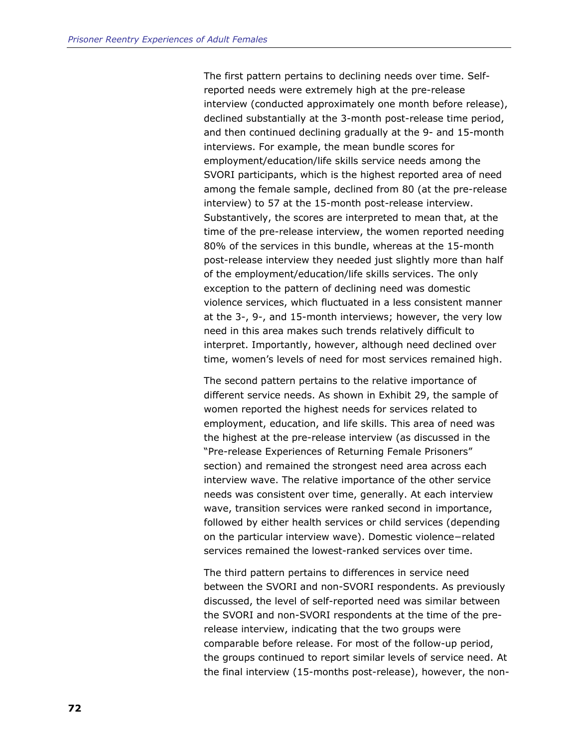The first pattern pertains to declining needs over time. Self-reported needs were extremely high at the pre-release interview (conducted approximately one month before release), declined substantially at the 3-month post-release time period, and then continued declining gradually at the 9- and 15-month interviews. For example, the mean bundle scores for employment/education/life skills service needs among the SVORI participants, which is the highest reported area of need among the female sample, declined from 80 (at the pre-release interview) to 57 at the 15-month post-release interview. Substantively, the scores are interpreted to mean that, at the time of the pre-release interview, the women reported needing 80% of the services in this bundle, whereas at the 15-month post-release interview they needed just slightly more than half of the employment/education/life skills services. The only exception to the pattern of declining need was domestic violence services, which fluctuated in a less consistent manner at the 3-, 9-, and 15-month interviews; however, the very low need in this area makes such trends relatively difficult to interpret. Importantly, however, although need declined over time, women's levels of need for most services remained high.

The second pattern pertains to the relative importance of different service needs. As shown in Exhibit 29, the sample of women reported the highest needs for services related to employment, education, and life skills. This area of need was the highest at the pre-release interview (as discussed in the "Pre-release Experiences of Returning Female Prisoners" section) and remained the strongest need area across each interview wave. The relative importance of the other service needs was consistent over time, generally. At each interview wave, transition services were ranked second in importance, followed by either health services or child services (depending on the particular interview wave). Domestic violence−related services remained the lowest-ranked services over time.

The third pattern pertains to differences in service need between the SVORI and non-SVORI respondents. As previously discussed, the level of self-reported need was similar between the SVORI and non-SVORI respondents at the time of the pre-release interview, indicating that the two groups were comparable before release. For most of the follow-up period, the groups continued to report similar levels of service need. At the final interview (15-months post-release), however, the non-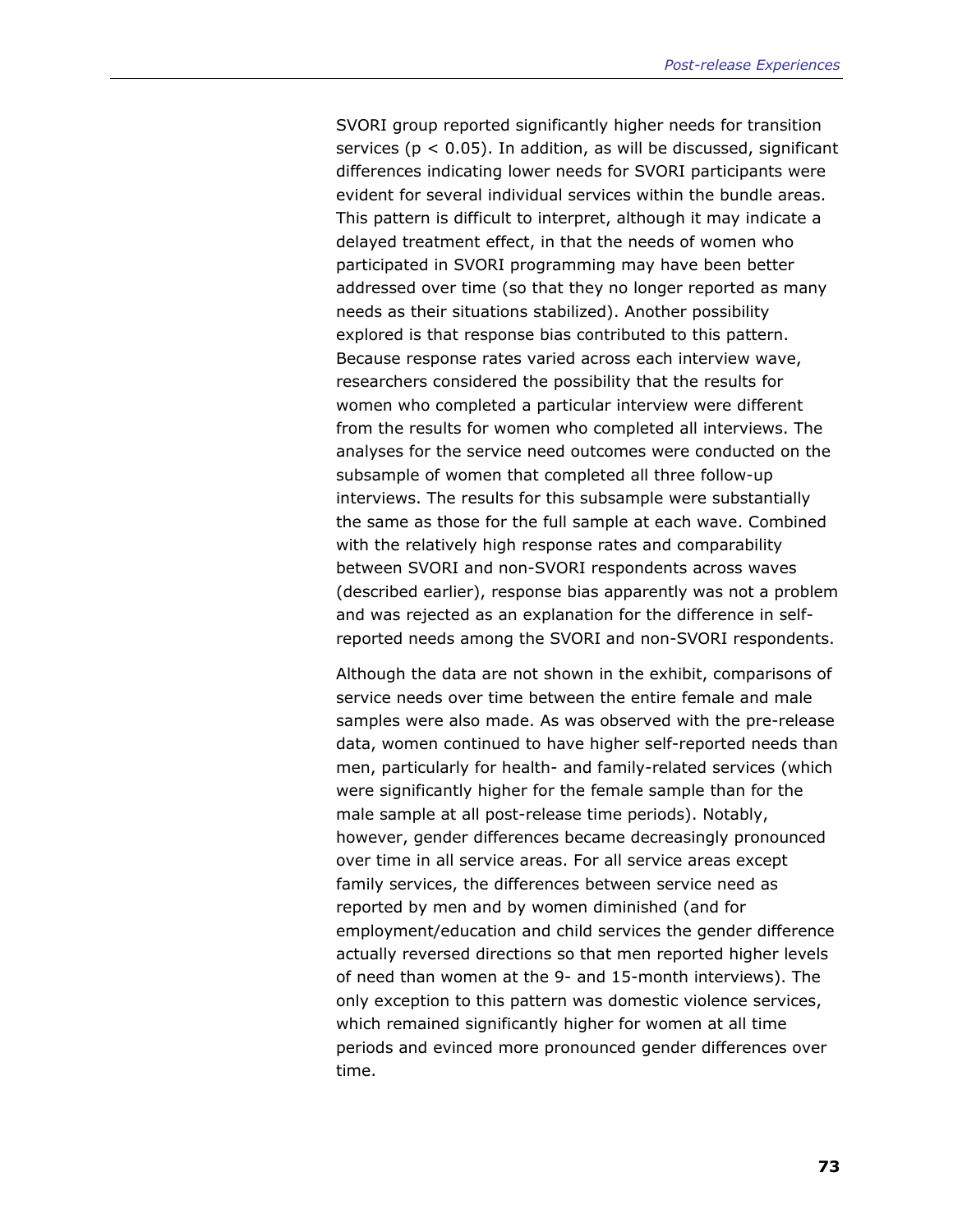SVORI group reported significantly higher needs for transition services ($p < 0.05$). In addition, as will be discussed, significant differences indicating lower needs for SVORI participants were evident for several individual services within the bundle areas. This pattern is difficult to interpret, although it may indicate a delayed treatment effect, in that the needs of women who participated in SVORI programming may have been better addressed over time (so that they no longer reported as many needs as their situations stabilized). Another possibility explored is that response bias contributed to this pattern. Because response rates varied across each interview wave, researchers considered the possibility that the results for women who completed a particular interview were different from the results for women who completed all interviews. The analyses for the service need outcomes were conducted on the subsample of women that completed all three follow-up interviews. The results for this subsample were substantially the same as those for the full sample at each wave. Combined with the relatively high response rates and comparability between SVORI and non-SVORI respondents across waves (described earlier), response bias apparently was not a problem and was rejected as an explanation for the difference in self-reported needs among the SVORI and non-SVORI respondents.

Although the data are not shown in the exhibit, comparisons of service needs over time between the entire female and male samples were also made. As was observed with the pre-release data, women continued to have higher self-reported needs than men, particularly for health- and family-related services (which were significantly higher for the female sample than for the male sample at all post-release time periods). Notably, however, gender differences became decreasingly pronounced over time in all service areas. For all service areas except family services, the differences between service need as reported by men and by women diminished (and for employment/education and child services the gender difference actually reversed directions so that men reported higher levels of need than women at the 9- and 15-month interviews). The only exception to this pattern was domestic violence services, which remained significantly higher for women at all time periods and evinced more pronounced gender differences over time.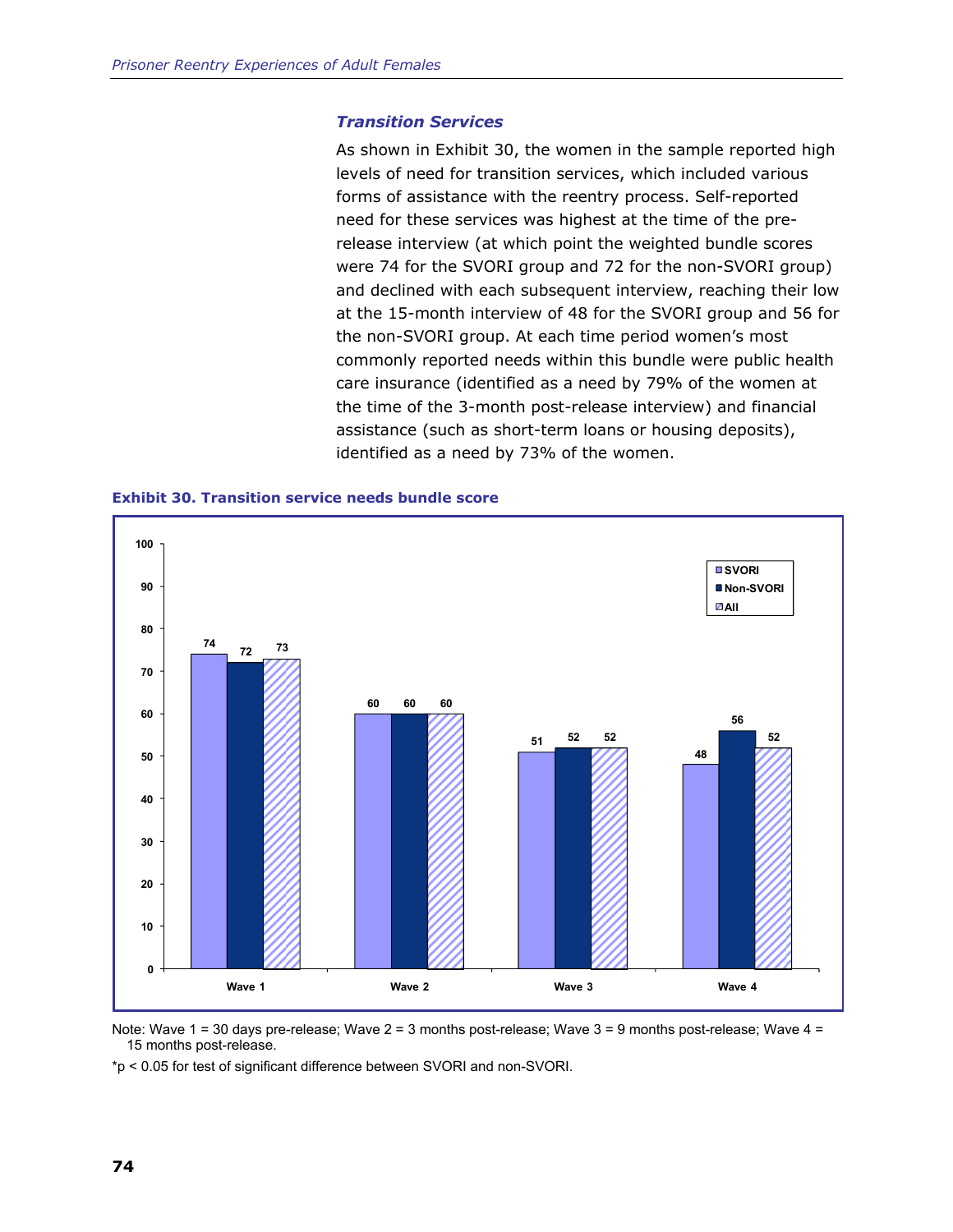### *Transition Services*

As shown in Exhibit 30, the women in the sample reported high levels of need for transition services, which included various forms of assistance with the reentry process. Self-reported need for these services was highest at the time of the pre-release interview (at which point the weighted bundle scores were 74 for the SVORI group and 72 for the non-SVORI group) and declined with each subsequent interview, reaching their low at the 15-month interview of 48 for the SVORI group and 56 for the non-SVORI group. At each time period women's most commonly reported needs within this bundle were public health care insurance (identified as a need by 79% of the women at the time of the 3-month post-release interview) and financial assistance (such as short-term loans or housing deposits), identified as a need by 73% of the women.

**Exhibit 30. Transition service needs bundle score**

| | SVORI | Non-SVORI | All |
|---|---|---|---|
| Wave 1 | 74 | 72 | 73 |
| Wave 2 | 60 | 60 | 60 |
| Wave 3 | 51 | 52 | 52 |
| Wave 4 | 48 | 56 | 52 |

Note: Wave 1 = 30 days pre-release; Wave 2 = 3 months post-release; Wave 3 = 9 months post-release; Wave 4 = 15 months post-release.

*$p < 0.05$ for test of significant difference between SVORI and non-SVORI.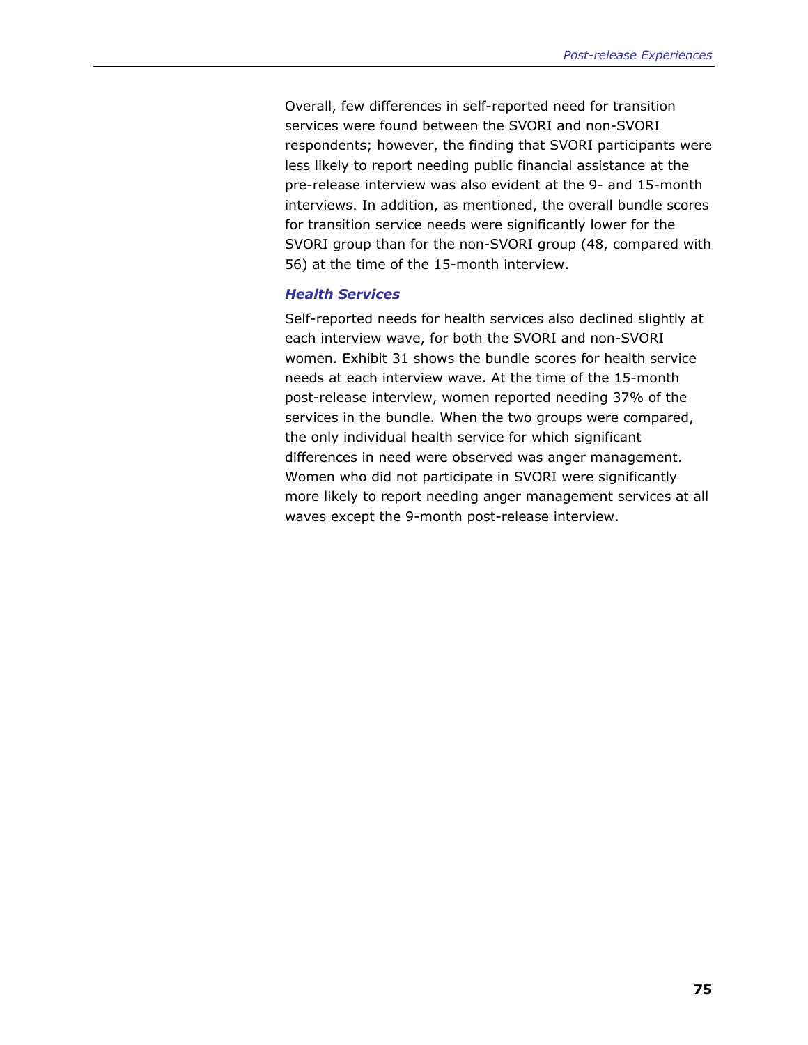Overall, few differences in self-reported need for transition services were found between the SVORI and non-SVORI respondents; however, the finding that SVORI participants were less likely to report needing public financial assistance at the pre-release interview was also evident at the 9- and 15-month interviews. In addition, as mentioned, the overall bundle scores for transition service needs were significantly lower for the SVORI group than for the non-SVORI group (48, compared with 56) at the time of the 15-month interview.

### *Health Services*

Self-reported needs for health services also declined slightly at each interview wave, for both the SVORI and non-SVORI women. Exhibit 31 shows the bundle scores for health service needs at each interview wave. At the time of the 15-month post-release interview, women reported needing 37% of the services in the bundle. When the two groups were compared, the only individual health service for which significant differences in need were observed was anger management. Women who did not participate in SVORI were significantly more likely to report needing anger management services at all waves except the 9-month post-release interview.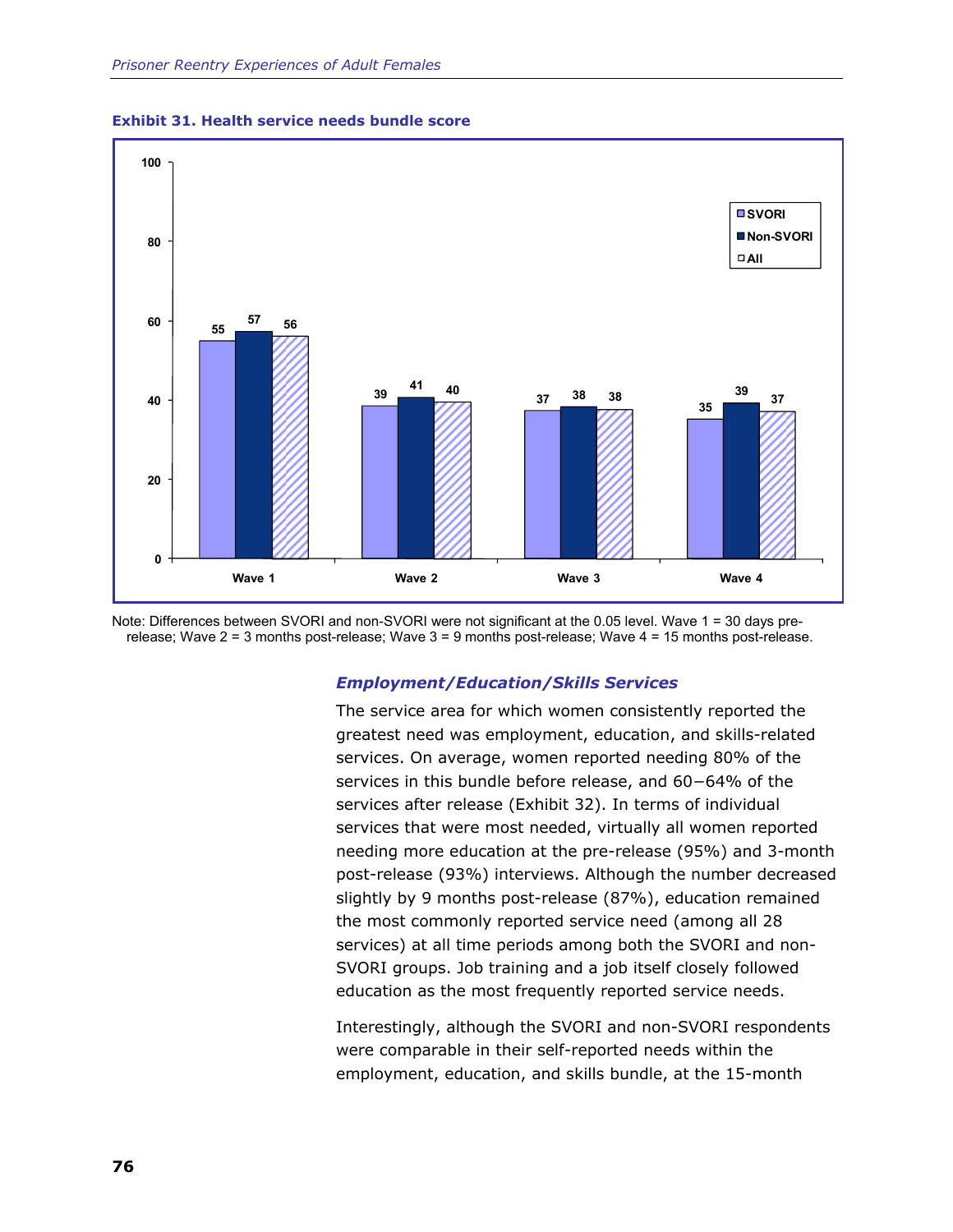**Exhibit 31. Health service needs bundle score**

| | SVORI | Non-SVORI | All |
|---|---|---|---|
| Wave 1 | 55 | 57 | 56 |
| Wave 2 | 39 | 41 | 40 |
| Wave 3 | 37 | 38 | 38 |
| Wave 4 | 35 | 39 | 37 |

Note: Differences between SVORI and non-SVORI were not significant at the 0.05 level. Wave 1 = 30 days pre-release; Wave 2 = 3 months post-release; Wave 3 = 9 months post-release; Wave 4 = 15 months post-release.

### *Employment/Education/Skills Services*

The service area for which women consistently reported the greatest need was employment, education, and skills-related services. On average, women reported needing 80% of the services in this bundle before release, and 60−64% of the services after release (Exhibit 32). In terms of individual services that were most needed, virtually all women reported needing more education at the pre-release (95%) and 3-month post-release (93%) interviews. Although the number decreased slightly by 9 months post-release (87%), education remained the most commonly reported service need (among all 28 services) at all time periods among both the SVORI and non-SVORI groups. Job training and a job itself closely followed education as the most frequently reported service needs.

Interestingly, although the SVORI and non-SVORI respondents were comparable in their self-reported needs within the employment, education, and skills bundle, at the 15-month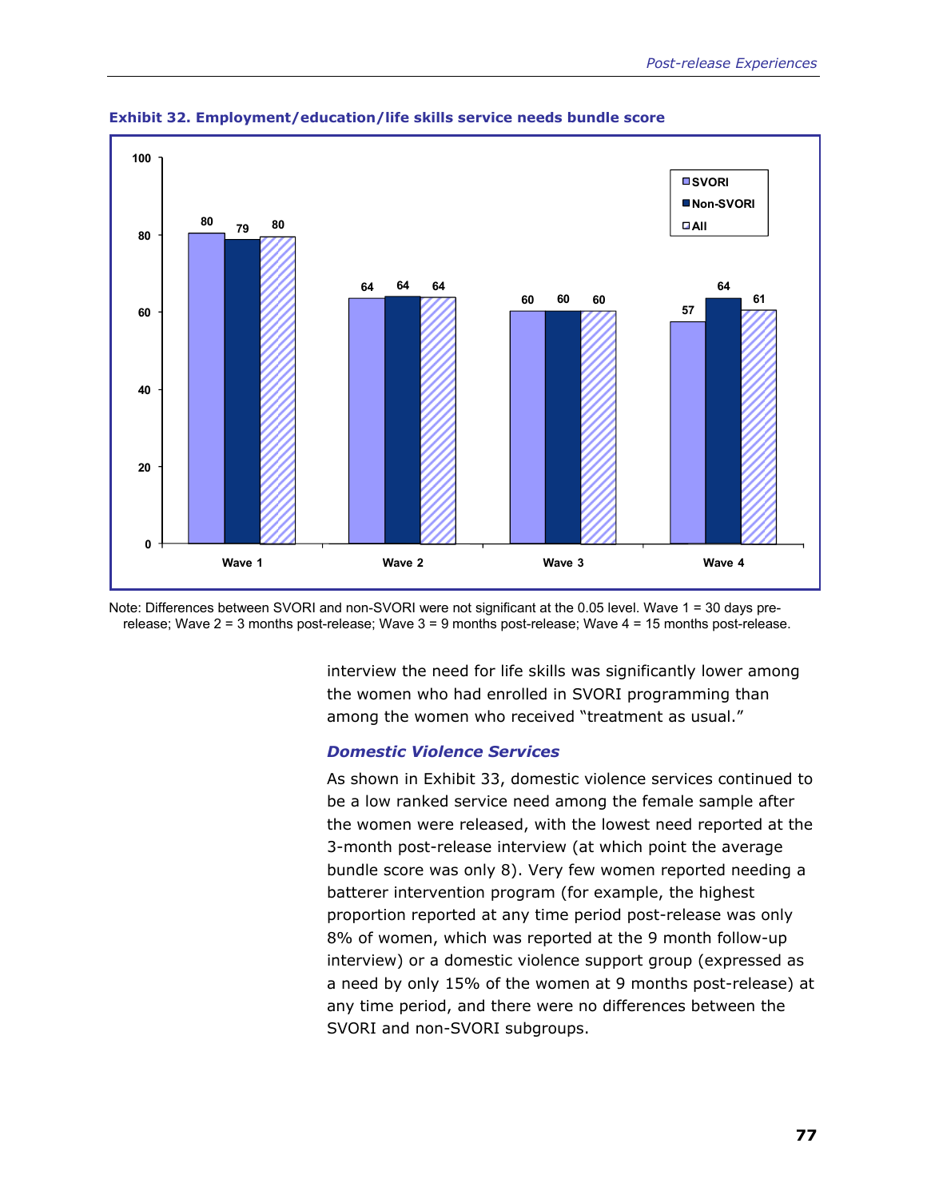**Exhibit 32. Employment/education/life skills service needs bundle score**

| | SVORI | Non-SVORI | All |
|---|---|---|---|
| Wave 1 | 80 | 79 | 80 |
| Wave 2 | 64 | 64 | 64 |
| Wave 3 | 60 | 60 | 60 |
| Wave 4 | 57 | 64 | 61 |

Note: Differences between SVORI and non-SVORI were not significant at the 0.05 level. Wave 1 = 30 days pre-release; Wave 2 = 3 months post-release; Wave 3 = 9 months post-release; Wave 4 = 15 months post-release.

interview the need for life skills was significantly lower among the women who had enrolled in SVORI programming than among the women who received "treatment as usual."

### *Domestic Violence Services*

As shown in Exhibit 33, domestic violence services continued to be a low ranked service need among the female sample after the women were released, with the lowest need reported at the 3-month post-release interview (at which point the average bundle score was only 8). Very few women reported needing a batterer intervention program (for example, the highest proportion reported at any time period post-release was only 8% of women, which was reported at the 9 month follow-up interview) or a domestic violence support group (expressed as a need by only 15% of the women at 9 months post-release) at any time period, and there were no differences between the SVORI and non-SVORI subgroups.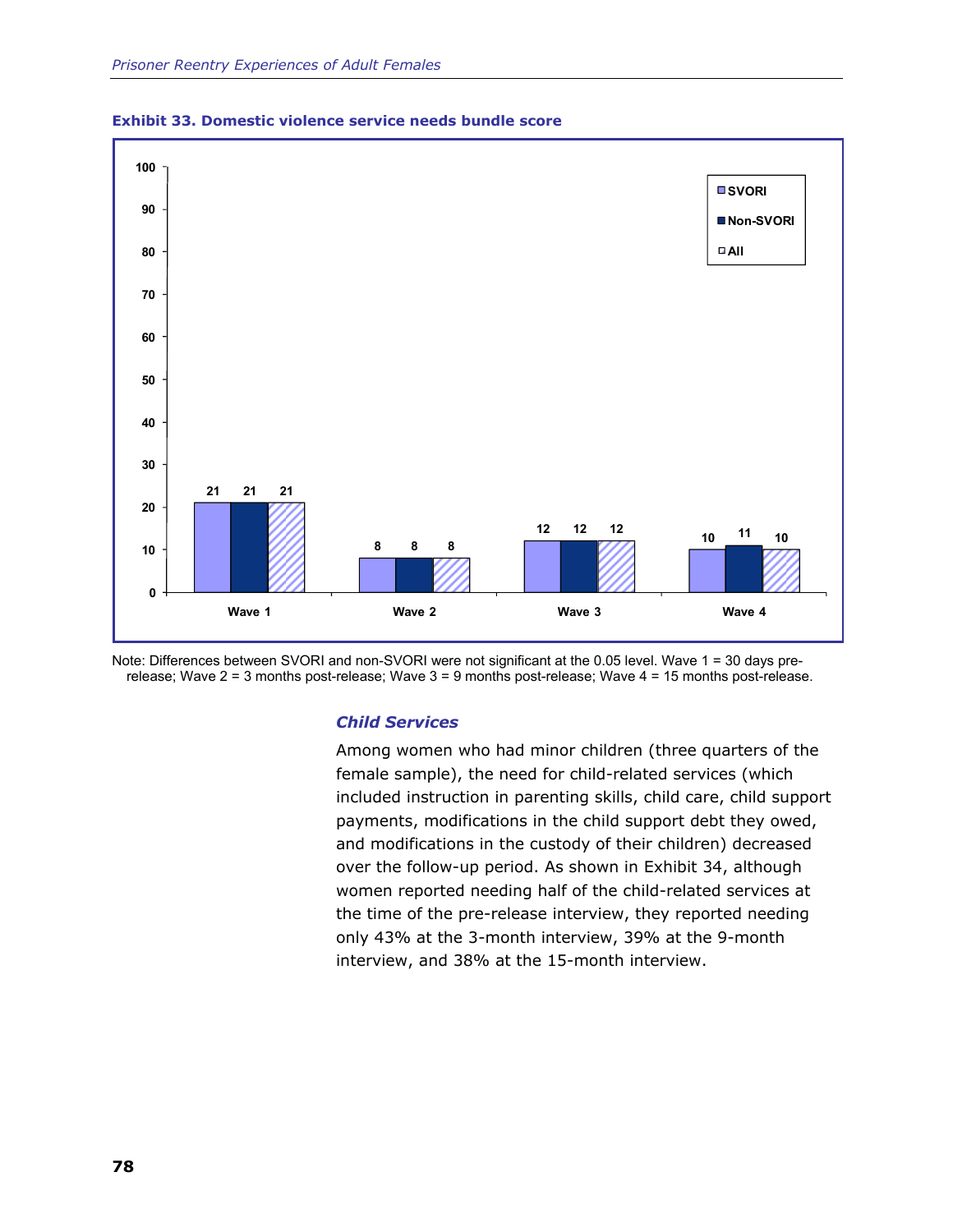**Exhibit 33. Domestic violence service needs bundle score**

| | SVORI | Non-SVORI | All |
|---|---|---|---|
| Wave 1 | 21 | 21 | 21 |
| Wave 2 | 8 | 8 | 8 |
| Wave 3 | 12 | 12 | 12 |
| Wave 4 | 10 | 11 | 10 |

Note: Differences between SVORI and non-SVORI were not significant at the 0.05 level. Wave 1 = 30 days pre-release; Wave 2 = 3 months post-release; Wave 3 = 9 months post-release; Wave 4 = 15 months post-release.

### *Child Services*

Among women who had minor children (three quarters of the female sample), the need for child-related services (which included instruction in parenting skills, child care, child support payments, modifications in the child support debt they owed, and modifications in the custody of their children) decreased over the follow-up period. As shown in Exhibit 34, although women reported needing half of the child-related services at the time of the pre-release interview, they reported needing only 43% at the 3-month interview, 39% at the 9-month interview, and 38% at the 15-month interview.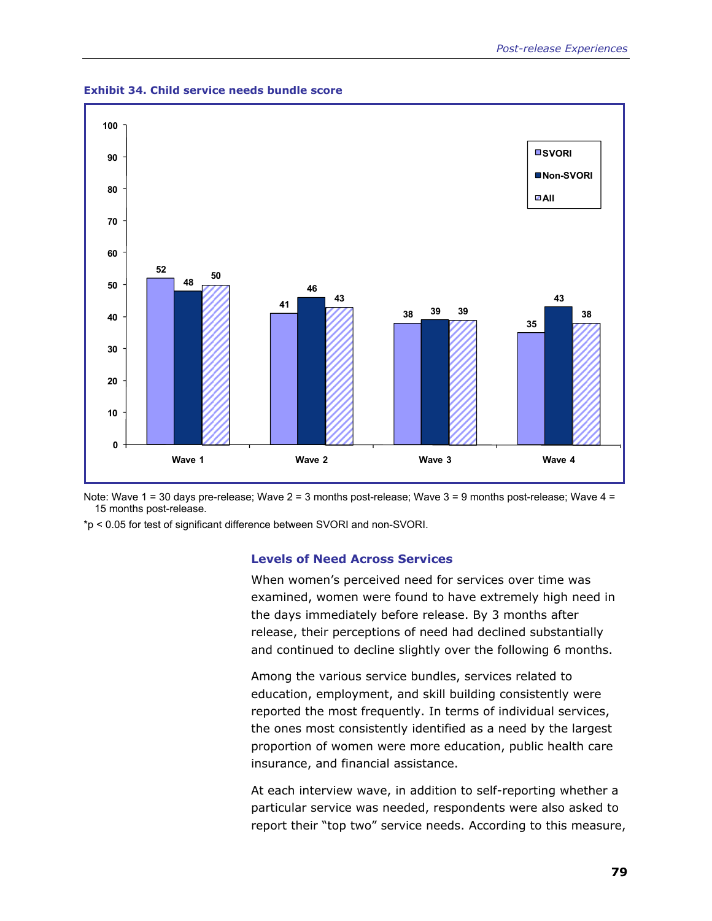**Exhibit 34. Child service needs bundle score**

| | SVORI | Non-SVORI | All |
|---|---|---|---|
| Wave 1 | 52 | 48 | 50 |
| Wave 2 | 41 | 46 | 43 |
| Wave 3 | 38 | 39 | 39 |
| Wave 4 | 35 | 43 | 38 |

Note: Wave 1 = 30 days pre-release; Wave 2 = 3 months post-release; Wave 3 = 9 months post-release; Wave 4 = 15 months post-release.

*p < 0.05 for test of significant difference between SVORI and non-SVORI.

### Levels of Need Across Services

When women's perceived need for services over time was examined, women were found to have extremely high need in the days immediately before release. By 3 months after release, their perceptions of need had declined substantially and continued to decline slightly over the following 6 months.

Among the various service bundles, services related to education, employment, and skill building consistently were reported the most frequently. In terms of individual services, the ones most consistently identified as a need by the largest proportion of women were more education, public health care insurance, and financial assistance.

At each interview wave, in addition to self-reporting whether a particular service was needed, respondents were also asked to report their "top two" service needs. According to this measure,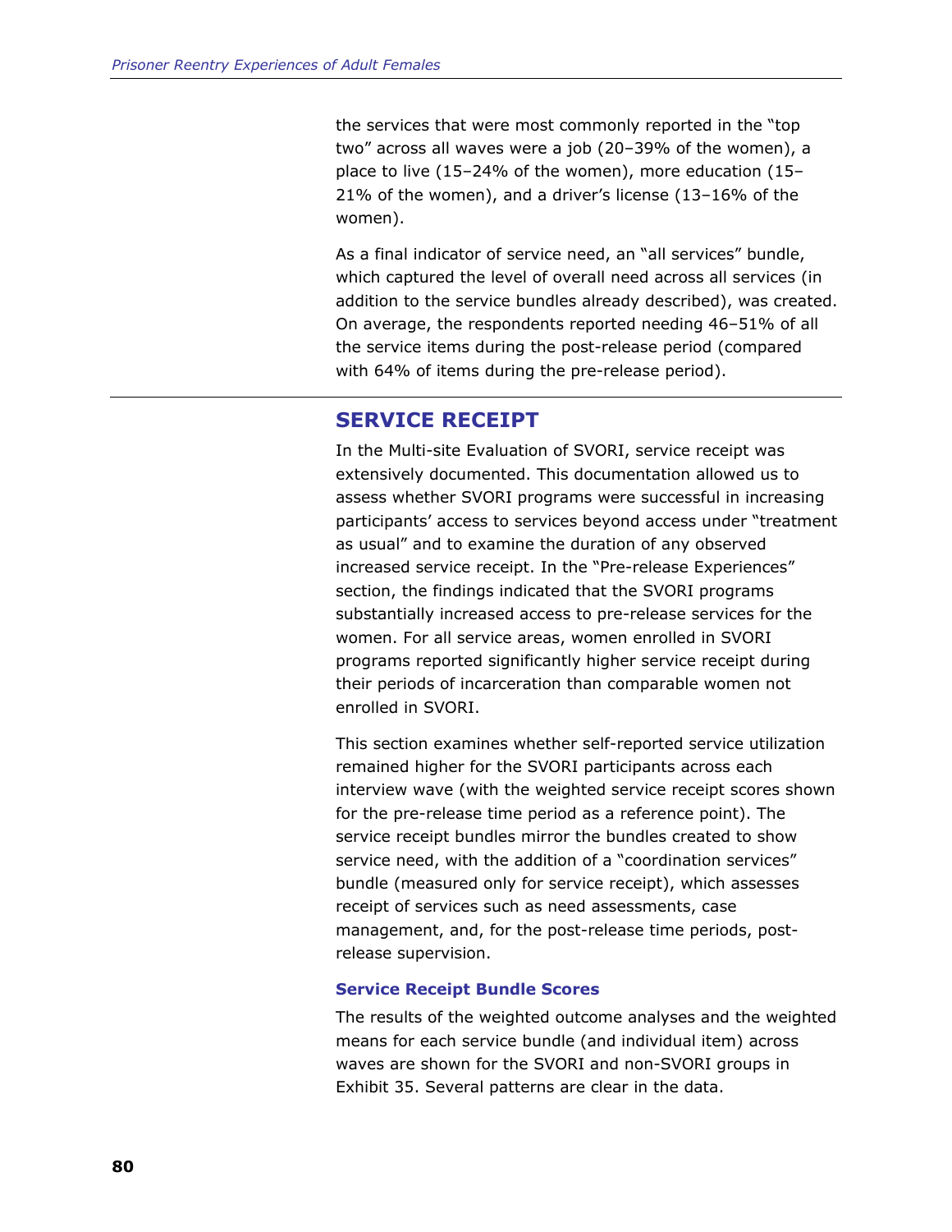the services that were most commonly reported in the “top two” across all waves were a job (20–39% of the women), a place to live (15–24% of the women), more education (15–21% of the women), and a driver’s license (13–16% of the women).

As a final indicator of service need, an “all services” bundle, which captured the level of overall need across all services (in addition to the service bundles already described), was created. On average, the respondents reported needing 46–51% of all the service items during the post-release period (compared with 64% of items during the pre-release period).

## SERVICE RECEIPT

In the Multi-site Evaluation of SVORI, service receipt was extensively documented. This documentation allowed us to assess whether SVORI programs were successful in increasing participants’ access to services beyond access under “treatment as usual” and to examine the duration of any observed increased service receipt. In the “Pre-release Experiences” section, the findings indicated that the SVORI programs substantially increased access to pre-release services for the women. For all service areas, women enrolled in SVORI programs reported significantly higher service receipt during their periods of incarceration than comparable women not enrolled in SVORI.

This section examines whether self-reported service utilization remained higher for the SVORI participants across each interview wave (with the weighted service receipt scores shown for the pre-release time period as a reference point). The service receipt bundles mirror the bundles created to show service need, with the addition of a “coordination services” bundle (measured only for service receipt), which assesses receipt of services such as need assessments, case management, and, for the post-release time periods, post-release supervision.

### Service Receipt Bundle Scores

The results of the weighted outcome analyses and the weighted means for each service bundle (and individual item) across waves are shown for the SVORI and non-SVORI groups in Exhibit 35. Several patterns are clear in the data.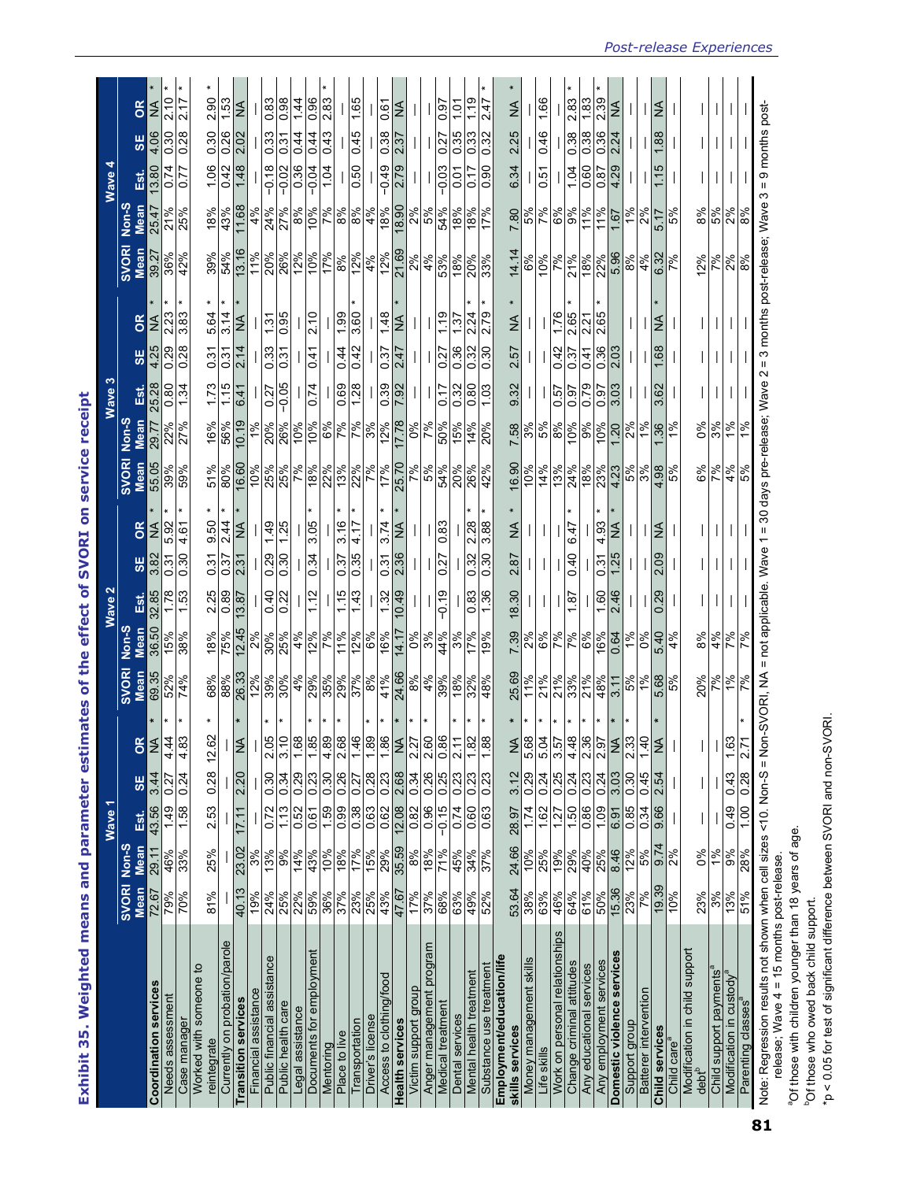# Exhibit 35. Weighted means and parameter estimates of the effect of SVORI on service receipt

| | Wave 1 | | | | | Wave 2 | | | | | Wave 3 | | | | | Wave 4 | | | | |
|---|---|---|---|---|---|---|---|---|---|---|---|---|---|---|---|---|---|---|---|---|
| | SVORI Mean | Non-S Mean | Est. | SE | OR | SVORI Mean | Non-S Mean | Est. | SE | OR | SVORI Mean | Non-S Mean | Est. | SE | OR | SVORI Mean | Non-S Mean | Est. | SE | OR |
| **Coordination services** | 72.67 | 29.11 | 43.56 | 3.44 | NA * | 69.35 | 36.50 | 32.85 | 3.82 | NA * | 55.05 | 29.77 | 25.28 | 4.25 | NA * | 39.27 | 25.47 | 13.80 | 4.06 | NA * |
| Needs assessment | 79% | 46% | 1.49 | 0.27 | 4.44 * | 52% | 15% | 1.78 | 0.31 | 5.92 * | 39% | 22% | 0.80 | 0.29 | 2.23 * | 36% | 21% | 0.74 | 0.30 | 2.10 * |
| Case manager | 70% | 33% | 1.58 | 0.24 | 4.83 * | 74% | 38% | 1.53 | 0.30 | 4.61 * | 59% | 27% | 1.34 | 0.28 | 3.83 * | 42% | 25% | 0.77 | 0.28 | 2.17 * |
| Worked with someone to reintegrate | 81% | 25% | 2.53 | 0.28 | 12.62 * | 68% | 18% | 2.25 | 0.31 | 9.50 * | 51% | 16% | 1.73 | 0.31 | 5.64 * | 39% | 18% | 1.06 | 0.30 | 2.90 * |
| Currently on probation/parole | — | — | — | — | — | 88% | 75% | 0.89 | 0.37 | 2.44 * | 80% | 56% | 1.15 | 0.31 | 3.14 * | 54% | 43% | 0.42 | 0.26 | 1.53 |
| **Transition services** | 40.13 | 23.02 | 17.11 | 2.20 | NA * | 26.33 | 12.45 | 13.87 | 2.31 | NA * | 16.60 | 10.19 | 6.41 | 2.14 | NA * | 13.16 | 11.68 | 1.48 | 2.02 | NA |
| Financial assistance | 19% | 3% | — | — | — | 12% | 2% | — | — | — | 10% | 1% | — | — | — | 11% | 4% | — | — | — |
| Public financial assistance | 24% | 13% | 0.72 | 0.30 | 2.05 * | 39% | 30% | 0.40 | 0.29 | 1.49 | 25% | 20% | 0.27 | 0.33 | 1.31 | 20% | 24% | −0.18 | 0.33 | 0.83 |
| Public health care | 25% | 9% | 1.13 | 0.34 | 3.10 * | 30% | 25% | 0.22 | 0.30 | 1.25 | 25% | 26% | −0.05 | 0.31 | 0.95 | 26% | 27% | −0.02 | 0.31 | 0.98 |
| Legal assistance | 22% | 14% | 0.52 | 0.29 | 1.68 | 4% | 4% | — | — | — | 7% | 10% | — | — | — | 12% | 8% | 0.36 | 0.44 | 1.44 |
| Documents for employment | 59% | 43% | 0.61 | 0.23 | 1.85 * | 29% | 12% | 1.12 | 0.34 | 3.05 * | 18% | 10% | 0.74 | 0.41 | 2.10 | 10% | 10% | −0.04 | 0.44 | 0.96 |
| Mentoring | 36% | 10% | 1.59 | 0.30 | 4.89 * | 35% | 7% | — | — | — | 22% | 6% | — | — | — | 17% | 7% | 1.04 | 0.43 | 2.83 * |
| Place to live | 37% | 18% | 0.99 | 0.26 | 2.68 * | 29% | 11% | 1.15 | 0.37 | 3.16 * | 13% | 7% | 0.69 | 0.44 | 1.99 | 8% | 8% | — | — | — |
| Transportation | 23% | 17% | 0.38 | 0.27 | 1.46 | 37% | 12% | 1.43 | 0.35 | 4.17 * | 22% | 7% | 1.28 | 0.42 | 3.60 * | 12% | 8% | 0.50 | 0.45 | 1.65 |
| Driver's license | 25% | 15% | 0.63 | 0.28 | 1.89 * | 8% | 6% | — | — | — | 7% | 3% | — | — | — | 4% | 4% | — | — | — |
| Access to clothing/food | 43% | 29% | 0.62 | 0.23 | 1.86 * | 41% | 16% | 1.32 | 0.31 | 3.74 * | 17% | 12% | 0.39 | 0.37 | 1.48 | 12% | 18% | −0.49 | 0.38 | 0.61 |
| **Health services** | 47.67 | 35.59 | 12.08 | 2.68 | NA * | 24.66 | 14.17 | 10.49 | 2.36 | NA * | 25.70 | 17.78 | 7.92 | 2.47 | NA * | 21.69 | 18.90 | 2.79 | 2.37 | NA |
| Victim support group | 17% | 8% | 0.82 | 0.34 | 2.27 * | 8% | 0% | — | — | — | 7% | 0% | — | — | — | 2% | 2% | — | — | — |
| Anger management program | 37% | 18% | 0.96 | 0.26 | 2.60 * | 4% | 3% | — | — | — | 5% | 7% | — | — | — | 4% | 5% | — | — | — |
| Medical treatment | 68% | 71% | −0.15 | 0.25 | 0.86 | 39% | 44% | −0.19 | 0.27 | 0.83 | 54% | 50% | 0.17 | 0.27 | 1.19 | 53% | 54% | −0.03 | 0.27 | 0.97 |
| Dental services | 63% | 45% | 0.74 | 0.23 | 2.11 * | 18% | 3% | — | — | — | 20% | 15% | 0.32 | 0.36 | 1.37 | 18% | 18% | 0.01 | 0.35 | 1.01 |
| Mental health treatment | 49% | 34% | 0.60 | 0.23 | 1.82 * | 32% | 17% | 0.83 | 0.32 | 2.28 * | 26% | 14% | 0.80 | 0.32 | 2.24 * | 20% | 18% | 0.17 | 0.33 | 1.19 |
| Substance use treatment | 52% | 37% | 0.63 | 0.23 | 1.88 * | 48% | 19% | 1.36 | 0.30 | 3.88 * | 42% | 20% | 1.03 | 0.30 | 2.79 * | 33% | 17% | 0.90 | 0.32 | 2.47 * |
| **Employment/education/life skills services** | 53.64 | 24.66 | 28.97 | 3.12 | NA * | 25.69 | 7.39 | 18.30 | 2.87 | NA * | 16.90 | 7.58 | 9.32 | 2.57 | NA * | 14.14 | 7.80 | 6.34 | 2.25 | NA * |
| Money management skills | 38% | 10% | 1.74 | 0.29 | 5.68 * | 11% | 2% | — | — | — | 10% | 3% | — | — | — | 6% | 5% | — | — | — |
| Life skills | 63% | 25% | 1.62 | 0.24 | 5.04 * | 21% | 6% | — | — | — | 14% | 5% | — | — | — | 10% | 7% | 0.51 | 0.46 | 1.66 |
| Work on personal relationships | 46% | 19% | 1.27 | 0.25 | 3.57 * | 21% | 7% | — | — | — | 13% | 8% | 0.57 | 0.42 | 1.76 | 7% | 6% | — | — | — |
| Change criminal attitudes | 64% | 29% | 1.50 | 0.24 | 4.48 * | 33% | 7% | 1.87 | 0.40 | 6.47 * | 24% | 10% | 0.97 | 0.37 | 2.65 * | 21% | 9% | 1.04 | 0.38 | 2.83 * |
| Any educational services | 61% | 40% | 0.86 | 0.23 | 2.36 * | 21% | 6% | — | — | — | 18% | 9% | 0.79 | 0.41 | 2.21 | 18% | 11% | 0.60 | 0.38 | 1.83 |
| Any employment services | 50% | 25% | 1.09 | 0.24 | 2.97 * | 48% | 16% | 1.60 | 0.31 | 4.93 * | 23% | 10% | 0.97 | 0.36 | 2.65 * | 22% | 11% | 0.87 | 0.36 | 2.39 * |
| **Domestic violence services** | 15.36 | 8.46 | 6.91 | 3.03 | NA * | 3.11 | 0.64 | 2.46 | 1.25 | NA * | 4.23 | 1.20 | 3.03 | 2.03 | — | 5.96 | 1.67 | 4.29 | 2.24 | NA |
| Support group | 23% | 12% | 0.85 | 0.30 | 2.33 * | 5% | 1% | — | — | — | 5% | 2% | — | — | — | 8% | 1% | — | — | — |
| Batterer intervention | 7% | 5% | 0.34 | 0.45 | 1.40 | 1% | 0% | — | — | — | 3% | 1% | — | — | — | 4% | 2% | — | — | — |
| **Child services** | 19.39 | 9.74 | 9.66 | 2.54 | NA * | 5.68 | 5.40 | 0.29 | 2.09 | NA | 4.98 | 1.36 | 3.62 | 1.68 | NA * | 6.32 | 5.17 | 1.15 | 1.88 | NA |
| Child care[a] | 10% | 2% | — | — | — | 5% | 4% | — | — | — | 5% | 1% | — | — | — | 7% | 5% | — | — | — |
| Modification in child support debt[b] | 23% | 0% | — | — | — | 20% | 8% | — | — | — | 6% | 0% | — | — | — | 12% | 8% | — | — | — |
| Child support payments[a] | 3% | 1% | — | — | — | 7% | 4% | — | — | — | 7% | 3% | — | — | — | 7% | 5% | — | — | — |
| Modification in custody[a] | 13% | 9% | 0.49 | 0.43 | 1.63 | 1% | 7% | — | — | — | 4% | 1% | — | — | — | 2% | 2% | — | — | — |
| Parenting classes[a] | 51% | 28% | 1.00 | 0.28 | 2.71 * | 7% | 7% | — | — | — | 5% | 1% | — | — | — | 8% | 8% | — | — | — |

Note: Regression results not shown when cell sizes <10. Non-S = Non-SVORI, NA = not applicable. Wave 1 = 30 days pre-release; Wave 2 = 3 months post-release; Wave 3 = 9 months post-release; Wave 4 = 15 months post-release.

[a]Of those with children younger than 18 years of age.

[b]Of those who owed back child support.

*p < 0.05 for test of significant difference between SVORI and non-SVORI.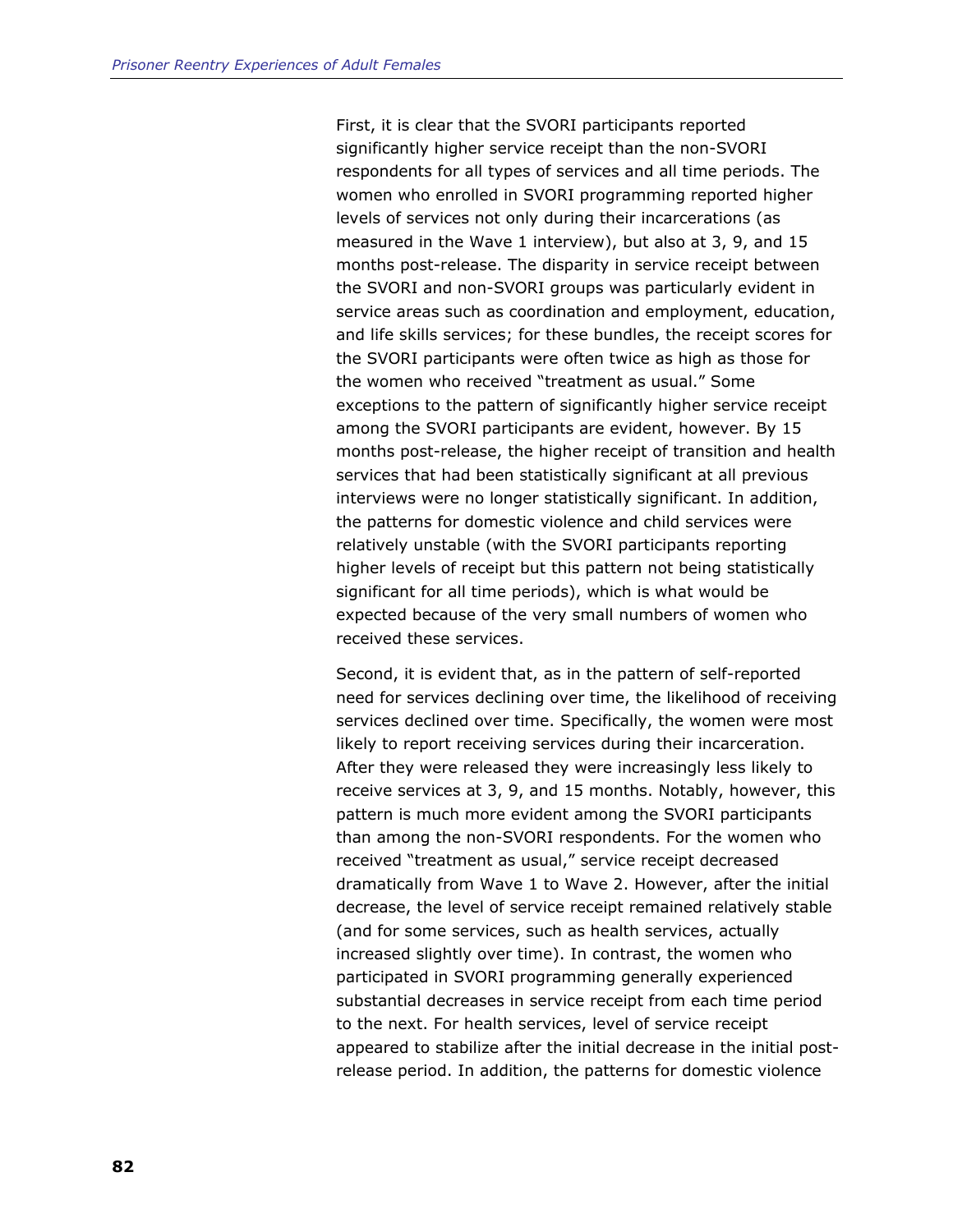First, it is clear that the SVORI participants reported significantly higher service receipt than the non-SVORI respondents for all types of services and all time periods. The women who enrolled in SVORI programming reported higher levels of services not only during their incarcerations (as measured in the Wave 1 interview), but also at 3, 9, and 15 months post-release. The disparity in service receipt between the SVORI and non-SVORI groups was particularly evident in service areas such as coordination and employment, education, and life skills services; for these bundles, the receipt scores for the SVORI participants were often twice as high as those for the women who received "treatment as usual." Some exceptions to the pattern of significantly higher service receipt among the SVORI participants are evident, however. By 15 months post-release, the higher receipt of transition and health services that had been statistically significant at all previous interviews were no longer statistically significant. In addition, the patterns for domestic violence and child services were relatively unstable (with the SVORI participants reporting higher levels of receipt but this pattern not being statistically significant for all time periods), which is what would be expected because of the very small numbers of women who received these services.

Second, it is evident that, as in the pattern of self-reported need for services declining over time, the likelihood of receiving services declined over time. Specifically, the women were most likely to report receiving services during their incarceration. After they were released they were increasingly less likely to receive services at 3, 9, and 15 months. Notably, however, this pattern is much more evident among the SVORI participants than among the non-SVORI respondents. For the women who received "treatment as usual," service receipt decreased dramatically from Wave 1 to Wave 2. However, after the initial decrease, the level of service receipt remained relatively stable (and for some services, such as health services, actually increased slightly over time). In contrast, the women who participated in SVORI programming generally experienced substantial decreases in service receipt from each time period to the next. For health services, level of service receipt appeared to stabilize after the initial decrease in the initial post-release period. In addition, the patterns for domestic violence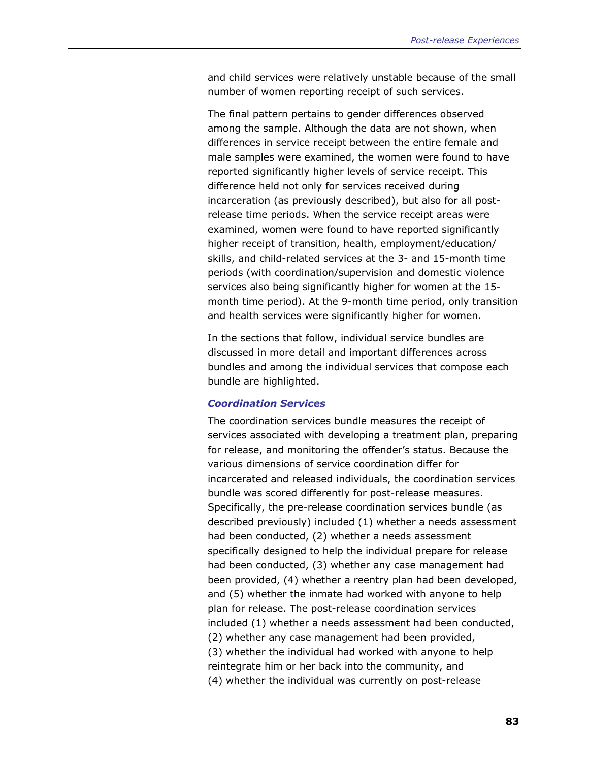and child services were relatively unstable because of the small number of women reporting receipt of such services.

The final pattern pertains to gender differences observed among the sample. Although the data are not shown, when differences in service receipt between the entire female and male samples were examined, the women were found to have reported significantly higher levels of service receipt. This difference held not only for services received during incarceration (as previously described), but also for all post-release time periods. When the service receipt areas were examined, women were found to have reported significantly higher receipt of transition, health, employment/education/skills, and child-related services at the 3- and 15-month time periods (with coordination/supervision and domestic violence services also being significantly higher for women at the 15-month time period). At the 9-month time period, only transition and health services were significantly higher for women.

In the sections that follow, individual service bundles are discussed in more detail and important differences across bundles and among the individual services that compose each bundle are highlighted.

### *Coordination Services*

The coordination services bundle measures the receipt of services associated with developing a treatment plan, preparing for release, and monitoring the offender's status. Because the various dimensions of service coordination differ for incarcerated and released individuals, the coordination services bundle was scored differently for post-release measures. Specifically, the pre-release coordination services bundle (as described previously) included (1) whether a needs assessment had been conducted, (2) whether a needs assessment specifically designed to help the individual prepare for release had been conducted, (3) whether any case management had been provided, (4) whether a reentry plan had been developed, and (5) whether the inmate had worked with anyone to help plan for release. The post-release coordination services included (1) whether a needs assessment had been conducted, (2) whether any case management had been provided, (3) whether the individual had worked with anyone to help reintegrate him or her back into the community, and (4) whether the individual was currently on post-release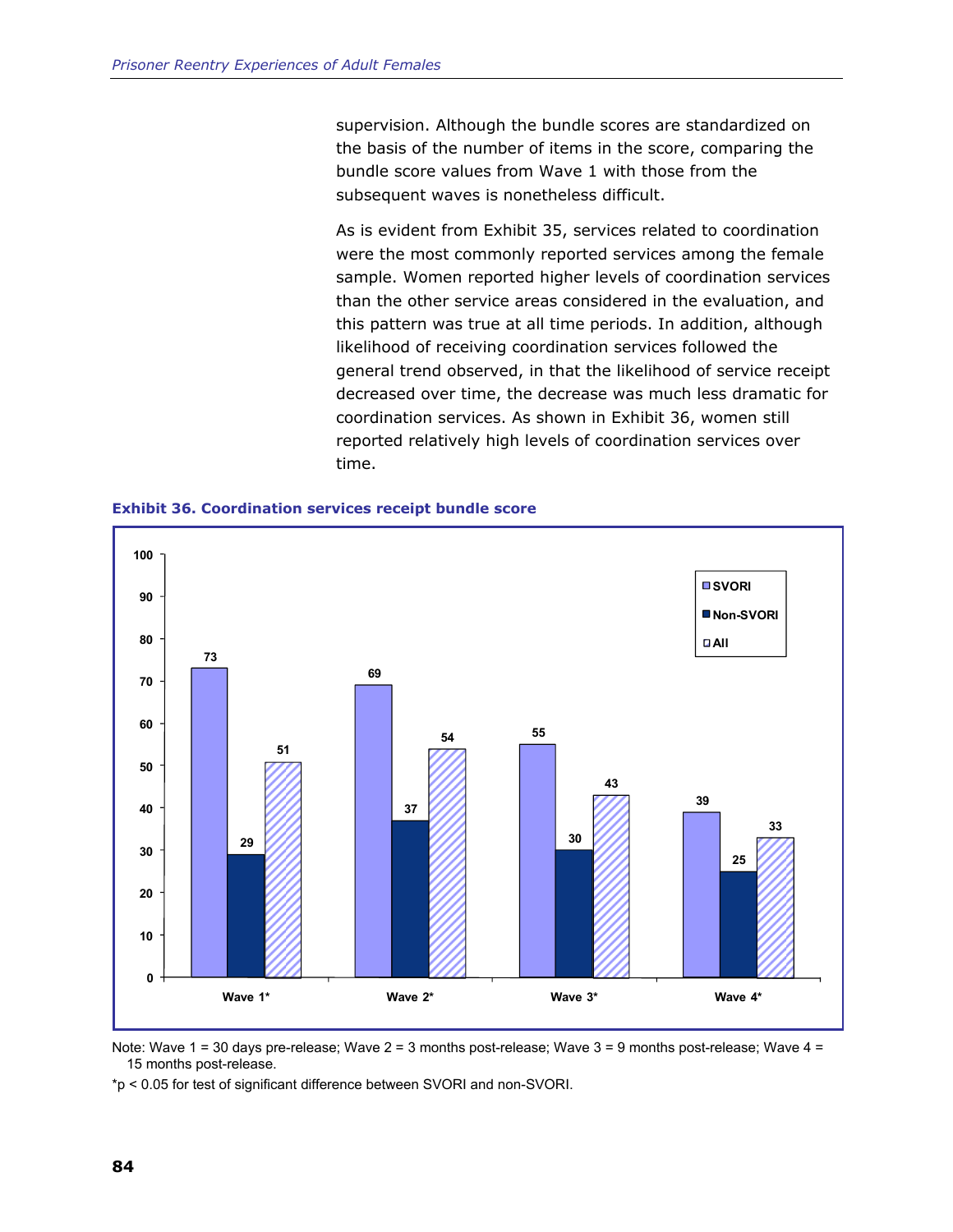supervision. Although the bundle scores are standardized on the basis of the number of items in the score, comparing the bundle score values from Wave 1 with those from the subsequent waves is nonetheless difficult.

As is evident from Exhibit 35, services related to coordination were the most commonly reported services among the female sample. Women reported higher levels of coordination services than the other service areas considered in the evaluation, and this pattern was true at all time periods. In addition, although likelihood of receiving coordination services followed the general trend observed, in that the likelihood of service receipt decreased over time, the decrease was much less dramatic for coordination services. As shown in Exhibit 36, women still reported relatively high levels of coordination services over time.

**Exhibit 36. Coordination services receipt bundle score**

| | SVORI | Non-SVORI | All |
|---|---|---|---|
| Wave 1* | 73 | 29 | 51 |
| Wave 2* | 69 | 37 | 54 |
| Wave 3* | 55 | 30 | 43 |
| Wave 4* | 39 | 25 | 33 |

Note: Wave 1 = 30 days pre-release; Wave 2 = 3 months post-release; Wave 3 = 9 months post-release; Wave 4 = 15 months post-release.

*$p < 0.05$ for test of significant difference between SVORI and non-SVORI.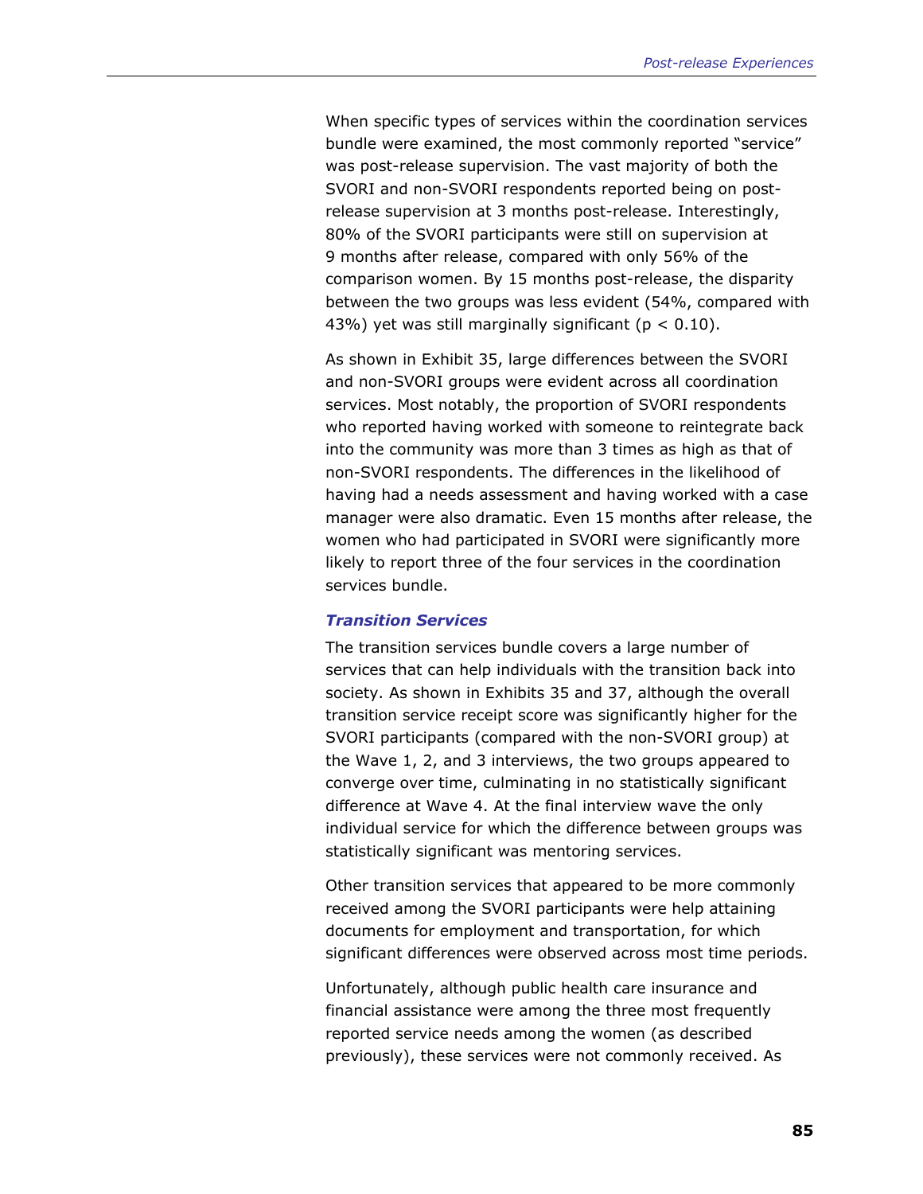When specific types of services within the coordination services bundle were examined, the most commonly reported "service" was post-release supervision. The vast majority of both the SVORI and non-SVORI respondents reported being on post-release supervision at 3 months post-release. Interestingly, 80% of the SVORI participants were still on supervision at 9 months after release, compared with only 56% of the comparison women. By 15 months post-release, the disparity between the two groups was less evident (54%, compared with 43%) yet was still marginally significant ($p < 0.10$).

As shown in Exhibit 35, large differences between the SVORI and non-SVORI groups were evident across all coordination services. Most notably, the proportion of SVORI respondents who reported having worked with someone to reintegrate back into the community was more than 3 times as high as that of non-SVORI respondents. The differences in the likelihood of having had a needs assessment and having worked with a case manager were also dramatic. Even 15 months after release, the women who had participated in SVORI were significantly more likely to report three of the four services in the coordination services bundle.

### *Transition Services*

The transition services bundle covers a large number of services that can help individuals with the transition back into society. As shown in Exhibits 35 and 37, although the overall transition service receipt score was significantly higher for the SVORI participants (compared with the non-SVORI group) at the Wave 1, 2, and 3 interviews, the two groups appeared to converge over time, culminating in no statistically significant difference at Wave 4. At the final interview wave the only individual service for which the difference between groups was statistically significant was mentoring services.

Other transition services that appeared to be more commonly received among the SVORI participants were help attaining documents for employment and transportation, for which significant differences were observed across most time periods.

Unfortunately, although public health care insurance and financial assistance were among the three most frequently reported service needs among the women (as described previously), these services were not commonly received. As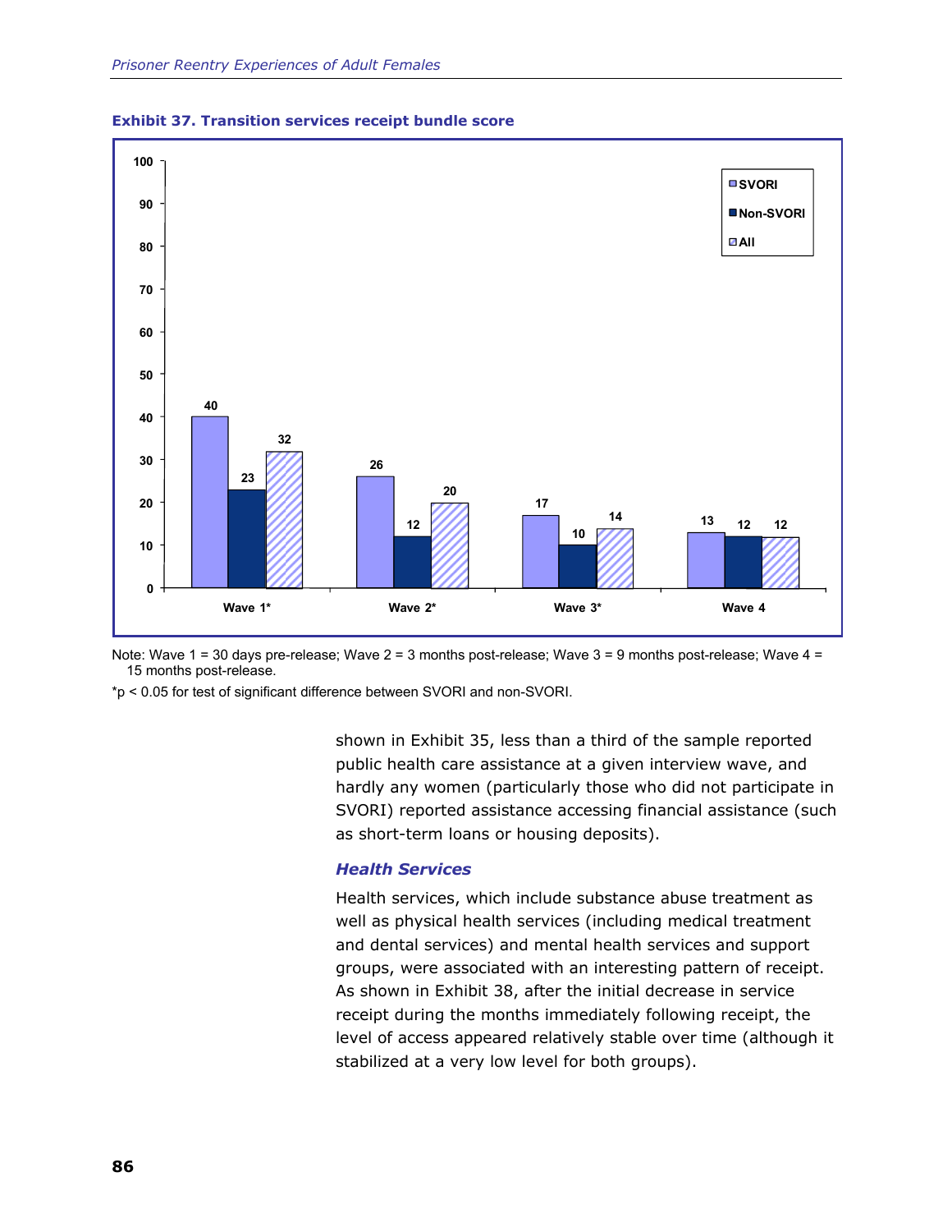**Exhibit 37. Transition services receipt bundle score**

| | SVORI | Non-SVORI | All |
|---|---|---|---|
| Wave 1* | 40 | 23 | 32 |
| Wave 2* | 26 | 12 | 20 |
| Wave 3* | 17 | 10 | 14 |
| Wave 4 | 13 | 12 | 12 |

Note: Wave 1 = 30 days pre-release; Wave 2 = 3 months post-release; Wave 3 = 9 months post-release; Wave 4 = 15 months post-release.

*$p < 0.05$ for test of significant difference between SVORI and non-SVORI.

shown in Exhibit 35, less than a third of the sample reported public health care assistance at a given interview wave, and hardly any women (particularly those who did not participate in SVORI) reported assistance accessing financial assistance (such as short-term loans or housing deposits).

### *Health Services*

Health services, which include substance abuse treatment as well as physical health services (including medical treatment and dental services) and mental health services and support groups, were associated with an interesting pattern of receipt. As shown in Exhibit 38, after the initial decrease in service receipt during the months immediately following receipt, the level of access appeared relatively stable over time (although it stabilized at a very low level for both groups).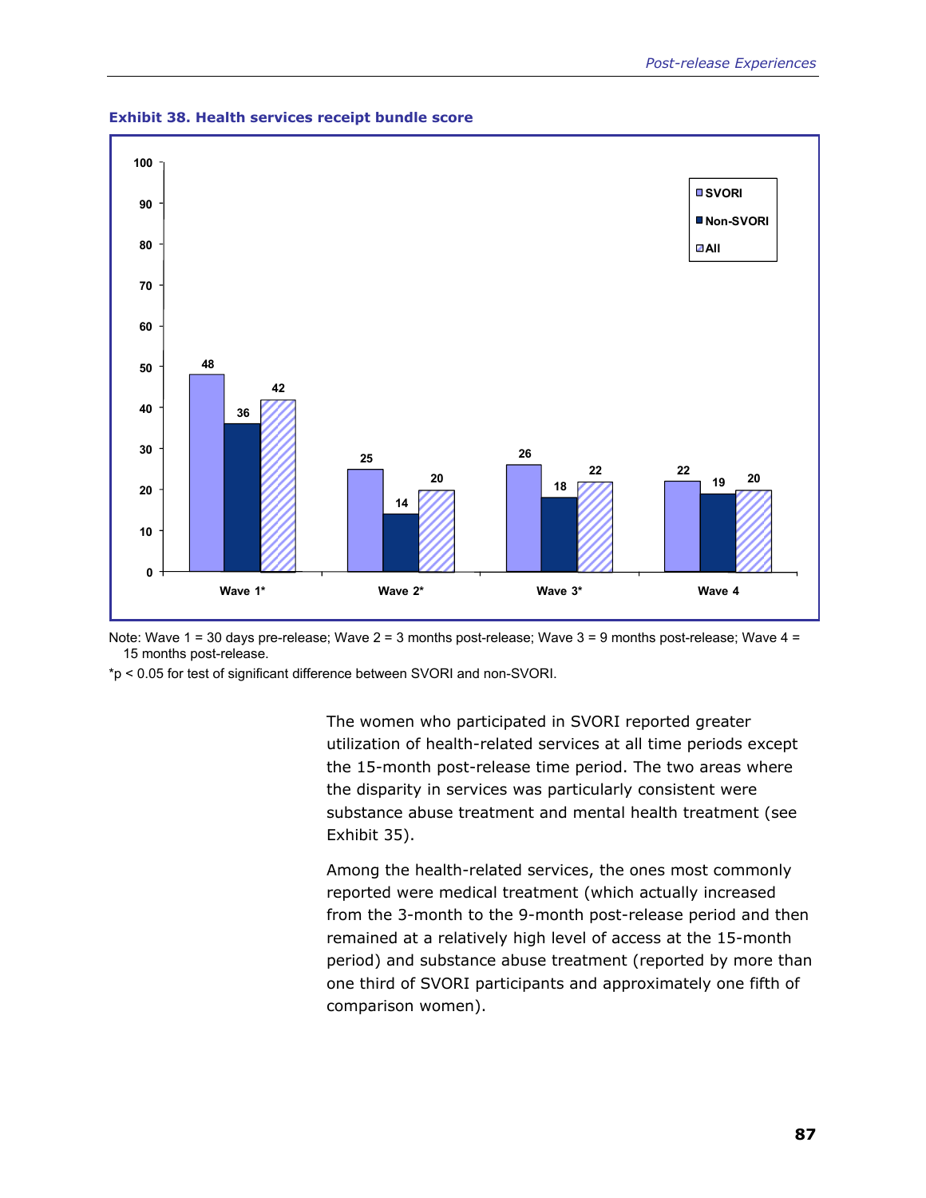**Exhibit 38. Health services receipt bundle score**

| | SVORI | Non-SVORI | All |
|---|---|---|---|
| Wave 1* | 48 | 36 | 42 |
| Wave 2* | 25 | 14 | 20 |
| Wave 3* | 26 | 18 | 22 |
| Wave 4 | 22 | 19 | 20 |

Note: Wave 1 = 30 days pre-release; Wave 2 = 3 months post-release; Wave 3 = 9 months post-release; Wave 4 = 15 months post-release.

*$p < 0.05$ for test of significant difference between SVORI and non-SVORI.

The women who participated in SVORI reported greater utilization of health-related services at all time periods except the 15-month post-release time period. The two areas where the disparity in services was particularly consistent were substance abuse treatment and mental health treatment (see Exhibit 35).

Among the health-related services, the ones most commonly reported were medical treatment (which actually increased from the 3-month to the 9-month post-release period and then remained at a relatively high level of access at the 15-month period) and substance abuse treatment (reported by more than one third of SVORI participants and approximately one fifth of comparison women).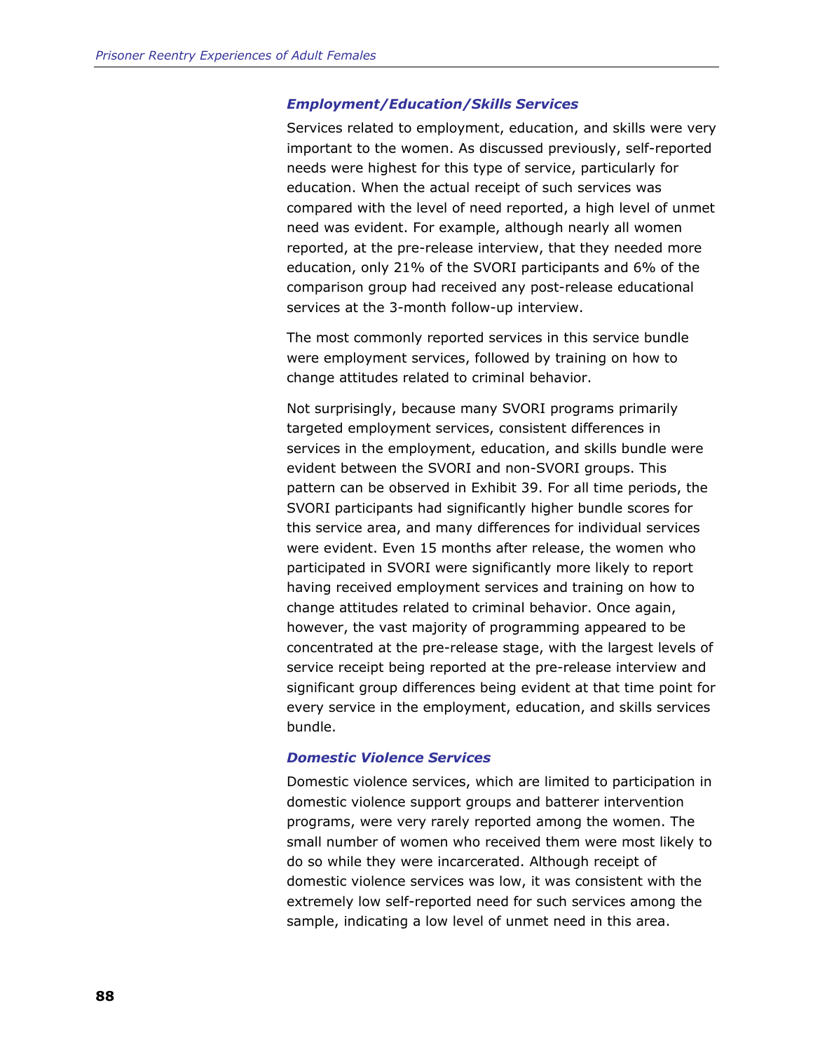### *Employment/Education/Skills Services*

Services related to employment, education, and skills were very important to the women. As discussed previously, self-reported needs were highest for this type of service, particularly for education. When the actual receipt of such services was compared with the level of need reported, a high level of unmet need was evident. For example, although nearly all women reported, at the pre-release interview, that they needed more education, only 21% of the SVORI participants and 6% of the comparison group had received any post-release educational services at the 3-month follow-up interview.

The most commonly reported services in this service bundle were employment services, followed by training on how to change attitudes related to criminal behavior.

Not surprisingly, because many SVORI programs primarily targeted employment services, consistent differences in services in the employment, education, and skills bundle were evident between the SVORI and non-SVORI groups. This pattern can be observed in Exhibit 39. For all time periods, the SVORI participants had significantly higher bundle scores for this service area, and many differences for individual services were evident. Even 15 months after release, the women who participated in SVORI were significantly more likely to report having received employment services and training on how to change attitudes related to criminal behavior. Once again, however, the vast majority of programming appeared to be concentrated at the pre-release stage, with the largest levels of service receipt being reported at the pre-release interview and significant group differences being evident at that time point for every service in the employment, education, and skills services bundle.

### *Domestic Violence Services*

Domestic violence services, which are limited to participation in domestic violence support groups and batterer intervention programs, were very rarely reported among the women. The small number of women who received them were most likely to do so while they were incarcerated. Although receipt of domestic violence services was low, it was consistent with the extremely low self-reported need for such services among the sample, indicating a low level of unmet need in this area.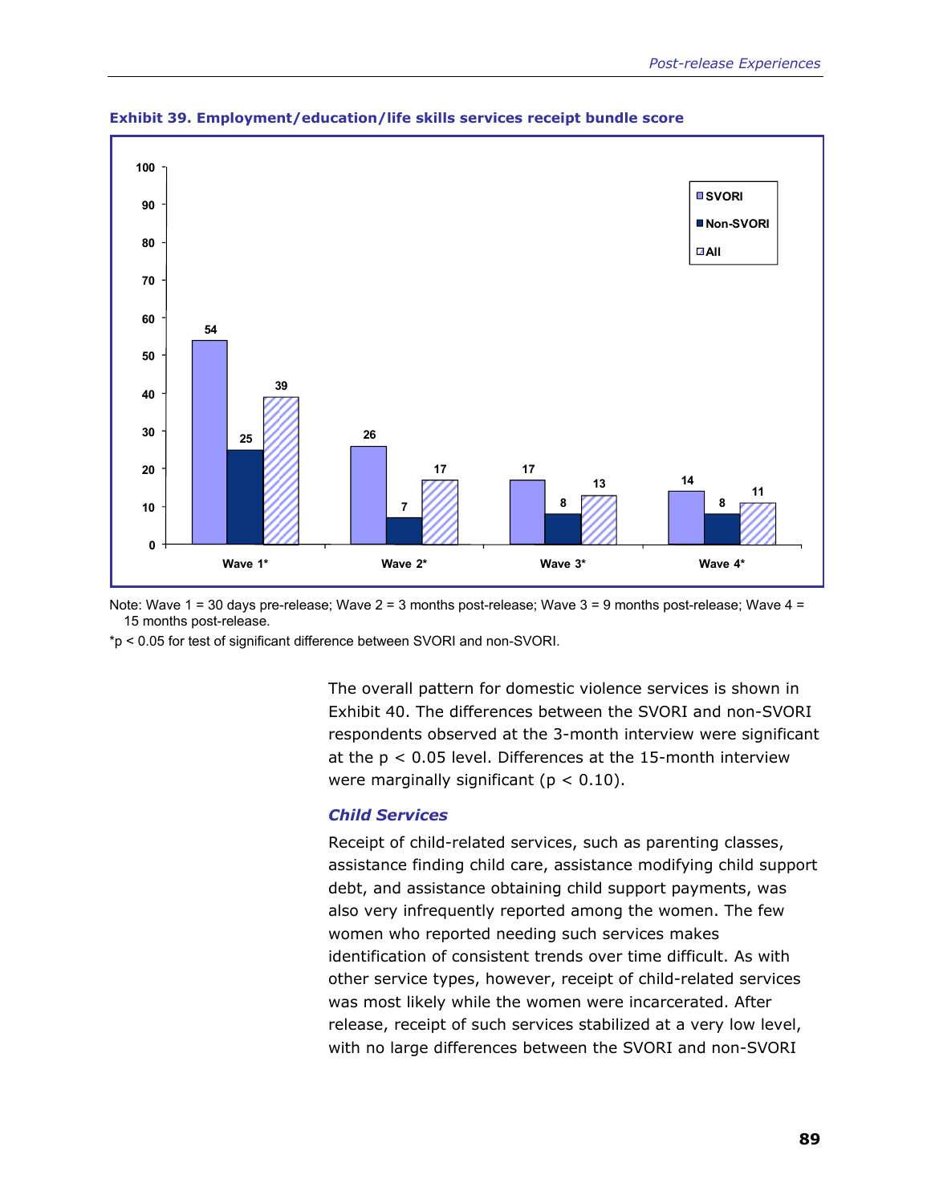**Exhibit 39. Employment/education/life skills services receipt bundle score**

| | SVORI | Non-SVORI | All |
|---|---|---|---|
| Wave 1* | 54 | 25 | 39 |
| Wave 2* | 26 | 7 | 17 |
| Wave 3* | 17 | 8 | 13 |
| Wave 4* | 14 | 8 | 11 |

Note: Wave 1 = 30 days pre-release; Wave 2 = 3 months post-release; Wave 3 = 9 months post-release; Wave 4 = 15 months post-release.

*p < 0.05 for test of significant difference between SVORI and non-SVORI.

The overall pattern for domestic violence services is shown in Exhibit 40. The differences between the SVORI and non-SVORI respondents observed at the 3-month interview were significant at the $p < 0.05$ level. Differences at the 15-month interview were marginally significant ($p < 0.10$).

### *Child Services*

Receipt of child-related services, such as parenting classes, assistance finding child care, assistance modifying child support debt, and assistance obtaining child support payments, was also very infrequently reported among the women. The few women who reported needing such services makes identification of consistent trends over time difficult. As with other service types, however, receipt of child-related services was most likely while the women were incarcerated. After release, receipt of such services stabilized at a very low level, with no large differences between the SVORI and non-SVORI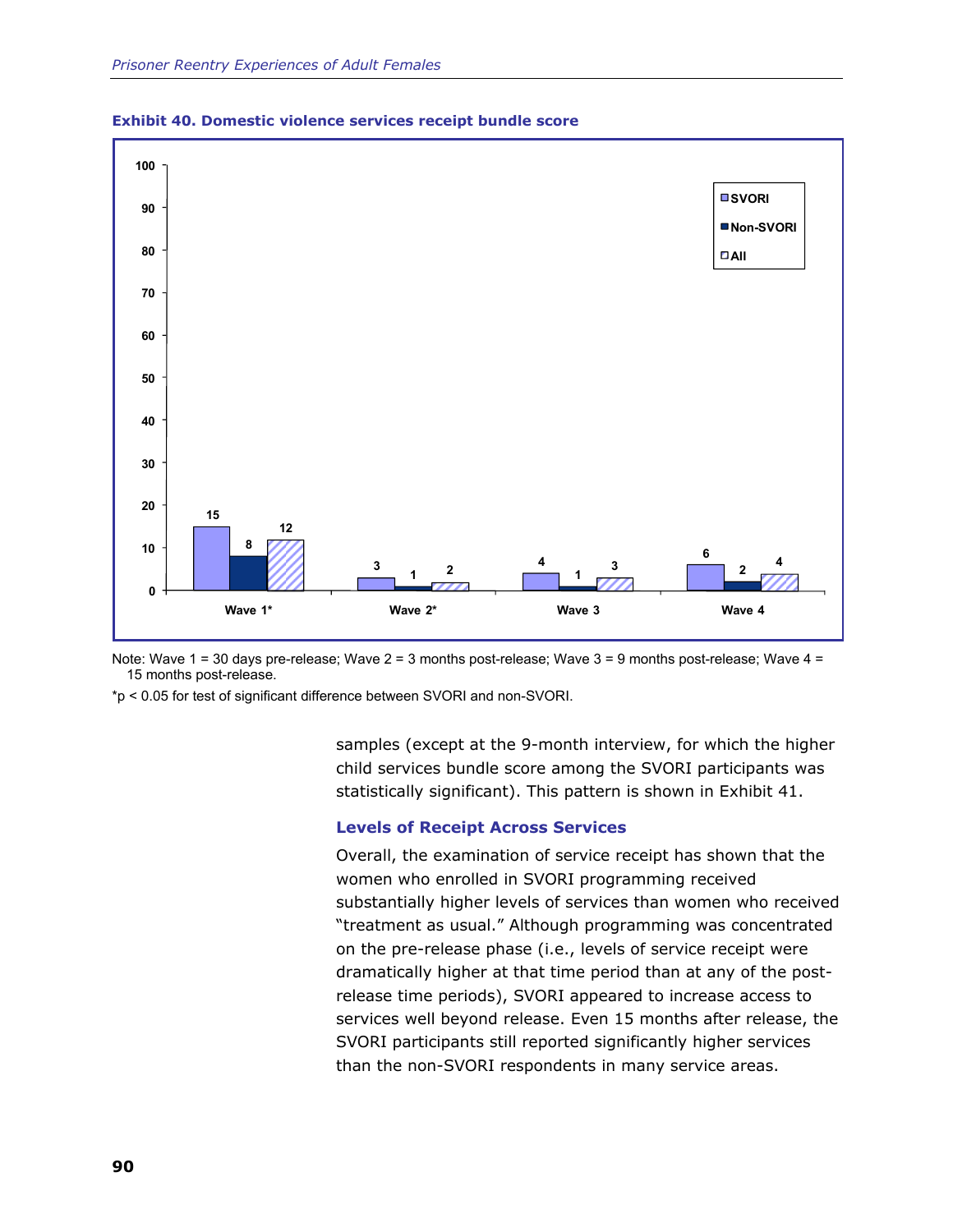**Exhibit 40. Domestic violence services receipt bundle score**

| | SVORI | Non-SVORI | All |
|---|---|---|---|
| Wave 1* | 15 | 8 | 12 |
| Wave 2* | 3 | 1 | 2 |
| Wave 3 | 4 | 1 | 3 |
| Wave 4 | 6 | 2 | 4 |

Note: Wave 1 = 30 days pre-release; Wave 2 = 3 months post-release; Wave 3 = 9 months post-release; Wave 4 = 15 months post-release.

*$p < 0.05$ for test of significant difference between SVORI and non-SVORI.

samples (except at the 9-month interview, for which the higher child services bundle score among the SVORI participants was statistically significant). This pattern is shown in Exhibit 41.

### Levels of Receipt Across Services

Overall, the examination of service receipt has shown that the women who enrolled in SVORI programming received substantially higher levels of services than women who received "treatment as usual." Although programming was concentrated on the pre-release phase (i.e., levels of service receipt were dramatically higher at that time period than at any of the post-release time periods), SVORI appeared to increase access to services well beyond release. Even 15 months after release, the SVORI participants still reported significantly higher services than the non-SVORI respondents in many service areas.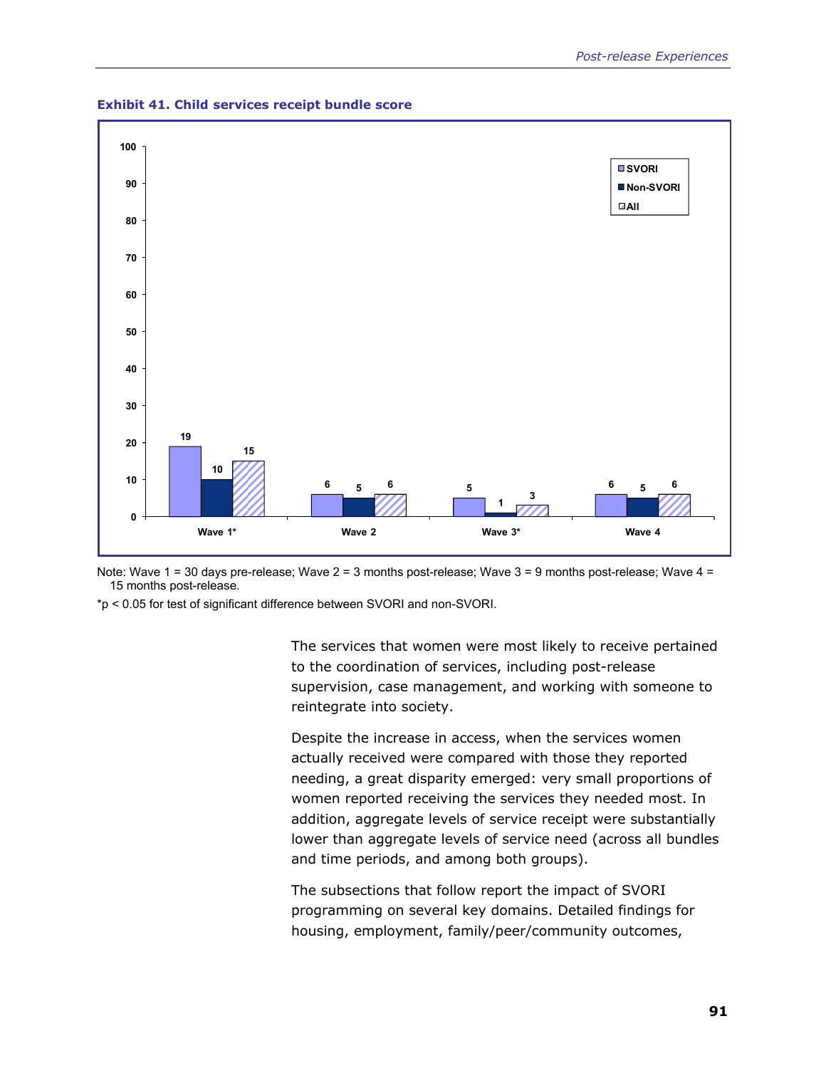**Exhibit 41. Child services receipt bundle score**

| | Wave 1* | Wave 2 | Wave 3* | Wave 4 |
|---|---|---|---|---|
| SVORI | 19 | 6 | 5 | 6 |
| Non-SVORI | 10 | 5 | 1 | 5 |
| All | 15 | 6 | 3 | 6 |

Note: Wave 1 = 30 days pre-release; Wave 2 = 3 months post-release; Wave 3 = 9 months post-release; Wave 4 = 15 months post-release.

*$p < 0.05$ for test of significant difference between SVORI and non-SVORI.

The services that women were most likely to receive pertained to the coordination of services, including post-release supervision, case management, and working with someone to reintegrate into society.

Despite the increase in access, when the services women actually received were compared with those they reported needing, a great disparity emerged: very small proportions of women reported receiving the services they needed most. In addition, aggregate levels of service receipt were substantially lower than aggregate levels of service need (across all bundles and time periods, and among both groups).

The subsections that follow report the impact of SVORI programming on several key domains. Detailed findings for housing, employment, family/peer/community outcomes,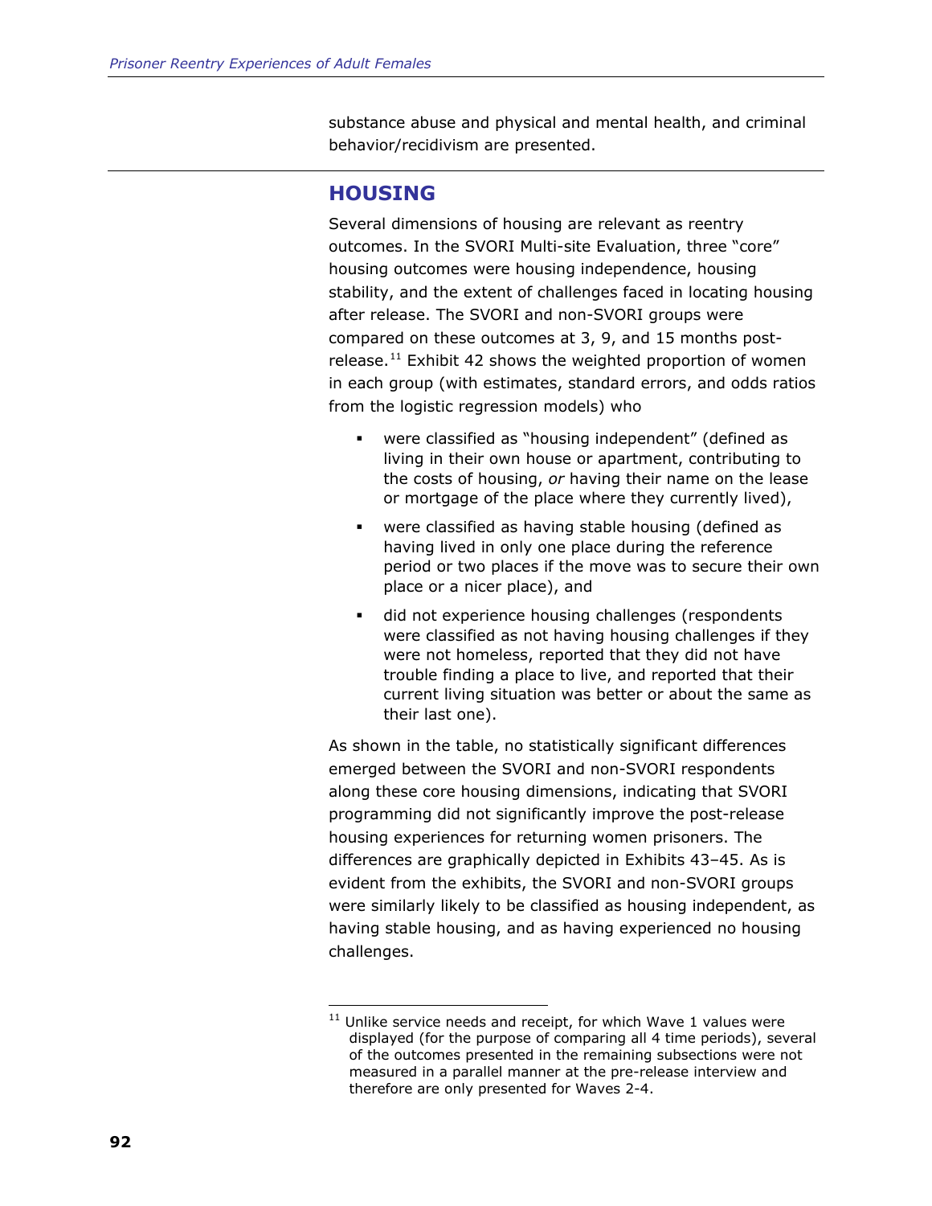substance abuse and physical and mental health, and criminal behavior/recidivism are presented.

## HOUSING

Several dimensions of housing are relevant as reentry outcomes. In the SVORI Multi-site Evaluation, three "core" housing outcomes were housing independence, housing stability, and the extent of challenges faced in locating housing after release. The SVORI and non-SVORI groups were compared on these outcomes at 3, 9, and 15 months post-release.[11] Exhibit 42 shows the weighted proportion of women in each group (with estimates, standard errors, and odds ratios from the logistic regression models) who

- were classified as "housing independent" (defined as living in their own house or apartment, contributing to the costs of housing, *or* having their name on the lease or mortgage of the place where they currently lived),
- were classified as having stable housing (defined as having lived in only one place during the reference period or two places if the move was to secure their own place or a nicer place), and
- did not experience housing challenges (respondents were classified as not having housing challenges if they were not homeless, reported that they did not have trouble finding a place to live, and reported that their current living situation was better or about the same as their last one).

As shown in the table, no statistically significant differences emerged between the SVORI and non-SVORI respondents along these core housing dimensions, indicating that SVORI programming did not significantly improve the post-release housing experiences for returning women prisoners. The differences are graphically depicted in Exhibits 43–45. As is evident from the exhibits, the SVORI and non-SVORI groups were similarly likely to be classified as housing independent, as having stable housing, and as having experienced no housing challenges.

[11] Unlike service needs and receipt, for which Wave 1 values were displayed (for the purpose of comparing all 4 time periods), several of the outcomes presented in the remaining subsections were not measured in a parallel manner at the pre-release interview and therefore are only presented for Waves 2-4.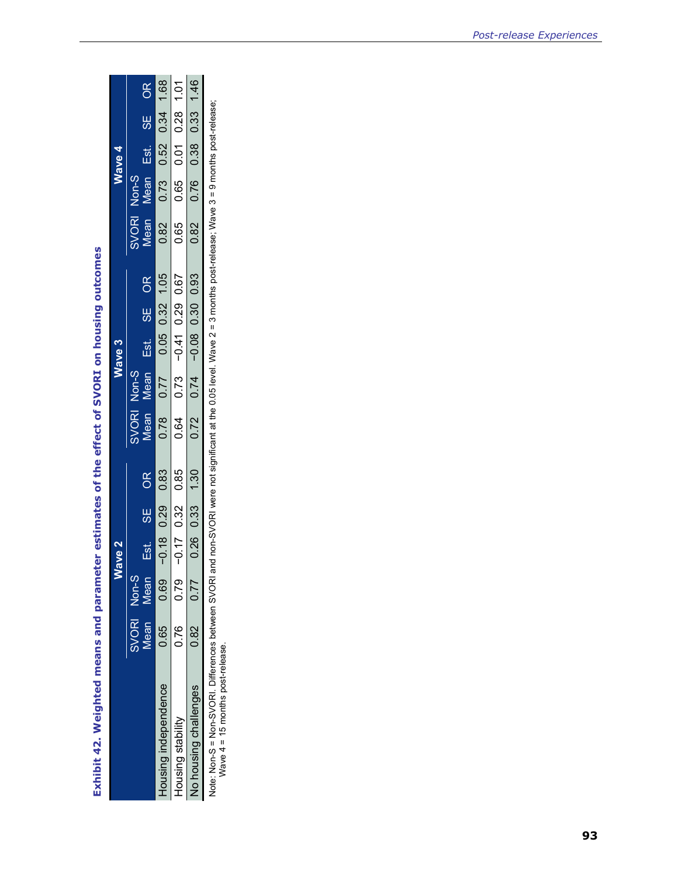## Exhibit 42. Weighted means and parameter estimates of the effect of SVORI on housing outcomes

| | Wave 2 | | | | | Wave 3 | | | | | Wave 4 | | | | |
|---|---|---|---|---|---|---|---|---|---|---|---|---|---|---|---|
| | SVORI Mean | Non-S Mean | Est. | SE | OR | SVORI Mean | Non-S Mean | Est. | SE | OR | SVORI Mean | Non-S Mean | Est. | SE | OR |
| Housing independence | 0.65 | 0.69 | −0.18 | 0.29 | 0.83 | 0.78 | 0.77 | 0.05 | 0.32 | 1.05 | 0.82 | 0.73 | 0.52 | 0.34 | 1.68 |
| Housing stability | 0.76 | 0.79 | −0.17 | 0.32 | 0.85 | 0.64 | 0.73 | −0.41 | 0.29 | 0.67 | 0.65 | 0.65 | 0.01 | 0.28 | 1.01 |
| No housing challenges | 0.82 | 0.77 | 0.26 | 0.33 | 1.30 | 0.72 | 0.74 | −0.08 | 0.30 | 0.93 | 0.82 | 0.76 | 0.38 | 0.33 | 1.46 |

Note: Non-S = Non-SVORI. Differences between SVORI and non-SVORI were not significant at the 0.05 level. Wave 2 = 3 months post-release; Wave 3 = 9 months post-release; Wave 4 = 15 months post-release.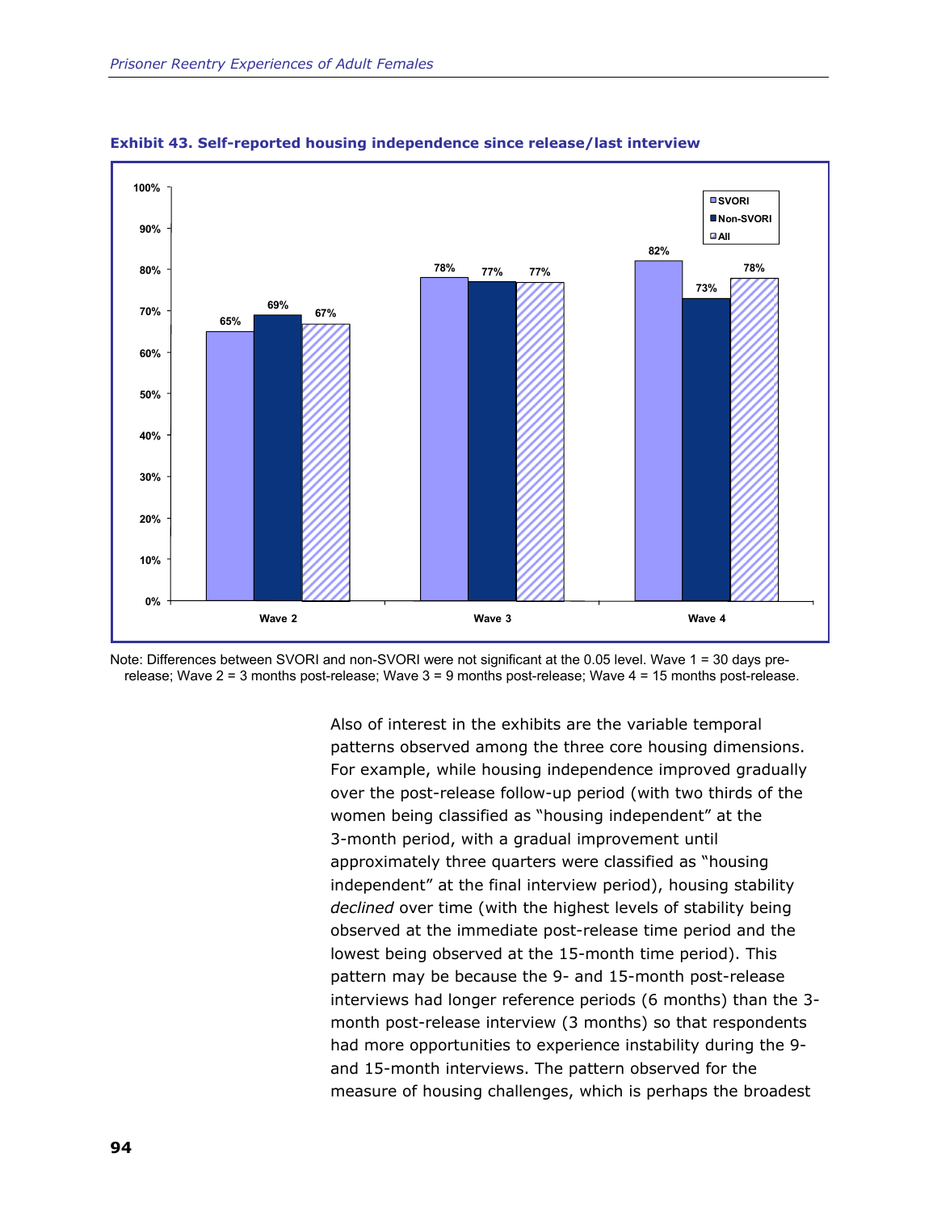**Exhibit 43. Self-reported housing independence since release/last interview**

| | SVORI | Non-SVORI | All |
|---|---|---|---|
| Wave 2 | 65% | 69% | 67% |
| Wave 3 | 78% | 77% | 77% |
| Wave 4 | 82% | 73% | 78% |

Note: Differences between SVORI and non-SVORI were not significant at the 0.05 level. Wave 1 = 30 days pre-release; Wave 2 = 3 months post-release; Wave 3 = 9 months post-release; Wave 4 = 15 months post-release.

Also of interest in the exhibits are the variable temporal patterns observed among the three core housing dimensions. For example, while housing independence improved gradually over the post-release follow-up period (with two thirds of the women being classified as "housing independent" at the 3-month period, with a gradual improvement until approximately three quarters were classified as "housing independent" at the final interview period), housing stability *declined* over time (with the highest levels of stability being observed at the immediate post-release time period and the lowest being observed at the 15-month time period). This pattern may be because the 9- and 15-month post-release interviews had longer reference periods (6 months) than the 3-month post-release interview (3 months) so that respondents had more opportunities to experience instability during the 9- and 15-month interviews. The pattern observed for the measure of housing challenges, which is perhaps the broadest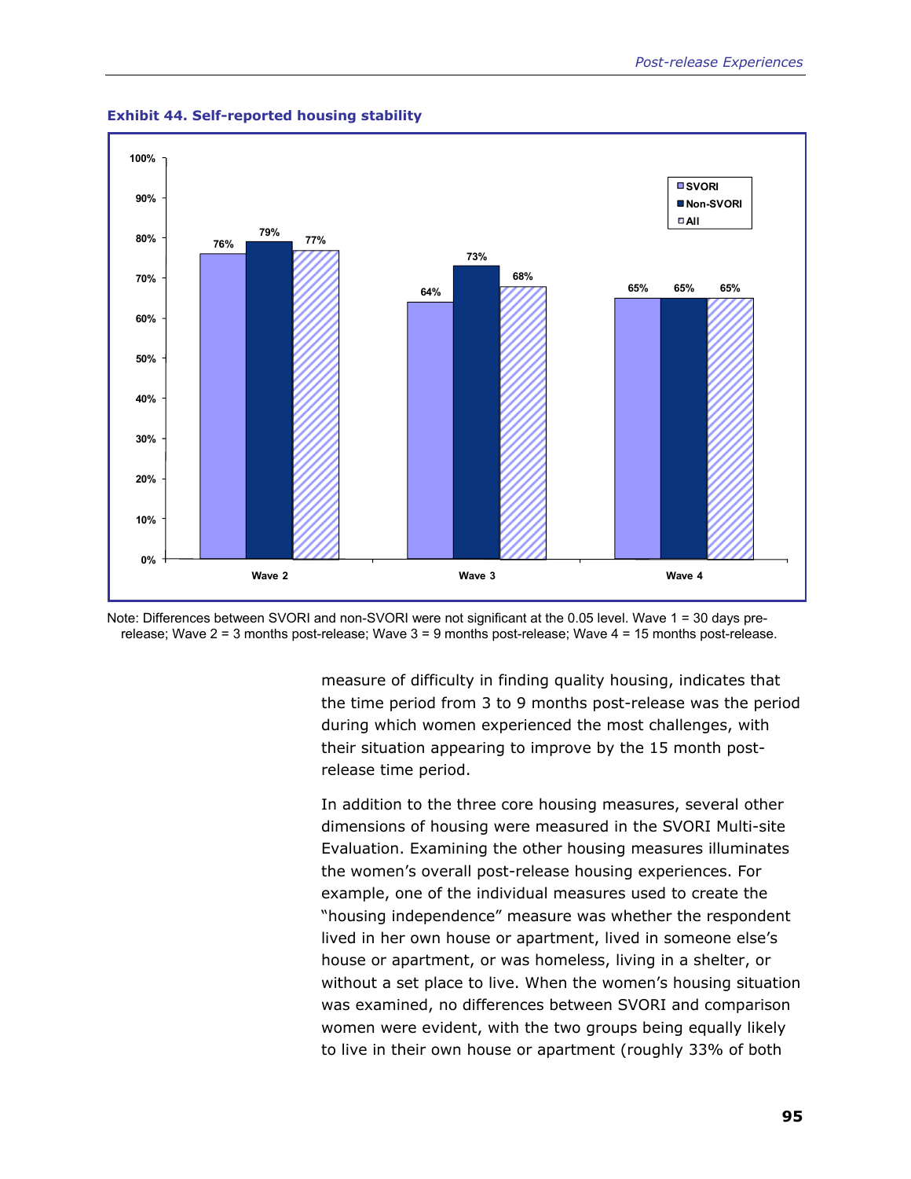**Exhibit 44. Self-reported housing stability**

| | SVORI | Non-SVORI | All |
|---|---|---|---|
| Wave 2 | 76% | 79% | 77% |
| Wave 3 | 64% | 73% | 68% |
| Wave 4 | 65% | 65% | 65% |

Note: Differences between SVORI and non-SVORI were not significant at the 0.05 level. Wave 1 = 30 days pre-release; Wave 2 = 3 months post-release; Wave 3 = 9 months post-release; Wave 4 = 15 months post-release.

measure of difficulty in finding quality housing, indicates that the time period from 3 to 9 months post-release was the period during which women experienced the most challenges, with their situation appearing to improve by the 15 month post-release time period.

In addition to the three core housing measures, several other dimensions of housing were measured in the SVORI Multi-site Evaluation. Examining the other housing measures illuminates the women's overall post-release housing experiences. For example, one of the individual measures used to create the "housing independence" measure was whether the respondent lived in her own house or apartment, lived in someone else's house or apartment, or was homeless, living in a shelter, or without a set place to live. When the women's housing situation was examined, no differences between SVORI and comparison women were evident, with the two groups being equally likely to live in their own house or apartment (roughly 33% of both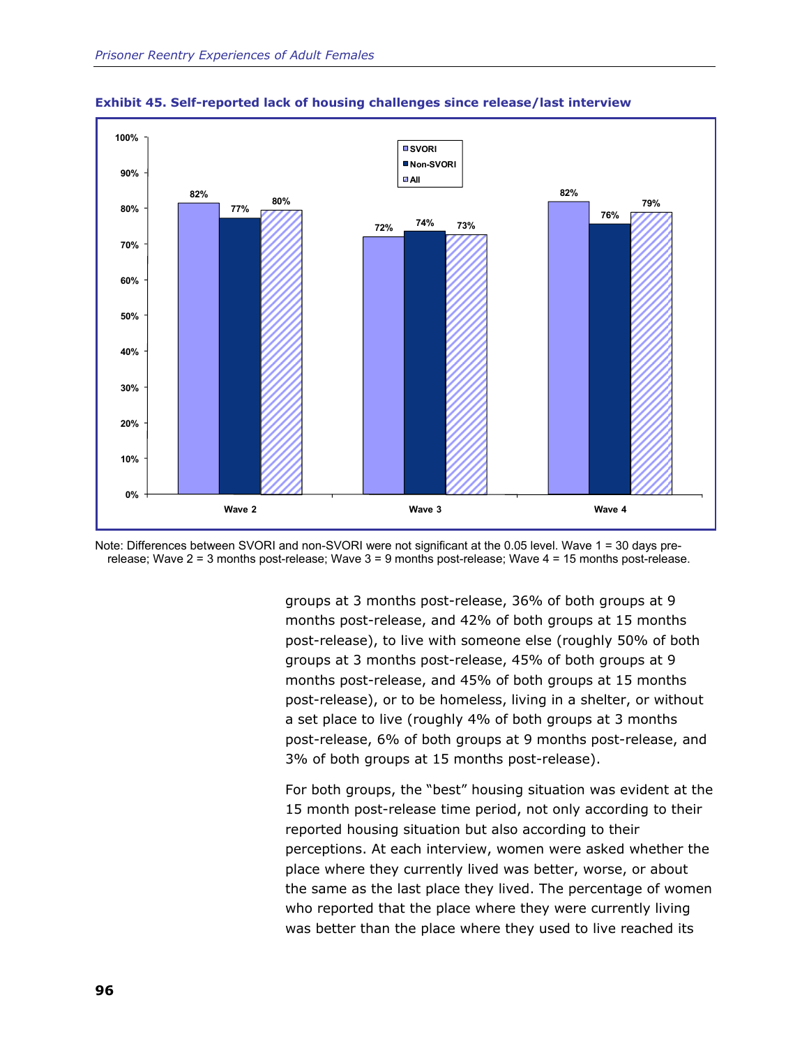**Exhibit 45. Self-reported lack of housing challenges since release/last interview**

| | SVORI | Non-SVORI | All |
|---|---|---|---|
| Wave 2 | 82% | 77% | 80% |
| Wave 3 | 72% | 74% | 73% |
| Wave 4 | 82% | 76% | 79% |

Note: Differences between SVORI and non-SVORI were not significant at the 0.05 level. Wave 1 = 30 days pre-release; Wave 2 = 3 months post-release; Wave 3 = 9 months post-release; Wave 4 = 15 months post-release.

groups at 3 months post-release, 36% of both groups at 9 months post-release, and 42% of both groups at 15 months post-release), to live with someone else (roughly 50% of both groups at 3 months post-release, 45% of both groups at 9 months post-release, and 45% of both groups at 15 months post-release), or to be homeless, living in a shelter, or without a set place to live (roughly 4% of both groups at 3 months post-release, 6% of both groups at 9 months post-release, and 3% of both groups at 15 months post-release).

For both groups, the "best" housing situation was evident at the 15 month post-release time period, not only according to their reported housing situation but also according to their perceptions. At each interview, women were asked whether the place where they currently lived was better, worse, or about the same as the last place they lived. The percentage of women who reported that the place where they were currently living was better than the place where they used to live reached its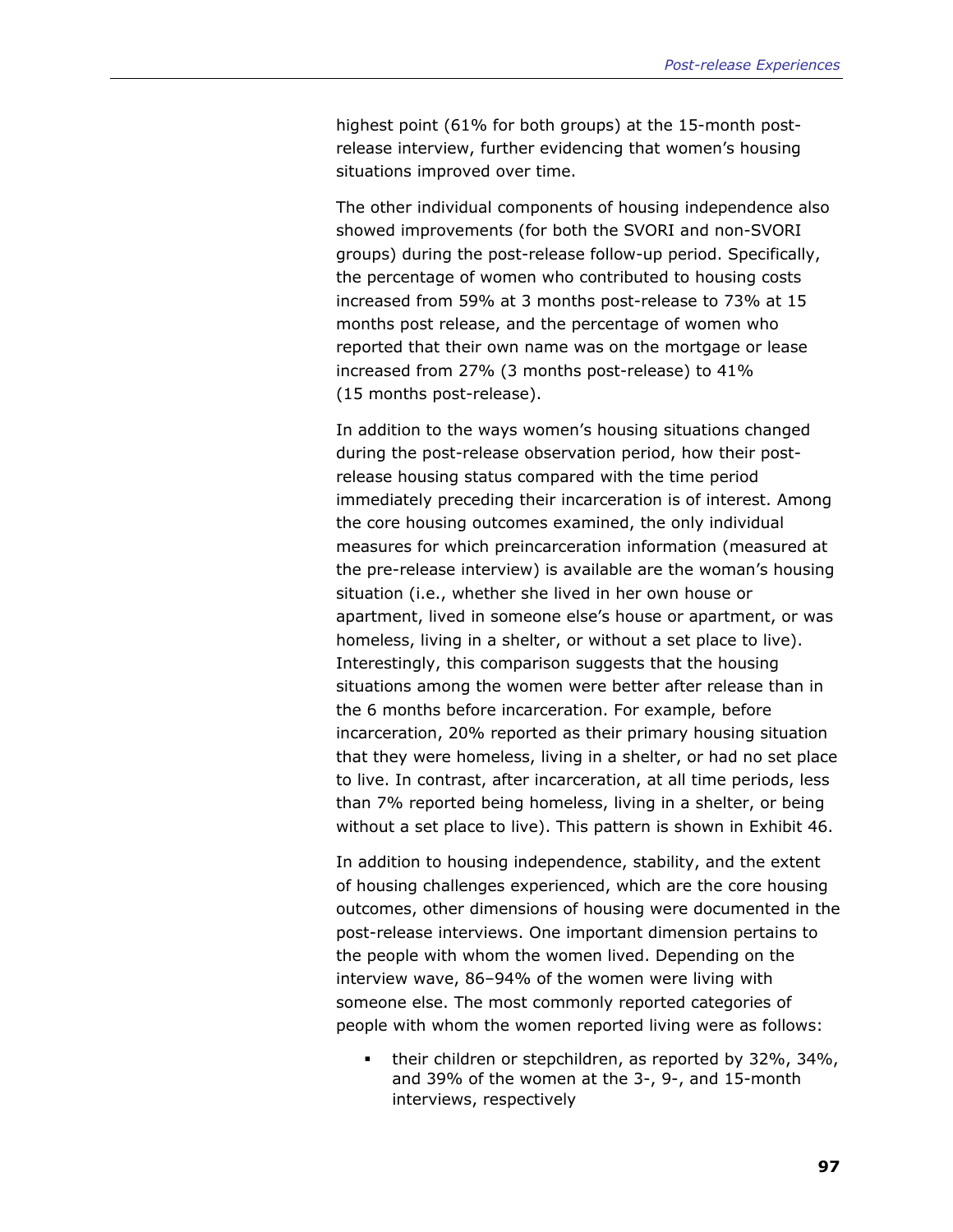highest point (61% for both groups) at the 15-month post-release interview, further evidencing that women's housing situations improved over time.

The other individual components of housing independence also showed improvements (for both the SVORI and non-SVORI groups) during the post-release follow-up period. Specifically, the percentage of women who contributed to housing costs increased from 59% at 3 months post-release to 73% at 15 months post release, and the percentage of women who reported that their own name was on the mortgage or lease increased from 27% (3 months post-release) to 41% (15 months post-release).

In addition to the ways women's housing situations changed during the post-release observation period, how their post-release housing status compared with the time period immediately preceding their incarceration is of interest. Among the core housing outcomes examined, the only individual measures for which preincarceration information (measured at the pre-release interview) is available are the woman's housing situation (i.e., whether she lived in her own house or apartment, lived in someone else's house or apartment, or was homeless, living in a shelter, or without a set place to live). Interestingly, this comparison suggests that the housing situations among the women were better after release than in the 6 months before incarceration. For example, before incarceration, 20% reported as their primary housing situation that they were homeless, living in a shelter, or had no set place to live. In contrast, after incarceration, at all time periods, less than 7% reported being homeless, living in a shelter, or being without a set place to live). This pattern is shown in Exhibit 46.

In addition to housing independence, stability, and the extent of housing challenges experienced, which are the core housing outcomes, other dimensions of housing were documented in the post-release interviews. One important dimension pertains to the people with whom the women lived. Depending on the interview wave, 86–94% of the women were living with someone else. The most commonly reported categories of people with whom the women reported living were as follows:

- their children or stepchildren, as reported by 32%, 34%, and 39% of the women at the 3-, 9-, and 15-month interviews, respectively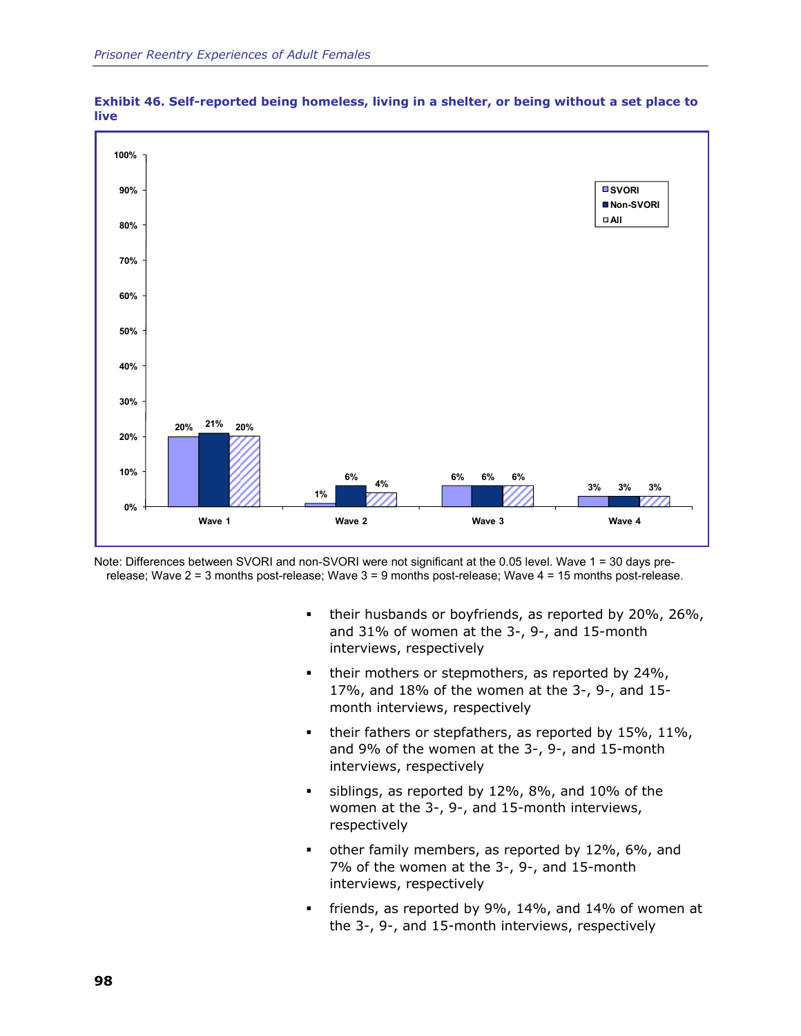**Exhibit 46. Self-reported being homeless, living in a shelter, or being without a set place to live**

| | SVORI | Non-SVORI | All |
|---|---|---|---|
| Wave 1 | 20% | 21% | 20% |
| Wave 2 | 1% | 6% | 4% |
| Wave 3 | 6% | 6% | 6% |
| Wave 4 | 3% | 3% | 3% |

Note: Differences between SVORI and non-SVORI were not significant at the 0.05 level. Wave 1 = 30 days pre-release; Wave 2 = 3 months post-release; Wave 3 = 9 months post-release; Wave 4 = 15 months post-release.

- their husbands or boyfriends, as reported by 20%, 26%, and 31% of women at the 3-, 9-, and 15-month interviews, respectively
- their mothers or stepmothers, as reported by 24%, 17%, and 18% of the women at the 3-, 9-, and 15-month interviews, respectively
- their fathers or stepfathers, as reported by 15%, 11%, and 9% of the women at the 3-, 9-, and 15-month interviews, respectively
- siblings, as reported by 12%, 8%, and 10% of the women at the 3-, 9-, and 15-month interviews, respectively
- other family members, as reported by 12%, 6%, and 7% of the women at the 3-, 9-, and 15-month interviews, respectively
- friends, as reported by 9%, 14%, and 14% of women at the 3-, 9-, and 15-month interviews, respectively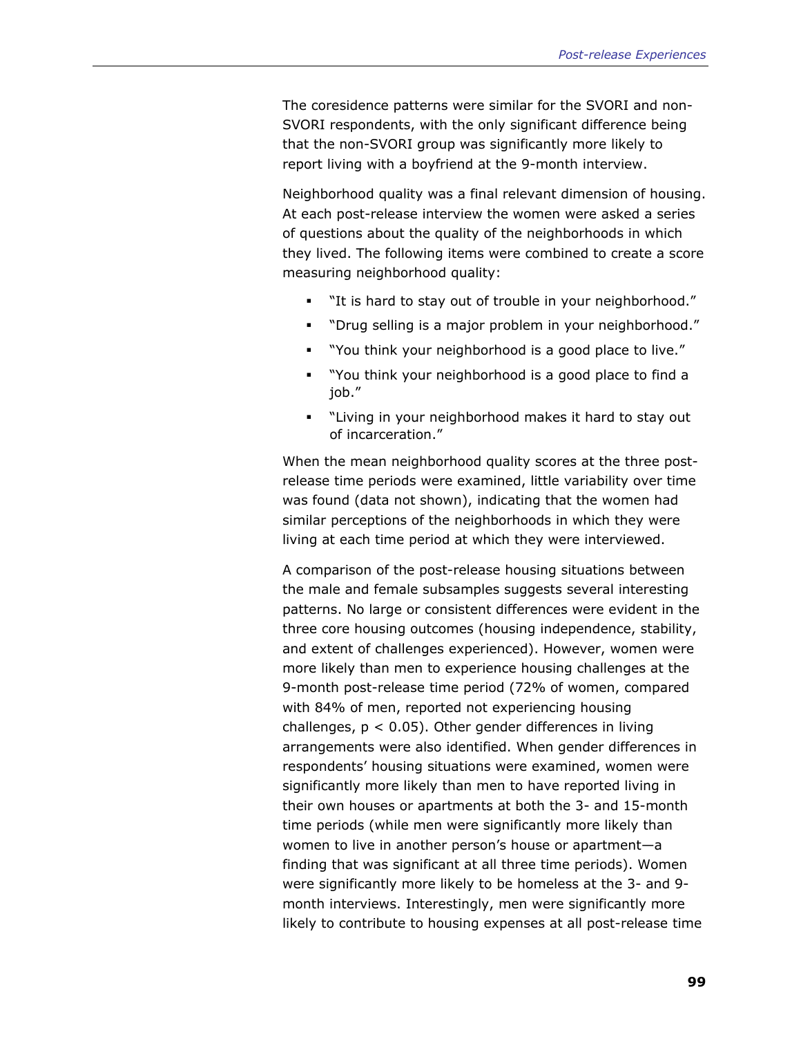The coresidence patterns were similar for the SVORI and non-SVORI respondents, with the only significant difference being that the non-SVORI group was significantly more likely to report living with a boyfriend at the 9-month interview.

Neighborhood quality was a final relevant dimension of housing. At each post-release interview the women were asked a series of questions about the quality of the neighborhoods in which they lived. The following items were combined to create a score measuring neighborhood quality:

- "It is hard to stay out of trouble in your neighborhood."
- "Drug selling is a major problem in your neighborhood."
- "You think your neighborhood is a good place to live."
- "You think your neighborhood is a good place to find a job."
- "Living in your neighborhood makes it hard to stay out of incarceration."

When the mean neighborhood quality scores at the three post-release time periods were examined, little variability over time was found (data not shown), indicating that the women had similar perceptions of the neighborhoods in which they were living at each time period at which they were interviewed.

A comparison of the post-release housing situations between the male and female subsamples suggests several interesting patterns. No large or consistent differences were evident in the three core housing outcomes (housing independence, stability, and extent of challenges experienced). However, women were more likely than men to experience housing challenges at the 9-month post-release time period (72% of women, compared with 84% of men, reported not experiencing housing challenges, $p < 0.05$). Other gender differences in living arrangements were also identified. When gender differences in respondents' housing situations were examined, women were significantly more likely than men to have reported living in their own houses or apartments at both the 3- and 15-month time periods (while men were significantly more likely than women to live in another person's house or apartment—a finding that was significant at all three time periods). Women were significantly more likely to be homeless at the 3- and 9-month interviews. Interestingly, men were significantly more likely to contribute to housing expenses at all post-release time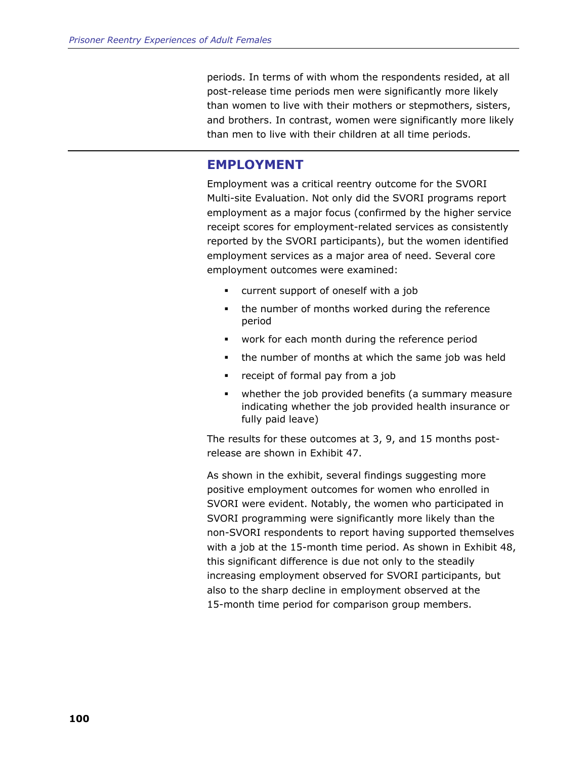periods. In terms of with whom the respondents resided, at all post-release time periods men were significantly more likely than women to live with their mothers or stepmothers, sisters, and brothers. In contrast, women were significantly more likely than men to live with their children at all time periods.

## EMPLOYMENT

Employment was a critical reentry outcome for the SVORI Multi-site Evaluation. Not only did the SVORI programs report employment as a major focus (confirmed by the higher service receipt scores for employment-related services as consistently reported by the SVORI participants), but the women identified employment services as a major area of need. Several core employment outcomes were examined:

- current support of oneself with a job
- the number of months worked during the reference period
- work for each month during the reference period
- the number of months at which the same job was held
- receipt of formal pay from a job
- whether the job provided benefits (a summary measure indicating whether the job provided health insurance or fully paid leave)

The results for these outcomes at 3, 9, and 15 months post-release are shown in Exhibit 47.

As shown in the exhibit, several findings suggesting more positive employment outcomes for women who enrolled in SVORI were evident. Notably, the women who participated in SVORI programming were significantly more likely than the non-SVORI respondents to report having supported themselves with a job at the 15-month time period. As shown in Exhibit 48, this significant difference is due not only to the steadily increasing employment observed for SVORI participants, but also to the sharp decline in employment observed at the 15-month time period for comparison group members.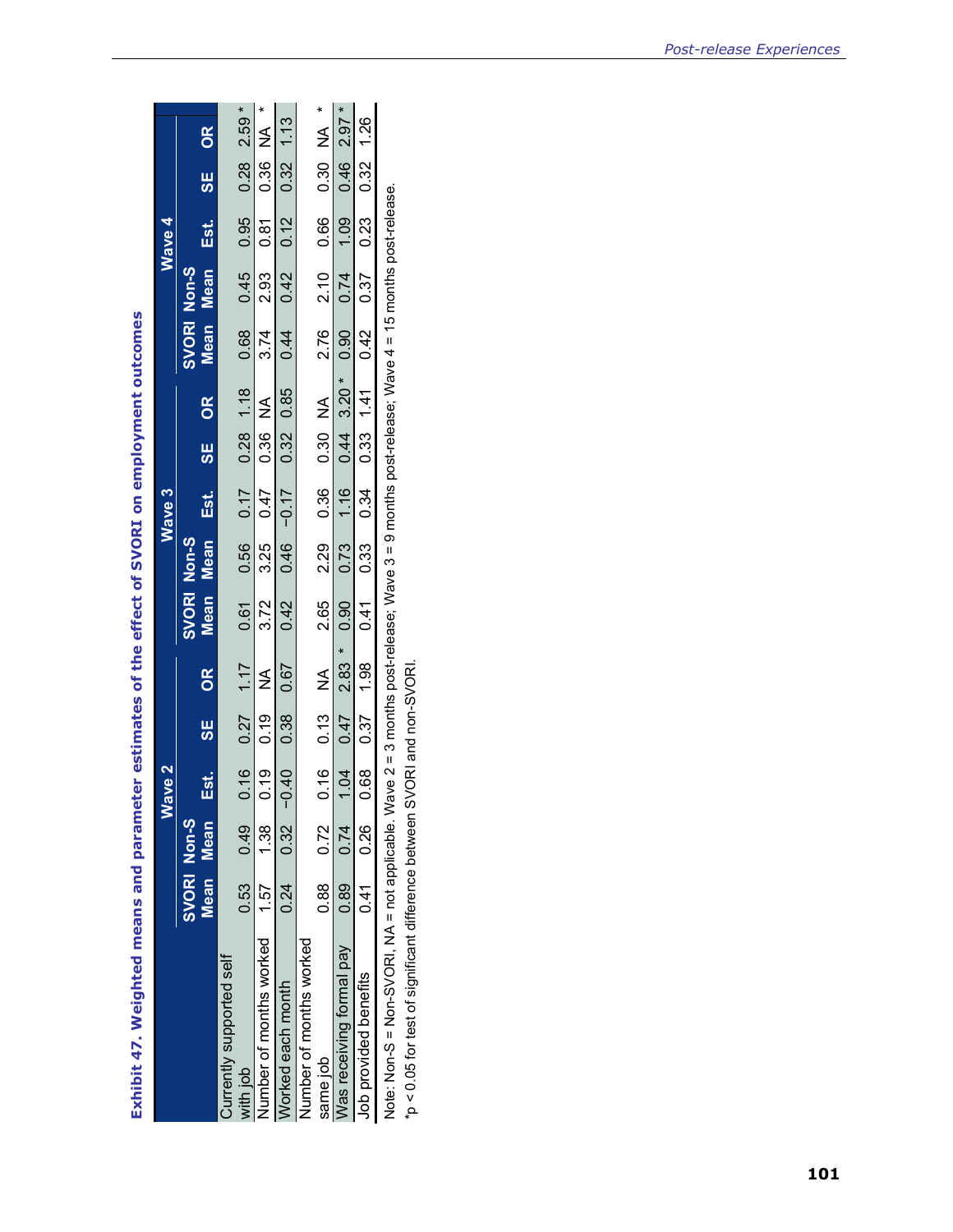## Exhibit 47. Weighted means and parameter estimates of the effect of SVORI on employment outcomes

| | Wave 2 | | | | | Wave 3 | | | | | Wave 4 | | | | |
|---|---|---|---|---|---|---|---|---|---|---|---|---|---|---|---|
| | SVORI Mean | Non-S Mean | Est. | SE | OR | SVORI Mean | Non-S Mean | Est. | SE | OR | SVORI Mean | Non-S Mean | Est. | SE | OR |
| Currently supported self with job | 0.53 | 0.49 | 0.16 | 0.27 | 1.17 | 0.61 | 0.56 | 0.17 | 0.28 | 1.18 | 0.68 | 0.45 | 0.95 | 0.28 | 2.59 * |
| Number of months worked | 1.57 | 1.38 | 0.19 | 0.19 | NA | 3.72 | 3.25 | 0.47 | 0.36 | NA | 3.74 | 2.93 | 0.81 | 0.36 | NA * |
| Worked each month | 0.24 | 0.32 | −0.40 | 0.38 | 0.67 | 0.42 | 0.46 | −0.17 | 0.32 | 0.85 | 0.44 | 0.42 | 0.12 | 0.32 | 1.13 |
| Number of months worked same job | 0.88 | 0.72 | 0.16 | 0.13 | NA | 2.65 | 2.29 | 0.36 | 0.30 | NA | 2.76 | 2.10 | 0.66 | 0.30 | NA * |
| Was receiving formal pay | 0.89 | 0.74 | 1.04 | 0.47 | 2.83 * | 0.90 | 0.73 | 1.16 | 0.44 | 3.20 * | 0.90 | 0.74 | 1.09 | 0.46 | 2.97 * |
| Job provided benefits | 0.41 | 0.26 | 0.68 | 0.37 | 1.98 | 0.41 | 0.33 | 0.34 | 0.33 | 1.41 | 0.42 | 0.37 | 0.23 | 0.32 | 1.26 |

Note: Non-S = Non-SVORI, NA = not applicable. Wave 2 = 3 months post-release; Wave 3 = 9 months post-release; Wave 4 = 15 months post-release.
*p < 0.05 for test of significant difference between SVORI and non-SVORI.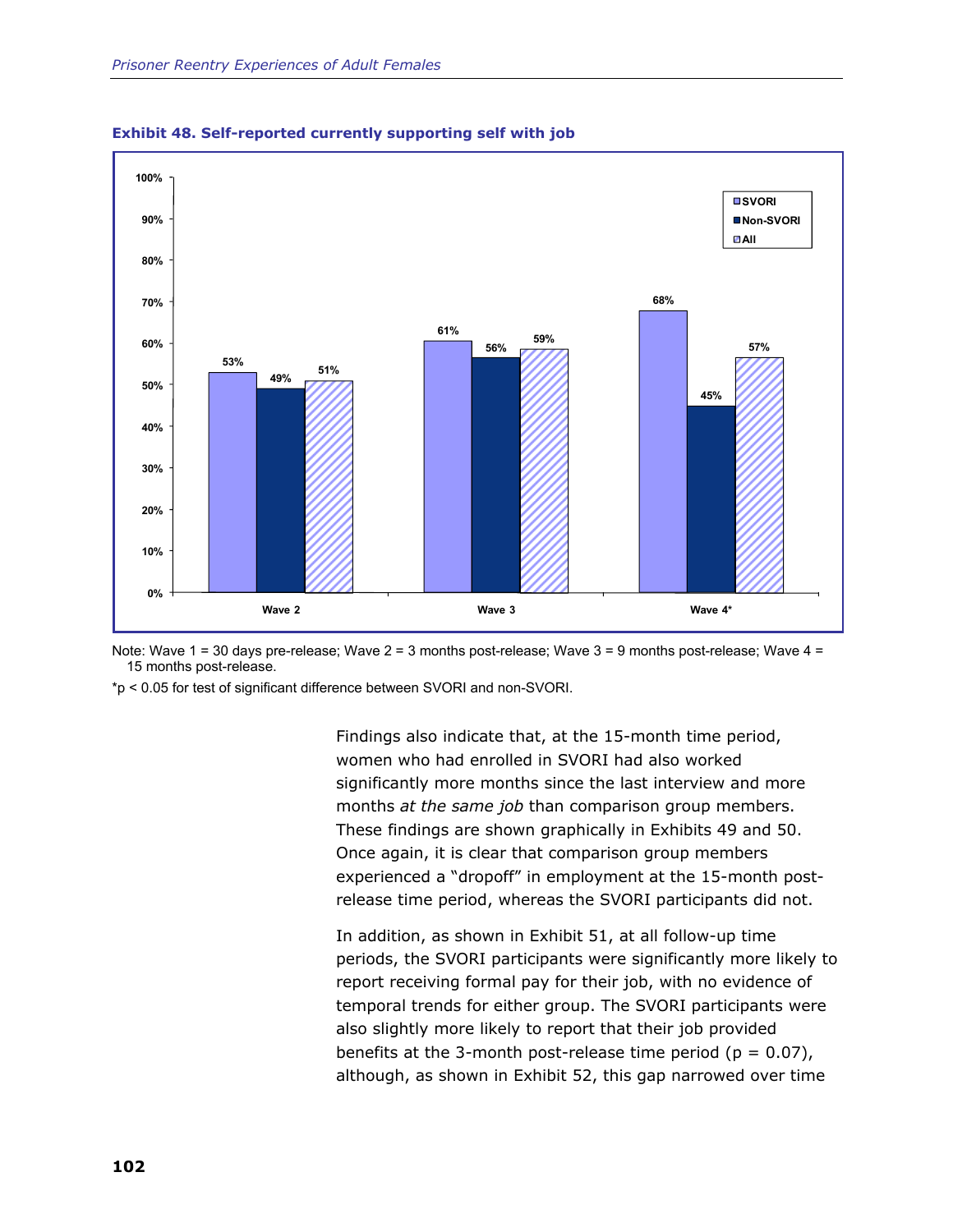**Exhibit 48. Self-reported currently supporting self with job**

| | SVORI | Non-SVORI | All |
|---|---|---|---|
| Wave 2 | 53% | 49% | 51% |
| Wave 3 | 61% | 56% | 59% |
| Wave 4* | 68% | 45% | 57% |

Note: Wave 1 = 30 days pre-release; Wave 2 = 3 months post-release; Wave 3 = 9 months post-release; Wave 4 = 15 months post-release.

*$p < 0.05$ for test of significant difference between SVORI and non-SVORI.

Findings also indicate that, at the 15-month time period, women who had enrolled in SVORI had also worked significantly more months since the last interview and more months *at the same job* than comparison group members. These findings are shown graphically in Exhibits 49 and 50. Once again, it is clear that comparison group members experienced a "dropoff" in employment at the 15-month post-release time period, whereas the SVORI participants did not.

In addition, as shown in Exhibit 51, at all follow-up time periods, the SVORI participants were significantly more likely to report receiving formal pay for their job, with no evidence of temporal trends for either group. The SVORI participants were also slightly more likely to report that their job provided benefits at the 3-month post-release time period ($p = 0.07$), although, as shown in Exhibit 52, this gap narrowed over time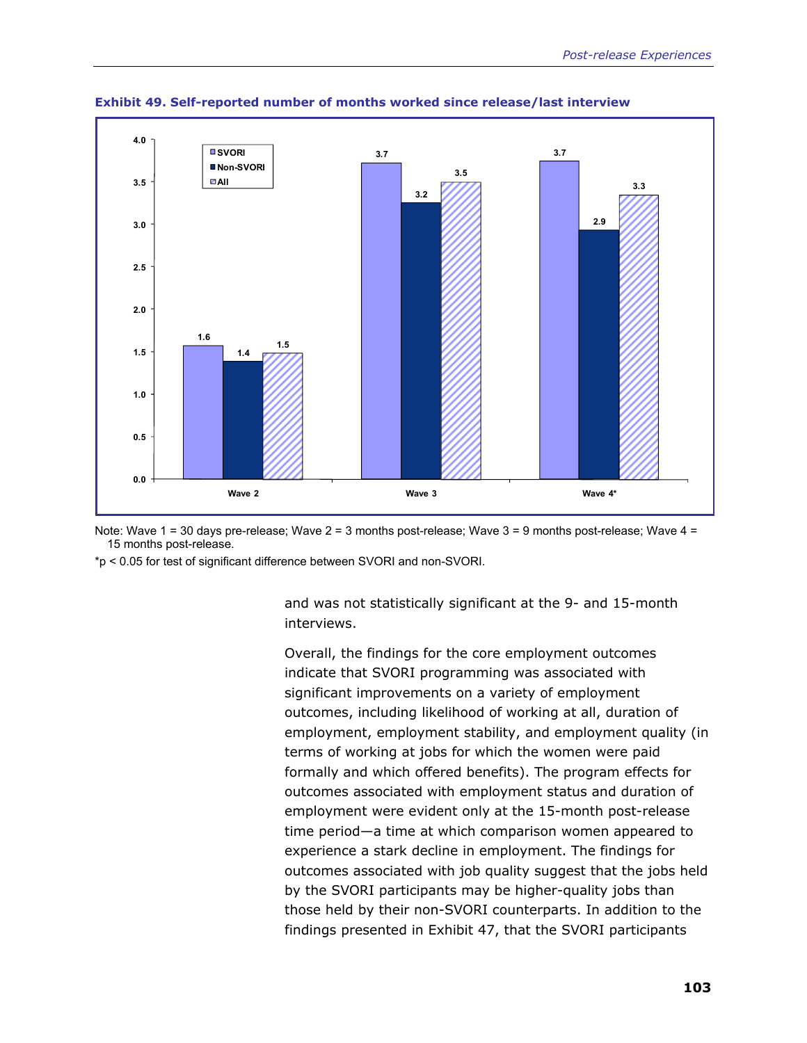**Exhibit 49. Self-reported number of months worked since release/last interview**

| | SVORI | Non-SVORI | All |
|---|---|---|---|
| Wave 2 | 1.6 | 1.4 | 1.5 |
| Wave 3 | 3.7 | 3.2 | 3.5 |
| Wave 4* | 3.7 | 2.9 | 3.3 |

Note: Wave 1 = 30 days pre-release; Wave 2 = 3 months post-release; Wave 3 = 9 months post-release; Wave 4 = 15 months post-release.

*$p < 0.05$ for test of significant difference between SVORI and non-SVORI.

and was not statistically significant at the 9- and 15-month interviews.

Overall, the findings for the core employment outcomes indicate that SVORI programming was associated with significant improvements on a variety of employment outcomes, including likelihood of working at all, duration of employment, employment stability, and employment quality (in terms of working at jobs for which the women were paid formally and which offered benefits). The program effects for outcomes associated with employment status and duration of employment were evident only at the 15-month post-release time period—a time at which comparison women appeared to experience a stark decline in employment. The findings for outcomes associated with job quality suggest that the jobs held by the SVORI participants may be higher-quality jobs than those held by their non-SVORI counterparts. In addition to the findings presented in Exhibit 47, that the SVORI participants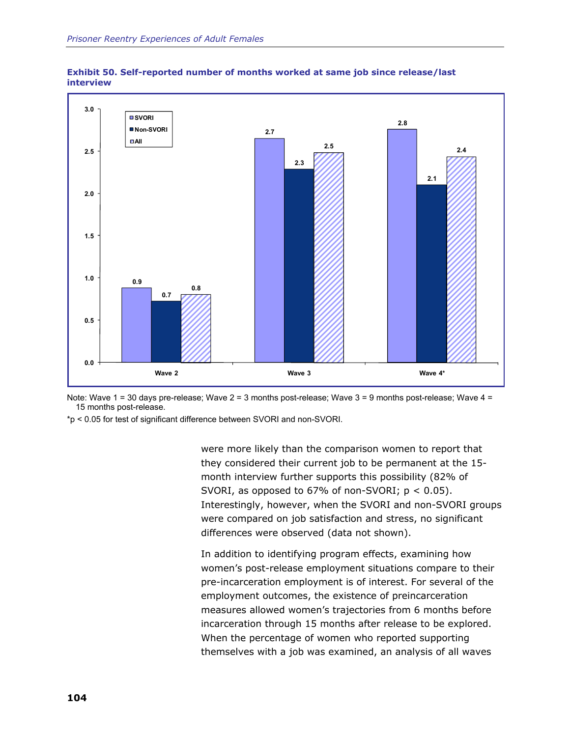**Exhibit 50. Self-reported number of months worked at same job since release/last interview**

| | SVORI | Non-SVORI | All |
|---|---|---|---|
| Wave 2 | 0.9 | 0.7 | 0.8 |
| Wave 3 | 2.7 | 2.3 | 2.5 |
| Wave 4* | 2.8 | 2.1 | 2.4 |

Note: Wave 1 = 30 days pre-release; Wave 2 = 3 months post-release; Wave 3 = 9 months post-release; Wave 4 = 15 months post-release.

*p < 0.05 for test of significant difference between SVORI and non-SVORI.

were more likely than the comparison women to report that they considered their current job to be permanent at the 15-month interview further supports this possibility (82% of SVORI, as opposed to 67% of non-SVORI; $p < 0.05$). Interestingly, however, when the SVORI and non-SVORI groups were compared on job satisfaction and stress, no significant differences were observed (data not shown).

In addition to identifying program effects, examining how women's post-release employment situations compare to their pre-incarceration employment is of interest. For several of the employment outcomes, the existence of preincarceration measures allowed women's trajectories from 6 months before incarceration through 15 months after release to be explored. When the percentage of women who reported supporting themselves with a job was examined, an analysis of all waves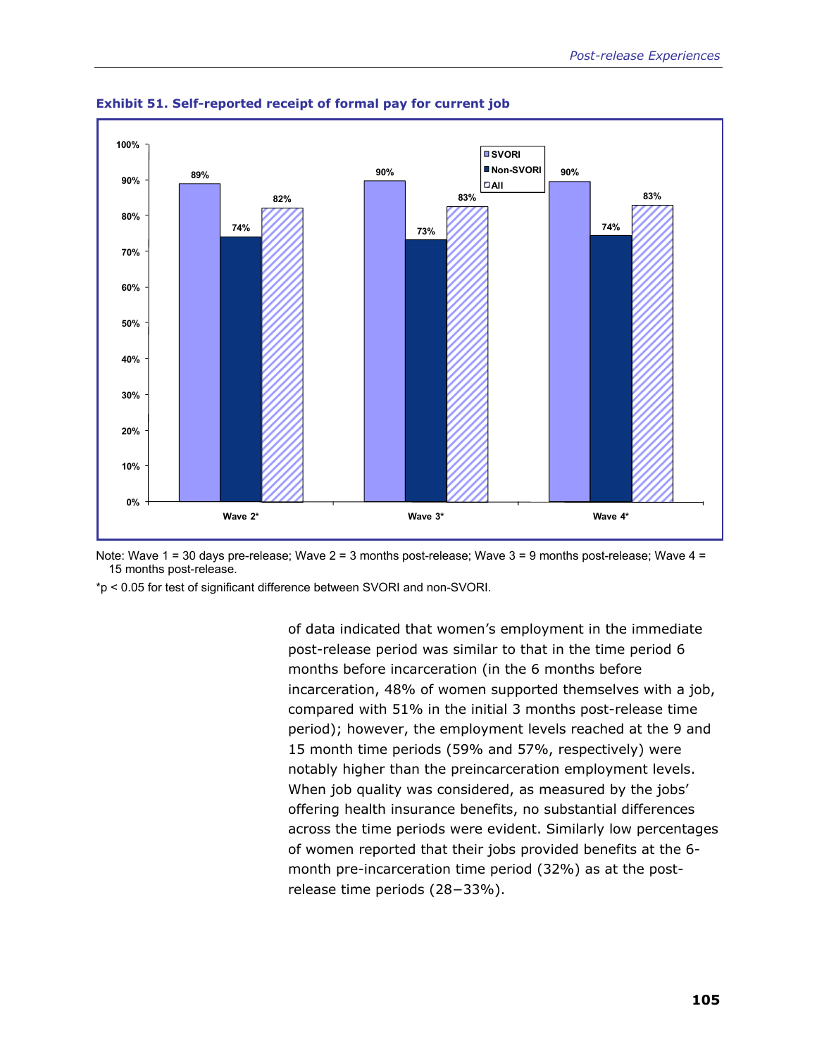**Exhibit 51. Self-reported receipt of formal pay for current job**

| | SVORI | Non-SVORI | All |
|---|---|---|---|
| Wave 2* | 89% | 74% | 82% |
| Wave 3* | 90% | 73% | 83% |
| Wave 4* | 90% | 74% | 83% |

Note: Wave 1 = 30 days pre-release; Wave 2 = 3 months post-release; Wave 3 = 9 months post-release; Wave 4 = 15 months post-release.

*$p < 0.05$ for test of significant difference between SVORI and non-SVORI.

of data indicated that women's employment in the immediate post-release period was similar to that in the time period 6 months before incarceration (in the 6 months before incarceration, 48% of women supported themselves with a job, compared with 51% in the initial 3 months post-release time period); however, the employment levels reached at the 9 and 15 month time periods (59% and 57%, respectively) were notably higher than the preincarceration employment levels. When job quality was considered, as measured by the jobs' offering health insurance benefits, no substantial differences across the time periods were evident. Similarly low percentages of women reported that their jobs provided benefits at the 6-month pre-incarceration time period (32%) as at the post-release time periods (28−33%).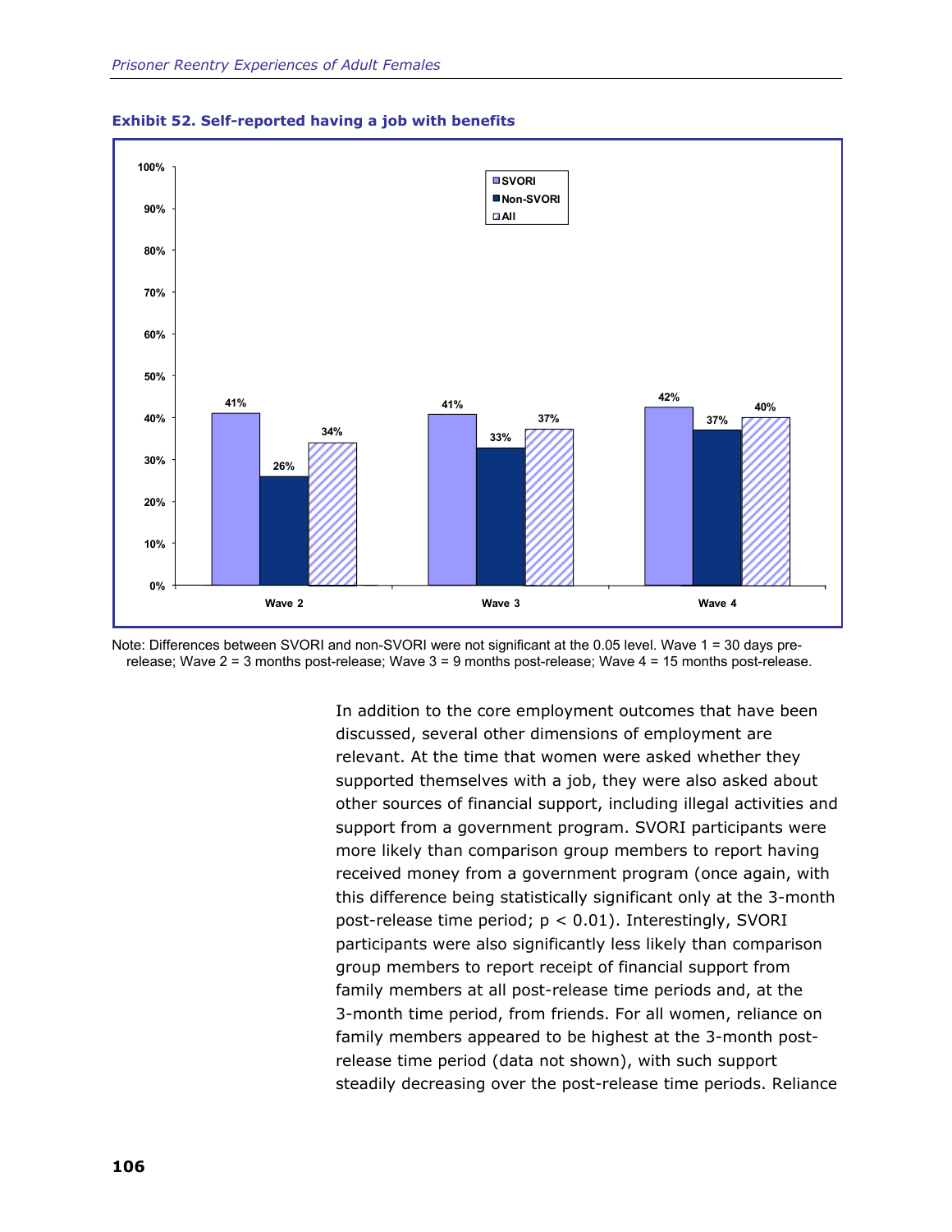**Exhibit 52. Self-reported having a job with benefits**

| | SVORI | Non-SVORI | All |
|---|---|---|---|
| Wave 2 | 41% | 26% | 34% |
| Wave 3 | 41% | 33% | 37% |
| Wave 4 | 42% | 37% | 40% |

Note: Differences between SVORI and non-SVORI were not significant at the 0.05 level. Wave 1 = 30 days pre-release; Wave 2 = 3 months post-release; Wave 3 = 9 months post-release; Wave 4 = 15 months post-release.

In addition to the core employment outcomes that have been discussed, several other dimensions of employment are relevant. At the time that women were asked whether they supported themselves with a job, they were also asked about other sources of financial support, including illegal activities and support from a government program. SVORI participants were more likely than comparison group members to report having received money from a government program (once again, with this difference being statistically significant only at the 3-month post-release time period; $p < 0.01$). Interestingly, SVORI participants were also significantly less likely than comparison group members to report receipt of financial support from family members at all post-release time periods and, at the 3-month time period, from friends. For all women, reliance on family members appeared to be highest at the 3-month post-release time period (data not shown), with such support steadily decreasing over the post-release time periods. Reliance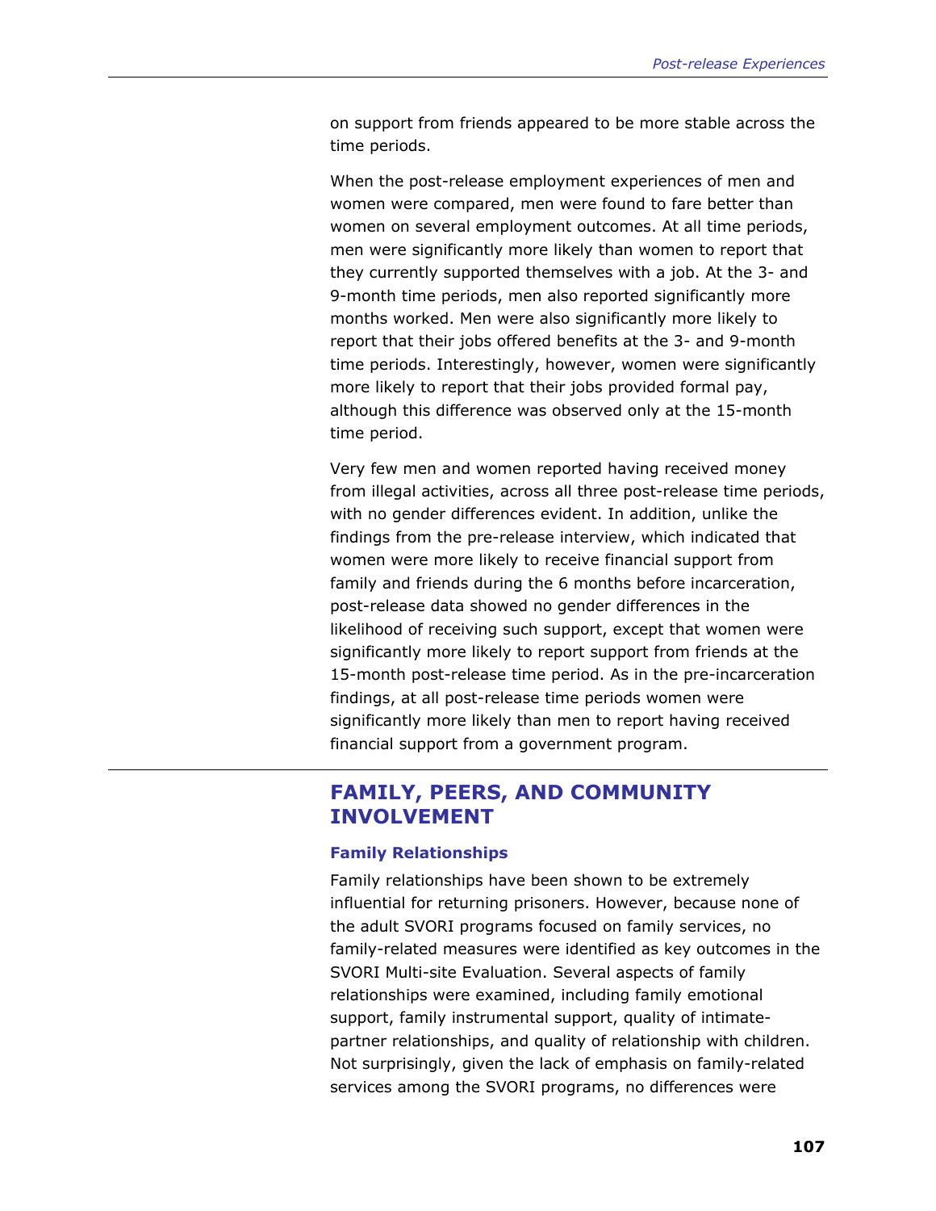on support from friends appeared to be more stable across the time periods.

When the post-release employment experiences of men and women were compared, men were found to fare better than women on several employment outcomes. At all time periods, men were significantly more likely than women to report that they currently supported themselves with a job. At the 3- and 9-month time periods, men also reported significantly more months worked. Men were also significantly more likely to report that their jobs offered benefits at the 3- and 9-month time periods. Interestingly, however, women were significantly more likely to report that their jobs provided formal pay, although this difference was observed only at the 15-month time period.

Very few men and women reported having received money from illegal activities, across all three post-release time periods, with no gender differences evident. In addition, unlike the findings from the pre-release interview, which indicated that women were more likely to receive financial support from family and friends during the 6 months before incarceration, post-release data showed no gender differences in the likelihood of receiving such support, except that women were significantly more likely to report support from friends at the 15-month post-release time period. As in the pre-incarceration findings, at all post-release time periods women were significantly more likely than men to report having received financial support from a government program.

## FAMILY, PEERS, AND COMMUNITY INVOLVEMENT

### Family Relationships

Family relationships have been shown to be extremely influential for returning prisoners. However, because none of the adult SVORI programs focused on family services, no family-related measures were identified as key outcomes in the SVORI Multi-site Evaluation. Several aspects of family relationships were examined, including family emotional support, family instrumental support, quality of intimate-partner relationships, and quality of relationship with children. Not surprisingly, given the lack of emphasis on family-related services among the SVORI programs, no differences were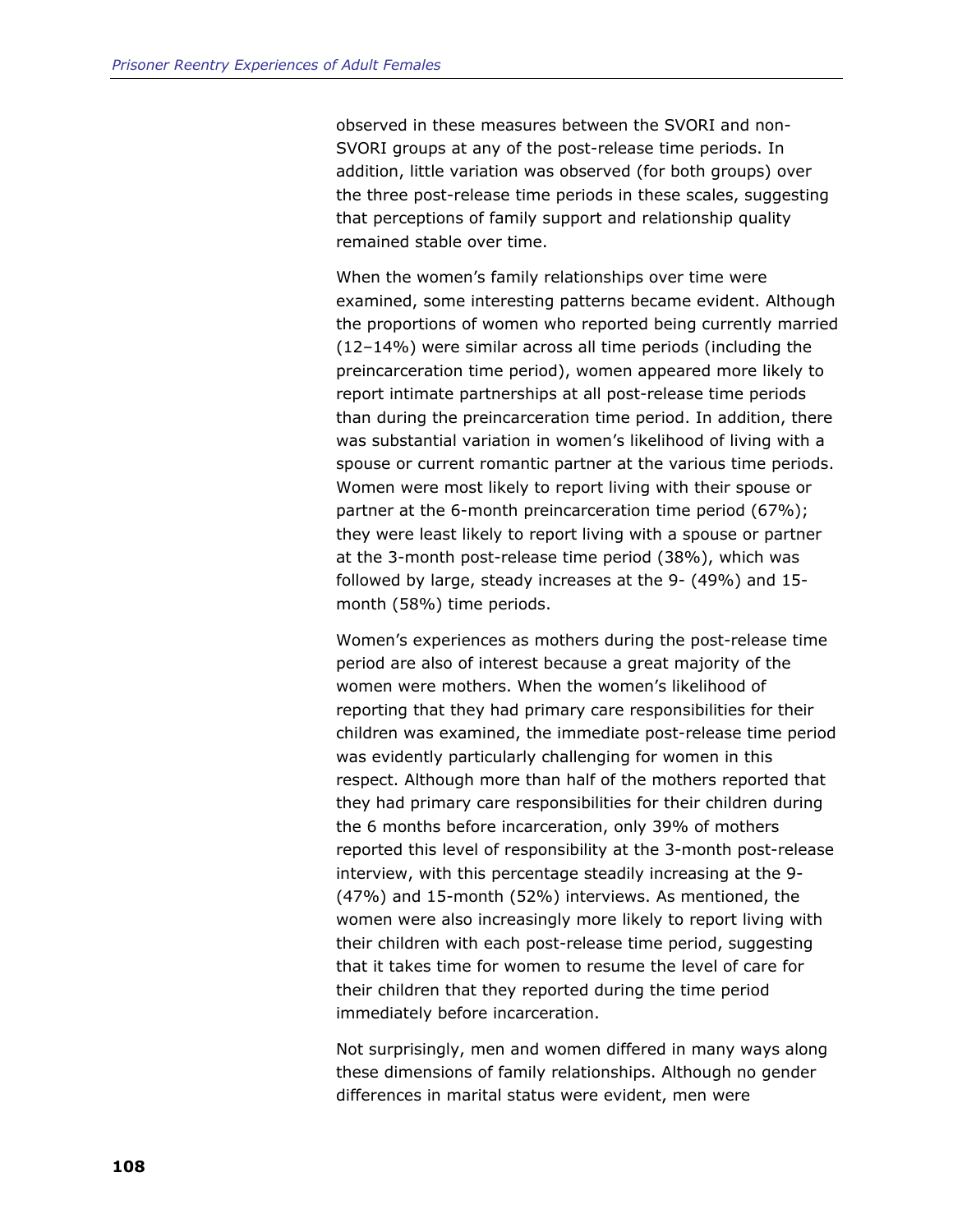observed in these measures between the SVORI and non-SVORI groups at any of the post-release time periods. In addition, little variation was observed (for both groups) over the three post-release time periods in these scales, suggesting that perceptions of family support and relationship quality remained stable over time.

When the women's family relationships over time were examined, some interesting patterns became evident. Although the proportions of women who reported being currently married (12–14%) were similar across all time periods (including the preincarceration time period), women appeared more likely to report intimate partnerships at all post-release time periods than during the preincarceration time period. In addition, there was substantial variation in women's likelihood of living with a spouse or current romantic partner at the various time periods. Women were most likely to report living with their spouse or partner at the 6-month preincarceration time period (67%); they were least likely to report living with a spouse or partner at the 3-month post-release time period (38%), which was followed by large, steady increases at the 9- (49%) and 15-month (58%) time periods.

Women's experiences as mothers during the post-release time period are also of interest because a great majority of the women were mothers. When the women's likelihood of reporting that they had primary care responsibilities for their children was examined, the immediate post-release time period was evidently particularly challenging for women in this respect. Although more than half of the mothers reported that they had primary care responsibilities for their children during the 6 months before incarceration, only 39% of mothers reported this level of responsibility at the 3-month post-release interview, with this percentage steadily increasing at the 9- (47%) and 15-month (52%) interviews. As mentioned, the women were also increasingly more likely to report living with their children with each post-release time period, suggesting that it takes time for women to resume the level of care for their children that they reported during the time period immediately before incarceration.

Not surprisingly, men and women differed in many ways along these dimensions of family relationships. Although no gender differences in marital status were evident, men were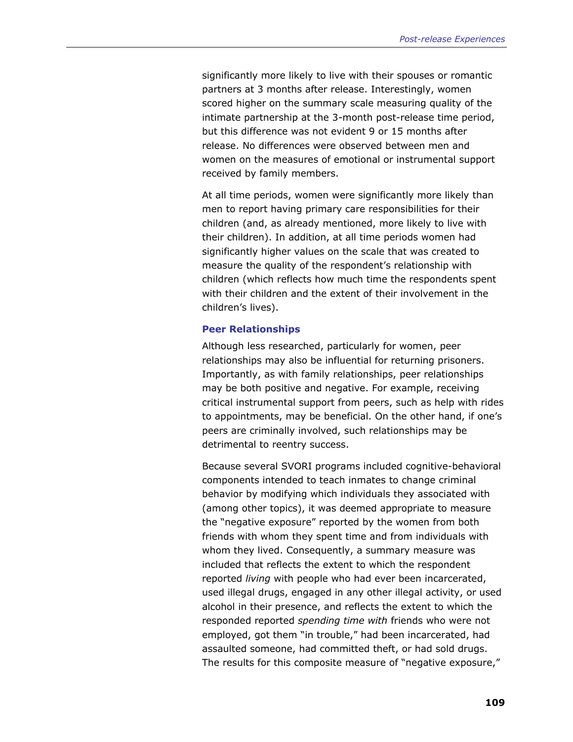significantly more likely to live with their spouses or romantic partners at 3 months after release. Interestingly, women scored higher on the summary scale measuring quality of the intimate partnership at the 3-month post-release time period, but this difference was not evident 9 or 15 months after release. No differences were observed between men and women on the measures of emotional or instrumental support received by family members.

At all time periods, women were significantly more likely than men to report having primary care responsibilities for their children (and, as already mentioned, more likely to live with their children). In addition, at all time periods women had significantly higher values on the scale that was created to measure the quality of the respondent's relationship with children (which reflects how much time the respondents spent with their children and the extent of their involvement in the children's lives).

### Peer Relationships

Although less researched, particularly for women, peer relationships may also be influential for returning prisoners. Importantly, as with family relationships, peer relationships may be both positive and negative. For example, receiving critical instrumental support from peers, such as help with rides to appointments, may be beneficial. On the other hand, if one's peers are criminally involved, such relationships may be detrimental to reentry success.

Because several SVORI programs included cognitive-behavioral components intended to teach inmates to change criminal behavior by modifying which individuals they associated with (among other topics), it was deemed appropriate to measure the "negative exposure" reported by the women from both friends with whom they spent time and from individuals with whom they lived. Consequently, a summary measure was included that reflects the extent to which the respondent reported *living* with people who had ever been incarcerated, used illegal drugs, engaged in any other illegal activity, or used alcohol in their presence, and reflects the extent to which the responded reported *spending time with* friends who were not employed, got them "in trouble," had been incarcerated, had assaulted someone, had committed theft, or had sold drugs. The results for this composite measure of "negative exposure,"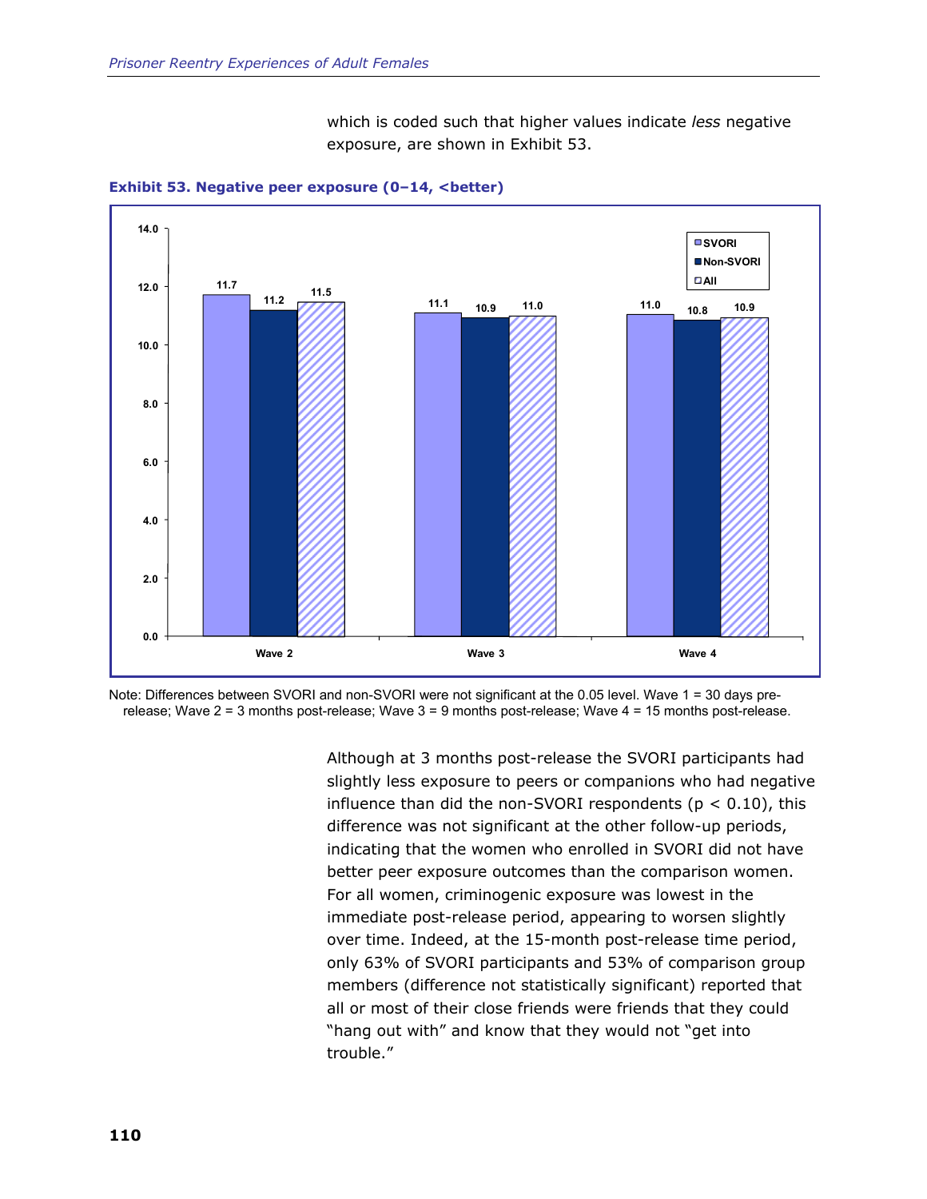which is coded such that higher values indicate *less* negative exposure, are shown in Exhibit 53.

**Exhibit 53. Negative peer exposure (0–14, <better)**

| | SVORI | Non-SVORI | All |
|---|---|---|---|
| Wave 2 | 11.7 | 11.2 | 11.5 |
| Wave 3 | 11.1 | 10.9 | 11.0 |
| Wave 4 | 11.0 | 10.8 | 10.9 |

Note: Differences between SVORI and non-SVORI were not significant at the 0.05 level. Wave 1 = 30 days pre-release; Wave 2 = 3 months post-release; Wave 3 = 9 months post-release; Wave 4 = 15 months post-release.

Although at 3 months post-release the SVORI participants had slightly less exposure to peers or companions who had negative influence than did the non-SVORI respondents ($p < 0.10$), this difference was not significant at the other follow-up periods, indicating that the women who enrolled in SVORI did not have better peer exposure outcomes than the comparison women. For all women, criminogenic exposure was lowest in the immediate post-release period, appearing to worsen slightly over time. Indeed, at the 15-month post-release time period, only 63% of SVORI participants and 53% of comparison group members (difference not statistically significant) reported that all or most of their close friends were friends that they could "hang out with" and know that they would not "get into trouble."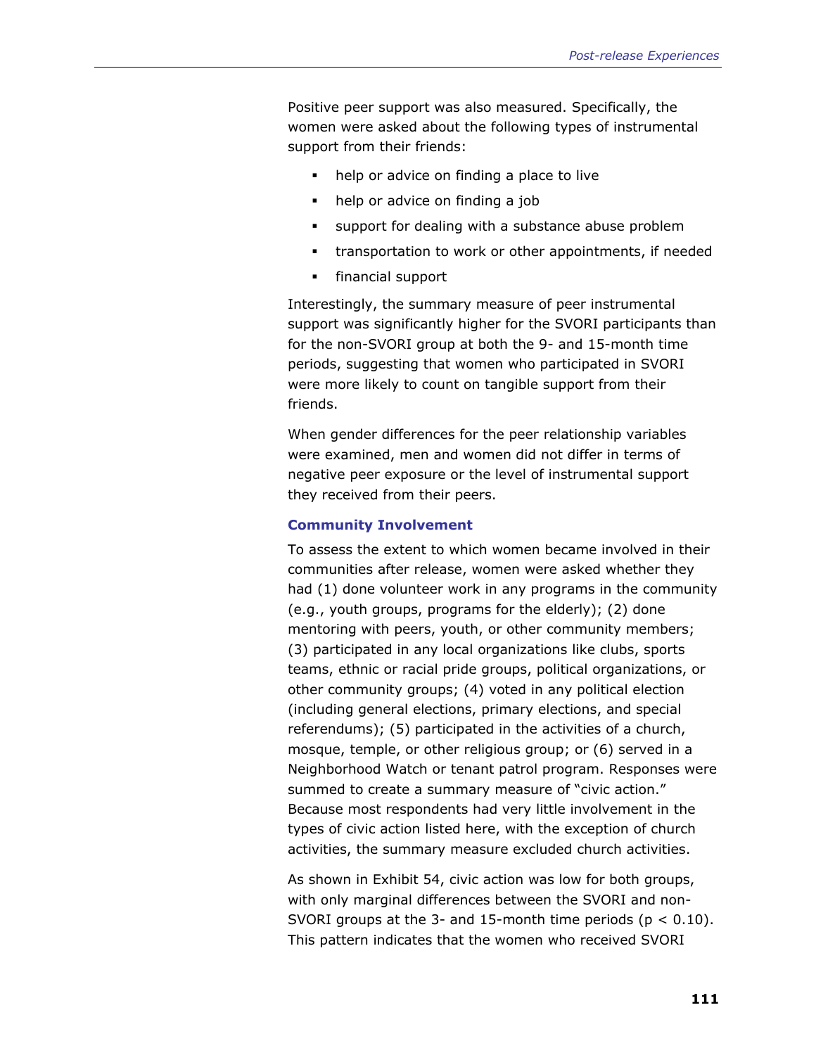Positive peer support was also measured. Specifically, the women were asked about the following types of instrumental support from their friends:

- help or advice on finding a place to live
- help or advice on finding a job
- support for dealing with a substance abuse problem
- transportation to work or other appointments, if needed
- financial support

Interestingly, the summary measure of peer instrumental support was significantly higher for the SVORI participants than for the non-SVORI group at both the 9- and 15-month time periods, suggesting that women who participated in SVORI were more likely to count on tangible support from their friends.

When gender differences for the peer relationship variables were examined, men and women did not differ in terms of negative peer exposure or the level of instrumental support they received from their peers.

### Community Involvement

To assess the extent to which women became involved in their communities after release, women were asked whether they had (1) done volunteer work in any programs in the community (e.g., youth groups, programs for the elderly); (2) done mentoring with peers, youth, or other community members; (3) participated in any local organizations like clubs, sports teams, ethnic or racial pride groups, political organizations, or other community groups; (4) voted in any political election (including general elections, primary elections, and special referendums); (5) participated in the activities of a church, mosque, temple, or other religious group; or (6) served in a Neighborhood Watch or tenant patrol program. Responses were summed to create a summary measure of "civic action." Because most respondents had very little involvement in the types of civic action listed here, with the exception of church activities, the summary measure excluded church activities.

As shown in Exhibit 54, civic action was low for both groups, with only marginal differences between the SVORI and non-SVORI groups at the 3- and 15-month time periods ($p < 0.10$). This pattern indicates that the women who received SVORI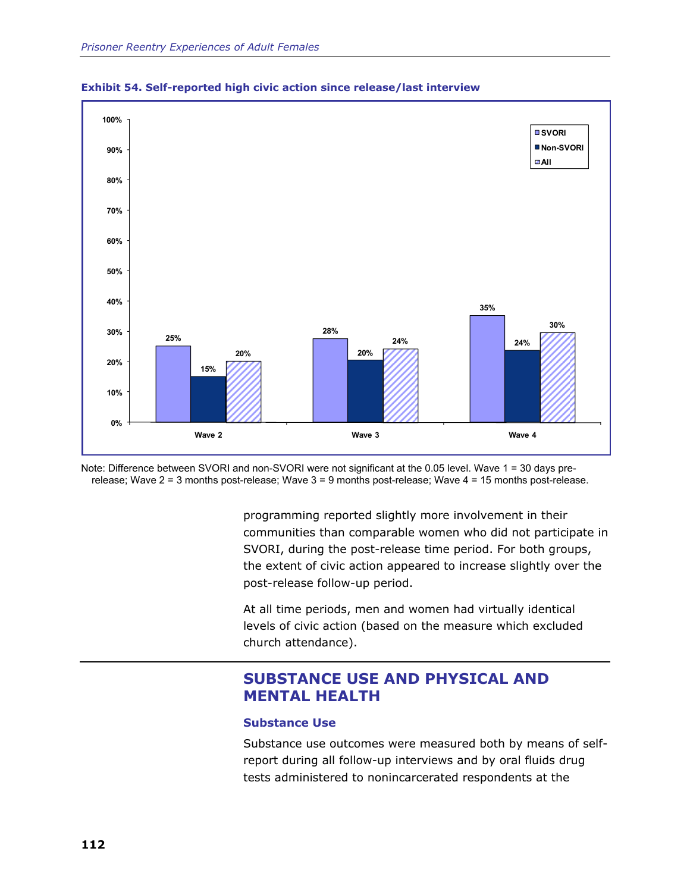**Exhibit 54. Self-reported high civic action since release/last interview**

| | SVORI | Non-SVORI | All |
|---|---|---|---|
| Wave 2 | 25% | 15% | 20% |
| Wave 3 | 28% | 20% | 24% |
| Wave 4 | 35% | 24% | 30% |

Note: Difference between SVORI and non-SVORI were not significant at the 0.05 level. Wave 1 = 30 days pre-release; Wave 2 = 3 months post-release; Wave 3 = 9 months post-release; Wave 4 = 15 months post-release.

programming reported slightly more involvement in their communities than comparable women who did not participate in SVORI, during the post-release time period. For both groups, the extent of civic action appeared to increase slightly over the post-release follow-up period.

At all time periods, men and women had virtually identical levels of civic action (based on the measure which excluded church attendance).

## SUBSTANCE USE AND PHYSICAL AND MENTAL HEALTH

### Substance Use

Substance use outcomes were measured both by means of self-report during all follow-up interviews and by oral fluids drug tests administered to nonincarcerated respondents at the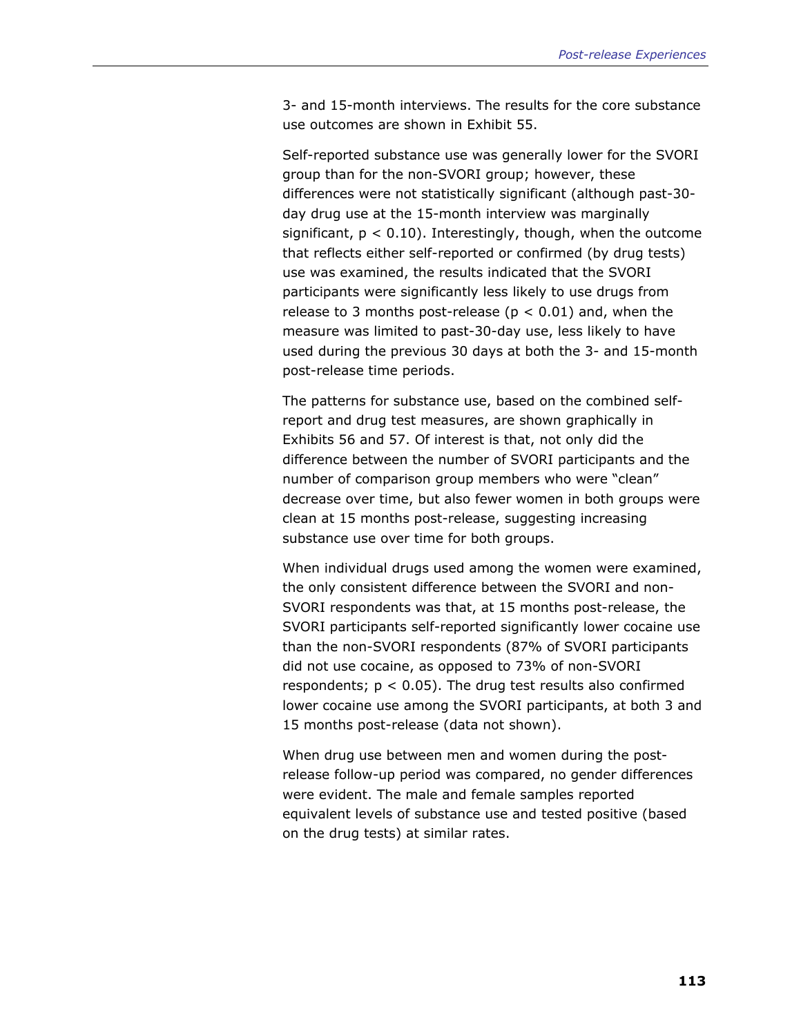3- and 15-month interviews. The results for the core substance use outcomes are shown in Exhibit 55.

Self-reported substance use was generally lower for the SVORI group than for the non-SVORI group; however, these differences were not statistically significant (although past-30-day drug use at the 15-month interview was marginally significant, $p < 0.10$). Interestingly, though, when the outcome that reflects either self-reported or confirmed (by drug tests) use was examined, the results indicated that the SVORI participants were significantly less likely to use drugs from release to 3 months post-release ($p < 0.01$) and, when the measure was limited to past-30-day use, less likely to have used during the previous 30 days at both the 3- and 15-month post-release time periods.

The patterns for substance use, based on the combined self-report and drug test measures, are shown graphically in Exhibits 56 and 57. Of interest is that, not only did the difference between the number of SVORI participants and the number of comparison group members who were "clean" decrease over time, but also fewer women in both groups were clean at 15 months post-release, suggesting increasing substance use over time for both groups.

When individual drugs used among the women were examined, the only consistent difference between the SVORI and non-SVORI respondents was that, at 15 months post-release, the SVORI participants self-reported significantly lower cocaine use than the non-SVORI respondents (87% of SVORI participants did not use cocaine, as opposed to 73% of non-SVORI respondents; $p < 0.05$). The drug test results also confirmed lower cocaine use among the SVORI participants, at both 3 and 15 months post-release (data not shown).

When drug use between men and women during the post-release follow-up period was compared, no gender differences were evident. The male and female samples reported equivalent levels of substance use and tested positive (based on the drug tests) at similar rates.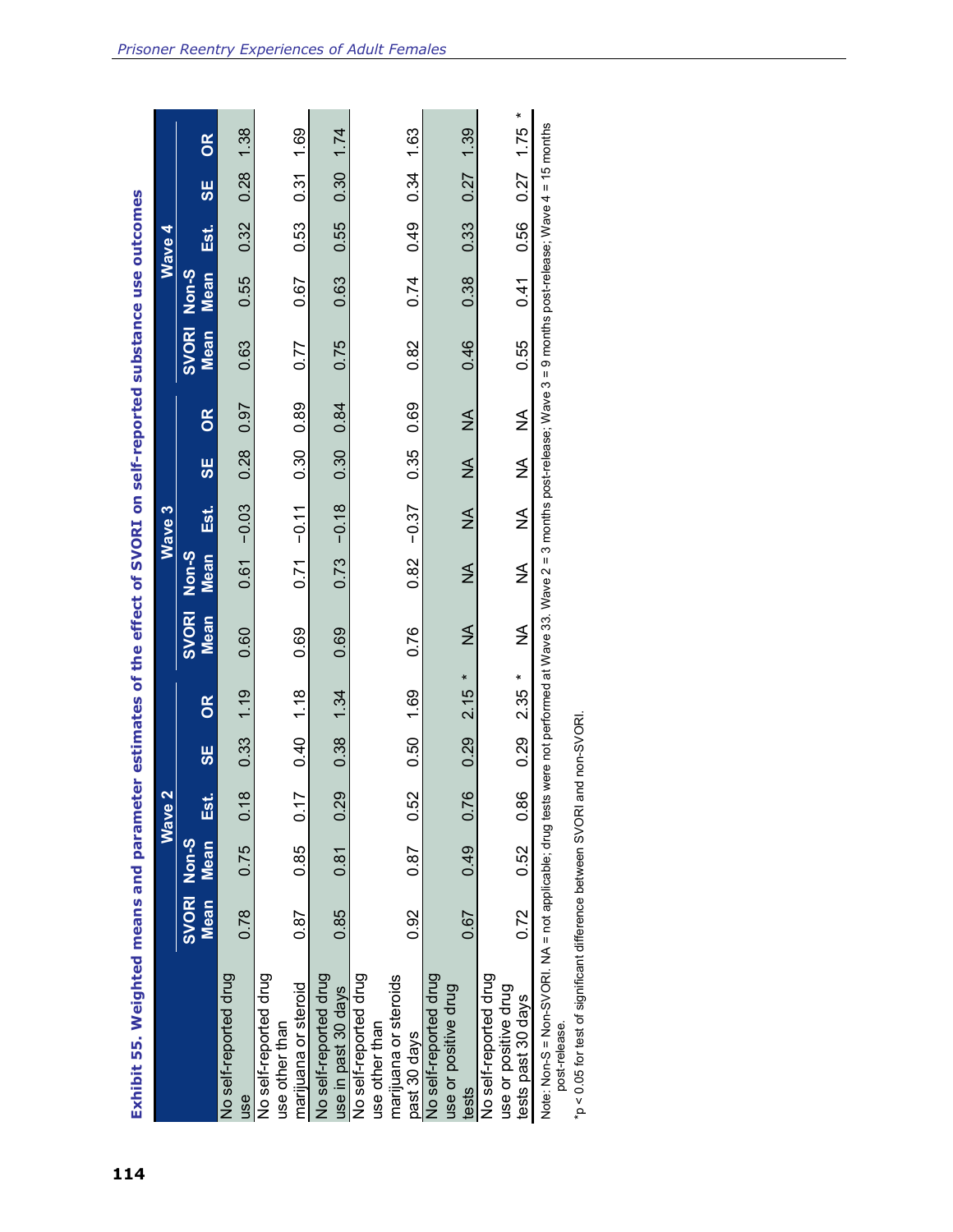## Exhibit 55. Weighted means and parameter estimates of the effect of SVORI on self-reported substance use outcomes

| | Wave 2 | | | | | Wave 3 | | | | | Wave 4 | | | | |
|---|---|---|---|---|---|---|---|---|---|---|---|---|---|---|---|
| | SVORI Mean | Non-S Mean | Est. | SE | OR | SVORI Mean | Non-S Mean | Est. | SE | OR | SVORI Mean | Non-S Mean | Est. | SE | OR |
| No self-reported drug use | 0.78 | 0.75 | 0.18 | 0.33 | 1.19 | 0.60 | 0.61 | −0.03 | 0.28 | 0.97 | 0.63 | 0.55 | 0.32 | 0.28 | 1.38 |
| No self-reported drug use other than marijuana or steroid | 0.87 | 0.85 | 0.17 | 0.40 | 1.18 | 0.69 | 0.71 | −0.11 | 0.30 | 0.89 | 0.77 | 0.67 | 0.53 | 0.31 | 1.69 |
| No self-reported drug use in past 30 days | 0.85 | 0.81 | 0.29 | 0.38 | 1.34 | 0.69 | 0.73 | −0.18 | 0.30 | 0.84 | 0.75 | 0.63 | 0.55 | 0.30 | 1.74 |
| No self-reported drug use other than marijuana or steroids past 30 days | 0.92 | 0.87 | 0.52 | 0.50 | 1.69 | 0.76 | 0.82 | −0.37 | 0.35 | 0.69 | 0.82 | 0.74 | 0.49 | 0.34 | 1.63 |
| No self-reported drug use or positive drug tests | 0.67 | 0.49 | 0.76 | 0.29 | 2.15 * | NA | NA | NA | NA | NA | 0.46 | 0.38 | 0.33 | 0.27 | 1.39 |
| No self-reported drug use or positive drug tests past 30 days | 0.72 | 0.52 | 0.86 | 0.29 | 2.35 * | NA | NA | NA | NA | NA | 0.55 | 0.41 | 0.56 | 0.27 | 1.75 * |

Note: Non-S = Non-SVORI. NA = not applicable; drug tests were not performed at Wave 33. Wave 2 = 3 months post-release; Wave 3 = 9 months post-release; Wave 4 = 15 months post-release.

*p < 0.05 for test of significant difference between SVORI and non-SVORI.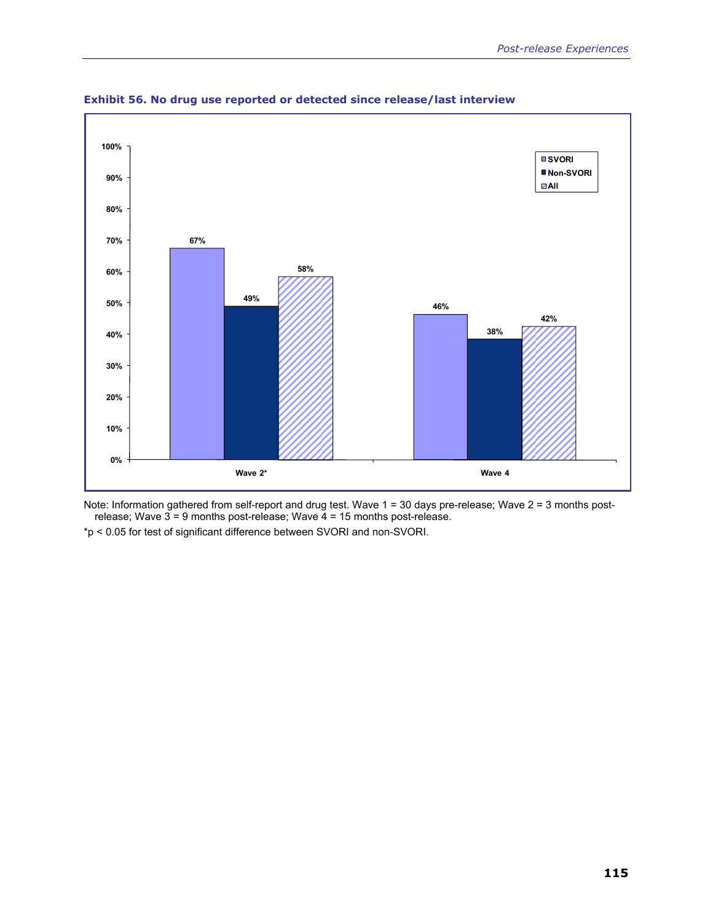**Exhibit 56. No drug use reported or detected since release/last interview**

| | SVORI | Non-SVORI | All |
|---|---|---|---|
| Wave 2* | 67% | 49% | 58% |
| Wave 4 | 46% | 38% | 42% |

Note: Information gathered from self-report and drug test. Wave 1 = 30 days pre-release; Wave 2 = 3 months post-release; Wave 3 = 9 months post-release; Wave 4 = 15 months post-release.

*$p < 0.05$ for test of significant difference between SVORI and non-SVORI.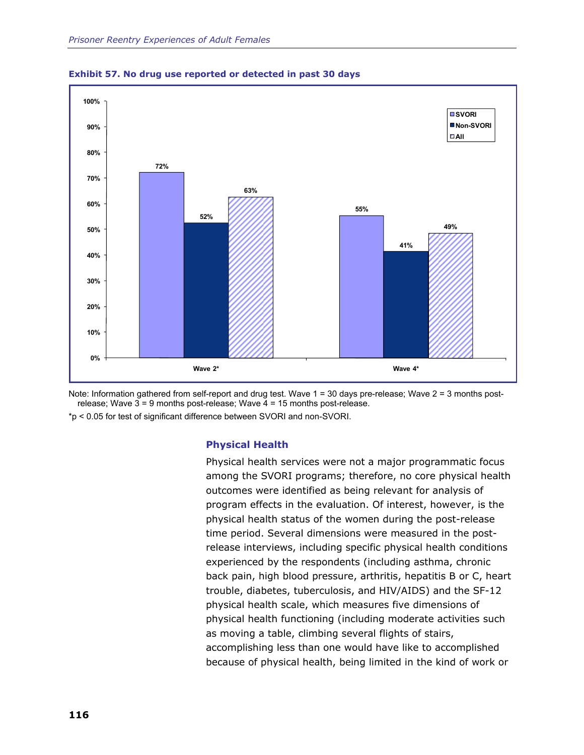**Exhibit 57. No drug use reported or detected in past 30 days**

| | SVORI | Non-SVORI | All |
|---|---|---|---|
| Wave 2* | 72% | 52% | 63% |
| Wave 4* | 55% | 41% | 49% |

Note: Information gathered from self-report and drug test. Wave 1 = 30 days pre-release; Wave 2 = 3 months post-release; Wave 3 = 9 months post-release; Wave 4 = 15 months post-release.

*$p < 0.05$ for test of significant difference between SVORI and non-SVORI.

### Physical Health

Physical health services were not a major programmatic focus among the SVORI programs; therefore, no core physical health outcomes were identified as being relevant for analysis of program effects in the evaluation. Of interest, however, is the physical health status of the women during the post-release time period. Several dimensions were measured in the post-release interviews, including specific physical health conditions experienced by the respondents (including asthma, chronic back pain, high blood pressure, arthritis, hepatitis B or C, heart trouble, diabetes, tuberculosis, and HIV/AIDS) and the SF-12 physical health scale, which measures five dimensions of physical health functioning (including moderate activities such as moving a table, climbing several flights of stairs, accomplishing less than one would have like to accomplished because of physical health, being limited in the kind of work or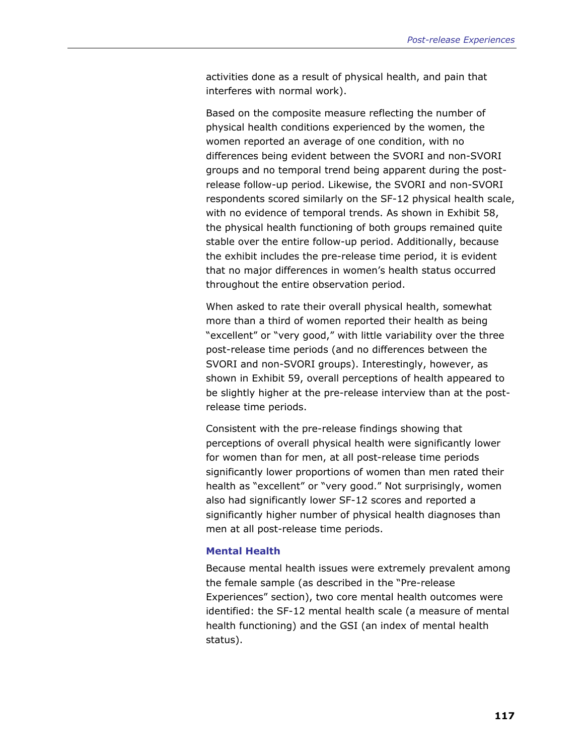activities done as a result of physical health, and pain that interferes with normal work).

Based on the composite measure reflecting the number of physical health conditions experienced by the women, the women reported an average of one condition, with no differences being evident between the SVORI and non-SVORI groups and no temporal trend being apparent during the post-release follow-up period. Likewise, the SVORI and non-SVORI respondents scored similarly on the SF-12 physical health scale, with no evidence of temporal trends. As shown in Exhibit 58, the physical health functioning of both groups remained quite stable over the entire follow-up period. Additionally, because the exhibit includes the pre-release time period, it is evident that no major differences in women's health status occurred throughout the entire observation period.

When asked to rate their overall physical health, somewhat more than a third of women reported their health as being "excellent" or "very good," with little variability over the three post-release time periods (and no differences between the SVORI and non-SVORI groups). Interestingly, however, as shown in Exhibit 59, overall perceptions of health appeared to be slightly higher at the pre-release interview than at the post-release time periods.

Consistent with the pre-release findings showing that perceptions of overall physical health were significantly lower for women than for men, at all post-release time periods significantly lower proportions of women than men rated their health as "excellent" or "very good." Not surprisingly, women also had significantly lower SF-12 scores and reported a significantly higher number of physical health diagnoses than men at all post-release time periods.

### Mental Health

Because mental health issues were extremely prevalent among the female sample (as described in the "Pre-release Experiences" section), two core mental health outcomes were identified: the SF-12 mental health scale (a measure of mental health functioning) and the GSI (an index of mental health status).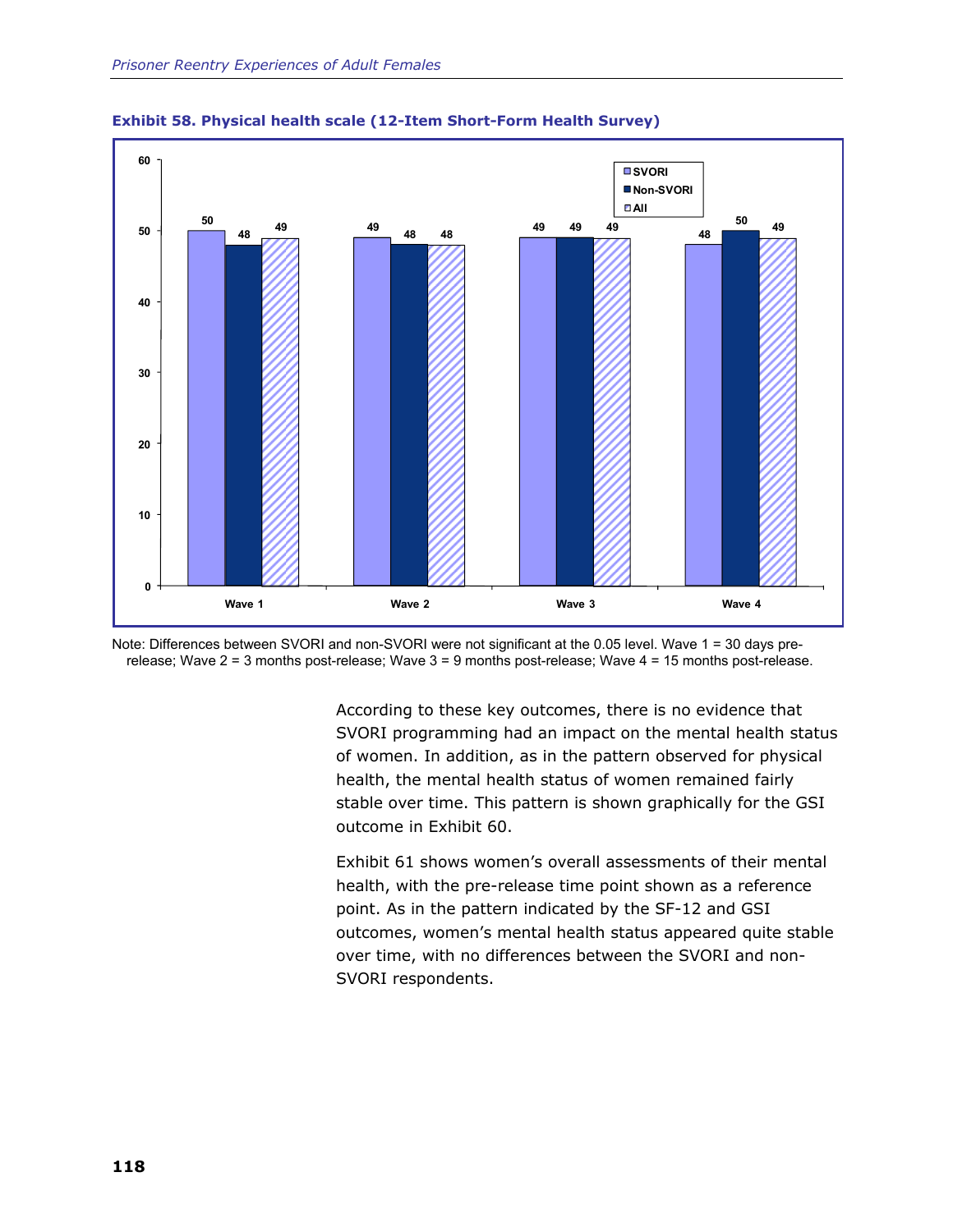**Exhibit 58. Physical health scale (12-Item Short-Form Health Survey)**

| | SVORI | Non-SVORI | All |
|---|---|---|---|
| Wave 1 | 50 | 48 | 49 |
| Wave 2 | 49 | 48 | 48 |
| Wave 3 | 49 | 49 | 49 |
| Wave 4 | 48 | 50 | 49 |

Note: Differences between SVORI and non-SVORI were not significant at the 0.05 level. Wave 1 = 30 days pre-release; Wave 2 = 3 months post-release; Wave 3 = 9 months post-release; Wave 4 = 15 months post-release.

According to these key outcomes, there is no evidence that SVORI programming had an impact on the mental health status of women. In addition, as in the pattern observed for physical health, the mental health status of women remained fairly stable over time. This pattern is shown graphically for the GSI outcome in Exhibit 60.

Exhibit 61 shows women's overall assessments of their mental health, with the pre-release time point shown as a reference point. As in the pattern indicated by the SF-12 and GSI outcomes, women's mental health status appeared quite stable over time, with no differences between the SVORI and non-SVORI respondents.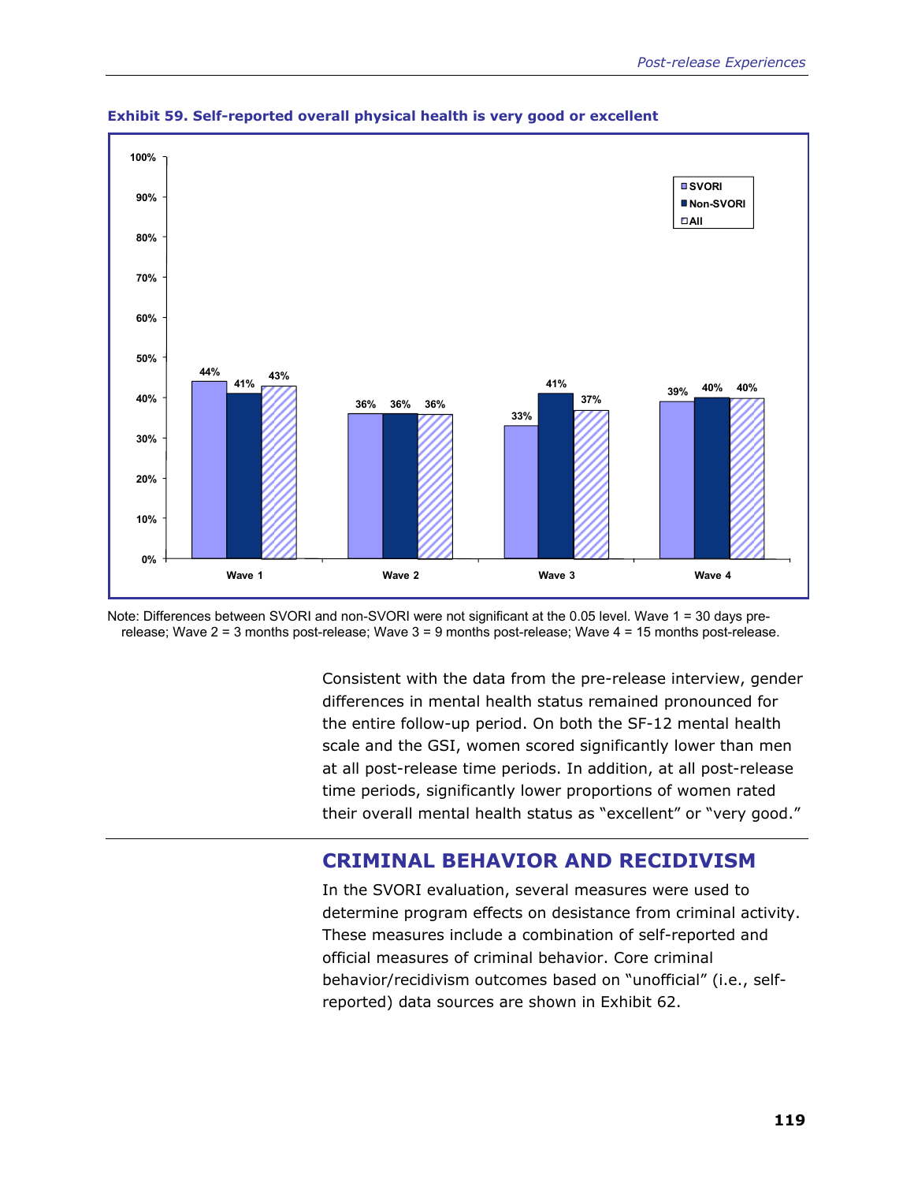**Exhibit 59. Self-reported overall physical health is very good or excellent**

| | SVORI | Non-SVORI | All |
|---|---|---|---|
| Wave 1 | 44% | 41% | 43% |
| Wave 2 | 36% | 36% | 36% |
| Wave 3 | 33% | 41% | 37% |
| Wave 4 | 39% | 40% | 40% |

Note: Differences between SVORI and non-SVORI were not significant at the 0.05 level. Wave 1 = 30 days pre-release; Wave 2 = 3 months post-release; Wave 3 = 9 months post-release; Wave 4 = 15 months post-release.

Consistent with the data from the pre-release interview, gender differences in mental health status remained pronounced for the entire follow-up period. On both the SF-12 mental health scale and the GSI, women scored significantly lower than men at all post-release time periods. In addition, at all post-release time periods, significantly lower proportions of women rated their overall mental health status as "excellent" or "very good."

## CRIMINAL BEHAVIOR AND RECIDIVISM

In the SVORI evaluation, several measures were used to determine program effects on desistance from criminal activity. These measures include a combination of self-reported and official measures of criminal behavior. Core criminal behavior/recidivism outcomes based on "unofficial" (i.e., self-reported) data sources are shown in Exhibit 62.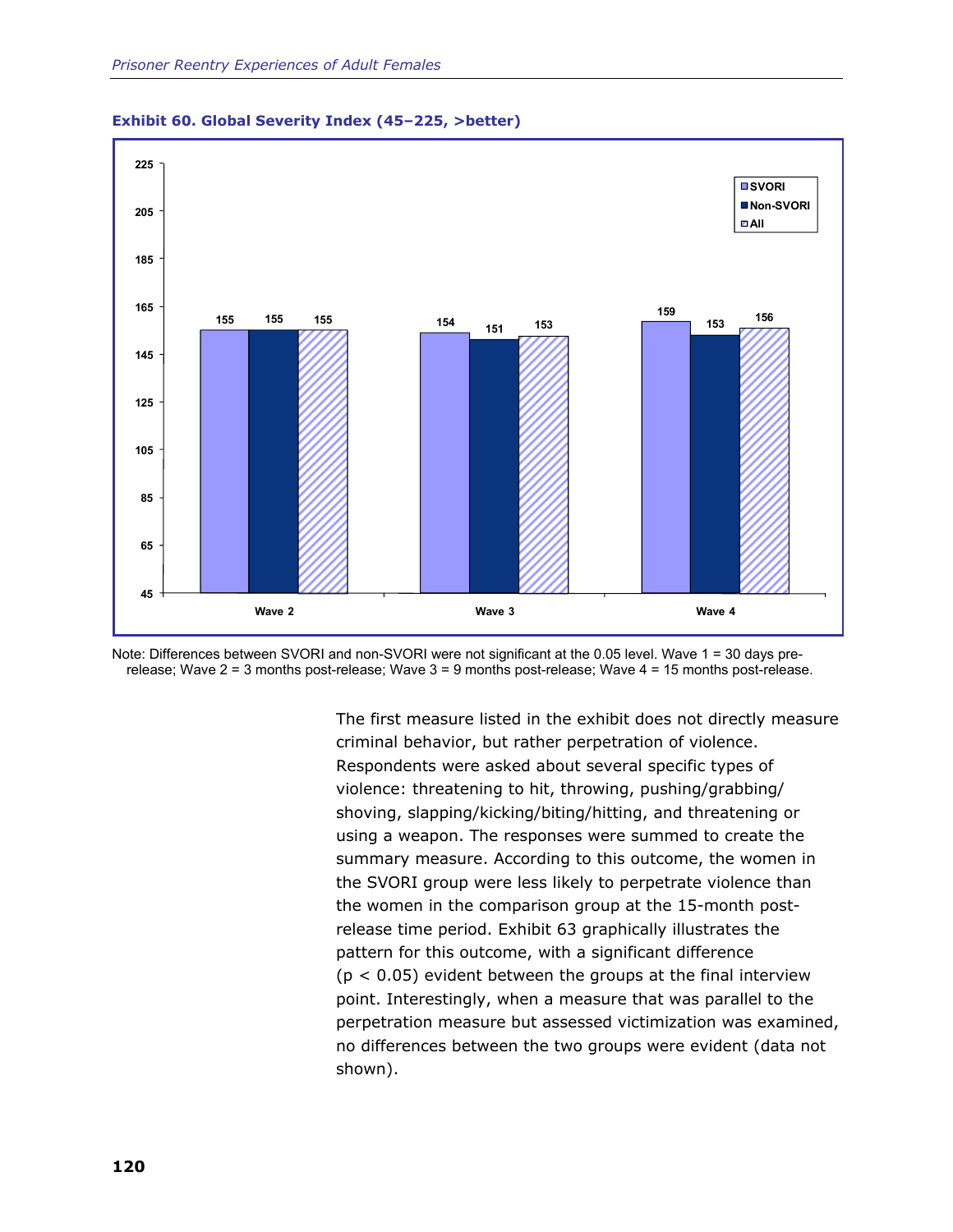**Exhibit 60. Global Severity Index (45–225, >better)**

| | SVORI | Non-SVORI | All |
|---|---|---|---|
| Wave 2 | 155 | 155 | 155 |
| Wave 3 | 154 | 151 | 153 |
| Wave 4 | 159 | 153 | 156 |

Note: Differences between SVORI and non-SVORI were not significant at the 0.05 level. Wave 1 = 30 days pre-release; Wave 2 = 3 months post-release; Wave 3 = 9 months post-release; Wave 4 = 15 months post-release.

The first measure listed in the exhibit does not directly measure criminal behavior, but rather perpetration of violence. Respondents were asked about several specific types of violence: threatening to hit, throwing, pushing/grabbing/shoving, slapping/kicking/biting/hitting, and threatening or using a weapon. The responses were summed to create the summary measure. According to this outcome, the women in the SVORI group were less likely to perpetrate violence than the women in the comparison group at the 15-month post-release time period. Exhibit 63 graphically illustrates the pattern for this outcome, with a significant difference ($p < 0.05$) evident between the groups at the final interview point. Interestingly, when a measure that was parallel to the perpetration measure but assessed victimization was examined, no differences between the two groups were evident (data not shown).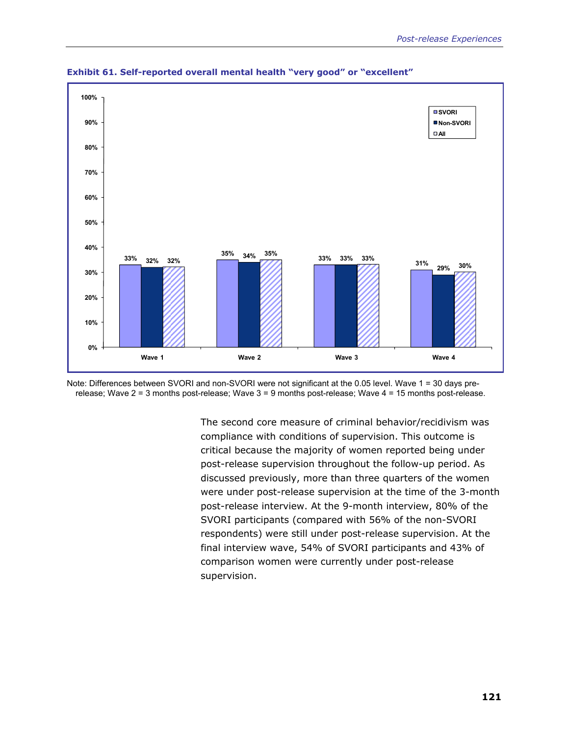**Exhibit 61. Self-reported overall mental health "very good" or "excellent"**

| | SVORI | Non-SVORI | All |
|---|---|---|---|
| Wave 1 | 33% | 32% | 32% |
| Wave 2 | 35% | 34% | 35% |
| Wave 3 | 33% | 33% | 33% |
| Wave 4 | 31% | 29% | 30% |

Note: Differences between SVORI and non-SVORI were not significant at the 0.05 level. Wave 1 = 30 days pre-release; Wave 2 = 3 months post-release; Wave 3 = 9 months post-release; Wave 4 = 15 months post-release.

The second core measure of criminal behavior/recidivism was compliance with conditions of supervision. This outcome is critical because the majority of women reported being under post-release supervision throughout the follow-up period. As discussed previously, more than three quarters of the women were under post-release supervision at the time of the 3-month post-release interview. At the 9-month interview, 80% of the SVORI participants (compared with 56% of the non-SVORI respondents) were still under post-release supervision. At the final interview wave, 54% of SVORI participants and 43% of comparison women were currently under post-release supervision.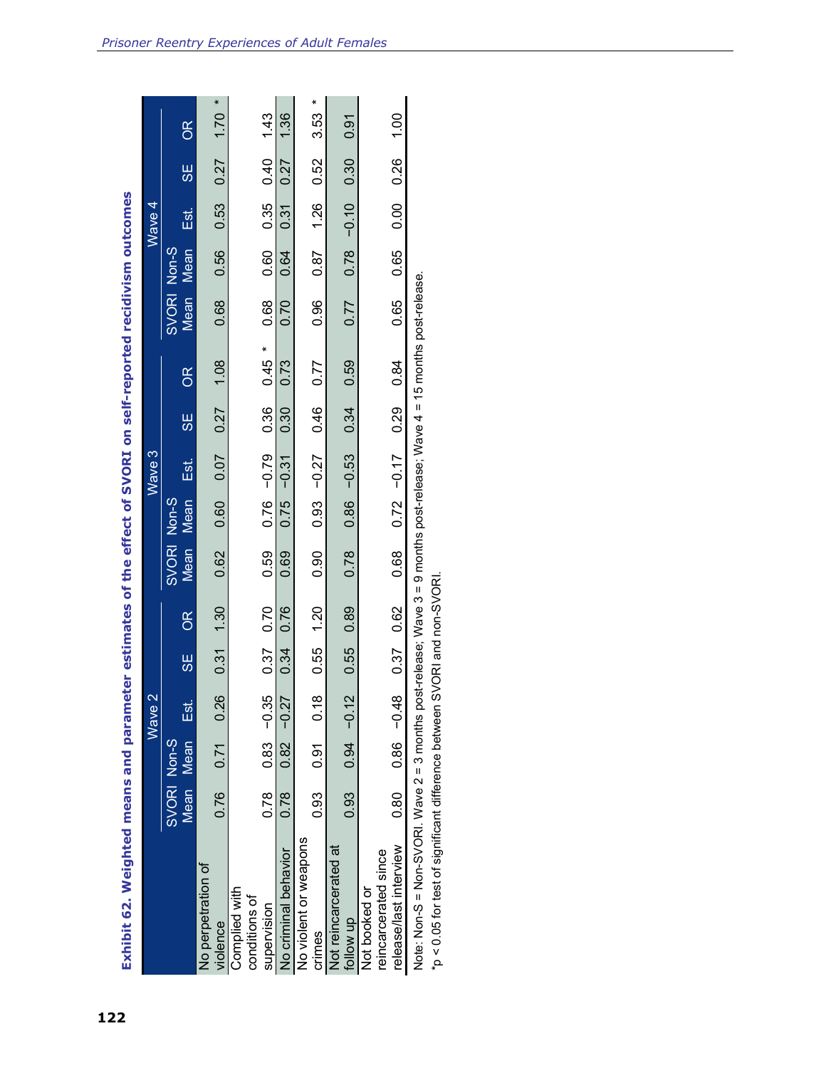**Exhibit 62. Weighted means and parameter estimates of the effect of SVORI on self-reported recidivism outcomes**

| | Wave 2 | | | | | Wave 3 | | | | | Wave 4 | | | | |
|---|---|---|---|---|---|---|---|---|---|---|---|---|---|---|---|
| | SVORI Mean | Non-S Mean | Est. | SE | OR | SVORI Mean | Non-S Mean | Est. | SE | OR | SVORI Mean | Non-S Mean | Est. | SE | OR |
| No perpetration of violence | 0.76 | 0.71 | 0.26 | 0.31 | 1.30 | 0.62 | 0.60 | 0.07 | 0.27 | 1.08 | 0.68 | 0.56 | 0.53 | 0.27 | 1.70 * |
| Complied with conditions of supervision | 0.78 | 0.83 | −0.35 | 0.37 | 0.70 | 0.59 | 0.76 | −0.79 | 0.36 | 0.45 * | 0.68 | 0.60 | 0.35 | 0.40 | 1.43 |
| No criminal behavior | 0.78 | 0.82 | −0.27 | 0.34 | 0.76 | 0.69 | 0.75 | −0.31 | 0.30 | 0.73 | 0.70 | 0.64 | 0.31 | 0.27 | 1.36 |
| No violent or weapons crimes | 0.93 | 0.91 | 0.18 | 0.55 | 1.20 | 0.90 | 0.93 | −0.27 | 0.46 | 0.77 | 0.96 | 0.87 | 1.26 | 0.52 | 3.53 * |
| Not reincarcerated at follow up | 0.93 | 0.94 | −0.12 | 0.55 | 0.89 | 0.78 | 0.86 | −0.53 | 0.34 | 0.59 | 0.77 | 0.78 | −0.10 | 0.30 | 0.91 |
| Not booked or reincarcerated since release/last interview | 0.80 | 0.86 | −0.48 | 0.37 | 0.62 | 0.68 | 0.72 | −0.17 | 0.29 | 0.84 | 0.65 | 0.65 | 0.00 | 0.26 | 1.00 |

Note: Non-S = Non-SVORI. Wave 2 = 3 months post-release; Wave 3 = 9 months post-release; Wave 4 = 15 months post-release.

*p < 0.05 for test of significant difference between SVORI and non-SVORI.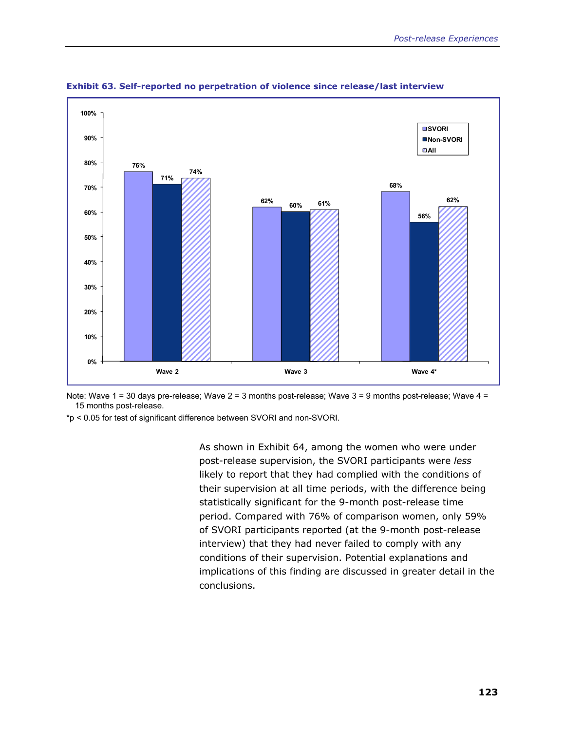**Exhibit 63. Self-reported no perpetration of violence since release/last interview**

| | SVORI | Non-SVORI | All |
|---|---|---|---|
| Wave 2 | 76% | 71% | 74% |
| Wave 3 | 62% | 60% | 61% |
| Wave 4* | 68% | 56% | 62% |

Note: Wave 1 = 30 days pre-release; Wave 2 = 3 months post-release; Wave 3 = 9 months post-release; Wave 4 = 15 months post-release.

*$p < 0.05$ for test of significant difference between SVORI and non-SVORI.

As shown in Exhibit 64, among the women who were under post-release supervision, the SVORI participants were *less* likely to report that they had complied with the conditions of their supervision at all time periods, with the difference being statistically significant for the 9-month post-release time period. Compared with 76% of comparison women, only 59% of SVORI participants reported (at the 9-month post-release interview) that they had never failed to comply with any conditions of their supervision. Potential explanations and implications of this finding are discussed in greater detail in the conclusions.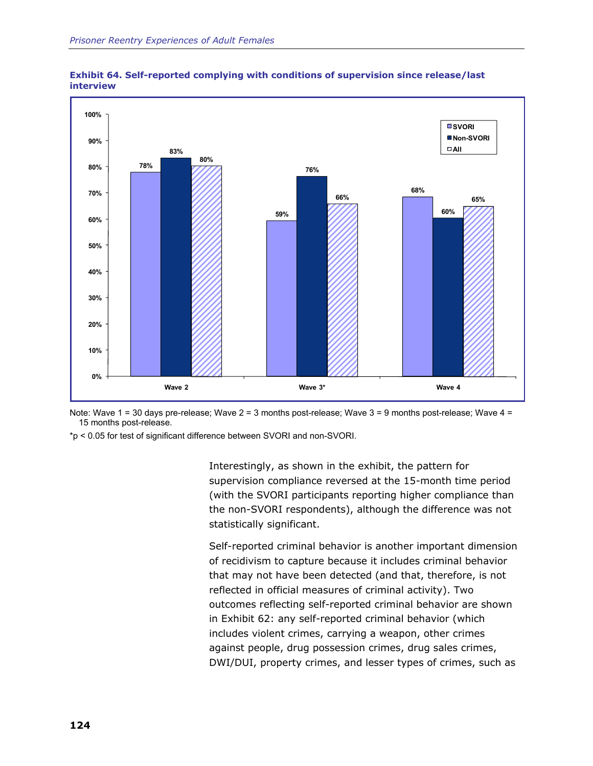**Exhibit 64. Self-reported complying with conditions of supervision since release/last interview**

| | SVORI | Non-SVORI | All |
|---|---|---|---|
| Wave 2 | 78% | 83% | 80% |
| Wave 3* | 59% | 76% | 66% |
| Wave 4 | 68% | 60% | 65% |

Note: Wave 1 = 30 days pre-release; Wave 2 = 3 months post-release; Wave 3 = 9 months post-release; Wave 4 = 15 months post-release.

*$p < 0.05$ for test of significant difference between SVORI and non-SVORI.

Interestingly, as shown in the exhibit, the pattern for supervision compliance reversed at the 15-month time period (with the SVORI participants reporting higher compliance than the non-SVORI respondents), although the difference was not statistically significant.

Self-reported criminal behavior is another important dimension of recidivism to capture because it includes criminal behavior that may not have been detected (and that, therefore, is not reflected in official measures of criminal activity). Two outcomes reflecting self-reported criminal behavior are shown in Exhibit 62: any self-reported criminal behavior (which includes violent crimes, carrying a weapon, other crimes against people, drug possession crimes, drug sales crimes, DWI/DUI, property crimes, and lesser types of crimes, such as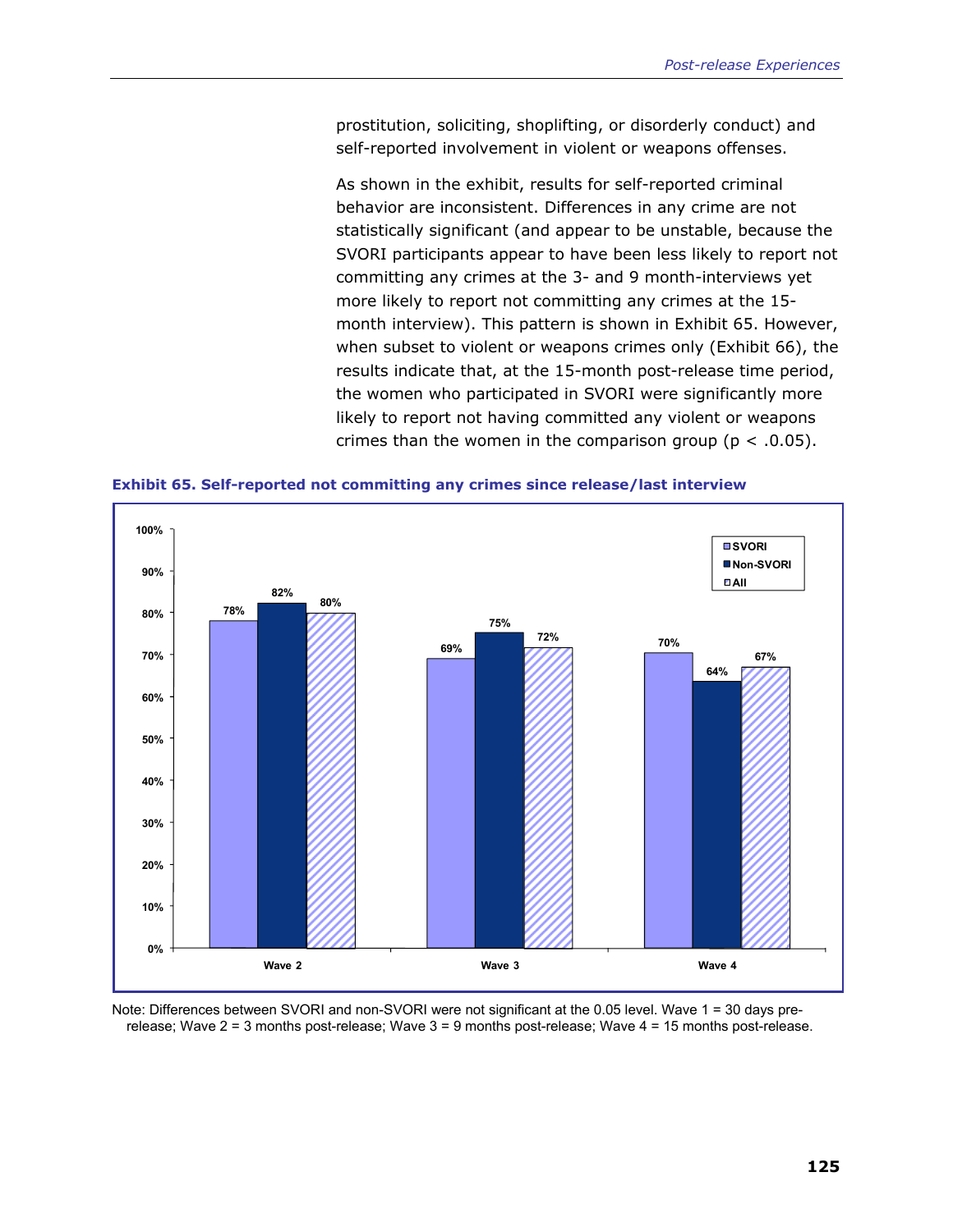prostitution, soliciting, shoplifting, or disorderly conduct) and self-reported involvement in violent or weapons offenses.

As shown in the exhibit, results for self-reported criminal behavior are inconsistent. Differences in any crime are not statistically significant (and appear to be unstable, because the SVORI participants appear to have been less likely to report not committing any crimes at the 3- and 9 month-interviews yet more likely to report not committing any crimes at the 15-month interview). This pattern is shown in Exhibit 65. However, when subset to violent or weapons crimes only (Exhibit 66), the results indicate that, at the 15-month post-release time period, the women who participated in SVORI were significantly more likely to report not having committed any violent or weapons crimes than the women in the comparison group ($p < .0.05$).

**Exhibit 65. Self-reported not committing any crimes since release/last interview**

| | SVORI | Non-SVORI | All |
|---|---|---|---|
| Wave 2 | 78% | 82% | 80% |
| Wave 3 | 69% | 75% | 72% |
| Wave 4 | 70% | 64% | 67% |

Note: Differences between SVORI and non-SVORI were not significant at the 0.05 level. Wave 1 = 30 days pre-release; Wave 2 = 3 months post-release; Wave 3 = 9 months post-release; Wave 4 = 15 months post-release.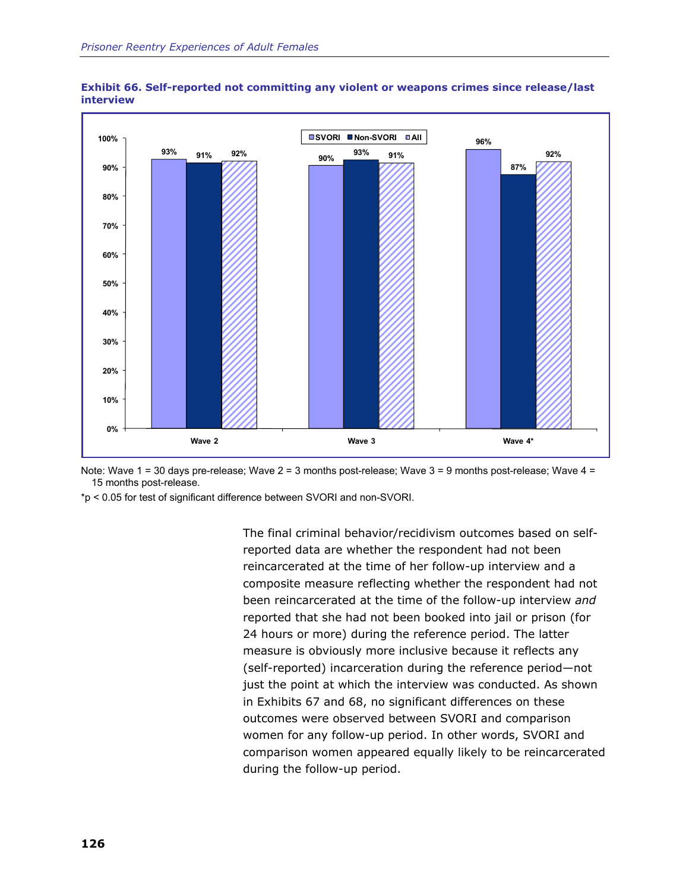**Exhibit 66. Self-reported not committing any violent or weapons crimes since release/last interview**

| | SVORI | Non-SVORI | All |
|---|---|---|---|
| Wave 2 | 93% | 91% | 92% |
| Wave 3 | 90% | 93% | 91% |
| Wave 4* | 96% | 87% | 92% |

Note: Wave 1 = 30 days pre-release; Wave 2 = 3 months post-release; Wave 3 = 9 months post-release; Wave 4 = 15 months post-release.

*$p < 0.05$ for test of significant difference between SVORI and non-SVORI.

The final criminal behavior/recidivism outcomes based on self-reported data are whether the respondent had not been reincarcerated at the time of her follow-up interview and a composite measure reflecting whether the respondent had not been reincarcerated at the time of the follow-up interview *and* reported that she had not been booked into jail or prison (for 24 hours or more) during the reference period. The latter measure is obviously more inclusive because it reflects any (self-reported) incarceration during the reference period—not just the point at which the interview was conducted. As shown in Exhibits 67 and 68, no significant differences on these outcomes were observed between SVORI and comparison women for any follow-up period. In other words, SVORI and comparison women appeared equally likely to be reincarcerated during the follow-up period.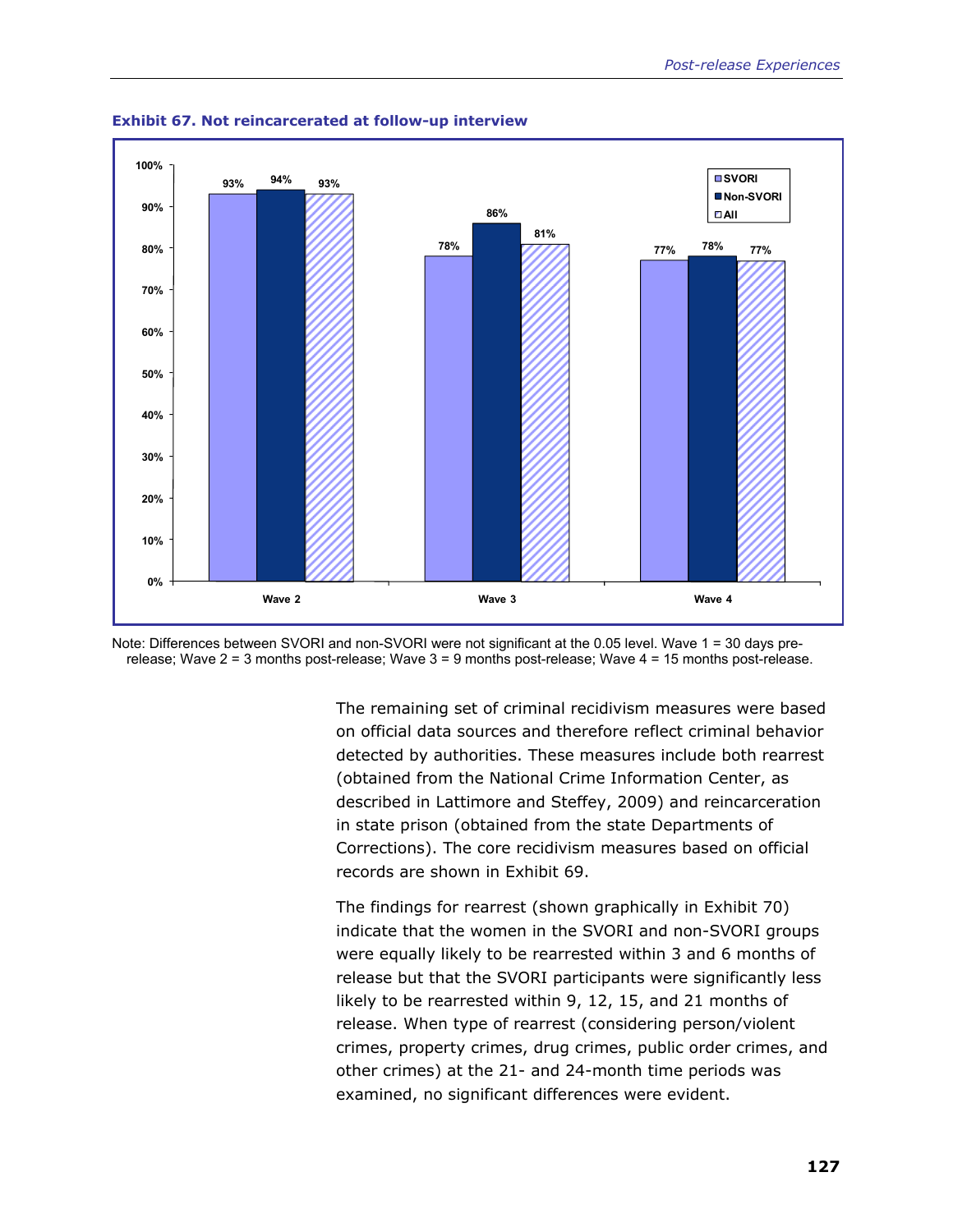**Exhibit 67. Not reincarcerated at follow-up interview**

| | SVORI | Non-SVORI | All |
|---|---|---|---|
| Wave 2 | 93% | 94% | 93% |
| Wave 3 | 78% | 86% | 81% |
| Wave 4 | 77% | 78% | 77% |

Note: Differences between SVORI and non-SVORI were not significant at the 0.05 level. Wave 1 = 30 days pre-release; Wave 2 = 3 months post-release; Wave 3 = 9 months post-release; Wave 4 = 15 months post-release.

The remaining set of criminal recidivism measures were based on official data sources and therefore reflect criminal behavior detected by authorities. These measures include both rearrest (obtained from the National Crime Information Center, as described in Lattimore and Steffey, 2009) and reincarceration in state prison (obtained from the state Departments of Corrections). The core recidivism measures based on official records are shown in Exhibit 69.

The findings for rearrest (shown graphically in Exhibit 70) indicate that the women in the SVORI and non-SVORI groups were equally likely to be rearrested within 3 and 6 months of release but that the SVORI participants were significantly less likely to be rearrested within 9, 12, 15, and 21 months of release. When type of rearrest (considering person/violent crimes, property crimes, drug crimes, public order crimes, and other crimes) at the 21- and 24-month time periods was examined, no significant differences were evident.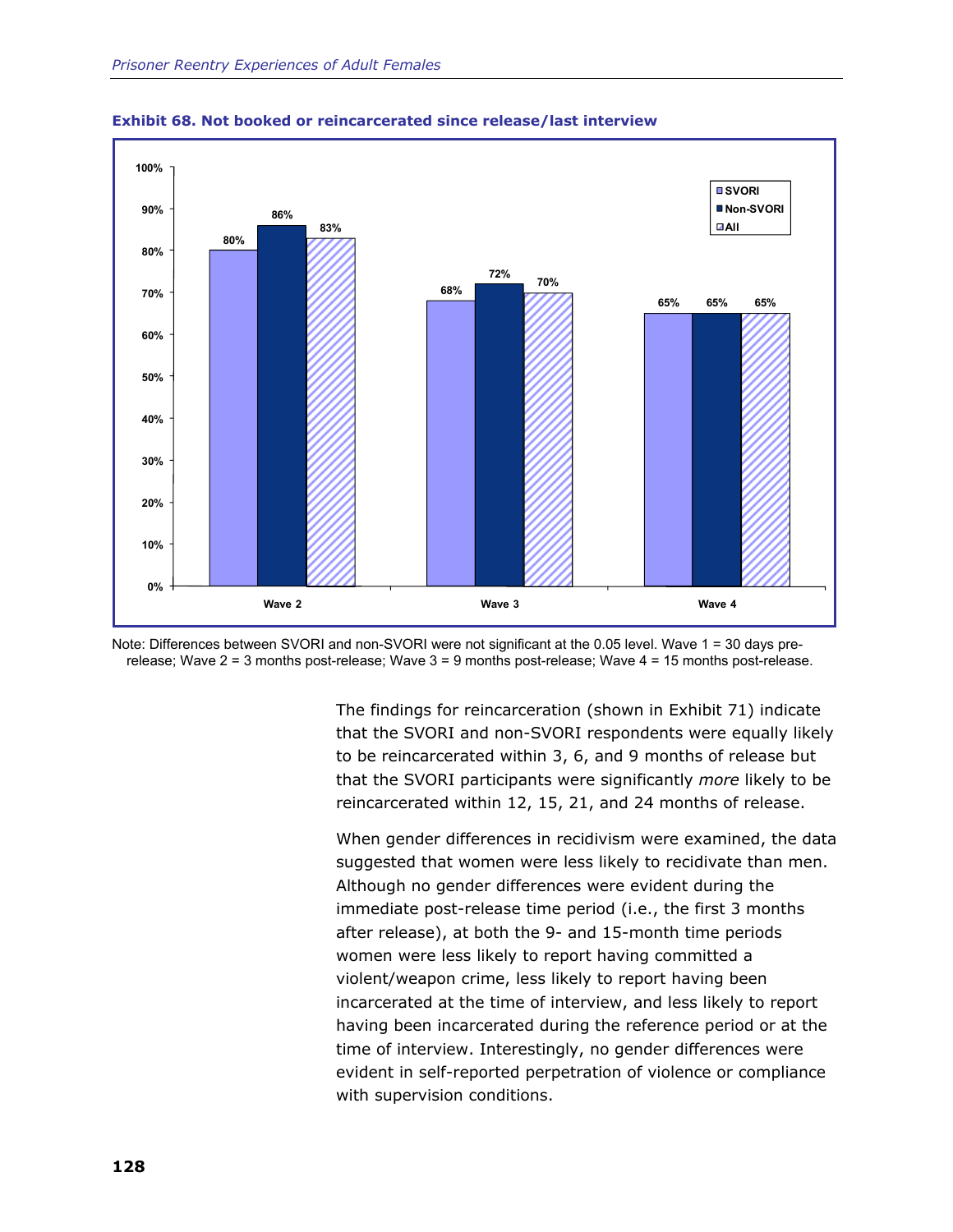**Exhibit 68. Not booked or reincarcerated since release/last interview**

| | SVORI | Non-SVORI | All |
|---|---|---|---|
| Wave 2 | 80% | 86% | 83% |
| Wave 3 | 68% | 72% | 70% |
| Wave 4 | 65% | 65% | 65% |

Note: Differences between SVORI and non-SVORI were not significant at the 0.05 level. Wave 1 = 30 days pre-release; Wave 2 = 3 months post-release; Wave 3 = 9 months post-release; Wave 4 = 15 months post-release.

The findings for reincarceration (shown in Exhibit 71) indicate that the SVORI and non-SVORI respondents were equally likely to be reincarcerated within 3, 6, and 9 months of release but that the SVORI participants were significantly *more* likely to be reincarcerated within 12, 15, 21, and 24 months of release.

When gender differences in recidivism were examined, the data suggested that women were less likely to recidivate than men. Although no gender differences were evident during the immediate post-release time period (i.e., the first 3 months after release), at both the 9- and 15-month time periods women were less likely to report having committed a violent/weapon crime, less likely to report having been incarcerated at the time of interview, and less likely to report having been incarcerated during the reference period or at the time of interview. Interestingly, no gender differences were evident in self-reported perpetration of violence or compliance with supervision conditions.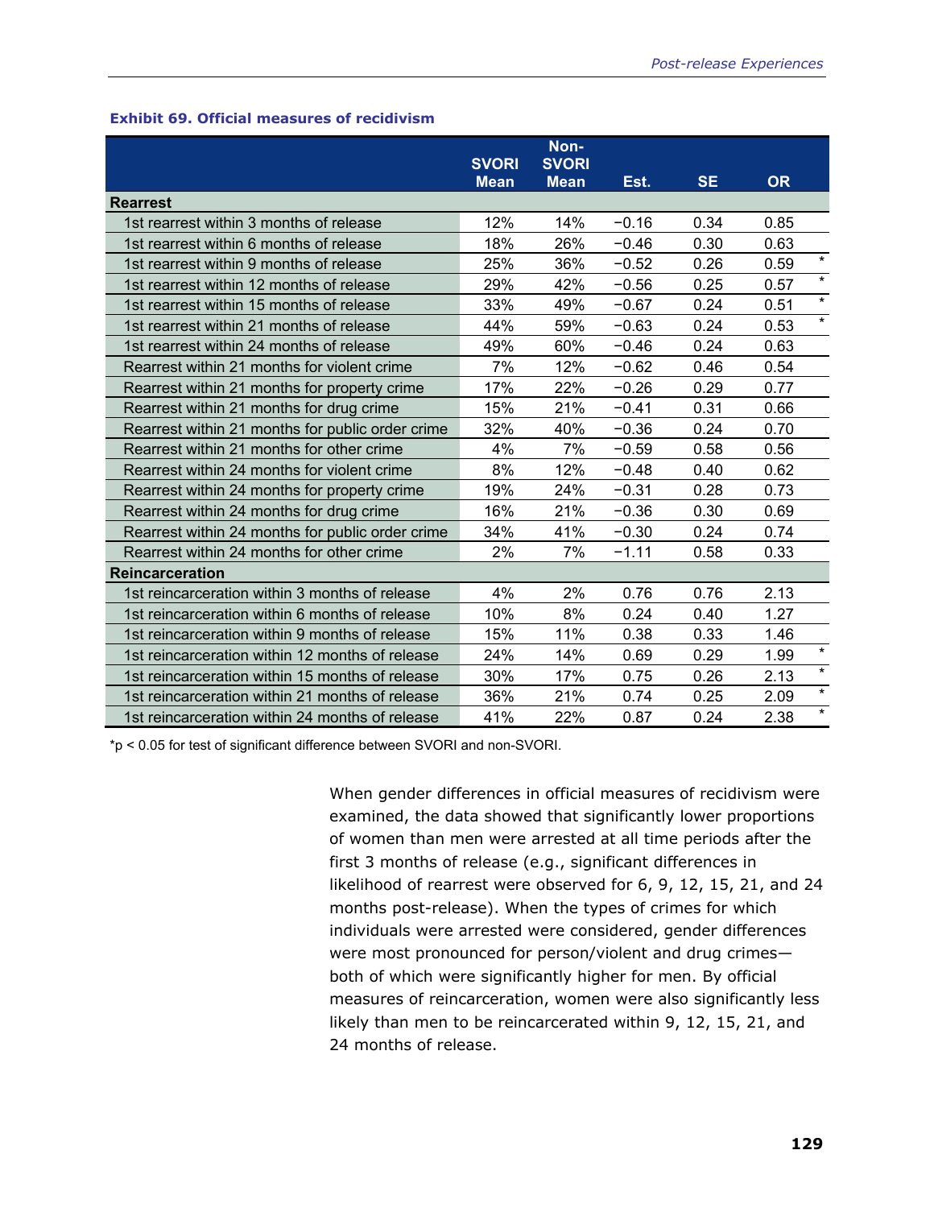**Exhibit 69. Official measures of recidivism**

| | SVORI Mean | Non-SVORI Mean | Est. | SE | OR | |
|---|---|---|---|---|---|---|
| **Rearrest** | | | | | | |
| 1st rearrest within 3 months of release | 12% | 14% | −0.16 | 0.34 | 0.85 | |
| 1st rearrest within 6 months of release | 18% | 26% | −0.46 | 0.30 | 0.63 | |
| 1st rearrest within 9 months of release | 25% | 36% | −0.52 | 0.26 | 0.59 | * |
| 1st rearrest within 12 months of release | 29% | 42% | −0.56 | 0.25 | 0.57 | * |
| 1st rearrest within 15 months of release | 33% | 49% | −0.67 | 0.24 | 0.51 | * |
| 1st rearrest within 21 months of release | 44% | 59% | −0.63 | 0.24 | 0.53 | * |
| 1st rearrest within 24 months of release | 49% | 60% | −0.46 | 0.24 | 0.63 | |
| Rearrest within 21 months for violent crime | 7% | 12% | −0.62 | 0.46 | 0.54 | |
| Rearrest within 21 months for property crime | 17% | 22% | −0.26 | 0.29 | 0.77 | |
| Rearrest within 21 months for drug crime | 15% | 21% | −0.41 | 0.31 | 0.66 | |
| Rearrest within 21 months for public order crime | 32% | 40% | −0.36 | 0.24 | 0.70 | |
| Rearrest within 21 months for other crime | 4% | 7% | −0.59 | 0.58 | 0.56 | |
| Rearrest within 24 months for violent crime | 8% | 12% | −0.48 | 0.40 | 0.62 | |
| Rearrest within 24 months for property crime | 19% | 24% | −0.31 | 0.28 | 0.73 | |
| Rearrest within 24 months for drug crime | 16% | 21% | −0.36 | 0.30 | 0.69 | |
| Rearrest within 24 months for public order crime | 34% | 41% | −0.30 | 0.24 | 0.74 | |
| Rearrest within 24 months for other crime | 2% | 7% | −1.11 | 0.58 | 0.33 | |
| **Reincarceration** | | | | | | |
| 1st reincarceration within 3 months of release | 4% | 2% | 0.76 | 0.76 | 2.13 | |
| 1st reincarceration within 6 months of release | 10% | 8% | 0.24 | 0.40 | 1.27 | |
| 1st reincarceration within 9 months of release | 15% | 11% | 0.38 | 0.33 | 1.46 | |
| 1st reincarceration within 12 months of release | 24% | 14% | 0.69 | 0.29 | 1.99 | * |
| 1st reincarceration within 15 months of release | 30% | 17% | 0.75 | 0.26 | 2.13 | * |
| 1st reincarceration within 21 months of release | 36% | 21% | 0.74 | 0.25 | 2.09 | * |
| 1st reincarceration within 24 months of release | 41% | 22% | 0.87 | 0.24 | 2.38 | * |

*$p < 0.05$ for test of significant difference between SVORI and non-SVORI.

When gender differences in official measures of recidivism were examined, the data showed that significantly lower proportions of women than men were arrested at all time periods after the first 3 months of release (e.g., significant differences in likelihood of rearrest were observed for 6, 9, 12, 15, 21, and 24 months post-release). When the types of crimes for which individuals were arrested were considered, gender differences were most pronounced for person/violent and drug crimes—both of which were significantly higher for men. By official measures of reincarceration, women were also significantly less likely than men to be reincarcerated within 9, 12, 15, 21, and 24 months of release.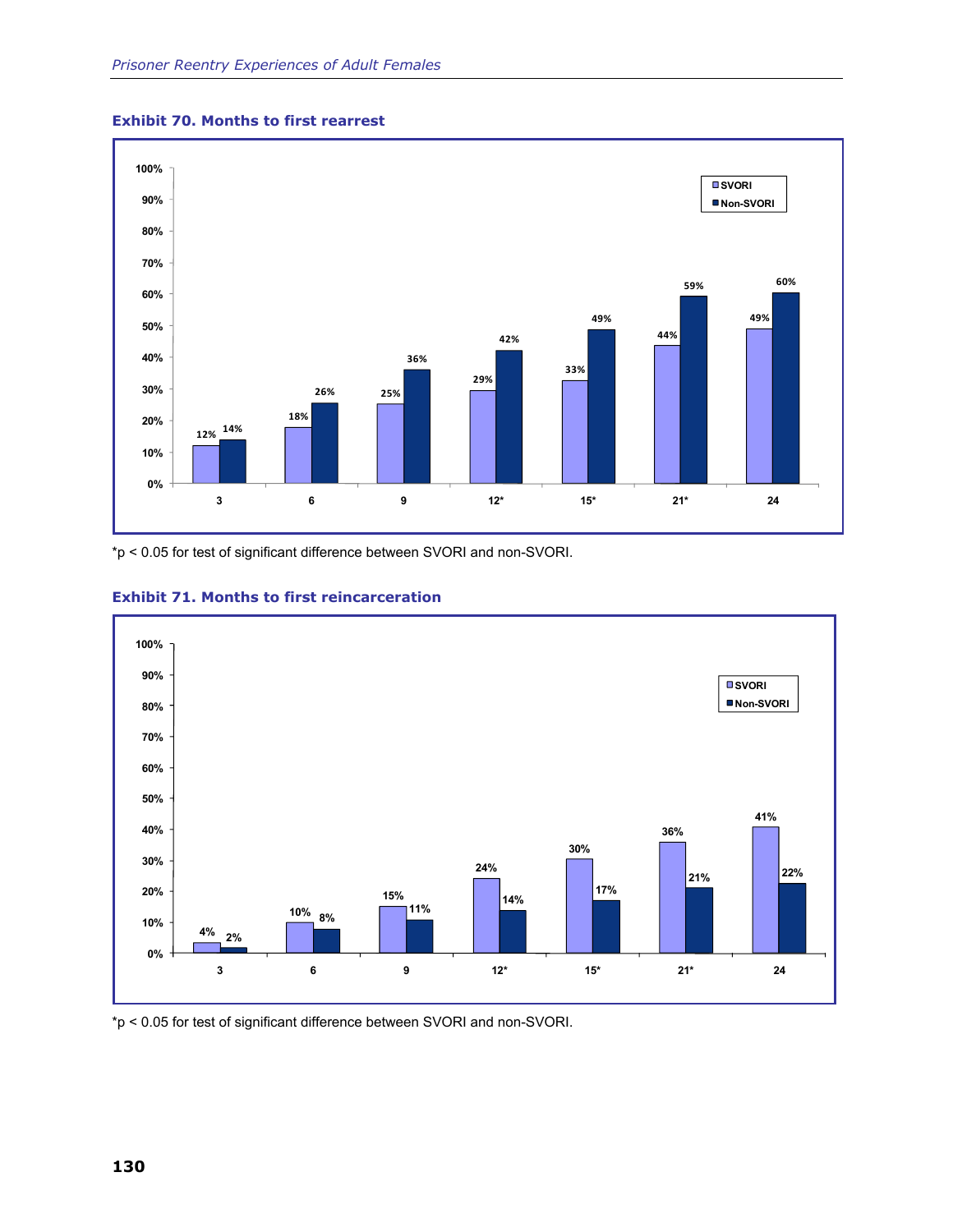### Exhibit 70. Months to first rearrest

| Months | SVORI | Non-SVORI |
|---|---|---|
| 3 | 12% | 14% |
| 6 | 18% | 26% |
| 9 | 25% | 36% |
| 12* | 29% | 42% |
| 15* | 33% | 49% |
| 21* | 44% | 59% |
| 24 | 49% | 60% |

*p < 0.05 for test of significant difference between SVORI and non-SVORI.

### Exhibit 71. Months to first reincarceration

| Months | SVORI | Non-SVORI |
|---|---|---|
| 3 | 4% | 2% |
| 6 | 10% | 8% |
| 9 | 15% | 11% |
| 12* | 24% | 14% |
| 15* | 30% | 17% |
| 21* | 36% | 21% |
| 24 | 41% | 22% |

*p < 0.05 for test of significant difference between SVORI and non-SVORI.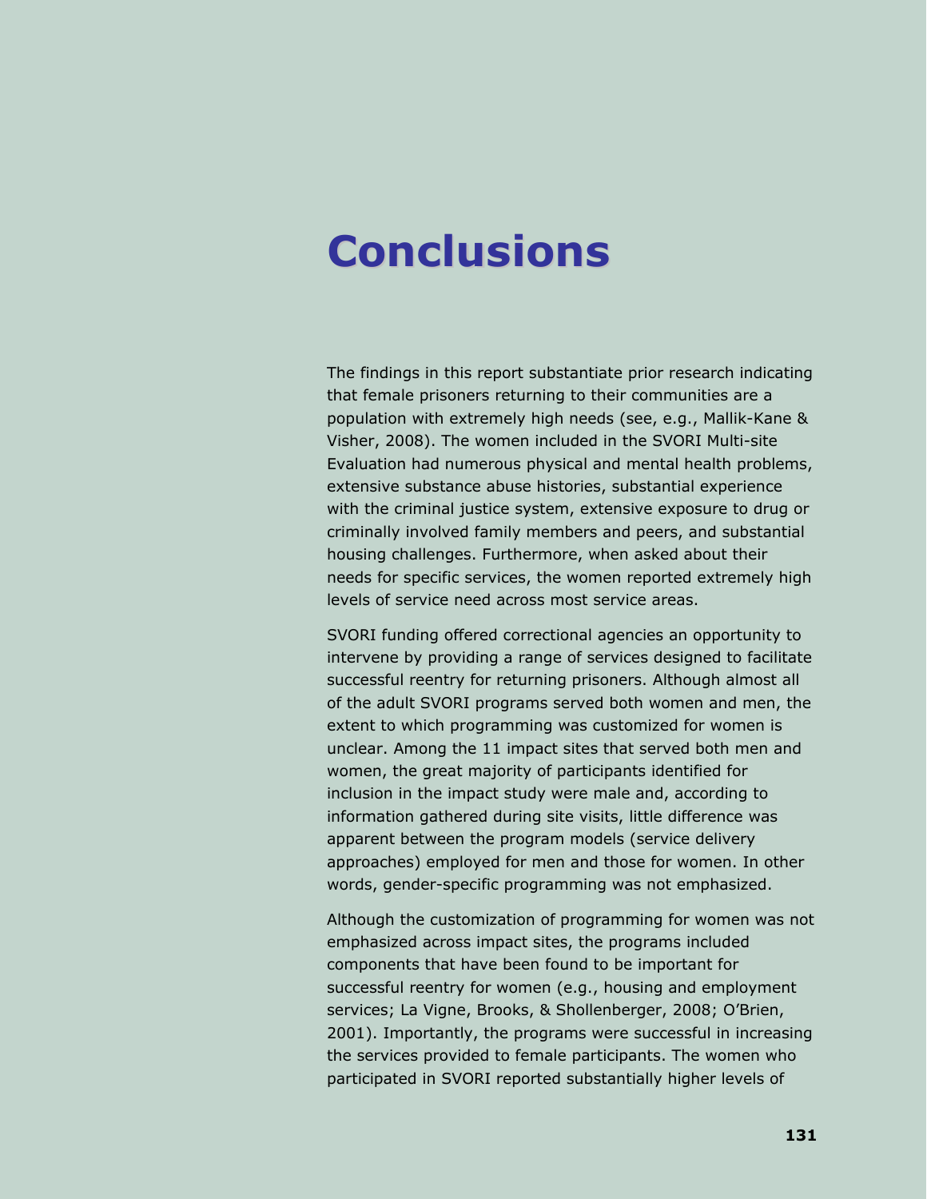# Conclusions

The findings in this report substantiate prior research indicating that female prisoners returning to their communities are a population with extremely high needs (see, e.g., Mallik-Kane & Visher, 2008). The women included in the SVORI Multi-site Evaluation had numerous physical and mental health problems, extensive substance abuse histories, substantial experience with the criminal justice system, extensive exposure to drug or criminally involved family members and peers, and substantial housing challenges. Furthermore, when asked about their needs for specific services, the women reported extremely high levels of service need across most service areas.

SVORI funding offered correctional agencies an opportunity to intervene by providing a range of services designed to facilitate successful reentry for returning prisoners. Although almost all of the adult SVORI programs served both women and men, the extent to which programming was customized for women is unclear. Among the 11 impact sites that served both men and women, the great majority of participants identified for inclusion in the impact study were male and, according to information gathered during site visits, little difference was apparent between the program models (service delivery approaches) employed for men and those for women. In other words, gender-specific programming was not emphasized.

Although the customization of programming for women was not emphasized across impact sites, the programs included components that have been found to be important for successful reentry for women (e.g., housing and employment services; La Vigne, Brooks, & Shollenberger, 2008; O'Brien, 2001). Importantly, the programs were successful in increasing the services provided to female participants. The women who participated in SVORI reported substantially higher levels of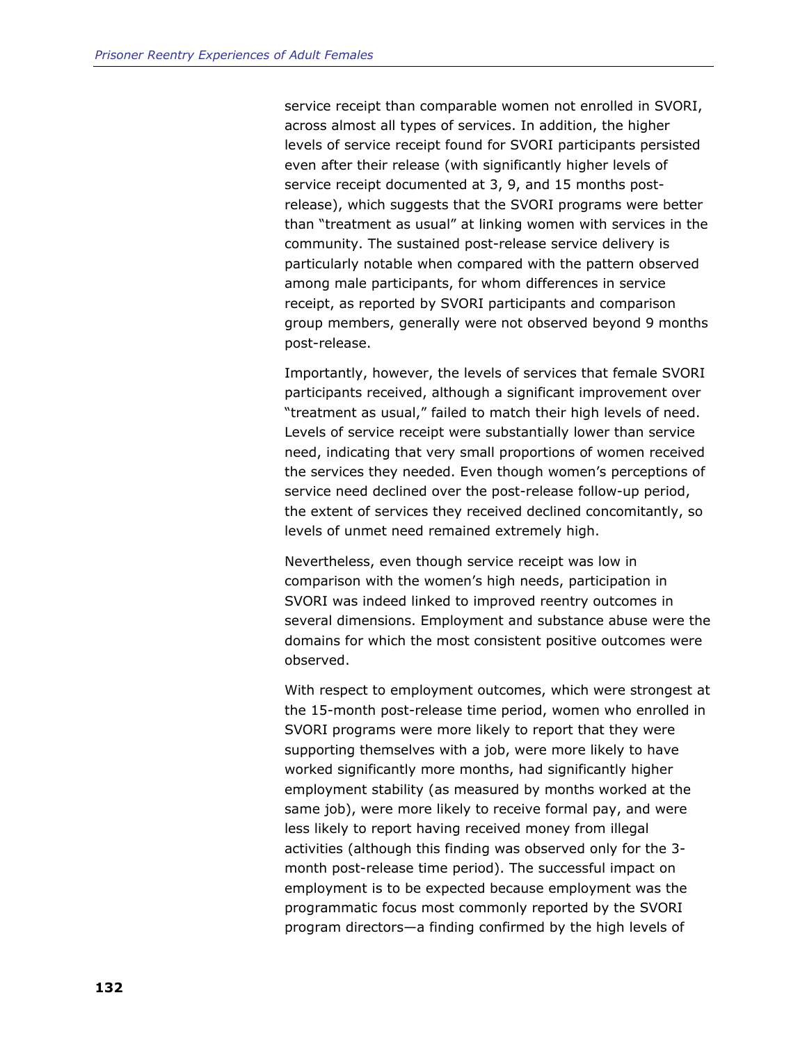service receipt than comparable women not enrolled in SVORI, across almost all types of services. In addition, the higher levels of service receipt found for SVORI participants persisted even after their release (with significantly higher levels of service receipt documented at 3, 9, and 15 months post-release), which suggests that the SVORI programs were better than "treatment as usual" at linking women with services in the community. The sustained post-release service delivery is particularly notable when compared with the pattern observed among male participants, for whom differences in service receipt, as reported by SVORI participants and comparison group members, generally were not observed beyond 9 months post-release.

Importantly, however, the levels of services that female SVORI participants received, although a significant improvement over "treatment as usual," failed to match their high levels of need. Levels of service receipt were substantially lower than service need, indicating that very small proportions of women received the services they needed. Even though women's perceptions of service need declined over the post-release follow-up period, the extent of services they received declined concomitantly, so levels of unmet need remained extremely high.

Nevertheless, even though service receipt was low in comparison with the women's high needs, participation in SVORI was indeed linked to improved reentry outcomes in several dimensions. Employment and substance abuse were the domains for which the most consistent positive outcomes were observed.

With respect to employment outcomes, which were strongest at the 15-month post-release time period, women who enrolled in SVORI programs were more likely to report that they were supporting themselves with a job, were more likely to have worked significantly more months, had significantly higher employment stability (as measured by months worked at the same job), were more likely to receive formal pay, and were less likely to report having received money from illegal activities (although this finding was observed only for the 3-month post-release time period). The successful impact on employment is to be expected because employment was the programmatic focus most commonly reported by the SVORI program directors—a finding confirmed by the high levels of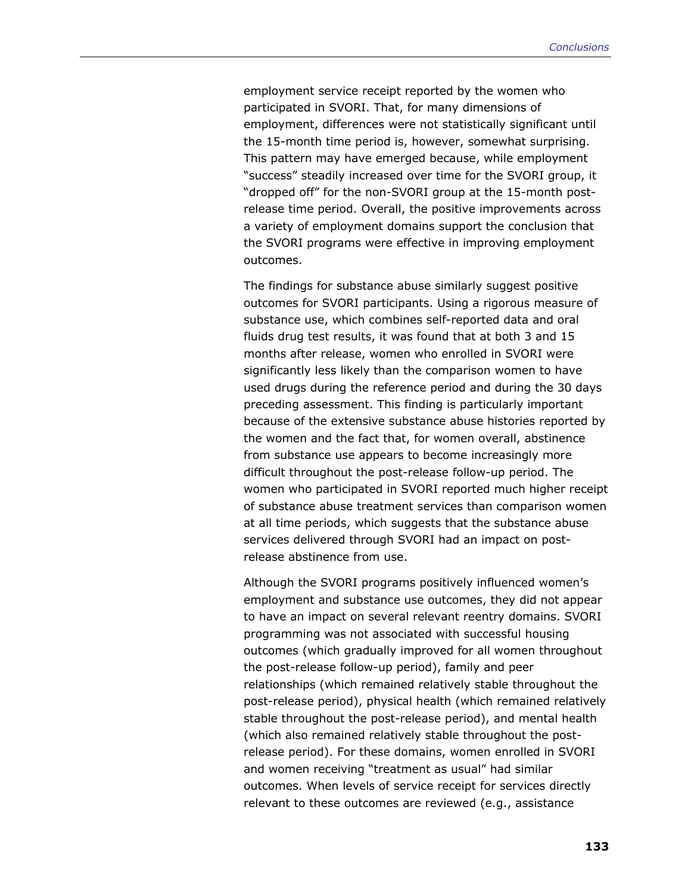employment service receipt reported by the women who participated in SVORI. That, for many dimensions of employment, differences were not statistically significant until the 15-month time period is, however, somewhat surprising. This pattern may have emerged because, while employment "success" steadily increased over time for the SVORI group, it "dropped off" for the non-SVORI group at the 15-month post-release time period. Overall, the positive improvements across a variety of employment domains support the conclusion that the SVORI programs were effective in improving employment outcomes.

The findings for substance abuse similarly suggest positive outcomes for SVORI participants. Using a rigorous measure of substance use, which combines self-reported data and oral fluids drug test results, it was found that at both 3 and 15 months after release, women who enrolled in SVORI were significantly less likely than the comparison women to have used drugs during the reference period and during the 30 days preceding assessment. This finding is particularly important because of the extensive substance abuse histories reported by the women and the fact that, for women overall, abstinence from substance use appears to become increasingly more difficult throughout the post-release follow-up period. The women who participated in SVORI reported much higher receipt of substance abuse treatment services than comparison women at all time periods, which suggests that the substance abuse services delivered through SVORI had an impact on post-release abstinence from use.

Although the SVORI programs positively influenced women's employment and substance use outcomes, they did not appear to have an impact on several relevant reentry domains. SVORI programming was not associated with successful housing outcomes (which gradually improved for all women throughout the post-release follow-up period), family and peer relationships (which remained relatively stable throughout the post-release period), physical health (which remained relatively stable throughout the post-release period), and mental health (which also remained relatively stable throughout the post-release period). For these domains, women enrolled in SVORI and women receiving "treatment as usual" had similar outcomes. When levels of service receipt for services directly relevant to these outcomes are reviewed (e.g., assistance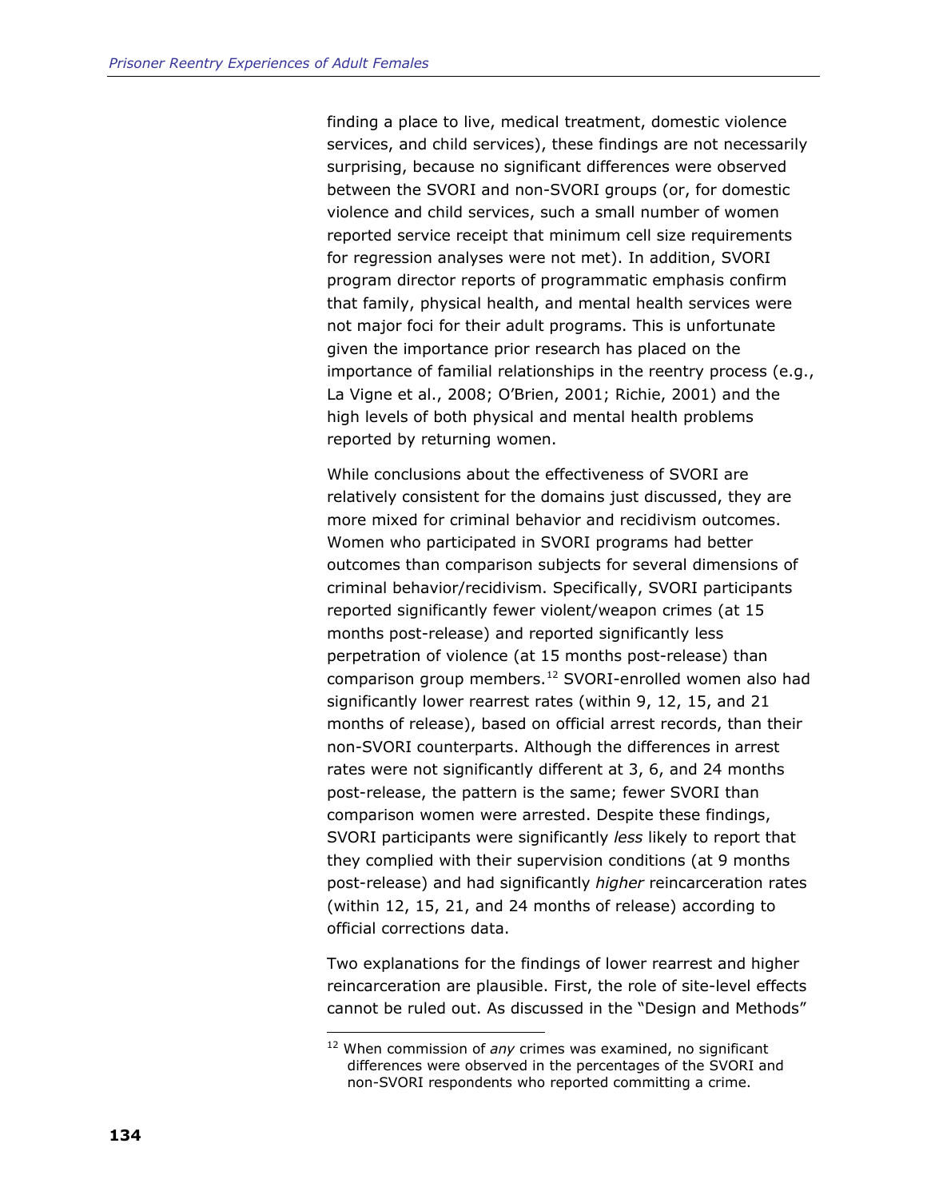finding a place to live, medical treatment, domestic violence services, and child services), these findings are not necessarily surprising, because no significant differences were observed between the SVORI and non-SVORI groups (or, for domestic violence and child services, such a small number of women reported service receipt that minimum cell size requirements for regression analyses were not met). In addition, SVORI program director reports of programmatic emphasis confirm that family, physical health, and mental health services were not major foci for their adult programs. This is unfortunate given the importance prior research has placed on the importance of familial relationships in the reentry process (e.g., La Vigne et al., 2008; O'Brien, 2001; Richie, 2001) and the high levels of both physical and mental health problems reported by returning women.

While conclusions about the effectiveness of SVORI are relatively consistent for the domains just discussed, they are more mixed for criminal behavior and recidivism outcomes. Women who participated in SVORI programs had better outcomes than comparison subjects for several dimensions of criminal behavior/recidivism. Specifically, SVORI participants reported significantly fewer violent/weapon crimes (at 15 months post-release) and reported significantly less perpetration of violence (at 15 months post-release) than comparison group members.[12] SVORI-enrolled women also had significantly lower rearrest rates (within 9, 12, 15, and 21 months of release), based on official arrest records, than their non-SVORI counterparts. Although the differences in arrest rates were not significantly different at 3, 6, and 24 months post-release, the pattern is the same; fewer SVORI than comparison women were arrested. Despite these findings, SVORI participants were significantly *less* likely to report that they complied with their supervision conditions (at 9 months post-release) and had significantly *higher* reincarceration rates (within 12, 15, 21, and 24 months of release) according to official corrections data.

Two explanations for the findings of lower rearrest and higher reincarceration are plausible. First, the role of site-level effects cannot be ruled out. As discussed in the "Design and Methods"

[12] When commission of *any* crimes was examined, no significant differences were observed in the percentages of the SVORI and non-SVORI respondents who reported committing a crime.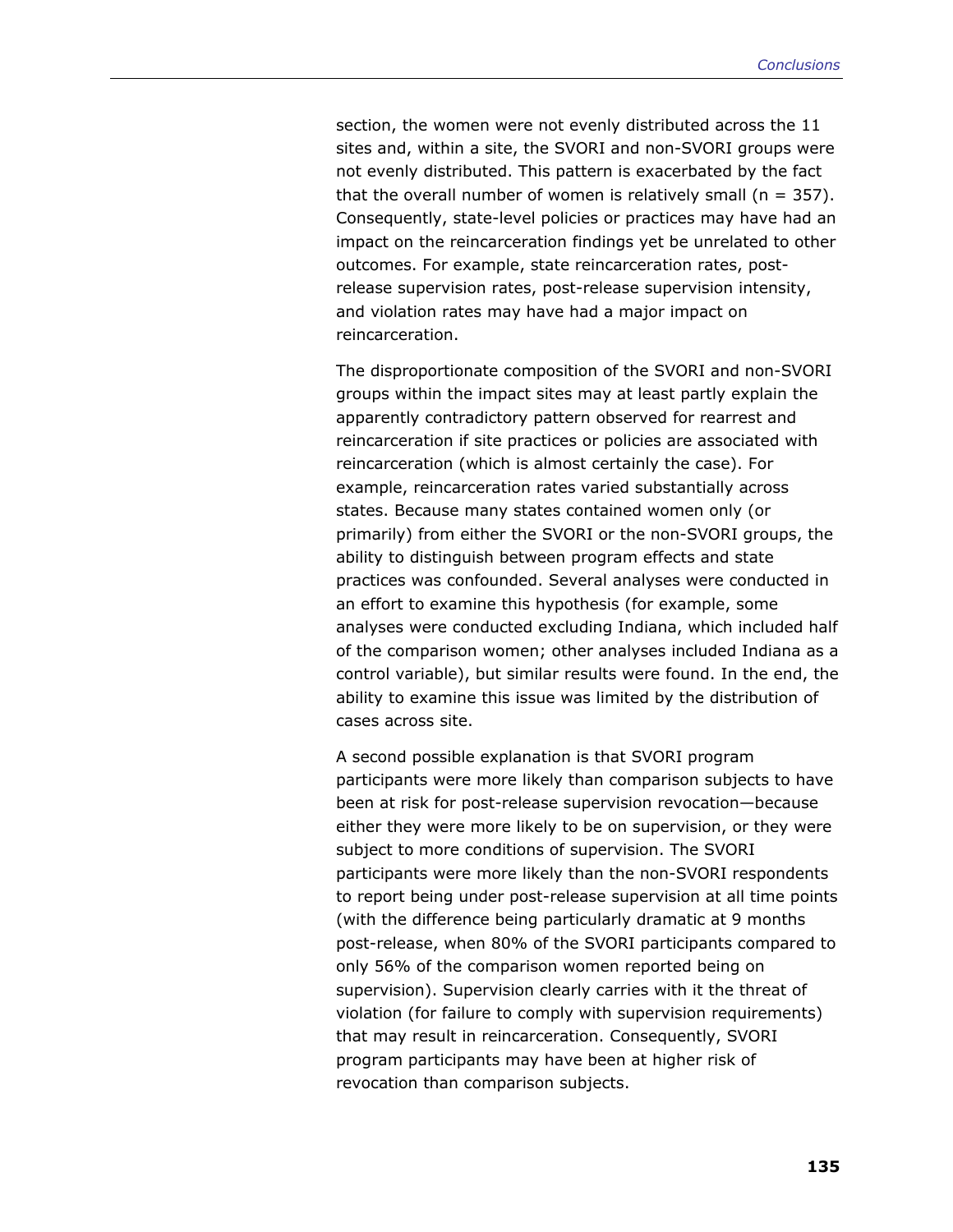section, the women were not evenly distributed across the 11 sites and, within a site, the SVORI and non-SVORI groups were not evenly distributed. This pattern is exacerbated by the fact that the overall number of women is relatively small (n = 357). Consequently, state-level policies or practices may have had an impact on the reincarceration findings yet be unrelated to other outcomes. For example, state reincarceration rates, post-release supervision rates, post-release supervision intensity, and violation rates may have had a major impact on reincarceration.

The disproportionate composition of the SVORI and non-SVORI groups within the impact sites may at least partly explain the apparently contradictory pattern observed for rearrest and reincarceration if site practices or policies are associated with reincarceration (which is almost certainly the case). For example, reincarceration rates varied substantially across states. Because many states contained women only (or primarily) from either the SVORI or the non-SVORI groups, the ability to distinguish between program effects and state practices was confounded. Several analyses were conducted in an effort to examine this hypothesis (for example, some analyses were conducted excluding Indiana, which included half of the comparison women; other analyses included Indiana as a control variable), but similar results were found. In the end, the ability to examine this issue was limited by the distribution of cases across site.

A second possible explanation is that SVORI program participants were more likely than comparison subjects to have been at risk for post-release supervision revocation—because either they were more likely to be on supervision, or they were subject to more conditions of supervision. The SVORI participants were more likely than the non-SVORI respondents to report being under post-release supervision at all time points (with the difference being particularly dramatic at 9 months post-release, when 80% of the SVORI participants compared to only 56% of the comparison women reported being on supervision). Supervision clearly carries with it the threat of violation (for failure to comply with supervision requirements) that may result in reincarceration. Consequently, SVORI program participants may have been at higher risk of revocation than comparison subjects.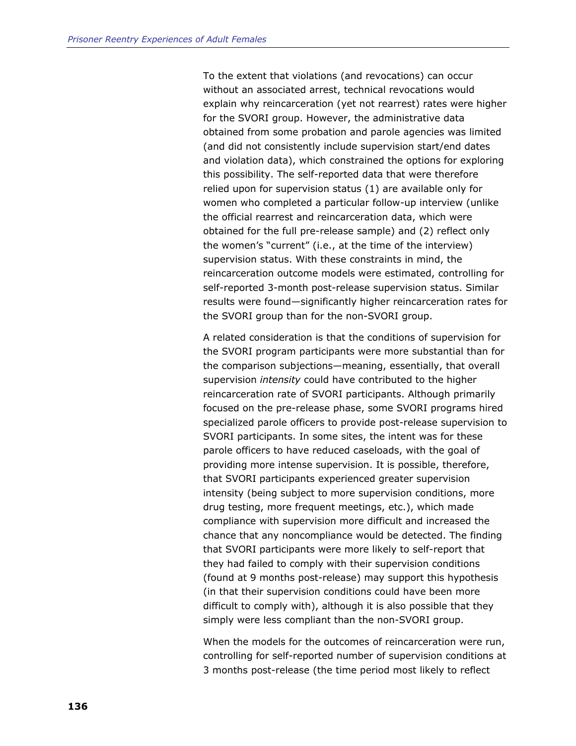To the extent that violations (and revocations) can occur without an associated arrest, technical revocations would explain why reincarceration (yet not rearrest) rates were higher for the SVORI group. However, the administrative data obtained from some probation and parole agencies was limited (and did not consistently include supervision start/end dates and violation data), which constrained the options for exploring this possibility. The self-reported data that were therefore relied upon for supervision status (1) are available only for women who completed a particular follow-up interview (unlike the official rearrest and reincarceration data, which were obtained for the full pre-release sample) and (2) reflect only the women's "current" (i.e., at the time of the interview) supervision status. With these constraints in mind, the reincarceration outcome models were estimated, controlling for self-reported 3-month post-release supervision status. Similar results were found—significantly higher reincarceration rates for the SVORI group than for the non-SVORI group.

A related consideration is that the conditions of supervision for the SVORI program participants were more substantial than for the comparison subjections—meaning, essentially, that overall supervision *intensity* could have contributed to the higher reincarceration rate of SVORI participants. Although primarily focused on the pre-release phase, some SVORI programs hired specialized parole officers to provide post-release supervision to SVORI participants. In some sites, the intent was for these parole officers to have reduced caseloads, with the goal of providing more intense supervision. It is possible, therefore, that SVORI participants experienced greater supervision intensity (being subject to more supervision conditions, more drug testing, more frequent meetings, etc.), which made compliance with supervision more difficult and increased the chance that any noncompliance would be detected. The finding that SVORI participants were more likely to self-report that they had failed to comply with their supervision conditions (found at 9 months post-release) may support this hypothesis (in that their supervision conditions could have been more difficult to comply with), although it is also possible that they simply were less compliant than the non-SVORI group.

When the models for the outcomes of reincarceration were run, controlling for self-reported number of supervision conditions at 3 months post-release (the time period most likely to reflect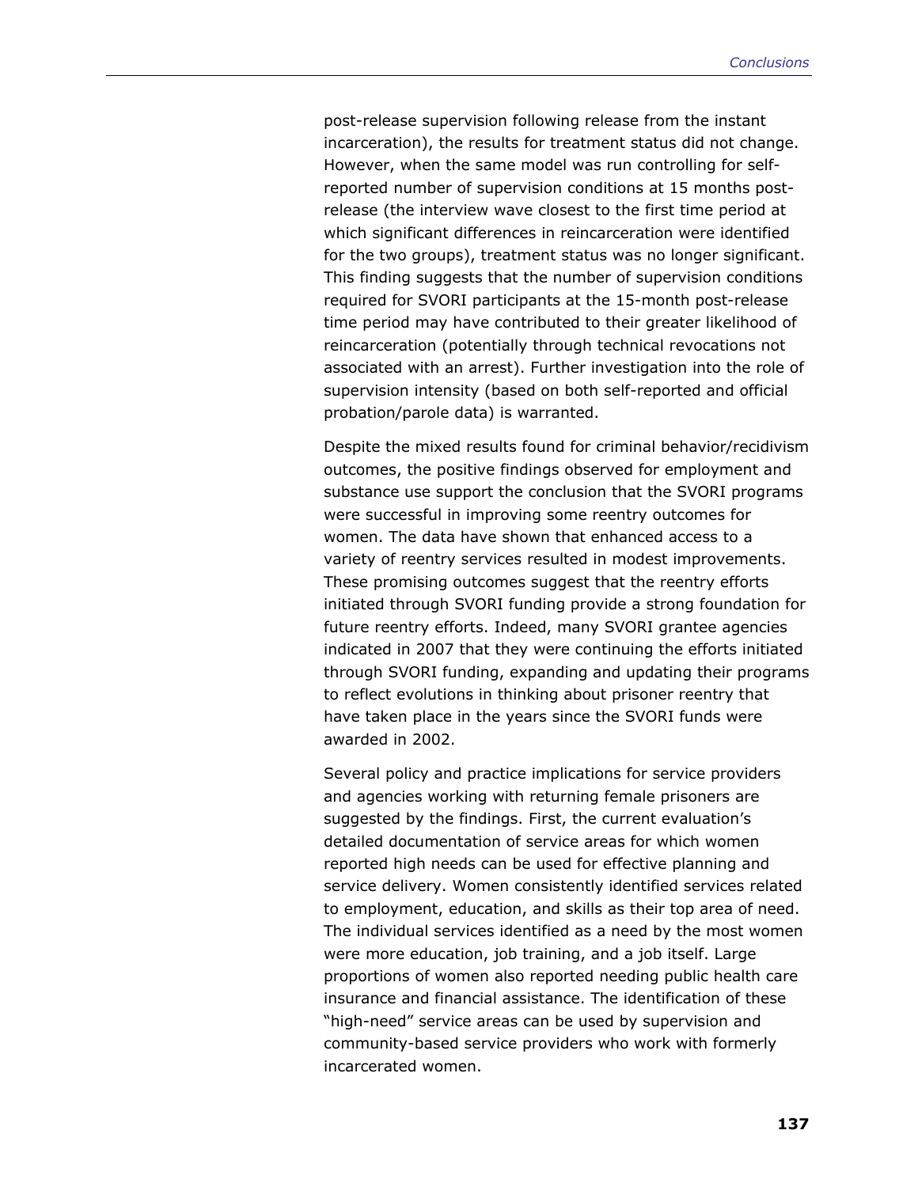post-release supervision following release from the instant incarceration), the results for treatment status did not change. However, when the same model was run controlling for self-reported number of supervision conditions at 15 months post-release (the interview wave closest to the first time period at which significant differences in reincarceration were identified for the two groups), treatment status was no longer significant. This finding suggests that the number of supervision conditions required for SVORI participants at the 15-month post-release time period may have contributed to their greater likelihood of reincarceration (potentially through technical revocations not associated with an arrest). Further investigation into the role of supervision intensity (based on both self-reported and official probation/parole data) is warranted.

Despite the mixed results found for criminal behavior/recidivism outcomes, the positive findings observed for employment and substance use support the conclusion that the SVORI programs were successful in improving some reentry outcomes for women. The data have shown that enhanced access to a variety of reentry services resulted in modest improvements. These promising outcomes suggest that the reentry efforts initiated through SVORI funding provide a strong foundation for future reentry efforts. Indeed, many SVORI grantee agencies indicated in 2007 that they were continuing the efforts initiated through SVORI funding, expanding and updating their programs to reflect evolutions in thinking about prisoner reentry that have taken place in the years since the SVORI funds were awarded in 2002.

Several policy and practice implications for service providers and agencies working with returning female prisoners are suggested by the findings. First, the current evaluation's detailed documentation of service areas for which women reported high needs can be used for effective planning and service delivery. Women consistently identified services related to employment, education, and skills as their top area of need. The individual services identified as a need by the most women were more education, job training, and a job itself. Large proportions of women also reported needing public health care insurance and financial assistance. The identification of these "high-need" service areas can be used by supervision and community-based service providers who work with formerly incarcerated women.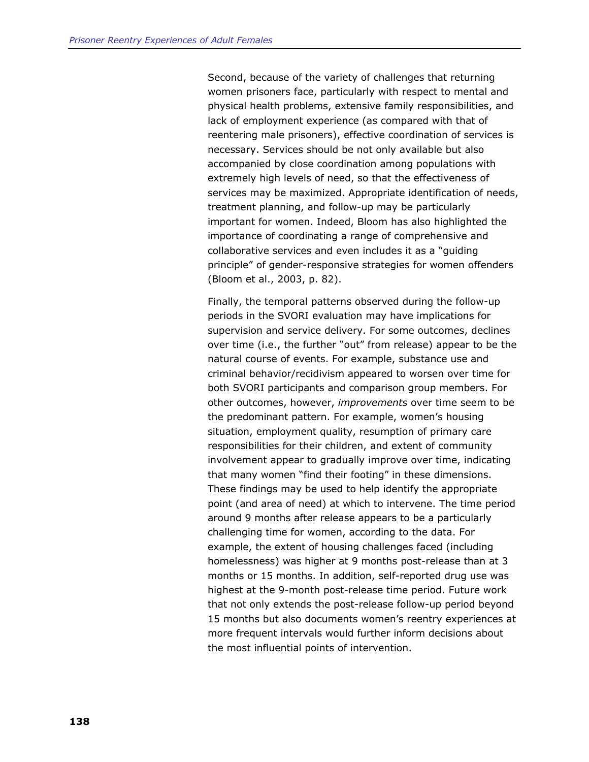Second, because of the variety of challenges that returning women prisoners face, particularly with respect to mental and physical health problems, extensive family responsibilities, and lack of employment experience (as compared with that of reentering male prisoners), effective coordination of services is necessary. Services should be not only available but also accompanied by close coordination among populations with extremely high levels of need, so that the effectiveness of services may be maximized. Appropriate identification of needs, treatment planning, and follow-up may be particularly important for women. Indeed, Bloom has also highlighted the importance of coordinating a range of comprehensive and collaborative services and even includes it as a "guiding principle" of gender-responsive strategies for women offenders (Bloom et al., 2003, p. 82).

Finally, the temporal patterns observed during the follow-up periods in the SVORI evaluation may have implications for supervision and service delivery. For some outcomes, declines over time (i.e., the further "out" from release) appear to be the natural course of events. For example, substance use and criminal behavior/recidivism appeared to worsen over time for both SVORI participants and comparison group members. For other outcomes, however, *improvements* over time seem to be the predominant pattern. For example, women's housing situation, employment quality, resumption of primary care responsibilities for their children, and extent of community involvement appear to gradually improve over time, indicating that many women "find their footing" in these dimensions. These findings may be used to help identify the appropriate point (and area of need) at which to intervene. The time period around 9 months after release appears to be a particularly challenging time for women, according to the data. For example, the extent of housing challenges faced (including homelessness) was higher at 9 months post-release than at 3 months or 15 months. In addition, self-reported drug use was highest at the 9-month post-release time period. Future work that not only extends the post-release follow-up period beyond 15 months but also documents women's reentry experiences at more frequent intervals would further inform decisions about the most influential points of intervention.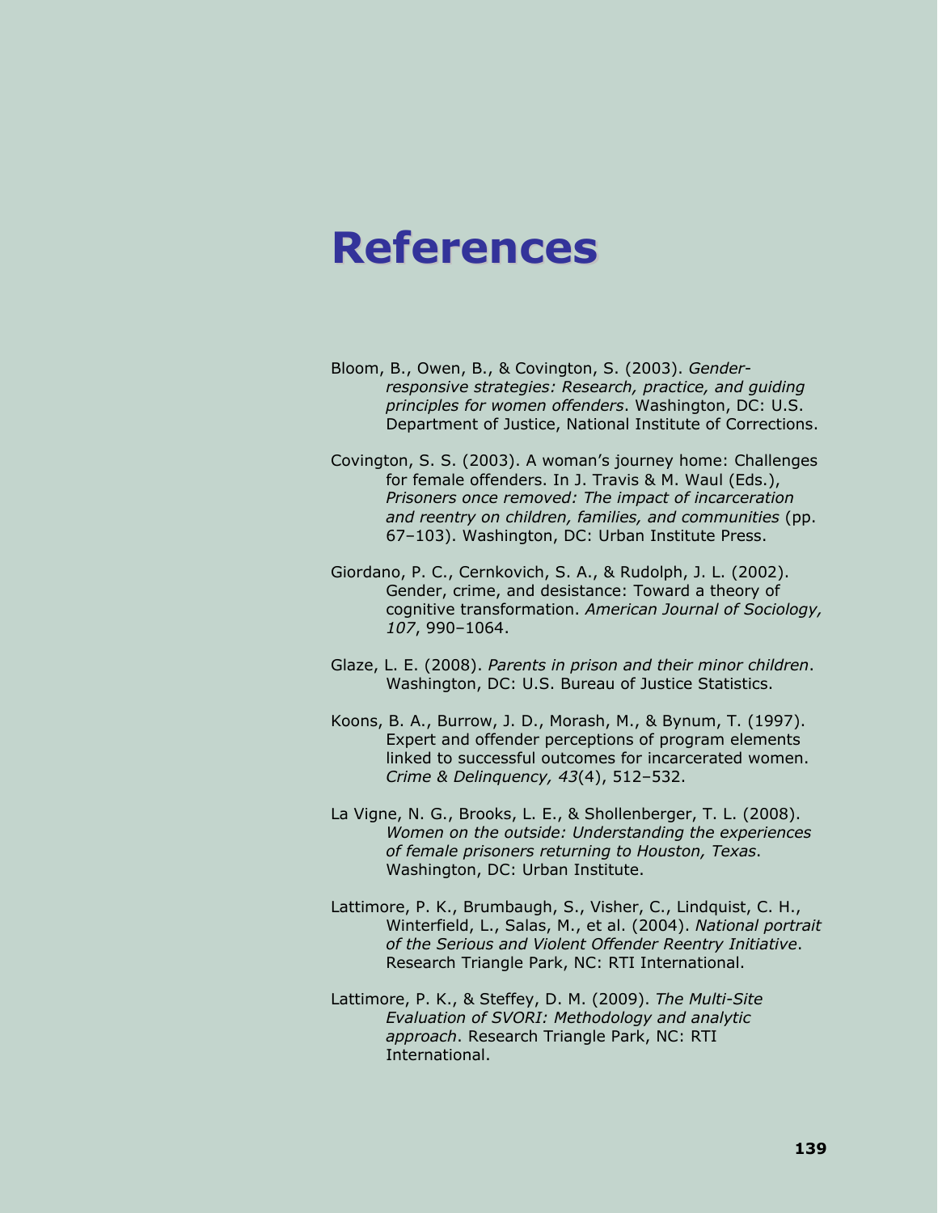# References

Bloom, B., Owen, B., & Covington, S. (2003). *Gender-responsive strategies: Research, practice, and guiding principles for women offenders*. Washington, DC: U.S. Department of Justice, National Institute of Corrections.

Covington, S. S. (2003). A woman's journey home: Challenges for female offenders. In J. Travis & M. Waul (Eds.), *Prisoners once removed: The impact of incarceration and reentry on children, families, and communities* (pp. 67–103). Washington, DC: Urban Institute Press.

Giordano, P. C., Cernkovich, S. A., & Rudolph, J. L. (2002). Gender, crime, and desistance: Toward a theory of cognitive transformation. *American Journal of Sociology, 107*, 990–1064.

Glaze, L. E. (2008). *Parents in prison and their minor children*. Washington, DC: U.S. Bureau of Justice Statistics.

Koons, B. A., Burrow, J. D., Morash, M., & Bynum, T. (1997). Expert and offender perceptions of program elements linked to successful outcomes for incarcerated women. *Crime & Delinquency, 43*(4), 512–532.

La Vigne, N. G., Brooks, L. E., & Shollenberger, T. L. (2008). *Women on the outside: Understanding the experiences of female prisoners returning to Houston, Texas*. Washington, DC: Urban Institute.

Lattimore, P. K., Brumbaugh, S., Visher, C., Lindquist, C. H., Winterfield, L., Salas, M., et al. (2004). *National portrait of the Serious and Violent Offender Reentry Initiative*. Research Triangle Park, NC: RTI International.

Lattimore, P. K., & Steffey, D. M. (2009). *The Multi-Site Evaluation of SVORI: Methodology and analytic approach*. Research Triangle Park, NC: RTI International.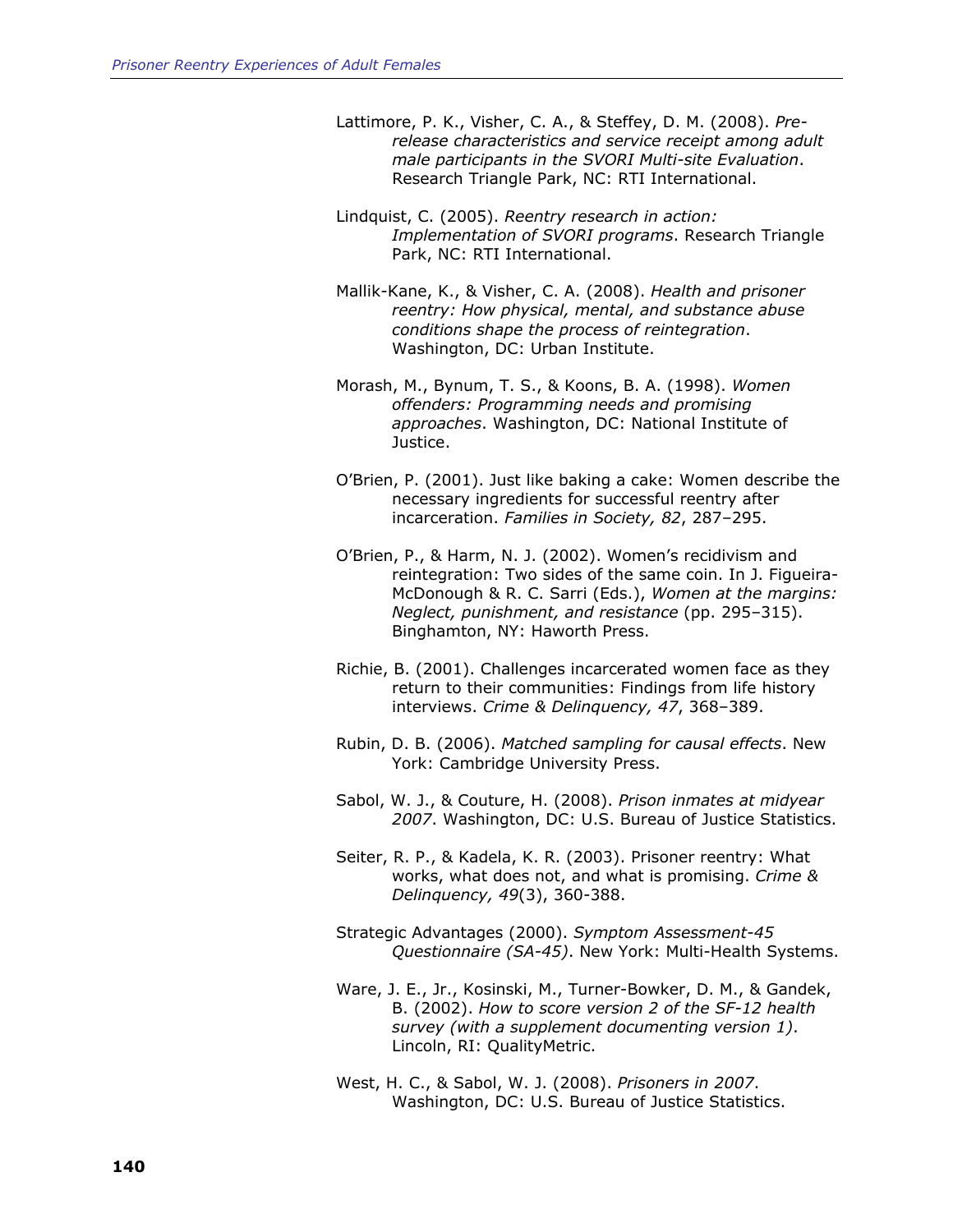Lattimore, P. K., Visher, C. A., & Steffey, D. M. (2008). *Pre-release characteristics and service receipt among adult male participants in the SVORI Multi-site Evaluation*. Research Triangle Park, NC: RTI International.

Lindquist, C. (2005). *Reentry research in action: Implementation of SVORI programs*. Research Triangle Park, NC: RTI International.

Mallik-Kane, K., & Visher, C. A. (2008). *Health and prisoner reentry: How physical, mental, and substance abuse conditions shape the process of reintegration*. Washington, DC: Urban Institute.

Morash, M., Bynum, T. S., & Koons, B. A. (1998). *Women offenders: Programming needs and promising approaches*. Washington, DC: National Institute of Justice.

O'Brien, P. (2001). Just like baking a cake: Women describe the necessary ingredients for successful reentry after incarceration. *Families in Society, 82*, 287–295.

O'Brien, P., & Harm, N. J. (2002). Women's recidivism and reintegration: Two sides of the same coin. In J. Figueira-McDonough & R. C. Sarri (Eds.), *Women at the margins: Neglect, punishment, and resistance* (pp. 295–315). Binghamton, NY: Haworth Press.

Richie, B. (2001). Challenges incarcerated women face as they return to their communities: Findings from life history interviews. *Crime & Delinquency, 47*, 368–389.

Rubin, D. B. (2006). *Matched sampling for causal effects*. New York: Cambridge University Press.

Sabol, W. J., & Couture, H. (2008). *Prison inmates at midyear 2007*. Washington, DC: U.S. Bureau of Justice Statistics.

Seiter, R. P., & Kadela, K. R. (2003). Prisoner reentry: What works, what does not, and what is promising. *Crime & Delinquency, 49*(3), 360-388.

Strategic Advantages (2000). *Symptom Assessment-45 Questionnaire (SA-45)*. New York: Multi-Health Systems.

Ware, J. E., Jr., Kosinski, M., Turner-Bowker, D. M., & Gandek, B. (2002). *How to score version 2 of the SF-12 health survey (with a supplement documenting version 1)*. Lincoln, RI: QualityMetric.

West, H. C., & Sabol, W. J. (2008). *Prisoners in 2007*. Washington, DC: U.S. Bureau of Justice Statistics.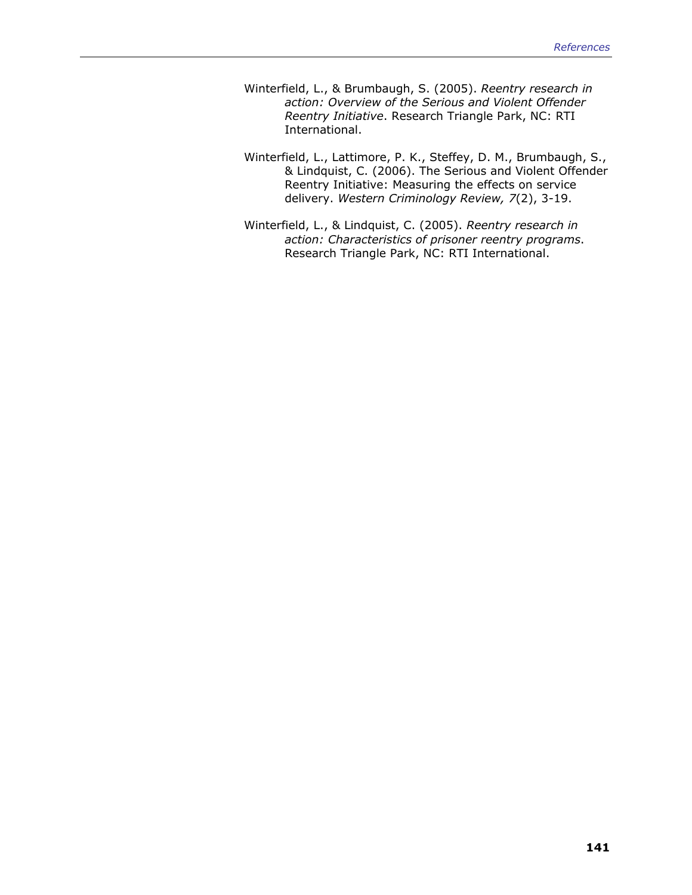Winterfield, L., & Brumbaugh, S. (2005). *Reentry research in action: Overview of the Serious and Violent Offender Reentry Initiative*. Research Triangle Park, NC: RTI International.

Winterfield, L., Lattimore, P. K., Steffey, D. M., Brumbaugh, S., & Lindquist, C. (2006). The Serious and Violent Offender Reentry Initiative: Measuring the effects on service delivery. *Western Criminology Review, 7*(2), 3-19.

Winterfield, L., & Lindquist, C. (2005). *Reentry research in action: Characteristics of prisoner reentry programs*. Research Triangle Park, NC: RTI International.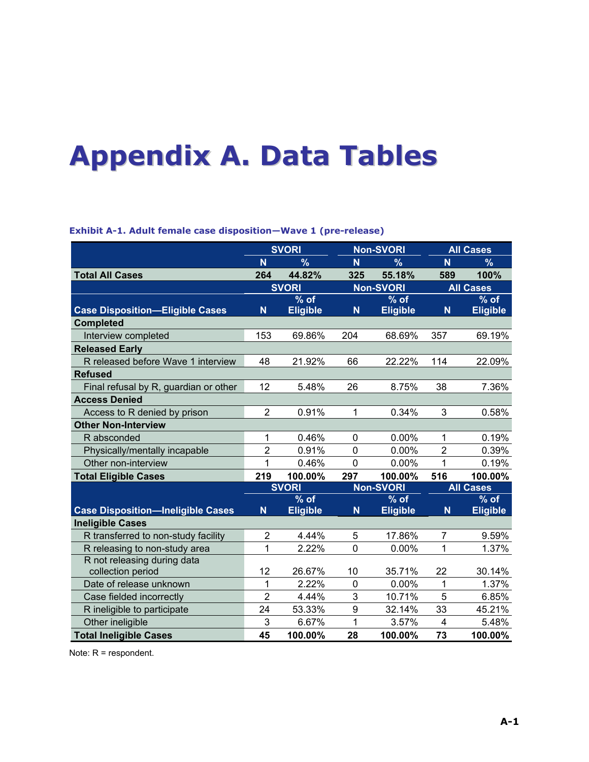# Appendix A. Data Tables

**Exhibit A-1. Adult female case disposition—Wave 1 (pre-release)**

| | SVORI | | Non-SVORI | | All Cases | |
|---|---|---|---|---|---|---|
| | N | % | N | % | N | % |
| **Total All Cases** | **264** | **44.82%** | **325** | **55.18%** | **589** | **100%** |
| | **SVORI** | | **Non-SVORI** | | **All Cases** | |
| **Case Disposition—Eligible Cases** | **N** | **% of Eligible** | **N** | **% of Eligible** | **N** | **% of Eligible** |
| **Completed** | | | | | | |
| Interview completed | 153 | 69.86% | 204 | 68.69% | 357 | 69.19% |
| **Released Early** | | | | | | |
| R released before Wave 1 interview | 48 | 21.92% | 66 | 22.22% | 114 | 22.09% |
| **Refused** | | | | | | |
| Final refusal by R, guardian or other | 12 | 5.48% | 26 | 8.75% | 38 | 7.36% |
| **Access Denied** | | | | | | |
| Access to R denied by prison | 2 | 0.91% | 1 | 0.34% | 3 | 0.58% |
| **Other Non-Interview** | | | | | | |
| R absconded | 1 | 0.46% | 0 | 0.00% | 1 | 0.19% |
| Physically/mentally incapable | 2 | 0.91% | 0 | 0.00% | 2 | 0.39% |
| Other non-interview | 1 | 0.46% | 0 | 0.00% | 1 | 0.19% |
| **Total Eligible Cases** | **219** | **100.00%** | **297** | **100.00%** | **516** | **100.00%** |
| | **SVORI** | | **Non-SVORI** | | **All Cases** | |
| **Case Disposition—Ineligible Cases** | **N** | **% of Eligible** | **N** | **% of Eligible** | **N** | **% of Eligible** |
| **Ineligible Cases** | | | | | | |
| R transferred to non-study facility | 2 | 4.44% | 5 | 17.86% | 7 | 9.59% |
| R releasing to non-study area | 1 | 2.22% | 0 | 0.00% | 1 | 1.37% |
| R not releasing during data collection period | 12 | 26.67% | 10 | 35.71% | 22 | 30.14% |
| Date of release unknown | 1 | 2.22% | 0 | 0.00% | 1 | 1.37% |
| Case fielded incorrectly | 2 | 4.44% | 3 | 10.71% | 5 | 6.85% |
| R ineligible to participate | 24 | 53.33% | 9 | 32.14% | 33 | 45.21% |
| Other ineligible | 3 | 6.67% | 1 | 3.57% | 4 | 5.48% |
| **Total Ineligible Cases** | **45** | **100.00%** | **28** | **100.00%** | **73** | **100.00%** |

Note: R = respondent.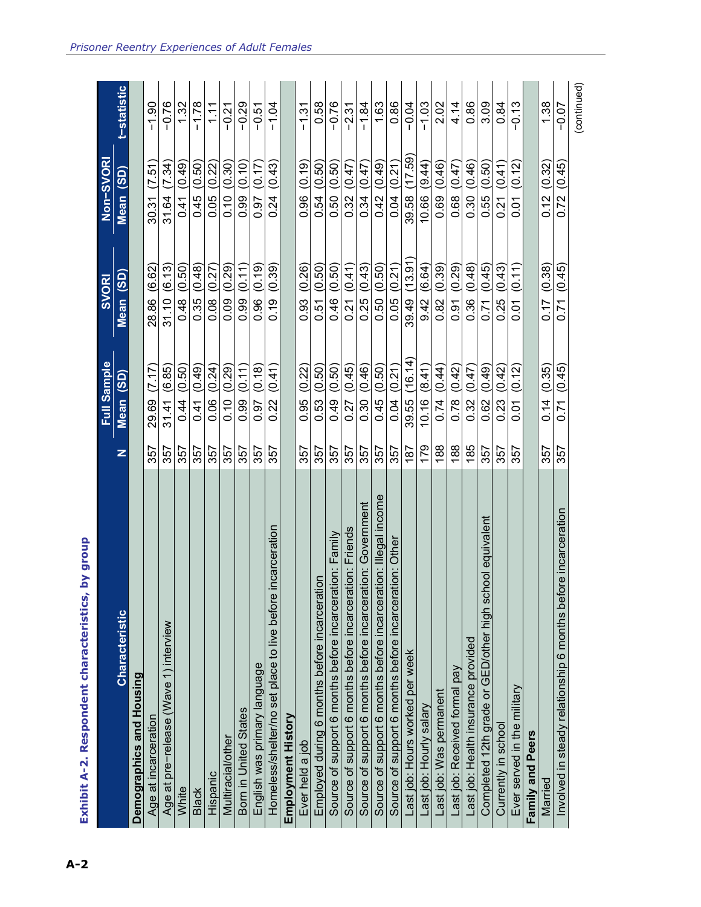**Exhibit A-2. Respondent characteristics, by group**

| Characteristic | N | Full Sample | | SVORI | | Non-SVORI | | t-statistic |
|---|---|---|---|---|---|---|---|---|
| | | Mean | (SD) | Mean | (SD) | Mean | (SD) | |
| **Demographics and Housing** | | | | | | | | |
| Age at incarceration | 357 | 29.69 | (7.17) | 28.86 | (6.62) | 30.31 | (7.51) | −1.90 |
| Age at pre-release (Wave 1) interview | 357 | 31.41 | (6.85) | 31.10 | (6.13) | 31.64 | (7.34) | −0.76 |
| White | 357 | 0.44 | (0.50) | 0.48 | (0.50) | 0.41 | (0.49) | 1.32 |
| Black | 357 | 0.41 | (0.49) | 0.35 | (0.48) | 0.45 | (0.50) | −1.78 |
| Hispanic | 357 | 0.06 | (0.24) | 0.08 | (0.27) | 0.05 | (0.22) | 1.11 |
| Multiracial/other | 357 | 0.10 | (0.29) | 0.09 | (0.29) | 0.10 | (0.30) | −0.21 |
| Born in United States | 357 | 0.99 | (0.11) | 0.99 | (0.11) | 0.99 | (0.10) | −0.29 |
| English was primary language | 357 | 0.97 | (0.18) | 0.96 | (0.19) | 0.97 | (0.17) | −0.51 |
| Homeless/shelter/no set place to live before incarceration | 357 | 0.22 | (0.41) | 0.19 | (0.39) | 0.24 | (0.43) | −1.04 |
| **Employment History** | | | | | | | | |
| Ever held a job | 357 | 0.95 | (0.22) | 0.93 | (0.26) | 0.96 | (0.19) | −1.31 |
| Employed during 6 months before incarceration | 357 | 0.53 | (0.50) | 0.51 | (0.50) | 0.54 | (0.50) | 0.58 |
| Source of support 6 months before incarceration: Family | 357 | 0.49 | (0.50) | 0.46 | (0.50) | 0.50 | (0.50) | −0.76 |
| Source of support 6 months before incarceration: Friends | 357 | 0.27 | (0.45) | 0.21 | (0.41) | 0.32 | (0.47) | −2.31 |
| Source of support 6 months before incarceration: Government | 357 | 0.30 | (0.46) | 0.25 | (0.43) | 0.34 | (0.47) | −1.84 |
| Source of support 6 months before incarceration: Illegal income | 357 | 0.45 | (0.50) | 0.50 | (0.50) | 0.42 | (0.49) | 1.63 |
| Source of support 6 months before incarceration: Other | 357 | 0.04 | (0.21) | 0.05 | (0.21) | 0.04 | (0.21) | 0.86 |
| Last job: Hours worked per week | 187 | 39.55 | (16.14) | 39.49 | (13.91) | 39.58 | (17.59) | −0.04 |
| Last job: Hourly salary | 179 | 10.16 | (8.41) | 9.42 | (6.64) | 10.66 | (9.44) | −1.03 |
| Last job: Was permanent | 188 | 0.74 | (0.44) | 0.82 | (0.39) | 0.69 | (0.46) | 2.02 |
| Last job: Received formal pay | 188 | 0.78 | (0.42) | 0.91 | (0.29) | 0.68 | (0.47) | 4.14 |
| Last job: Health insurance provided | 185 | 0.32 | (0.47) | 0.36 | (0.48) | 0.30 | (0.46) | 0.86 |
| Completed 12th grade or GED/other high school equivalent | 357 | 0.62 | (0.49) | 0.71 | (0.45) | 0.55 | (0.50) | 3.09 |
| Currently in school | 357 | 0.23 | (0.42) | 0.25 | (0.43) | 0.21 | (0.41) | 0.84 |
| Ever served in the military | 357 | 0.01 | (0.12) | 0.01 | (0.11) | 0.01 | (0.12) | −0.13 |
| **Family and Peers** | | | | | | | | |
| Married | 357 | 0.14 | (0.35) | 0.17 | (0.38) | 0.12 | (0.32) | 1.38 |
| Involved in steady relationship 6 months before incarceration | 357 | 0.71 | (0.45) | 0.71 | (0.45) | 0.72 | (0.45) | −0.07 |

(continued)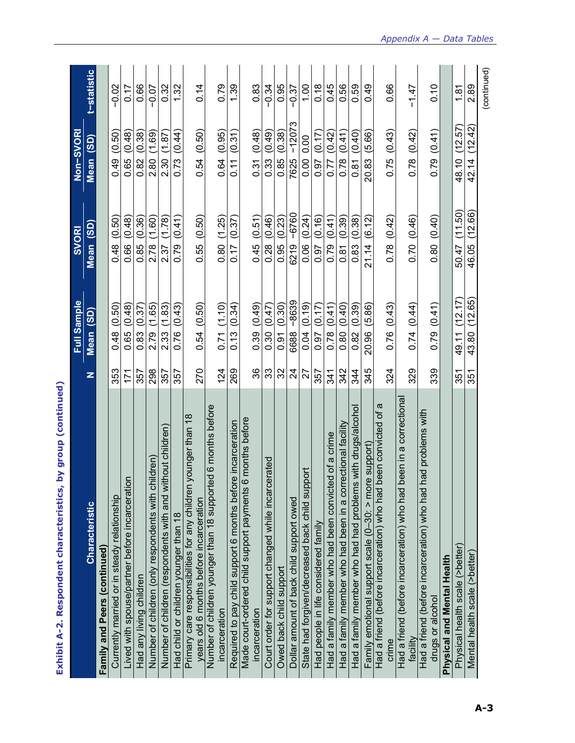**Exhibit A-2. Respondent characteristics, by group (continued)**

| Characteristic | N | Full Sample Mean (SD) | SVORI Mean (SD) | Non-SVORI Mean (SD) | t-statistic |
|---|---|---|---|---|---|
| **Family and Peers (continued)** | | | | | |
| Currently married or in steady relationship | 353 | 0.48 (0.50) | 0.48 (0.50) | 0.49 (0.50) | −0.02 |
| Lived with spouse/partner before incarceration | 171 | 0.65 (0.48) | 0.66 (0.48) | 0.65 (0.48) | 0.17 |
| Had any living children | 357 | 0.83 (0.37) | 0.85 (0.36) | 0.82 (0.38) | 0.66 |
| Number of children (only respondents with children) | 298 | 2.79 (1.65) | 2.78 (1.60) | 2.80 (1.69) | −0.07 |
| Number of children (respondents with and without children) | 357 | 2.33 (1.83) | 2.37 (1.78) | 2.30 (1.87) | 0.32 |
| Had child or children younger than 18 | 357 | 0.76 (0.43) | 0.79 (0.41) | 0.73 (0.44) | 1.32 |
| Primary care responsibilities for any children younger than 18 years old 6 months before incarceration | 270 | 0.54 (0.50) | 0.55 (0.50) | 0.54 (0.50) | 0.14 |
| Number of children younger than 18 supported 6 months before incarceration | 124 | 0.71 (1.10) | 0.80 (1.25) | 0.64 (0.95) | 0.79 |
| Required to pay child support 6 months before incarceration | 269 | 0.13 (0.34) | 0.17 (0.37) | 0.11 (0.31) | 1.39 |
| Made court-ordered child support payments 6 months before incarceration | 36 | 0.39 (0.49) | 0.45 (0.51) | 0.31 (0.48) | 0.83 |
| Court order for support changed while incarcerated | 33 | 0.30 (0.47) | 0.28 (0.46) | 0.33 (0.49) | −0.34 |
| Owed back child support | 32 | 0.91 (0.30) | 0.95 (0.23) | 0.85 (0.38) | 0.95 |
| Dollar amount of back child support owed | 24 | 6688 ~8639 | 6219 ~6760 | 7625 ~12073 | −0.37 |
| State had forgiven/decreased back child support | 27 | 0.04 (0.19) | 0.06 (0.24) | 0.00 0.00 | 1.00 |
| Had people in life considered family | 357 | 0.97 (0.17) | 0.97 (0.16) | 0.97 (0.17) | 0.18 |
| Had a family member who had been convicted of a crime | 341 | 0.78 (0.41) | 0.79 (0.41) | 0.77 (0.42) | 0.45 |
| Had a family member who had been in a correctional facility | 342 | 0.80 (0.40) | 0.81 (0.39) | 0.78 (0.41) | 0.56 |
| Had a family member who had had problems with drugs/alcohol | 344 | 0.82 (0.39) | 0.83 (0.38) | 0.81 (0.40) | 0.59 |
| Family emotional support scale (0–30: > more support) | 345 | 20.96 (5.86) | 21.14 (6.12) | 20.83 (5.66) | 0.49 |
| Had a friend (before incarceration) who had been convicted of a crime | 324 | 0.76 (0.43) | 0.78 (0.42) | 0.75 (0.43) | 0.66 |
| Had a friend (before incarceration) who had been in a correctional facility | 329 | 0.74 (0.44) | 0.70 (0.46) | 0.78 (0.42) | −1.47 |
| Had a friend (before incarceration) who had had problems with drugs or alcohol | 339 | 0.79 (0.41) | 0.80 (0.40) | 0.79 (0.41) | 0.10 |
| **Physical and Mental Health** | | | | | |
| Physical health scale (>better) | 351 | 49.11 (12.17) | 50.47 (11.50) | 48.10 (12.57) | 1.81 |
| Mental health scale (>better) | 351 | 43.80 (12.65) | 46.05 (12.66) | 42.14 (12.42) | 2.89 |

(continued)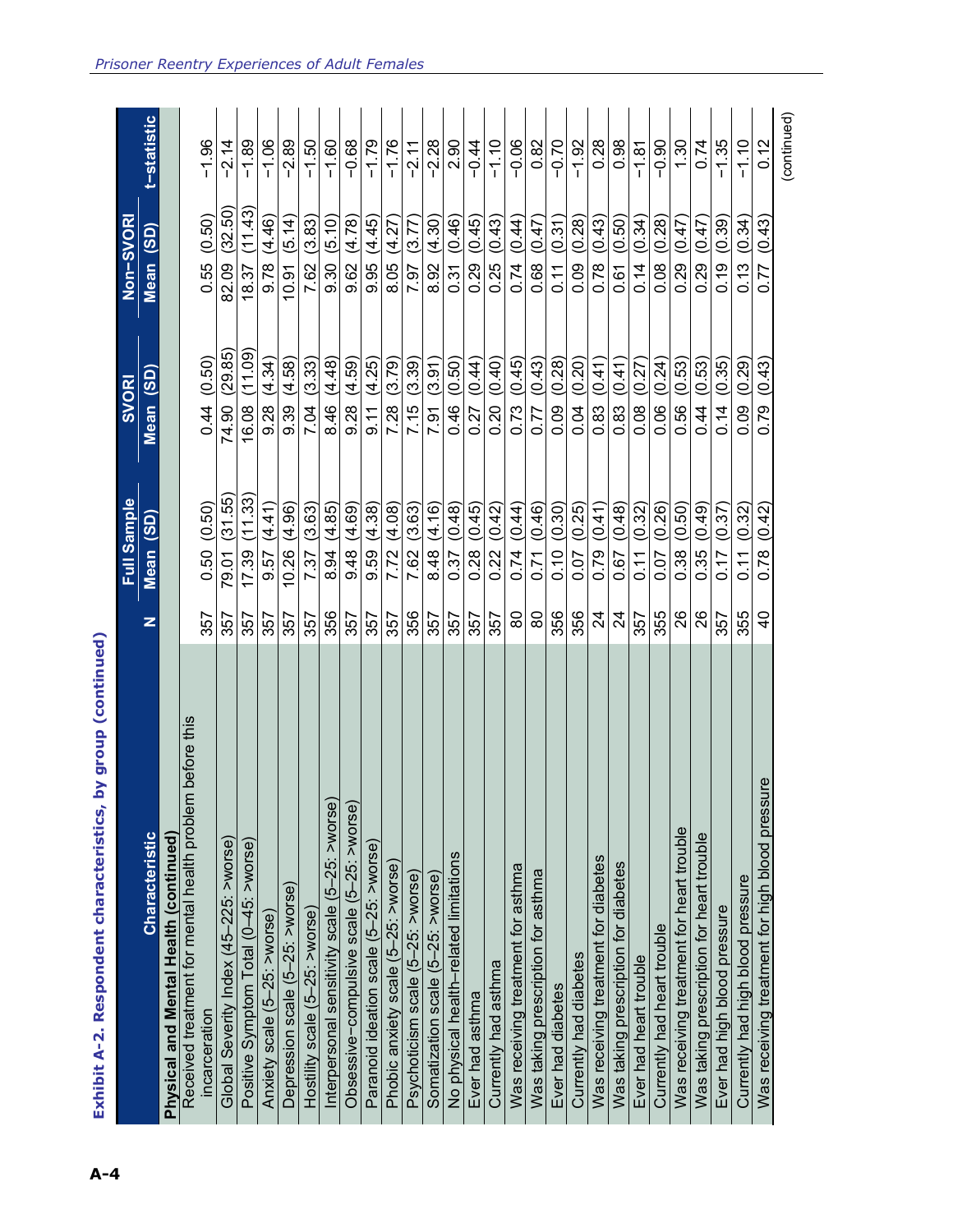**Exhibit A-2. Respondent characteristics, by group (continued)**

| Characteristic | N | Full Sample | | SVORI | | Non–SVORI | | t–statistic |
|---|---|---|---|---|---|---|---|---|
| | | Mean | (SD) | Mean | (SD) | Mean | (SD) | |
| **Physical and Mental Health (continued)** | | | | | | | | |
| Received treatment for mental health problem before this incarceration | 357 | 0.50 | (0.50) | 0.44 | (0.50) | 0.55 | (0.50) | −1.96 |
| Global Severity Index (45–225: >worse) | 357 | 79.01 | (31.55) | 74.90 | (29.85) | 82.09 | (32.50) | −2.14 |
| Positive Symptom Total (0–45: >worse) | 357 | 17.39 | (11.33) | 16.08 | (11.09) | 18.37 | (11.43) | −1.89 |
| Anxiety scale (5–25: >worse) | 357 | 9.57 | (4.41) | 9.28 | (4.34) | 9.78 | (4.46) | −1.06 |
| Depression scale (5–25: >worse) | 357 | 10.26 | (4.96) | 9.39 | (4.58) | 10.91 | (5.14) | −2.89 |
| Hostility scale (5–25: >worse) | 357 | 7.37 | (3.63) | 7.04 | (3.33) | 7.62 | (3.83) | −1.50 |
| Interpersonal sensitivity scale (5–25: >worse) | 356 | 8.94 | (4.85) | 8.46 | (4.48) | 9.30 | (5.10) | −1.60 |
| Obsessive–compulsive scale (5–25: >worse) | 357 | 9.48 | (4.69) | 9.28 | (4.59) | 9.62 | (4.78) | −0.68 |
| Paranoid ideation scale (5–25: >worse) | 357 | 9.59 | (4.38) | 9.11 | (4.25) | 9.95 | (4.45) | −1.79 |
| Phobic anxiety scale (5–25: >worse) | 357 | 7.72 | (4.08) | 7.28 | (3.79) | 8.05 | (4.27) | −1.76 |
| Psychoticism scale (5–25: >worse) | 356 | 7.62 | (3.63) | 7.15 | (3.39) | 7.97 | (3.77) | −2.11 |
| Somatization scale (5–25: >worse) | 357 | 8.48 | (4.16) | 7.91 | (3.91) | 8.92 | (4.30) | −2.28 |
| No physical health–related limitations | 357 | 0.37 | (0.48) | 0.46 | (0.50) | 0.31 | (0.46) | 2.90 |
| Ever had asthma | 357 | 0.28 | (0.45) | 0.27 | (0.44) | 0.29 | (0.45) | −0.44 |
| Currently had asthma | 357 | 0.22 | (0.42) | 0.20 | (0.40) | 0.25 | (0.43) | −1.10 |
| Was receiving treatment for asthma | 80 | 0.74 | (0.44) | 0.73 | (0.45) | 0.74 | (0.44) | −0.06 |
| Was taking prescription for asthma | 80 | 0.71 | (0.46) | 0.77 | (0.43) | 0.68 | (0.47) | 0.82 |
| Ever had diabetes | 356 | 0.10 | (0.30) | 0.09 | (0.28) | 0.11 | (0.31) | −0.70 |
| Currently had diabetes | 356 | 0.07 | (0.25) | 0.04 | (0.20) | 0.09 | (0.28) | −1.92 |
| Was receiving treatment for diabetes | 24 | 0.79 | (0.41) | 0.83 | (0.41) | 0.78 | (0.43) | 0.28 |
| Was taking prescription for diabetes | 24 | 0.67 | (0.48) | 0.83 | (0.41) | 0.61 | (0.50) | 0.98 |
| Ever had heart trouble | 357 | 0.11 | (0.32) | 0.08 | (0.27) | 0.14 | (0.34) | −1.81 |
| Currently had heart trouble | 355 | 0.07 | (0.26) | 0.06 | (0.24) | 0.08 | (0.28) | −0.90 |
| Was receiving treatment for heart trouble | 26 | 0.38 | (0.50) | 0.56 | (0.53) | 0.29 | (0.47) | 1.30 |
| Was taking prescription for heart trouble | 26 | 0.35 | (0.49) | 0.44 | (0.53) | 0.29 | (0.47) | 0.74 |
| Ever had high blood pressure | 357 | 0.17 | (0.37) | 0.14 | (0.35) | 0.19 | (0.39) | −1.35 |
| Currently had high blood pressure | 355 | 0.11 | (0.32) | 0.09 | (0.29) | 0.13 | (0.34) | −1.10 |
| Was receiving treatment for high blood pressure | 40 | 0.78 | (0.42) | 0.79 | (0.43) | 0.77 | (0.43) | 0.12 |

(continued)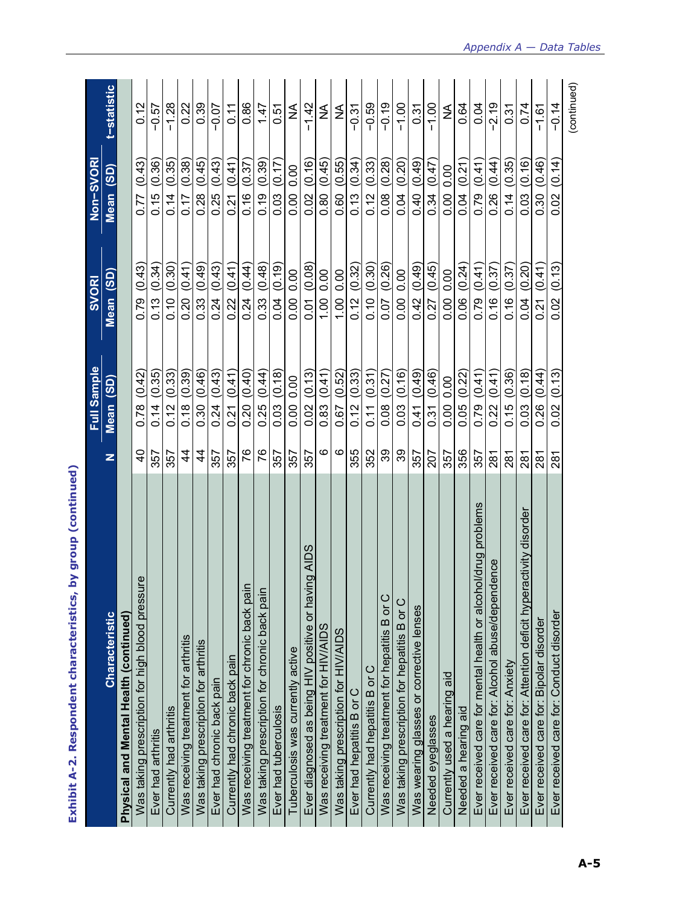**Exhibit A-2. Respondent characteristics, by group (continued)**

| Characteristic | N | Full Sample Mean (SD) | SVORI Mean (SD) | Non-SVORI Mean (SD) | t-statistic |
|---|---|---|---|---|---|
| **Physical and Mental Health (continued)** | | | | | |
| Was taking prescription for high blood pressure | 40 | 0.78 (0.42) | 0.79 (0.43) | 0.77 (0.43) | 0.12 |
| Ever had arthritis | 357 | 0.14 (0.35) | 0.13 (0.34) | 0.15 (0.36) | −0.57 |
| Currently had arthritis | 357 | 0.12 (0.33) | 0.10 (0.30) | 0.14 (0.35) | −1.28 |
| Was receiving treatment for arthritis | 44 | 0.18 (0.39) | 0.20 (0.41) | 0.17 (0.38) | 0.22 |
| Was taking prescription for arthritis | 44 | 0.30 (0.46) | 0.33 (0.49) | 0.28 (0.45) | 0.39 |
| Ever had chronic back pain | 357 | 0.24 (0.43) | 0.24 (0.43) | 0.25 (0.43) | −0.07 |
| Currently had chronic back pain | 357 | 0.21 (0.41) | 0.22 (0.41) | 0.21 (0.41) | 0.11 |
| Was receiving treatment for chronic back pain | 76 | 0.20 (0.40) | 0.24 (0.44) | 0.16 (0.37) | 0.86 |
| Was taking prescription for chronic back pain | 76 | 0.25 (0.44) | 0.33 (0.48) | 0.19 (0.39) | 1.47 |
| Ever had tuberculosis | 357 | 0.03 (0.18) | 0.04 (0.19) | 0.03 (0.17) | 0.51 |
| Tuberculosis was currently active | 357 | 0.00 0.00 | 0.00 0.00 | 0.00 0.00 | NA |
| Ever diagnosed as being HIV positive or having AIDS | 357 | 0.02 (0.13) | 0.01 (0.08) | 0.02 (0.16) | −1.42 |
| Was receiving treatment for HIV/AIDS | 6 | 0.83 (0.41) | 1.00 0.00 | 0.80 (0.45) | NA |
| Was taking prescription for HIV/AIDS | 6 | 0.67 (0.52) | 1.00 0.00 | 0.60 (0.55) | NA |
| Ever had hepatitis B or C | 355 | 0.12 (0.33) | 0.12 (0.32) | 0.13 (0.34) | −0.31 |
| Currently had hepatitis B or C | 352 | 0.11 (0.31) | 0.10 (0.30) | 0.12 (0.33) | −0.59 |
| Was receiving treatment for hepatitis B or C | 39 | 0.08 (0.27) | 0.07 (0.26) | 0.08 (0.28) | −0.19 |
| Was taking prescription for hepatitis B or C | 39 | 0.03 (0.16) | 0.00 0.00 | 0.04 (0.20) | −1.00 |
| Was wearing glasses or corrective lenses | 357 | 0.41 (0.49) | 0.42 (0.49) | 0.40 (0.49) | 0.31 |
| Needed eyeglasses | 207 | 0.31 (0.46) | 0.27 (0.45) | 0.34 (0.47) | −1.00 |
| Currently used a hearing aid | 357 | 0.00 0.00 | 0.00 0.00 | 0.00 0.00 | NA |
| Needed a hearing aid | 356 | 0.05 (0.22) | 0.06 (0.24) | 0.04 (0.21) | 0.64 |
| Ever received care for mental health or alcohol/drug problems | 357 | 0.79 (0.41) | 0.79 (0.41) | 0.79 (0.41) | 0.04 |
| Ever received care for: Alcohol abuse/dependence | 281 | 0.22 (0.41) | 0.16 (0.37) | 0.26 (0.44) | −2.19 |
| Ever received care for: Anxiety | 281 | 0.15 (0.36) | 0.16 (0.37) | 0.14 (0.35) | 0.31 |
| Ever received care for: Attention deficit hyperactivity disorder | 281 | 0.03 (0.18) | 0.04 (0.20) | 0.03 (0.16) | 0.74 |
| Ever received care for: Bipolar disorder | 281 | 0.26 (0.44) | 0.21 (0.41) | 0.30 (0.46) | −1.61 |
| Ever received care for: Conduct disorder | 281 | 0.02 (0.13) | 0.02 (0.13) | 0.02 (0.14) | −0.14 |

(continued)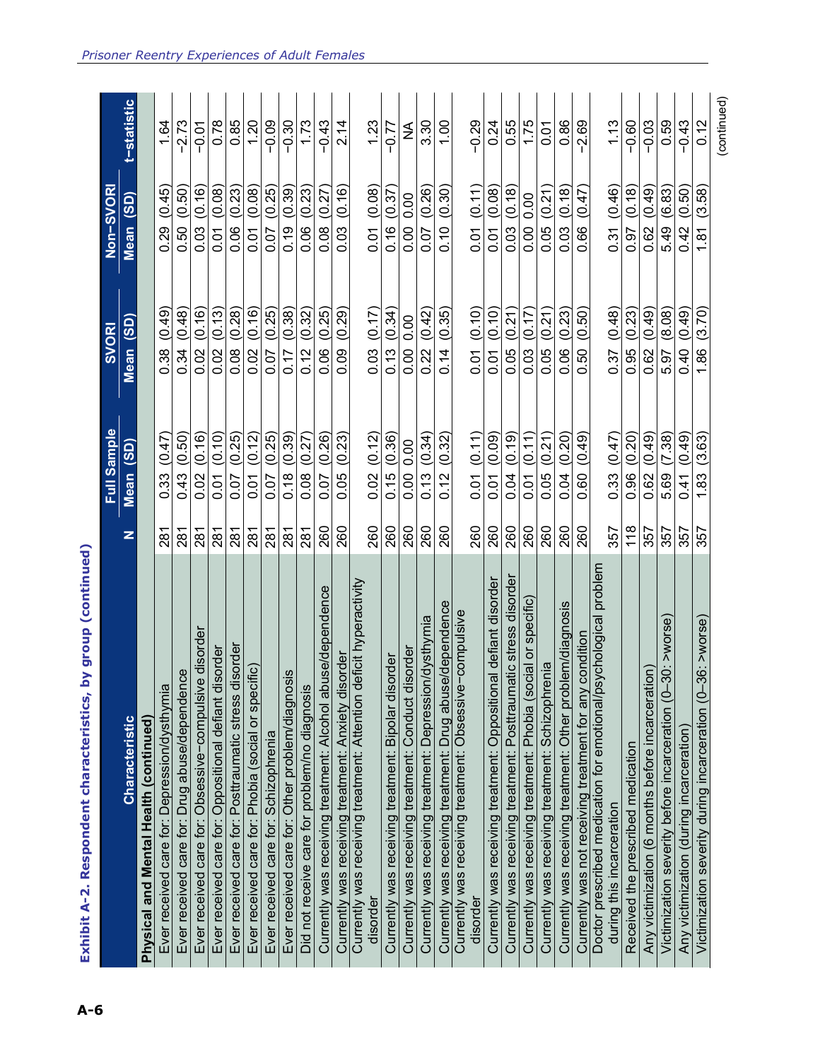## Exhibit A-2. Respondent characteristics, by group (continued)

| Characteristic | N | Full Sample Mean | Full Sample (SD) | SVORI Mean | SVORI (SD) | Non-SVORI Mean | Non-SVORI (SD) | t-statistic |
|---|---|---|---|---|---|---|---|---|
| **Physical and Mental Health (continued)** | | | | | | | | |
| Ever received care for: Depression/dysthymia | 281 | 0.33 | (0.47) | 0.38 | (0.49) | 0.29 | (0.45) | 1.64 |
| Ever received care for: Drug abuse/dependence | 281 | 0.43 | (0.50) | 0.34 | (0.48) | 0.50 | (0.50) | −2.73 |
| Ever received care for: Obsessive−compulsive disorder | 281 | 0.02 | (0.16) | 0.02 | (0.16) | 0.03 | (0.16) | −0.01 |
| Ever received care for: Oppositional defiant disorder | 281 | 0.01 | (0.10) | 0.02 | (0.13) | 0.01 | (0.08) | 0.78 |
| Ever received care for: Posttraumatic stress disorder | 281 | 0.07 | (0.25) | 0.08 | (0.28) | 0.06 | (0.23) | 0.85 |
| Ever received care for: Phobia (social or specific) | 281 | 0.01 | (0.12) | 0.02 | (0.16) | 0.01 | (0.08) | 1.20 |
| Ever received care for: Schizophrenia | 281 | 0.07 | (0.25) | 0.07 | (0.25) | 0.07 | (0.25) | −0.09 |
| Ever received care for: Other problem/diagnosis | 281 | 0.18 | (0.39) | 0.17 | (0.38) | 0.19 | (0.39) | −0.30 |
| Did not receive care for problem/no diagnosis | 281 | 0.08 | (0.27) | 0.12 | (0.32) | 0.06 | (0.23) | 1.73 |
| Currently was receiving treatment: Alcohol abuse/dependence | 260 | 0.07 | (0.26) | 0.06 | (0.25) | 0.08 | (0.27) | −0.43 |
| Currently was receiving treatment: Anxiety disorder | 260 | 0.05 | (0.23) | 0.09 | (0.29) | 0.03 | (0.16) | 2.14 |
| Currently was receiving treatment: Attention deficit hyperactivity disorder | 260 | 0.02 | (0.12) | 0.03 | (0.17) | 0.01 | (0.08) | 1.23 |
| Currently was receiving treatment: Bipolar disorder | 260 | 0.15 | (0.36) | 0.13 | (0.34) | 0.16 | (0.37) | −0.77 |
| Currently was receiving treatment: Conduct disorder | 260 | 0.00 | 0.00 | 0.00 | 0.00 | 0.00 | 0.00 | NA |
| Currently was receiving treatment: Depression/dysthymia | 260 | 0.13 | (0.34) | 0.22 | (0.42) | 0.07 | (0.26) | 3.30 |
| Currently was receiving treatment: Drug abuse/dependence | 260 | 0.12 | (0.32) | 0.14 | (0.35) | 0.10 | (0.30) | 1.00 |
| Currently was receiving treatment: Obsessive−compulsive disorder | 260 | 0.01 | (0.11) | 0.01 | (0.10) | 0.01 | (0.11) | −0.29 |
| Currently was receiving treatment: Oppositional defiant disorder | 260 | 0.01 | (0.09) | 0.01 | (0.10) | 0.01 | (0.08) | 0.24 |
| Currently was receiving treatment: Posttraumatic stress disorder | 260 | 0.04 | (0.19) | 0.05 | (0.21) | 0.03 | (0.18) | 0.55 |
| Currently was receiving treatment: Phobia (social or specific) | 260 | 0.01 | (0.11) | 0.03 | (0.17) | 0.00 | 0.00 | 1.75 |
| Currently was receiving treatment: Schizophrenia | 260 | 0.05 | (0.21) | 0.05 | (0.21) | 0.05 | (0.21) | 0.01 |
| Currently was receiving treatment: Other problem/diagnosis | 260 | 0.04 | (0.20) | 0.06 | (0.23) | 0.03 | (0.18) | 0.86 |
| Currently was not receiving treatment for any condition | 260 | 0.60 | (0.49) | 0.50 | (0.50) | 0.66 | (0.47) | −2.69 |
| Doctor prescribed medication for emotional/psychological problem during this incarceration | 357 | 0.33 | (0.47) | 0.37 | (0.48) | 0.31 | (0.46) | 1.13 |
| Received the prescribed medication | 118 | 0.96 | (0.20) | 0.95 | (0.23) | 0.97 | (0.18) | −0.60 |
| Any victimization (6 months before incarceration) | 357 | 0.62 | (0.49) | 0.62 | (0.49) | 0.62 | (0.49) | −0.03 |
| Victimization severity before incarceration (0–30: >worse) | 357 | 5.69 | (7.38) | 5.97 | (8.08) | 5.49 | (6.83) | 0.59 |
| Any victimization (during incarceration) | 357 | 0.41 | (0.49) | 0.40 | (0.49) | 0.42 | (0.50) | −0.43 |
| Victimization severity during incarceration (0–36: >worse) | 357 | 1.83 | (3.63) | 1.86 | (3.70) | 1.81 | (3.58) | 0.12 |

(continued)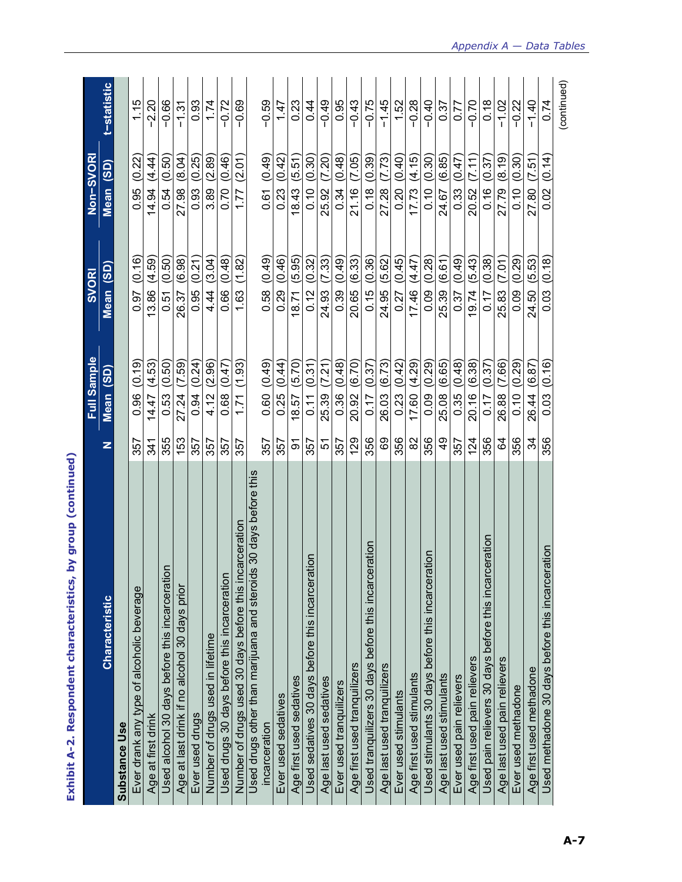**Exhibit A-2. Respondent characteristics, by group (continued)**

| Characteristic | N | Full Sample | | SVORI | | Non-SVORI | | t-statistic |
|---|---|---|---|---|---|---|---|---|
| | | Mean | (SD) | Mean | (SD) | Mean | (SD) | |
| **Substance Use** | | | | | | | | |
| Ever drank any type of alcoholic beverage | 357 | 0.96 | (0.19) | 0.97 | (0.16) | 0.95 | (0.22) | 1.15 |
| Age at first drink | 341 | 14.47 | (4.53) | 13.86 | (4.59) | 14.94 | (4.44) | −2.20 |
| Used alcohol 30 days before this incarceration | 355 | 0.53 | (0.50) | 0.51 | (0.50) | 0.54 | (0.50) | −0.66 |
| Age at last drink if no alcohol 30 days prior | 153 | 27.24 | (7.59) | 26.37 | (6.98) | 27.98 | (8.04) | −1.31 |
| Ever used drugs | 357 | 0.94 | (0.24) | 0.95 | (0.21) | 0.93 | (0.25) | 0.93 |
| Number of drugs used in lifetime | 357 | 4.12 | (2.96) | 4.44 | (3.04) | 3.89 | (2.89) | 1.74 |
| Used drugs 30 days before this incarceration | 357 | 0.68 | (0.47) | 0.66 | (0.48) | 0.70 | (0.46) | −0.72 |
| Number of drugs used 30 days before this incarceration | 357 | 1.71 | (1.93) | 1.63 | (1.82) | 1.77 | (2.01) | −0.69 |
| Used drugs other than marijuana and steroids 30 days before this incarceration | 357 | 0.60 | (0.49) | 0.58 | (0.49) | 0.61 | (0.49) | −0.59 |
| Ever used sedatives | 357 | 0.25 | (0.44) | 0.29 | (0.46) | 0.23 | (0.42) | 1.47 |
| Age first used sedatives | 91 | 18.57 | (5.70) | 18.71 | (5.95) | 18.43 | (5.51) | 0.23 |
| Used sedatives 30 days before this incarceration | 357 | 0.11 | (0.31) | 0.12 | (0.32) | 0.10 | (0.30) | 0.44 |
| Age last used sedatives | 51 | 25.39 | (7.21) | 24.93 | (7.33) | 25.92 | (7.20) | −0.49 |
| Ever used tranquilizers | 357 | 0.36 | (0.48) | 0.39 | (0.49) | 0.34 | (0.48) | 0.95 |
| Age first used tranquilizers | 129 | 20.92 | (6.70) | 20.65 | (6.33) | 21.16 | (7.05) | −0.43 |
| Used tranquilizers 30 days before this incarceration | 356 | 0.17 | (0.37) | 0.15 | (0.36) | 0.18 | (0.39) | −0.75 |
| Age last used tranquilizers | 69 | 26.03 | (6.73) | 24.95 | (5.62) | 27.28 | (7.73) | −1.45 |
| Ever used stimulants | 356 | 0.23 | (0.42) | 0.27 | (0.45) | 0.20 | (0.40) | 1.52 |
| Age first used stimulants | 82 | 17.60 | (4.29) | 17.46 | (4.47) | 17.73 | (4.15) | −0.28 |
| Used stimulants 30 days before this incarceration | 356 | 0.09 | (0.29) | 0.09 | (0.28) | 0.10 | (0.30) | −0.40 |
| Age last used stimulants | 49 | 25.08 | (6.65) | 25.39 | (6.61) | 24.67 | (6.85) | 0.37 |
| Ever used pain relievers | 357 | 0.35 | (0.48) | 0.37 | (0.49) | 0.33 | (0.47) | 0.77 |
| Age first used pain relievers | 124 | 20.16 | (6.38) | 19.74 | (5.43) | 20.52 | (7.11) | −0.70 |
| Used pain relievers 30 days before this incarceration | 356 | 0.17 | (0.37) | 0.17 | (0.38) | 0.16 | (0.37) | 0.18 |
| Age last used pain relievers | 64 | 26.88 | (7.66) | 25.83 | (7.01) | 27.79 | (8.19) | −1.02 |
| Ever used methadone | 356 | 0.10 | (0.29) | 0.09 | (0.29) | 0.10 | (0.30) | −0.22 |
| Age first used methadone | 34 | 26.44 | (6.87) | 24.50 | (5.53) | 27.80 | (7.51) | −1.40 |
| Used methadone 30 days before this incarceration | 356 | 0.03 | (0.16) | 0.03 | (0.18) | 0.02 | (0.14) | 0.74 |

(continued)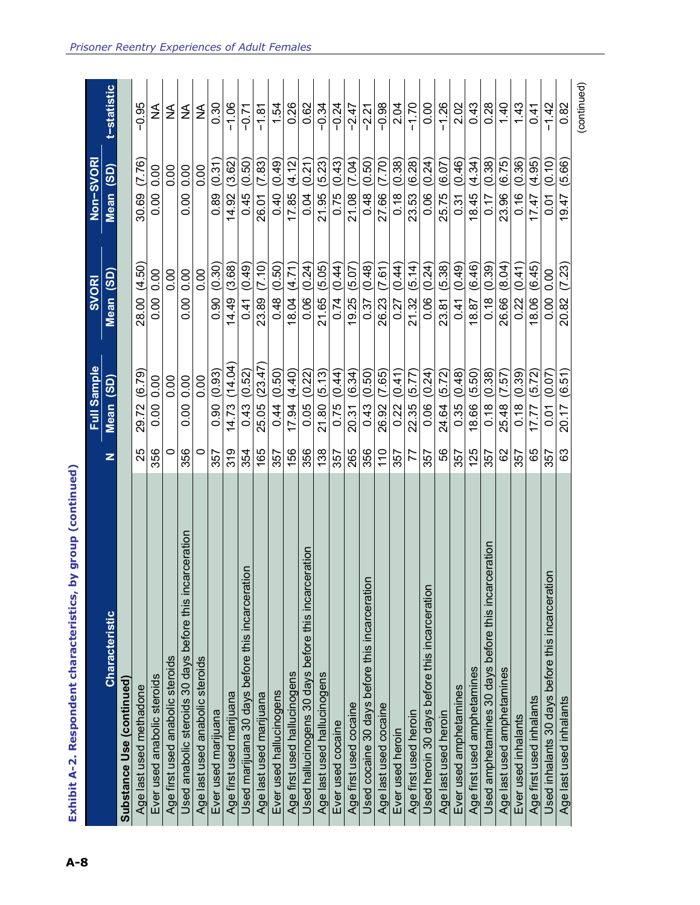**Exhibit A-2. Respondent characteristics, by group (continued)**

| Characteristic | N | Full Sample Mean (SD) | SVORI Mean (SD) | Non–SVORI Mean (SD) | t–statistic |
|---|---|---|---|---|---|
| **Substance Use (continued)** | | | | | |
| Age last used methadone | 25 | 29.72 (6.79) | 28.00 (4.50) | 30.69 (7.76) | −0.95 |
| Ever used anabolic steroids | 356 | 0.00 0.00 | 0.00 0.00 | 0.00 0.00 | NA |
| Age first used anabolic steroids | 0 | 0.00 | 0.00 | 0.00 | NA |
| Used anabolic steroids 30 days before this incarceration | 356 | 0.00 0.00 | 0.00 0.00 | 0.00 0.00 | NA |
| Age last used anabolic steroids | 0 | 0.00 | 0.00 | 0.00 | NA |
| Ever used marijuana | 357 | 0.90 (0.93) | 0.90 (0.30) | 0.89 (0.31) | 0.30 |
| Age first used marijuana | 319 | 14.73 (14.04) | 14.49 (3.68) | 14.92 (3.62) | −1.06 |
| Used marijuana 30 days before this incarceration | 354 | 0.43 (0.52) | 0.41 (0.49) | 0.45 (0.50) | −0.71 |
| Age last used marijuana | 165 | 25.05 (23.47) | 23.89 (7.10) | 26.01 (7.83) | −1.81 |
| Ever used hallucinogens | 357 | 0.44 (0.50) | 0.48 (0.50) | 0.40 (0.49) | 1.54 |
| Age first used hallucinogens | 156 | 17.94 (4.40) | 18.04 (4.71) | 17.85 (4.12) | 0.26 |
| Used hallucinogens 30 days before this incarceration | 356 | 0.05 (0.22) | 0.06 (0.24) | 0.04 (0.21) | 0.62 |
| Age last used hallucinogens | 138 | 21.80 (5.13) | 21.65 (5.05) | 21.95 (5.23) | −0.34 |
| Ever used cocaine | 357 | 0.75 (0.44) | 0.74 (0.44) | 0.75 (0.43) | −0.24 |
| Age first used cocaine | 265 | 20.31 (6.34) | 19.25 (5.07) | 21.08 (7.04) | −2.47 |
| Used cocaine 30 days before this incarceration | 356 | 0.43 (0.50) | 0.37 (0.48) | 0.48 (0.50) | −2.21 |
| Age last used cocaine | 110 | 26.92 (7.65) | 26.23 (7.61) | 27.66 (7.70) | −0.98 |
| Ever used heroin | 357 | 0.22 (0.41) | 0.27 (0.44) | 0.18 (0.38) | 2.04 |
| Age first used heroin | 77 | 22.35 (5.77) | 21.32 (5.14) | 23.53 (6.28) | −1.70 |
| Used heroin 30 days before this incarceration | 357 | 0.06 (0.24) | 0.06 (0.24) | 0.06 (0.24) | 0.00 |
| Age last used heroin | 56 | 24.64 (5.72) | 23.81 (5.38) | 25.75 (6.07) | −1.26 |
| Ever used amphetamines | 357 | 0.35 (0.48) | 0.41 (0.49) | 0.31 (0.46) | 2.02 |
| Age first used amphetamines | 125 | 18.66 (5.50) | 18.87 (6.46) | 18.45 (4.34) | 0.43 |
| Used amphetamines 30 days before this incarceration | 357 | 0.18 (0.38) | 0.18 (0.39) | 0.17 (0.38) | 0.28 |
| Age last used amphetamines | 62 | 25.48 (7.57) | 26.66 (8.04) | 23.96 (6.75) | 1.40 |
| Ever used inhalants | 357 | 0.18 (0.39) | 0.22 (0.41) | 0.16 (0.36) | 1.43 |
| Age first used inhalants | 65 | 17.77 (5.72) | 18.06 (6.45) | 17.47 (4.95) | 0.41 |
| Used inhalants 30 days before this incarceration | 357 | 0.01 (0.07) | 0.00 0.00 | 0.01 (0.10) | −1.42 |
| Age last used inhalants | 63 | 20.17 (6.51) | 20.82 (7.23) | 19.47 (5.66) | 0.82 |

(continued)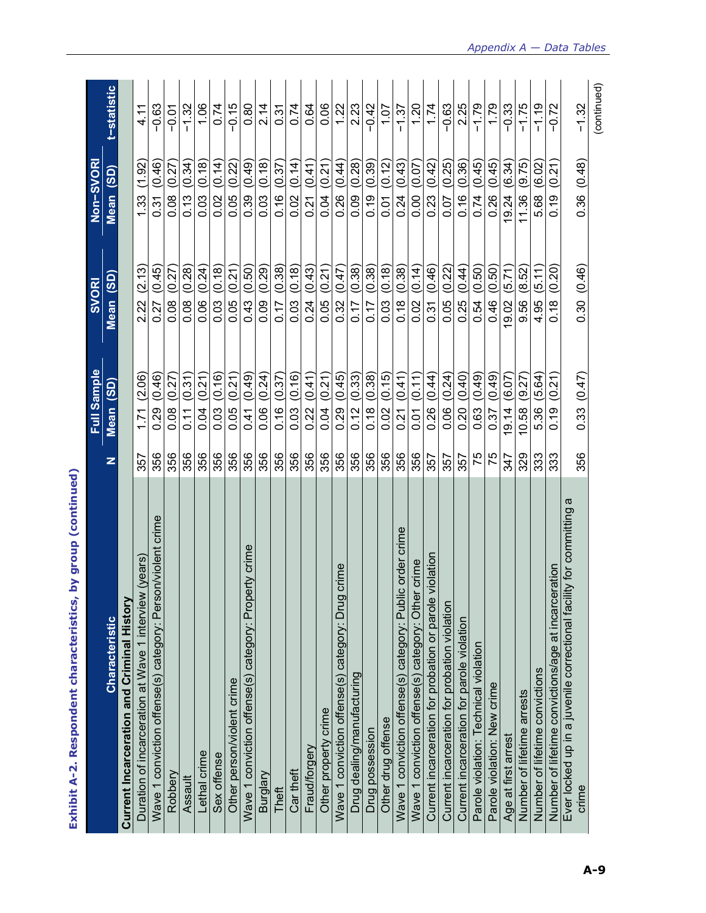**Exhibit A-2. Respondent characteristics, by group (continued)**

| Characteristic | N | Full Sample Mean (SD) | SVORI Mean (SD) | Non-SVORI Mean (SD) | t-statistic |
|---|---|---|---|---|---|
| **Current Incarceration and Criminal History** | | | | | |
| Duration of incarceration at Wave 1 interview (years) | 357 | 1.71 (2.06) | 2.22 (2.13) | 1.33 (1.92) | 4.11 |
| Wave 1 conviction offense(s) category: Person/violent crime | 356 | 0.29 (0.46) | 0.27 (0.45) | 0.31 (0.46) | −0.63 |
| Robbery | 356 | 0.08 (0.27) | 0.08 (0.27) | 0.08 (0.27) | −0.01 |
| Assault | 356 | 0.11 (0.31) | 0.08 (0.28) | 0.13 (0.34) | −1.32 |
| Lethal crime | 356 | 0.04 (0.21) | 0.06 (0.24) | 0.03 (0.18) | 1.06 |
| Sex offense | 356 | 0.03 (0.16) | 0.03 (0.18) | 0.02 (0.14) | 0.74 |
| Other person/violent crime | 356 | 0.05 (0.21) | 0.05 (0.21) | 0.05 (0.22) | −0.15 |
| Wave 1 conviction offense(s) category: Property crime | 356 | 0.41 (0.49) | 0.43 (0.50) | 0.39 (0.49) | 0.80 |
| Burglary | 356 | 0.06 (0.24) | 0.09 (0.29) | 0.03 (0.18) | 2.14 |
| Theft | 356 | 0.16 (0.37) | 0.17 (0.38) | 0.16 (0.37) | 0.31 |
| Car theft | 356 | 0.03 (0.16) | 0.03 (0.18) | 0.02 (0.14) | 0.74 |
| Fraud/forgery | 356 | 0.22 (0.41) | 0.24 (0.43) | 0.21 (0.41) | 0.64 |
| Other property crime | 356 | 0.04 (0.21) | 0.05 (0.21) | 0.04 (0.21) | 0.06 |
| Wave 1 conviction offense(s) category: Drug crime | 356 | 0.29 (0.45) | 0.32 (0.47) | 0.26 (0.44) | 1.22 |
| Drug dealing/manufacturing | 356 | 0.12 (0.33) | 0.17 (0.38) | 0.09 (0.28) | 2.23 |
| Drug possession | 356 | 0.18 (0.38) | 0.17 (0.38) | 0.19 (0.39) | −0.42 |
| Other drug offense | 356 | 0.02 (0.15) | 0.03 (0.18) | 0.01 (0.12) | 1.07 |
| Wave 1 conviction offense(s) category: Public order crime | 356 | 0.21 (0.41) | 0.18 (0.38) | 0.24 (0.43) | −1.37 |
| Wave 1 conviction offense(s) category: Other crime | 356 | 0.01 (0.11) | 0.02 (0.14) | 0.00 (0.07) | 1.20 |
| Current incarceration for probation or parole violation | 357 | 0.26 (0.44) | 0.31 (0.46) | 0.23 (0.42) | 1.74 |
| Current incarceration for probation violation | 357 | 0.06 (0.24) | 0.05 (0.22) | 0.07 (0.25) | −0.63 |
| Current incarceration for parole violation | 357 | 0.20 (0.40) | 0.25 (0.44) | 0.16 (0.36) | 2.25 |
| Parole violation: Technical violation | 75 | 0.63 (0.49) | 0.54 (0.50) | 0.74 (0.45) | −1.79 |
| Parole violation: New crime | 75 | 0.37 (0.49) | 0.46 (0.50) | 0.26 (0.45) | 1.79 |
| Age at first arrest | 347 | 19.14 (6.07) | 19.02 (5.71) | 19.24 (6.34) | −0.33 |
| Number of lifetime arrests | 329 | 10.58 (9.27) | 9.56 (8.52) | 11.36 (9.75) | −1.75 |
| Number of lifetime convictions | 333 | 5.36 (5.64) | 4.95 (5.11) | 5.68 (6.02) | −1.19 |
| Number of lifetime convictions/age at incarceration | 333 | 0.19 (0.21) | 0.18 (0.20) | 0.19 (0.21) | −0.72 |
| Ever locked up in a juvenile correctional facility for committing a crime | 356 | 0.33 (0.47) | 0.30 (0.46) | 0.36 (0.48) | −1.32 |

(continued)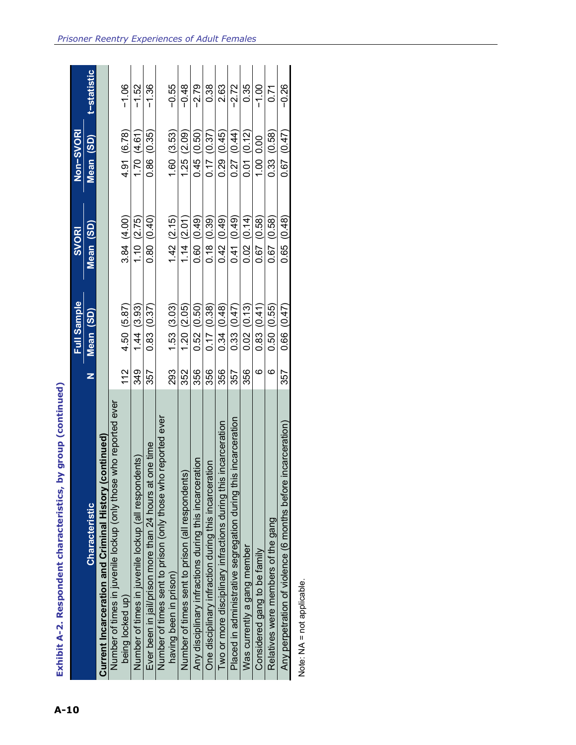## Exhibit A-2. Respondent characteristics, by group (continued)

| Characteristic | N | Full Sample | SVORI | Non–SVORI | t–statistic |
|---|---|---|---|---|---|
| | | Mean (SD) | Mean (SD) | Mean (SD) | |
| **Current Incarceration and Criminal History (continued)** | | | | | |
| Number of times in juvenile lockup (only those who reported ever being locked up) | 112 | 4.50 (5.87) | 3.84 (4.00) | 4.91 (6.78) | −1.06 |
| Number of times in juvenile lockup (all respondents) | 349 | 1.44 (3.93) | 1.10 (2.75) | 1.70 (4.61) | −1.52 |
| Ever been in jail/prison more than 24 hours at one time | 357 | 0.83 (0.37) | 0.80 (0.40) | 0.86 (0.35) | −1.36 |
| Number of times sent to prison (only those who reported ever having been in prison) | 293 | 1.53 (3.03) | 1.42 (2.15) | 1.60 (3.53) | −0.55 |
| Number of times sent to prison (all respondents) | 352 | 1.20 (2.05) | 1.14 (2.01) | 1.25 (2.09) | −0.48 |
| Any disciplinary infractions during this incarceration | 356 | 0.52 (0.50) | 0.60 (0.49) | 0.45 (0.50) | −2.79 |
| One disciplinary infraction during this incarceration | 356 | 0.17 (0.38) | 0.18 (0.39) | 0.17 (0.37) | 0.38 |
| Two or more disciplinary infractions during this incarceration | 356 | 0.34 (0.48) | 0.42 (0.49) | 0.29 (0.45) | 2.63 |
| Placed in administrative segregation during this incarceration | 357 | 0.33 (0.47) | 0.41 (0.49) | 0.27 (0.44) | −2.72 |
| Was currently a gang member | 356 | 0.02 (0.13) | 0.02 (0.14) | 0.01 (0.12) | 0.35 |
| Considered gang to be family | 6 | 0.83 (0.41) | 0.67 (0.58) | 1.00 0.00 | −1.00 |
| Relatives were members of the gang | 6 | 0.50 (0.55) | 0.67 (0.58) | 0.33 (0.58) | 0.71 |
| Any perpetration of violence (6 months before incarceration) | 357 | 0.66 (0.47) | 0.65 (0.48) | 0.67 (0.47) | −0.26 |

Note: NA = not applicable.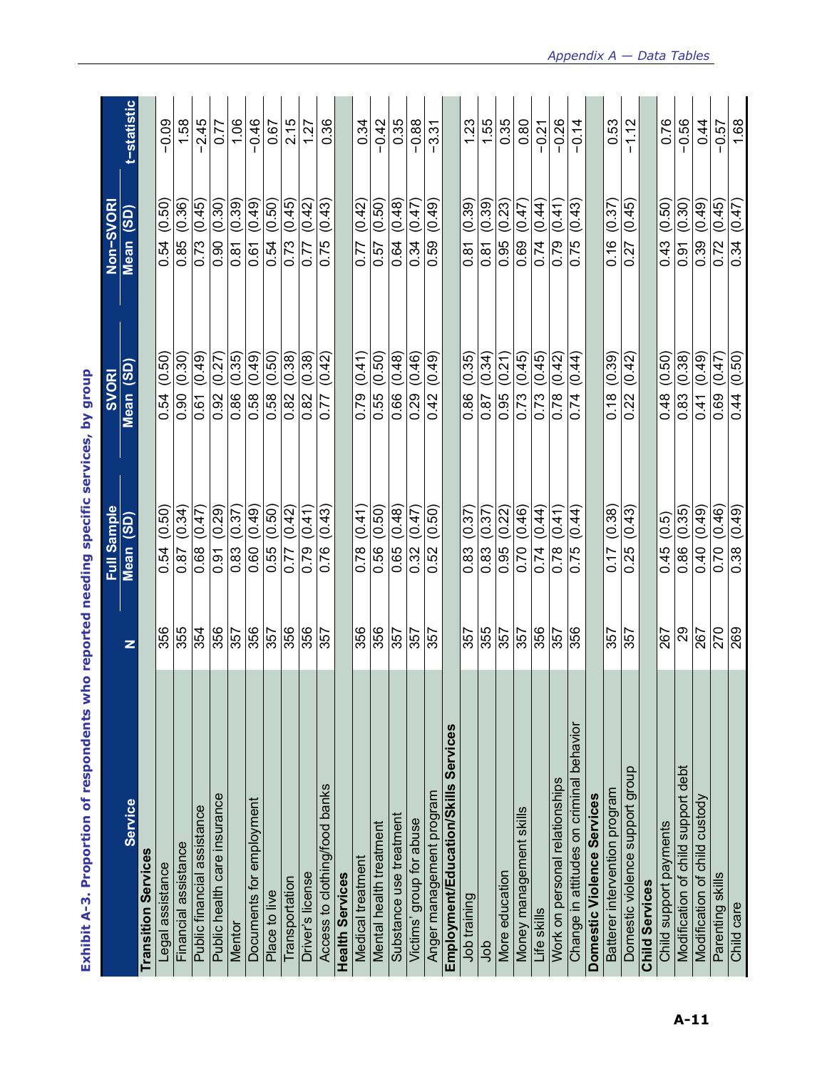## Exhibit A-3. Proportion of respondents who reported needing specific services, by group

| Service | N | Full Sample Mean (SD) | SVORI Mean (SD) | Non-SVORI Mean (SD) | t-statistic |
|---|---|---|---|---|---|
| **Transition Services** | | | | | |
| Legal assistance | 356 | 0.54 (0.50) | 0.54 (0.50) | 0.54 (0.50) | −0.09 |
| Financial assistance | 355 | 0.87 (0.34) | 0.90 (0.30) | 0.85 (0.36) | 1.58 |
| Public financial assistance | 354 | 0.68 (0.47) | 0.61 (0.49) | 0.73 (0.45) | −2.45 |
| Public health care insurance | 356 | 0.91 (0.29) | 0.92 (0.27) | 0.90 (0.30) | 0.77 |
| Mentor | 357 | 0.83 (0.37) | 0.86 (0.35) | 0.81 (0.39) | 1.06 |
| Documents for employment | 356 | 0.60 (0.49) | 0.58 (0.49) | 0.61 (0.49) | −0.46 |
| Place to live | 357 | 0.55 (0.50) | 0.58 (0.50) | 0.54 (0.50) | 0.67 |
| Transportation | 356 | 0.77 (0.42) | 0.82 (0.38) | 0.73 (0.45) | 2.15 |
| Driver's license | 356 | 0.79 (0.41) | 0.82 (0.38) | 0.77 (0.42) | 1.27 |
| Access to clothing/food banks | 357 | 0.76 (0.43) | 0.77 (0.42) | 0.75 (0.43) | 0.36 |
| **Health Services** | | | | | |
| Medical treatment | 356 | 0.78 (0.41) | 0.79 (0.41) | 0.77 (0.42) | 0.34 |
| Mental health treatment | 356 | 0.56 (0.50) | 0.55 (0.50) | 0.57 (0.50) | −0.42 |
| Substance use treatment | 357 | 0.65 (0.48) | 0.66 (0.48) | 0.64 (0.48) | 0.35 |
| Victims' group for abuse | 357 | 0.32 (0.47) | 0.29 (0.46) | 0.34 (0.47) | −0.88 |
| Anger management program | 357 | 0.52 (0.50) | 0.42 (0.49) | 0.59 (0.49) | −3.31 |
| **Employment/Education/Skills Services** | | | | | |
| Job training | 357 | 0.83 (0.37) | 0.86 (0.35) | 0.81 (0.39) | 1.23 |
| Job | 355 | 0.83 (0.37) | 0.87 (0.34) | 0.81 (0.39) | 1.55 |
| More education | 357 | 0.95 (0.22) | 0.95 (0.21) | 0.95 (0.23) | 0.35 |
| Money management skills | 357 | 0.70 (0.46) | 0.73 (0.45) | 0.69 (0.47) | 0.80 |
| Life skills | 356 | 0.74 (0.44) | 0.73 (0.45) | 0.74 (0.44) | −0.21 |
| Work on personal relationships | 357 | 0.78 (0.41) | 0.78 (0.42) | 0.79 (0.41) | −0.26 |
| Change in attitudes on criminal behavior | 356 | 0.75 (0.44) | 0.74 (0.44) | 0.75 (0.43) | −0.14 |
| **Domestic Violence Services** | | | | | |
| Batterer intervention program | 357 | 0.17 (0.38) | 0.18 (0.39) | 0.16 (0.37) | 0.53 |
| Domestic violence support group | 357 | 0.25 (0.43) | 0.22 (0.42) | 0.27 (0.45) | −1.12 |
| **Child Services** | | | | | |
| Child support payments | 267 | 0.45 (0.5) | 0.48 (0.50) | 0.43 (0.50) | 0.76 |
| Modification of child support debt | 29 | 0.86 (0.35) | 0.83 (0.38) | 0.91 (0.30) | −0.56 |
| Modification of child custody | 267 | 0.40 (0.49) | 0.41 (0.49) | 0.39 (0.49) | 0.44 |
| Parenting skills | 270 | 0.70 (0.46) | 0.69 (0.47) | 0.72 (0.45) | −0.57 |
| Child care | 269 | 0.38 (0.49) | 0.44 (0.50) | 0.34 (0.47) | 1.68 |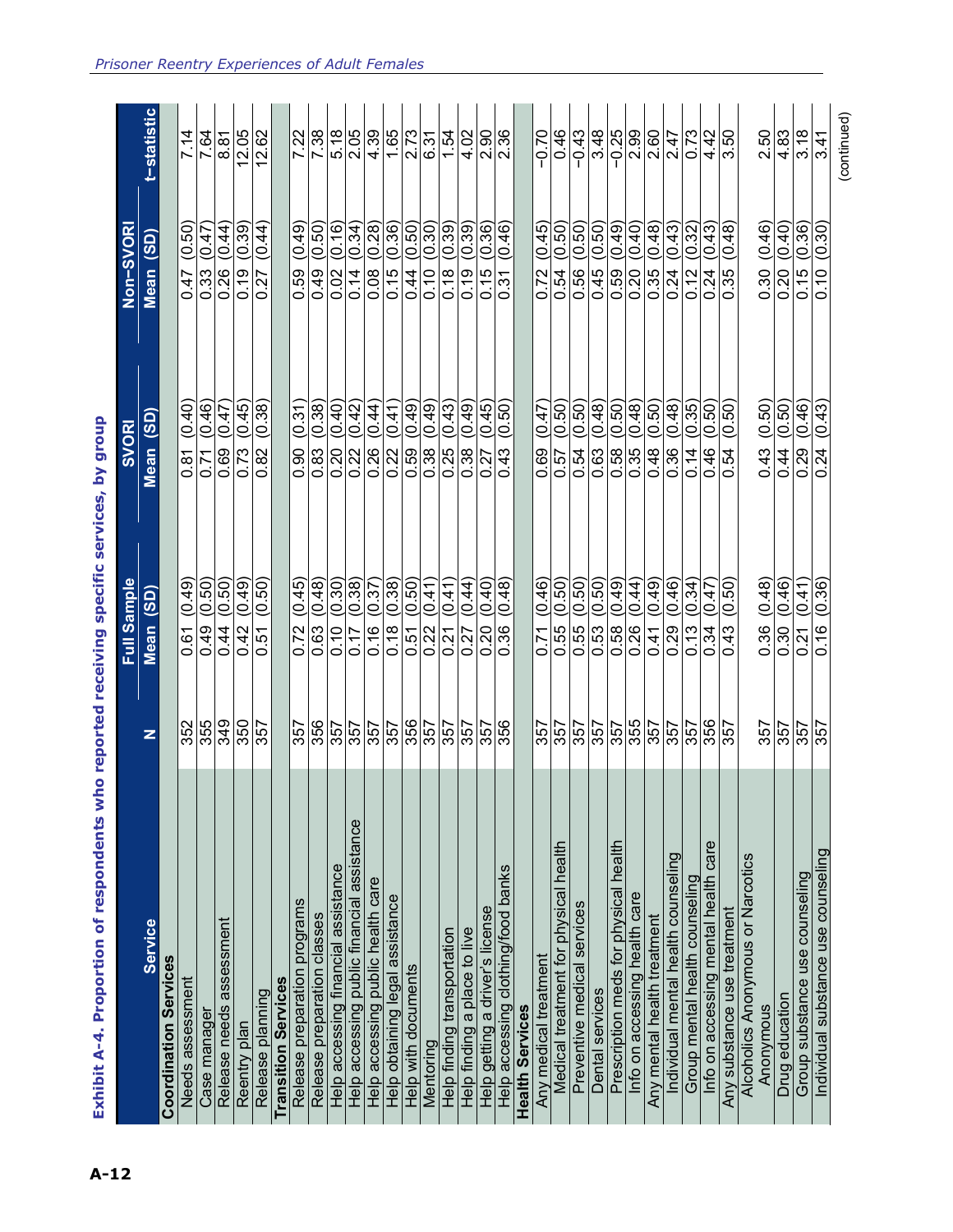**Exhibit A-4. Proportion of respondents who reported receiving specific services, by group**

| Service | N | Full Sample Mean | Full Sample (SD) | SVORI Mean | SVORI (SD) | Non-SVORI Mean | Non-SVORI (SD) | t-statistic |
|---|---|---|---|---|---|---|---|---|
| **Coordination Services** | | | | | | | | |
| Needs assessment | 352 | 0.61 | (0.49) | 0.81 | (0.40) | 0.47 | (0.50) | 7.14 |
| Case manager | 355 | 0.49 | (0.50) | 0.71 | (0.46) | 0.33 | (0.47) | 7.64 |
| Release needs assessment | 349 | 0.44 | (0.50) | 0.69 | (0.47) | 0.26 | (0.44) | 8.81 |
| Reentry plan | 350 | 0.42 | (0.49) | 0.73 | (0.45) | 0.19 | (0.39) | 12.05 |
| Release planning | 357 | 0.51 | (0.50) | 0.82 | (0.38) | 0.27 | (0.44) | 12.62 |
| **Transition Services** | | | | | | | | |
| Release preparation programs | 357 | 0.72 | (0.45) | 0.90 | (0.31) | 0.59 | (0.49) | 7.22 |
| Release preparation classes | 356 | 0.63 | (0.48) | 0.83 | (0.38) | 0.49 | (0.50) | 7.38 |
| Help accessing financial assistance | 357 | 0.10 | (0.30) | 0.20 | (0.40) | 0.02 | (0.16) | 5.18 |
| Help accessing public financial assistance | 357 | 0.17 | (0.38) | 0.22 | (0.42) | 0.14 | (0.34) | 2.05 |
| Help accessing public health care | 357 | 0.16 | (0.37) | 0.26 | (0.44) | 0.08 | (0.28) | 4.39 |
| Help obtaining legal assistance | 357 | 0.18 | (0.38) | 0.22 | (0.41) | 0.15 | (0.36) | 1.65 |
| Help with documents | 356 | 0.51 | (0.50) | 0.59 | (0.49) | 0.44 | (0.50) | 2.73 |
| Mentoring | 357 | 0.22 | (0.41) | 0.38 | (0.49) | 0.10 | (0.30) | 6.31 |
| Help finding transportation | 357 | 0.21 | (0.41) | 0.25 | (0.43) | 0.18 | (0.39) | 1.54 |
| Help finding a place to live | 357 | 0.27 | (0.44) | 0.38 | (0.49) | 0.19 | (0.39) | 4.02 |
| Help getting a driver's license | 357 | 0.20 | (0.40) | 0.27 | (0.45) | 0.15 | (0.36) | 2.90 |
| Help accessing clothing/food banks | 356 | 0.36 | (0.48) | 0.43 | (0.50) | 0.31 | (0.46) | 2.36 |
| **Health Services** | | | | | | | | |
| Any medical treatment | 357 | 0.71 | (0.46) | 0.69 | (0.47) | 0.72 | (0.45) | −0.70 |
| Medical treatment for physical health | 357 | 0.55 | (0.50) | 0.57 | (0.50) | 0.54 | (0.50) | 0.46 |
| Preventive medical services | 357 | 0.55 | (0.50) | 0.54 | (0.50) | 0.56 | (0.50) | −0.43 |
| Dental services | 357 | 0.53 | (0.50) | 0.63 | (0.48) | 0.45 | (0.50) | 3.48 |
| Prescription meds for physical health | 357 | 0.58 | (0.49) | 0.58 | (0.50) | 0.59 | (0.49) | −0.25 |
| Info on accessing health care | 355 | 0.26 | (0.44) | 0.35 | (0.48) | 0.20 | (0.40) | 2.99 |
| Any mental health treatment | 357 | 0.41 | (0.49) | 0.48 | (0.50) | 0.35 | (0.48) | 2.60 |
| Individual mental health counseling | 357 | 0.29 | (0.46) | 0.36 | (0.48) | 0.24 | (0.43) | 2.47 |
| Group mental health counseling | 357 | 0.13 | (0.34) | 0.14 | (0.35) | 0.12 | (0.32) | 0.73 |
| Info on accessing mental health care | 356 | 0.34 | (0.47) | 0.46 | (0.50) | 0.24 | (0.43) | 4.42 |
| Any substance use treatment | 357 | 0.43 | (0.50) | 0.54 | (0.50) | 0.35 | (0.48) | 3.50 |
| Alcoholics Anonymous or Narcotics Anonymous | 357 | 0.36 | (0.48) | 0.43 | (0.50) | 0.30 | (0.46) | 2.50 |
| Drug education | 357 | 0.30 | (0.46) | 0.44 | (0.50) | 0.20 | (0.40) | 4.83 |
| Group substance use counseling | 357 | 0.21 | (0.41) | 0.29 | (0.46) | 0.15 | (0.36) | 3.18 |
| Individual substance use counseling | 357 | 0.16 | (0.36) | 0.24 | (0.43) | 0.10 | (0.30) | 3.41 |

(continued)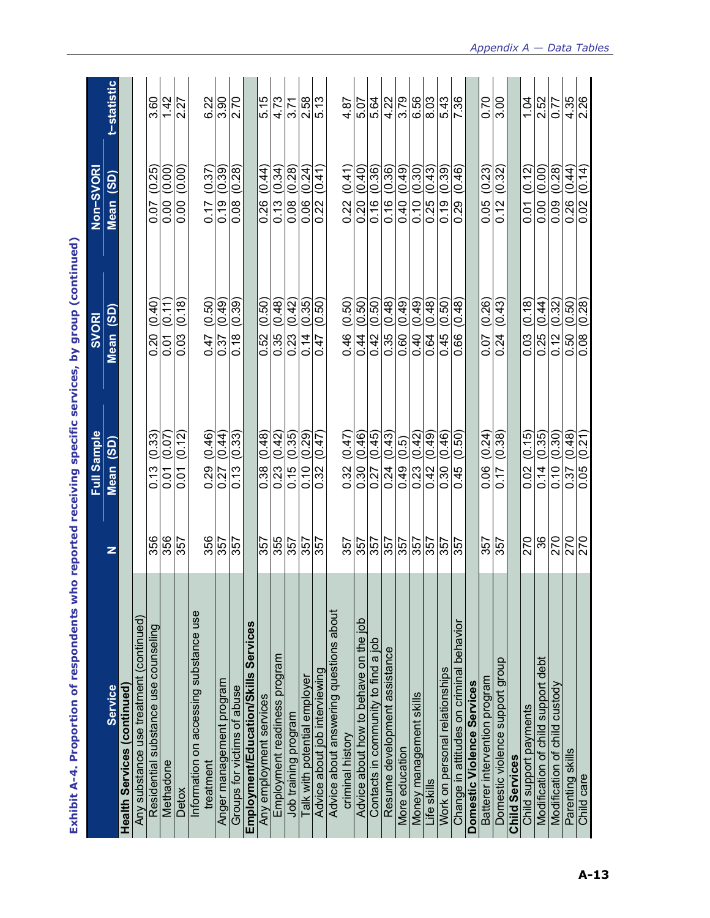**Exhibit A-4. Proportion of respondents who reported receiving specific services, by group (continued)**

| Service | N | Full Sample Mean (SD) | SVORI Mean (SD) | Non-SVORI Mean (SD) | t-statistic |
|---|---|---|---|---|---|
| **Health Services (continued)** | | | | | |
| Any substance use treatment (continued) | | | | | |
| Residential substance use counseling | 356 | 0.13 (0.33) | 0.20 (0.40) | 0.07 (0.25) | 3.60 |
| Methadone | 356 | 0.01 (0.07) | 0.01 (0.11) | 0.00 (0.00) | 1.42 |
| Detox | 357 | 0.01 (0.12) | 0.03 (0.18) | 0.00 (0.00) | 2.27 |
| Information on accessing substance use treatment | 356 | 0.29 (0.46) | 0.47 (0.50) | 0.17 (0.37) | 6.22 |
| Anger management program | 357 | 0.27 (0.44) | 0.37 (0.49) | 0.19 (0.39) | 3.90 |
| Groups for victims of abuse | 357 | 0.13 (0.33) | 0.18 (0.39) | 0.08 (0.28) | 2.70 |
| **Employment/Education/Skills Services** | | | | | |
| Any employment services | 357 | 0.38 (0.48) | 0.52 (0.50) | 0.26 (0.44) | 5.15 |
| Employment readiness program | 355 | 0.23 (0.42) | 0.35 (0.48) | 0.13 (0.34) | 4.73 |
| Job training program | 357 | 0.15 (0.35) | 0.23 (0.42) | 0.08 (0.28) | 3.71 |
| Talk with potential employer | 357 | 0.10 (0.29) | 0.14 (0.35) | 0.06 (0.24) | 2.58 |
| Advice about job interviewing | 357 | 0.32 (0.47) | 0.47 (0.50) | 0.22 (0.41) | 5.13 |
| Advice about answering questions about criminal history | 357 | 0.32 (0.47) | 0.46 (0.50) | 0.22 (0.41) | 4.87 |
| Advice about how to behave on the job | 357 | 0.30 (0.46) | 0.44 (0.50) | 0.20 (0.40) | 5.07 |
| Contacts in community to find a job | 357 | 0.27 (0.45) | 0.42 (0.50) | 0.16 (0.36) | 5.64 |
| Resume development assistance | 357 | 0.24 (0.43) | 0.35 (0.48) | 0.16 (0.36) | 4.22 |
| More education | 357 | 0.49 (0.5) | 0.60 (0.49) | 0.40 (0.49) | 3.79 |
| Money management skills | 357 | 0.23 (0.42) | 0.40 (0.49) | 0.10 (0.30) | 6.56 |
| Life skills | 357 | 0.42 (0.49) | 0.64 (0.48) | 0.25 (0.43) | 8.03 |
| Work on personal relationships | 357 | 0.30 (0.46) | 0.45 (0.50) | 0.19 (0.39) | 5.43 |
| Change in attitudes on criminal behavior | 357 | 0.45 (0.50) | 0.66 (0.48) | 0.29 (0.46) | 7.36 |
| **Domestic Violence Services** | | | | | |
| Batterer intervention program | 357 | 0.06 (0.24) | 0.07 (0.26) | 0.05 (0.23) | 0.70 |
| Domestic violence support group | 357 | 0.17 (0.38) | 0.24 (0.43) | 0.12 (0.32) | 3.00 |
| **Child Services** | | | | | |
| Child support payments | 270 | 0.02 (0.15) | 0.03 (0.18) | 0.01 (0.12) | 1.04 |
| Modification of child support debt | 36 | 0.14 (0.35) | 0.25 (0.44) | 0.00 (0.00) | 2.52 |
| Modification of child custody | 270 | 0.10 (0.30) | 0.12 (0.32) | 0.09 (0.28) | 0.77 |
| Parenting skills | 270 | 0.37 (0.48) | 0.50 (0.50) | 0.26 (0.44) | 4.35 |
| Child care | 270 | 0.05 (0.21) | 0.08 (0.28) | 0.02 (0.14) | 2.26 |